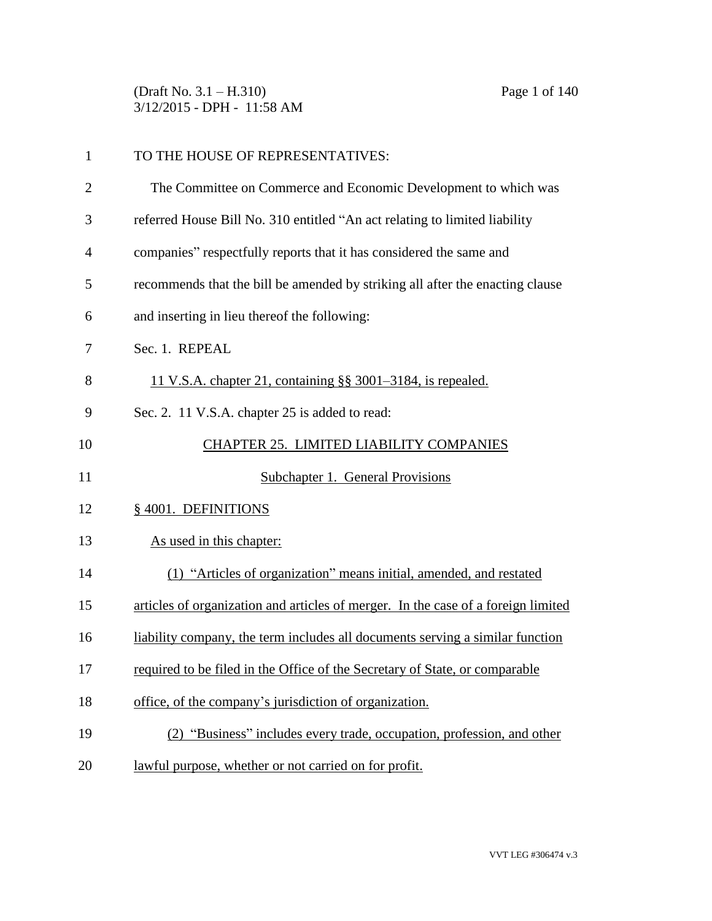TO THE HOUSE OF REPRESENTATIVES:

The Committee on Commerce and Economic Development to which was referred House Bill No. 310 entitled "An act relating to limited liability companies" respectfully reports that it has considered the same and recommends that the bill be amended by striking all after the enacting clause and inserting in lieu thereof the following:

Sec. 1. REPEAL

11 V.S.A. chapter 21, containing §§ 3001–3184, is repealed.

Sec. 2. 11 V.S.A. chapter 25 is added to read:

## CHAPTER 25. LIMITED LIABILITY COMPANIES

### Subchapter 1. General Provisions

§ 4001. DEFINITIONS

As used in this chapter:

(1) "Articles of organization" means initial, amended, and restated articles of organization and articles of merger. In the case of a foreign limited liability company, the term includes all documents serving a similar function required to be filed in the Office of the Secretary of State, or comparable office, of the company's jurisdiction of organization.

(2) "Business" includes every trade, occupation, profession, and other lawful purpose, whether or not carried on for profit.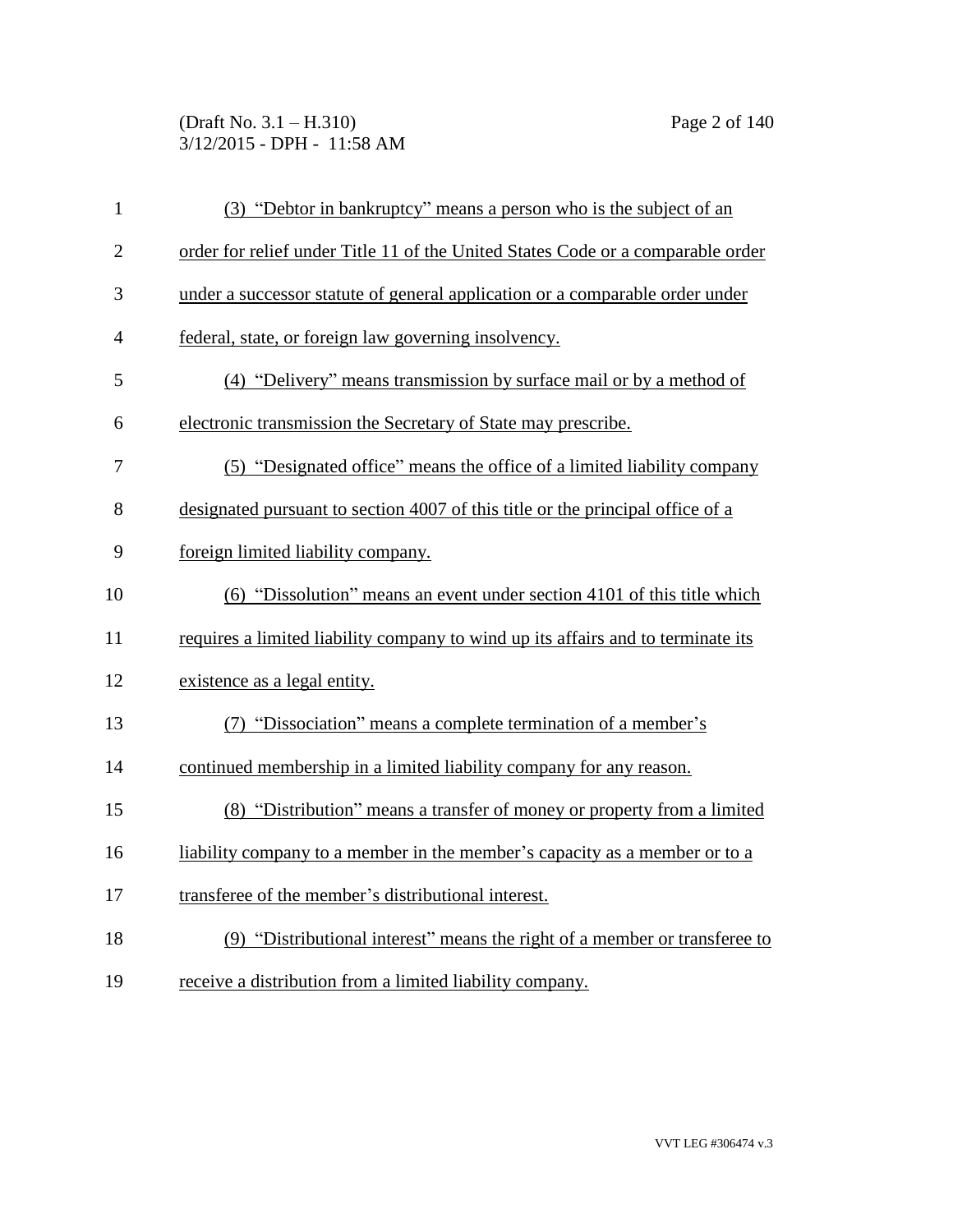(3) “Debtor in bankruptcy” means a person who is the subject of an order for relief under Title 11 of the United States Code or a comparable order under a successor statute of general application or a comparable order under federal, state, or foreign law governing insolvency.

(4) “Delivery” means transmission by surface mail or by a method of electronic transmission the Secretary of State may prescribe.

(5) “Designated office” means the office of a limited liability company designated pursuant to section 4007 of this title or the principal office of a foreign limited liability company.

(6) “Dissolution” means an event under section 4101 of this title which requires a limited liability company to wind up its affairs and to terminate its existence as a legal entity.

(7) “Dissociation” means a complete termination of a member’s continued membership in a limited liability company for any reason.

(8) “Distribution” means a transfer of money or property from a limited liability company to a member in the member’s capacity as a member or to a transferee of the member’s distributional interest.

(9) “Distributional interest” means the right of a member or transferee to receive a distribution from a limited liability company.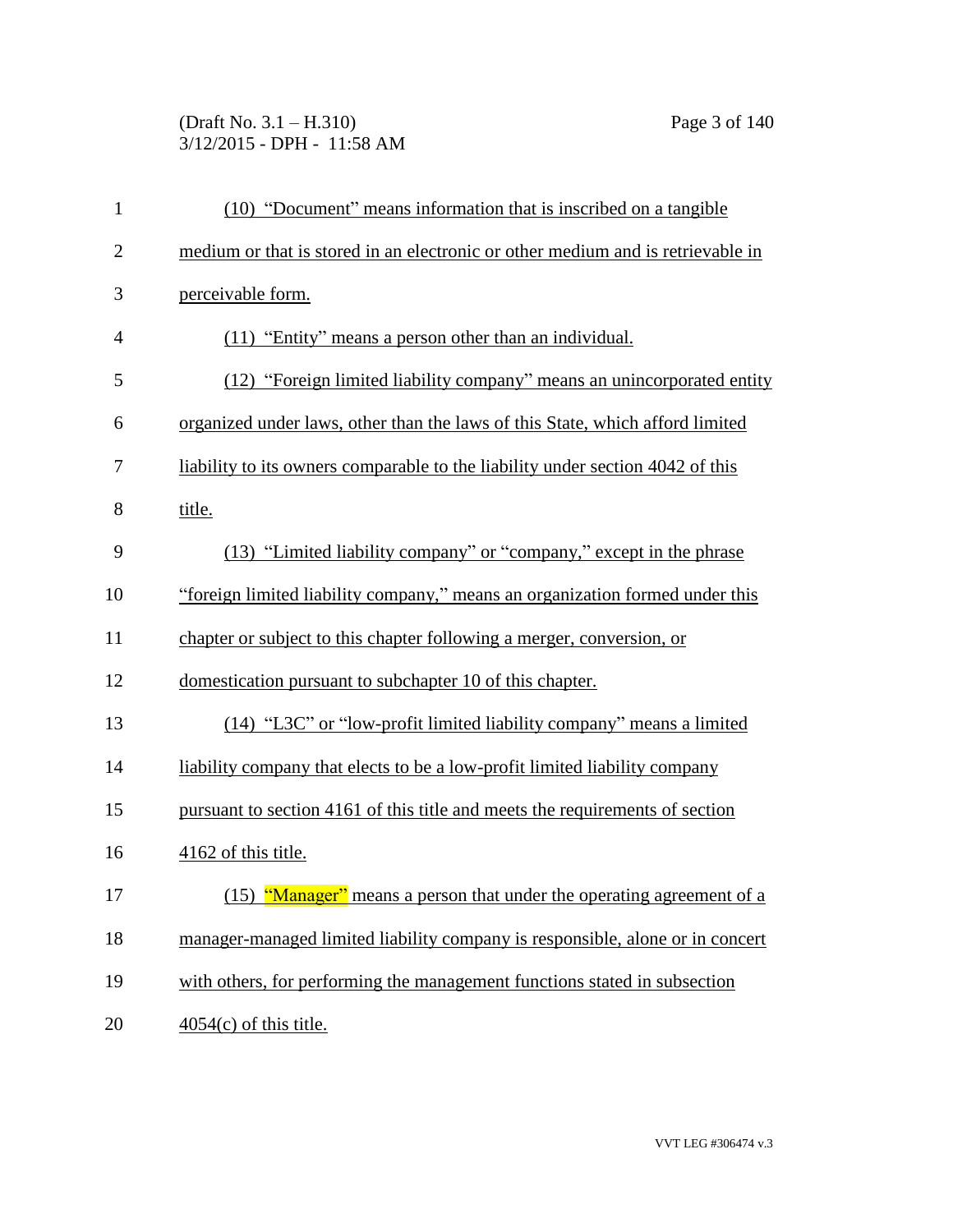(10) "Document" means information that is inscribed on a tangible medium or that is stored in an electronic or other medium and is retrievable in perceivable form.

(11) "Entity" means a person other than an individual.

(12) "Foreign limited liability company" means an unincorporated entity organized under laws, other than the laws of this State, which afford limited liability to its owners comparable to the liability under section 4042 of this title.

(13) "Limited liability company" or "company," except in the phrase "foreign limited liability company," means an organization formed under this chapter or subject to this chapter following a merger, conversion, or domestication pursuant to subchapter 10 of this chapter.

(14) "L3C" or "low-profit limited liability company" means a limited liability company that elects to be a low-profit limited liability company pursuant to section 4161 of this title and meets the requirements of section 4162 of this title.

(15) "Manager" means a person that under the operating agreement of a manager-managed limited liability company is responsible, alone or in concert with others, for performing the management functions stated in subsection 4054(c) of this title.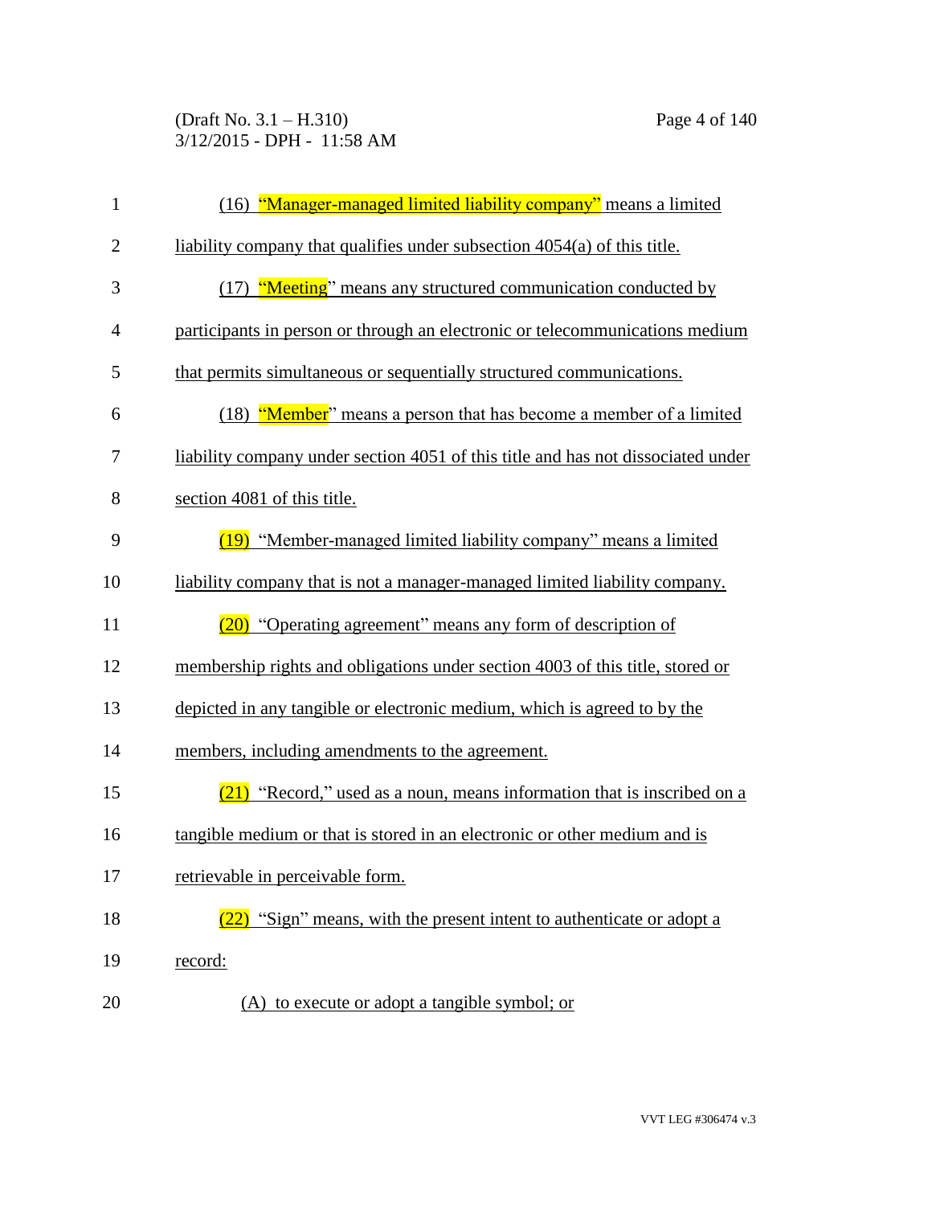(16) "Manager-managed limited liability company" means a limited liability company that qualifies under subsection 4054(a) of this title.

(17) "Meeting" means any structured communication conducted by participants in person or through an electronic or telecommunications medium that permits simultaneous or sequentially structured communications.

(18) "Member" means a person that has become a member of a limited liability company under section 4051 of this title and has not dissociated under section 4081 of this title.

(19) "Member-managed limited liability company" means a limited liability company that is not a manager-managed limited liability company.

(20) "Operating agreement" means any form of description of membership rights and obligations under section 4003 of this title, stored or depicted in any tangible or electronic medium, which is agreed to by the members, including amendments to the agreement.

(21) "Record," used as a noun, means information that is inscribed on a tangible medium or that is stored in an electronic or other medium and is retrievable in perceivable form.

(22) "Sign" means, with the present intent to authenticate or adopt a record:

(A) to execute or adopt a tangible symbol; or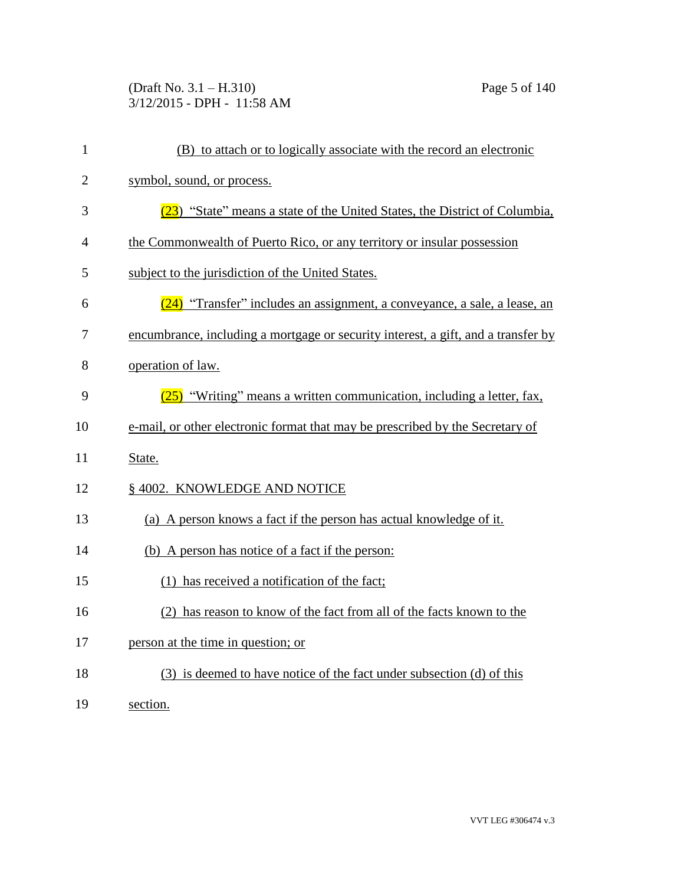(B) to attach or to logically associate with the record an electronic symbol, sound, or process.

(23) "State" means a state of the United States, the District of Columbia, the Commonwealth of Puerto Rico, or any territory or insular possession subject to the jurisdiction of the United States.

(24) "Transfer" includes an assignment, a conveyance, a sale, a lease, an encumbrance, including a mortgage or security interest, a gift, and a transfer by operation of law.

(25) "Writing" means a written communication, including a letter, fax, e-mail, or other electronic format that may be prescribed by the Secretary of State.

§ 4002. KNOWLEDGE AND NOTICE

(a) A person knows a fact if the person has actual knowledge of it.

(b) A person has notice of a fact if the person:

(1) has received a notification of the fact;

(2) has reason to know of the fact from all of the facts known to the person at the time in question; or

(3) is deemed to have notice of the fact under subsection (d) of this section.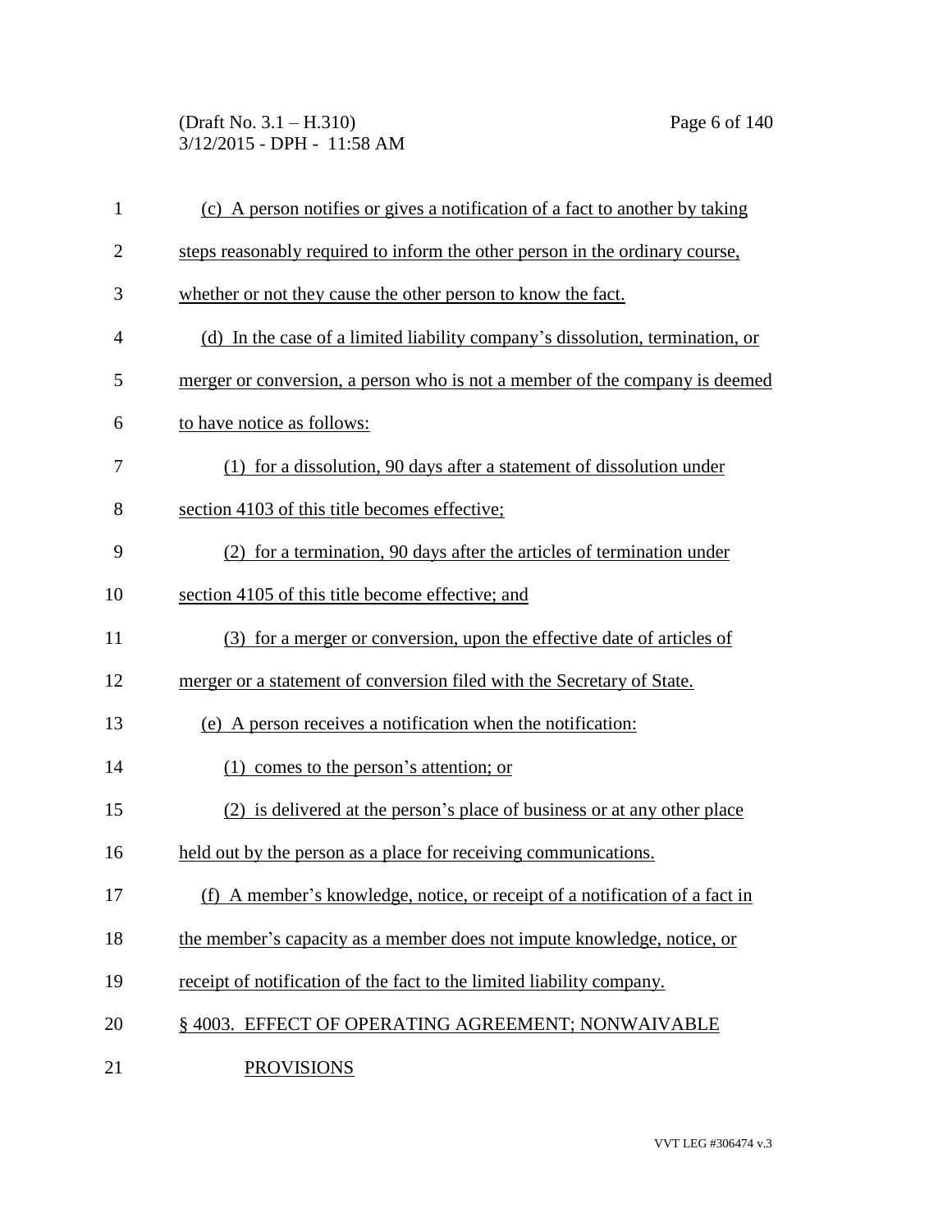(c) A person notifies or gives a notification of a fact to another by taking steps reasonably required to inform the other person in the ordinary course, whether or not they cause the other person to know the fact.

(d) In the case of a limited liability company's dissolution, termination, or merger or conversion, a person who is not a member of the company is deemed to have notice as follows:

(1) for a dissolution, 90 days after a statement of dissolution under section 4103 of this title becomes effective;

(2) for a termination, 90 days after the articles of termination under section 4105 of this title become effective; and

(3) for a merger or conversion, upon the effective date of articles of merger or a statement of conversion filed with the Secretary of State.

(e) A person receives a notification when the notification:

(1) comes to the person's attention; or

(2) is delivered at the person's place of business or at any other place held out by the person as a place for receiving communications.

(f) A member's knowledge, notice, or receipt of a notification of a fact in the member's capacity as a member does not impute knowledge, notice, or receipt of notification of the fact to the limited liability company.

## § 4003. EFFECT OF OPERATING AGREEMENT; NONWAIVABLE PROVISIONS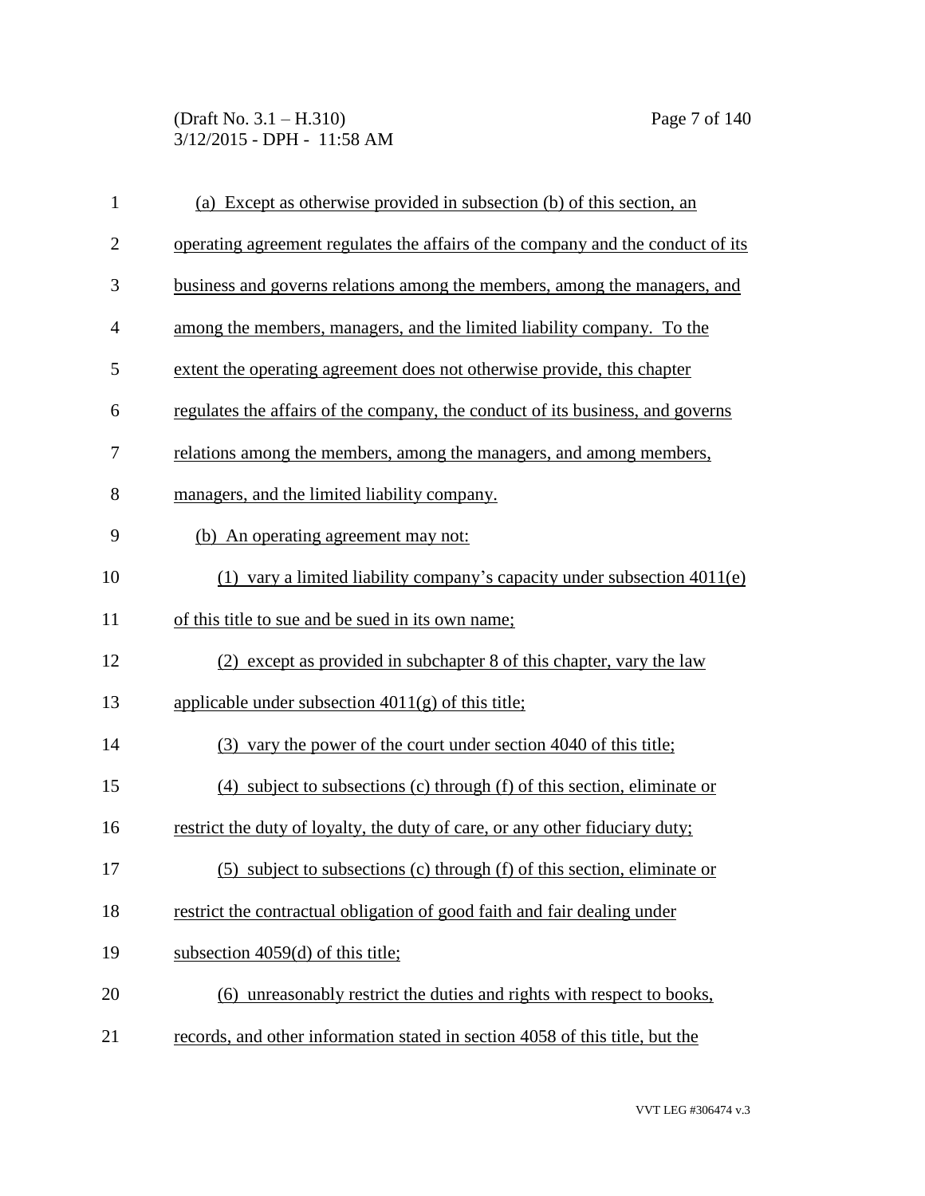(a) Except as otherwise provided in subsection (b) of this section, an operating agreement regulates the affairs of the company and the conduct of its business and governs relations among the members, among the managers, and among the members, managers, and the limited liability company. To the extent the operating agreement does not otherwise provide, this chapter regulates the affairs of the company, the conduct of its business, and governs relations among the members, among the managers, and among members, managers, and the limited liability company.

(b) An operating agreement may not:

(1) vary a limited liability company's capacity under subsection 4011(e) of this title to sue and be sued in its own name;

(2) except as provided in subchapter 8 of this chapter, vary the law applicable under subsection 4011(g) of this title;

(3) vary the power of the court under section 4040 of this title;

(4) subject to subsections (c) through (f) of this section, eliminate or restrict the duty of loyalty, the duty of care, or any other fiduciary duty;

(5) subject to subsections (c) through (f) of this section, eliminate or restrict the contractual obligation of good faith and fair dealing under subsection 4059(d) of this title;

(6) unreasonably restrict the duties and rights with respect to books, records, and other information stated in section 4058 of this title, but the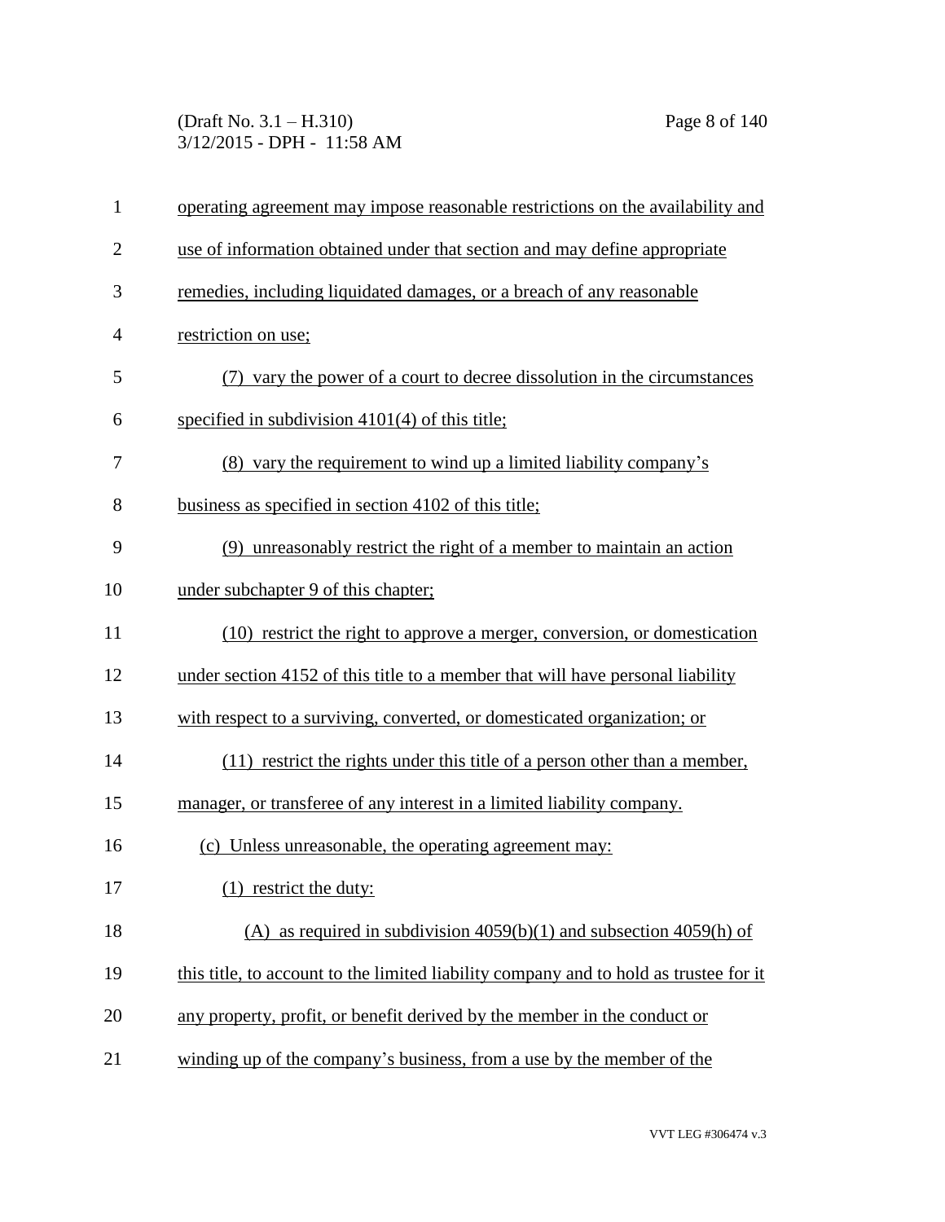operating agreement may impose reasonable restrictions on the availability and use of information obtained under that section and may define appropriate remedies, including liquidated damages, or a breach of any reasonable restriction on use;

(7) vary the power of a court to decree dissolution in the circumstances specified in subdivision 4101(4) of this title;

(8) vary the requirement to wind up a limited liability company's business as specified in section 4102 of this title;

(9) unreasonably restrict the right of a member to maintain an action under subchapter 9 of this chapter;

(10) restrict the right to approve a merger, conversion, or domestication under section 4152 of this title to a member that will have personal liability with respect to a surviving, converted, or domesticated organization; or

(11) restrict the rights under this title of a person other than a member, manager, or transferee of any interest in a limited liability company.

(c) Unless unreasonable, the operating agreement may:

(1) restrict the duty:

(A) as required in subdivision 4059(b)(1) and subsection 4059(h) of this title, to account to the limited liability company and to hold as trustee for it any property, profit, or benefit derived by the member in the conduct or winding up of the company's business, from a use by the member of the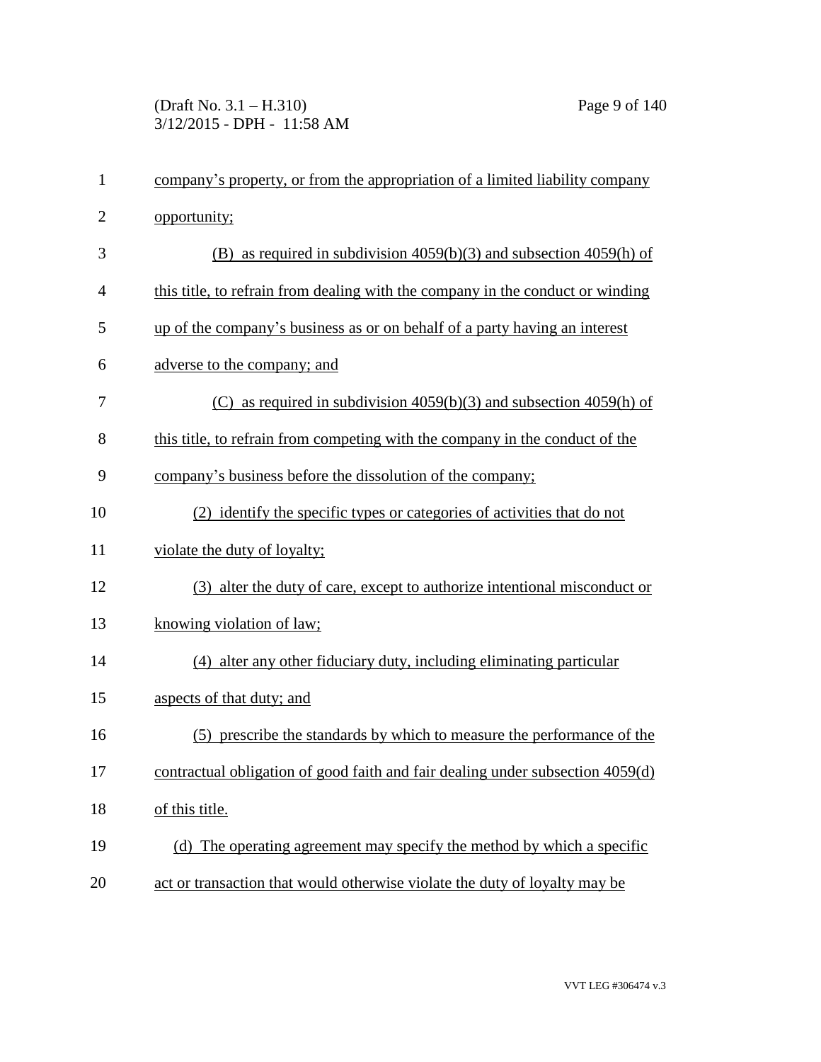company's property, or from the appropriation of a limited liability company opportunity;

(B) as required in subdivision 4059(b)(3) and subsection 4059(h) of this title, to refrain from dealing with the company in the conduct or winding up of the company's business as or on behalf of a party having an interest adverse to the company; and

(C) as required in subdivision 4059(b)(3) and subsection 4059(h) of this title, to refrain from competing with the company in the conduct of the company's business before the dissolution of the company;

(2) identify the specific types or categories of activities that do not violate the duty of loyalty;

(3) alter the duty of care, except to authorize intentional misconduct or knowing violation of law;

(4) alter any other fiduciary duty, including eliminating particular aspects of that duty; and

(5) prescribe the standards by which to measure the performance of the contractual obligation of good faith and fair dealing under subsection 4059(d) of this title.

(d) The operating agreement may specify the method by which a specific act or transaction that would otherwise violate the duty of loyalty may be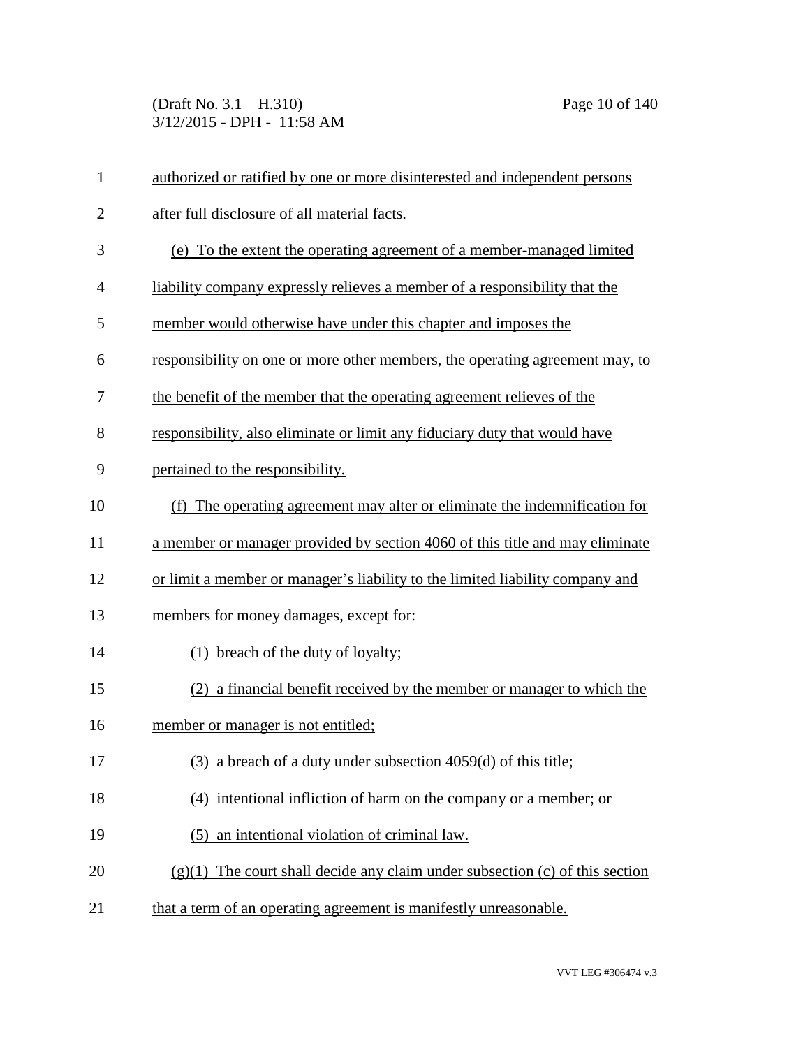authorized or ratified by one or more disinterested and independent persons after full disclosure of all material facts.

(e) To the extent the operating agreement of a member-managed limited liability company expressly relieves a member of a responsibility that the member would otherwise have under this chapter and imposes the responsibility on one or more other members, the operating agreement may, to the benefit of the member that the operating agreement relieves of the responsibility, also eliminate or limit any fiduciary duty that would have pertained to the responsibility.

(f) The operating agreement may alter or eliminate the indemnification for a member or manager provided by section 4060 of this title and may eliminate or limit a member or manager's liability to the limited liability company and members for money damages, except for:

(1) breach of the duty of loyalty;

(2) a financial benefit received by the member or manager to which the member or manager is not entitled;

(3) a breach of a duty under subsection 4059(d) of this title;

(4) intentional infliction of harm on the company or a member; or

(5) an intentional violation of criminal law.

(g)(1) The court shall decide any claim under subsection (c) of this section that a term of an operating agreement is manifestly unreasonable.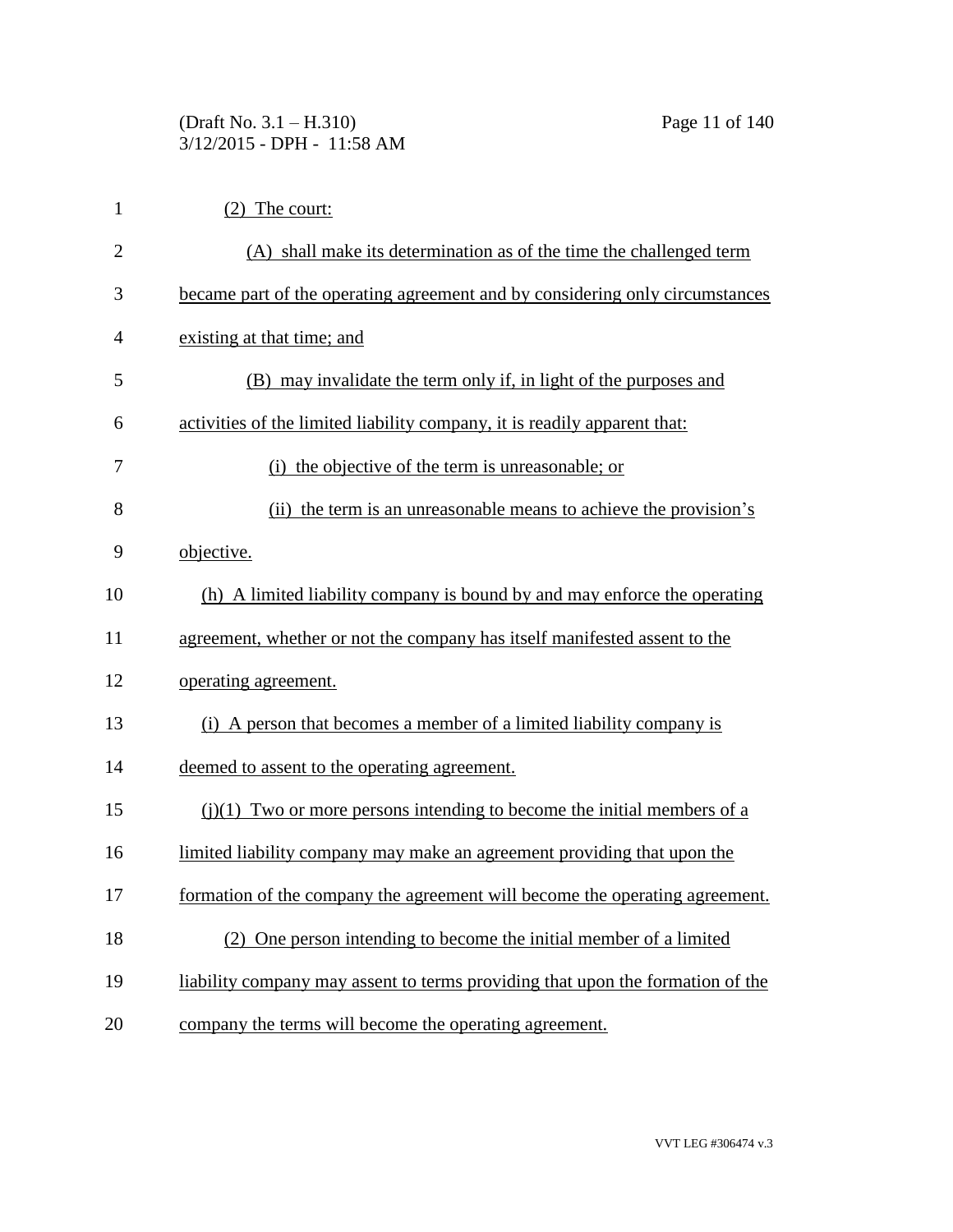(2) The court:

(A) shall make its determination as of the time the challenged term became part of the operating agreement and by considering only circumstances existing at that time; and

(B) may invalidate the term only if, in light of the purposes and activities of the limited liability company, it is readily apparent that:

(i) the objective of the term is unreasonable; or

(ii) the term is an unreasonable means to achieve the provision's objective.

(h) A limited liability company is bound by and may enforce the operating agreement, whether or not the company has itself manifested assent to the operating agreement.

(i) A person that becomes a member of a limited liability company is deemed to assent to the operating agreement.

(j)(1) Two or more persons intending to become the initial members of a limited liability company may make an agreement providing that upon the formation of the company the agreement will become the operating agreement.

(2) One person intending to become the initial member of a limited liability company may assent to terms providing that upon the formation of the company the terms will become the operating agreement.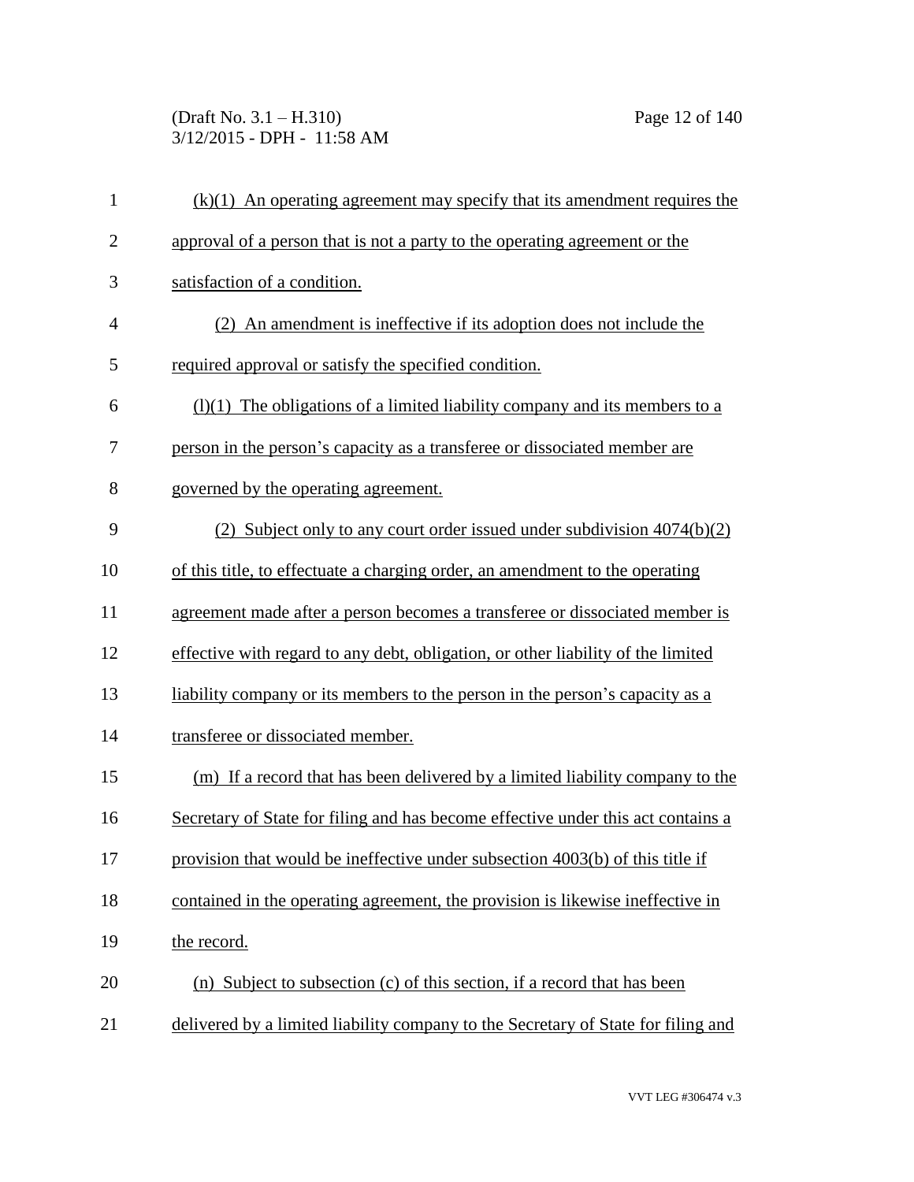(k)(1) An operating agreement may specify that its amendment requires the approval of a person that is not a party to the operating agreement or the satisfaction of a condition.

(2) An amendment is ineffective if its adoption does not include the required approval or satisfy the specified condition.

(l)(1) The obligations of a limited liability company and its members to a person in the person's capacity as a transferee or dissociated member are governed by the operating agreement.

(2) Subject only to any court order issued under subdivision 4074(b)(2) of this title, to effectuate a charging order, an amendment to the operating agreement made after a person becomes a transferee or dissociated member is effective with regard to any debt, obligation, or other liability of the limited liability company or its members to the person in the person's capacity as a transferee or dissociated member.

(m) If a record that has been delivered by a limited liability company to the Secretary of State for filing and has become effective under this act contains a provision that would be ineffective under subsection 4003(b) of this title if contained in the operating agreement, the provision is likewise ineffective in the record.

(n) Subject to subsection (c) of this section, if a record that has been delivered by a limited liability company to the Secretary of State for filing and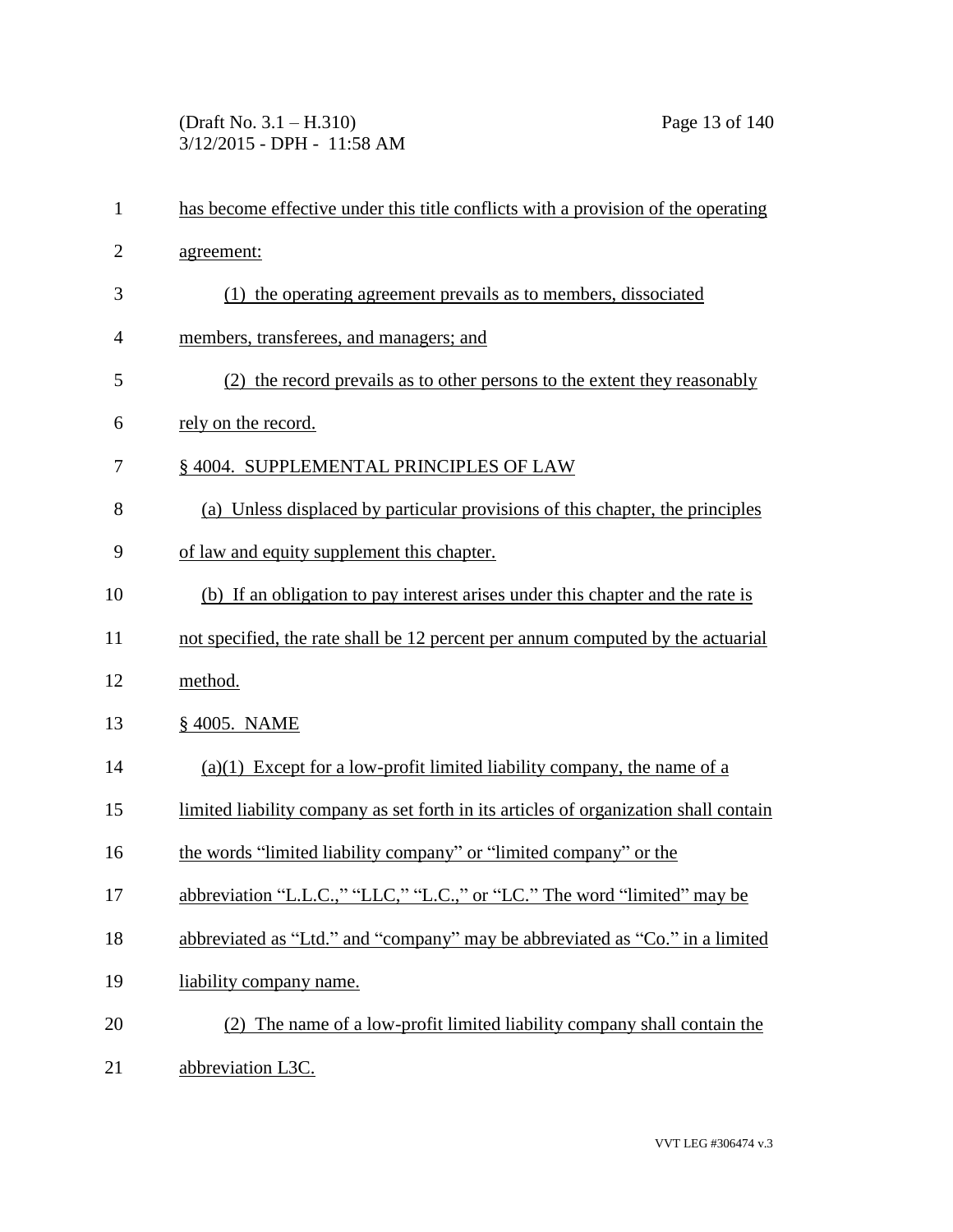has become effective under this title conflicts with a provision of the operating agreement:

(1) the operating agreement prevails as to members, dissociated members, transferees, and managers; and

(2) the record prevails as to other persons to the extent they reasonably rely on the record.

§ 4004. SUPPLEMENTAL PRINCIPLES OF LAW

(a) Unless displaced by particular provisions of this chapter, the principles of law and equity supplement this chapter.

(b) If an obligation to pay interest arises under this chapter and the rate is not specified, the rate shall be 12 percent per annum computed by the actuarial method.

§ 4005. NAME

(a)(1) Except for a low-profit limited liability company, the name of a limited liability company as set forth in its articles of organization shall contain the words "limited liability company" or "limited company" or the abbreviation "L.L.C.," "LLC," "L.C.," or "LC." The word "limited" may be abbreviated as "Ltd." and "company" may be abbreviated as "Co." in a limited liability company name.

(2) The name of a low-profit limited liability company shall contain the abbreviation L3C.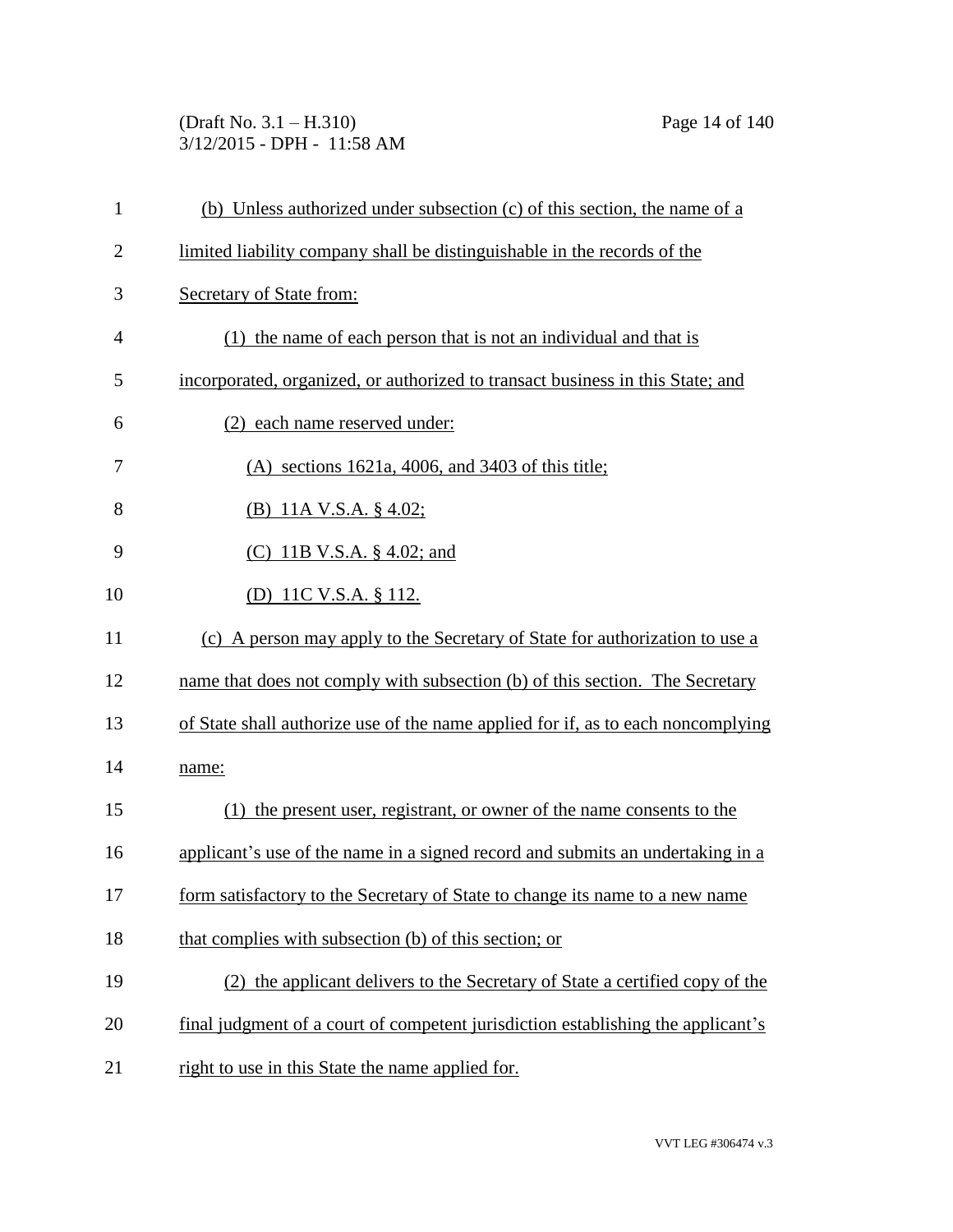(b) Unless authorized under subsection (c) of this section, the name of a limited liability company shall be distinguishable in the records of the Secretary of State from:

(1) the name of each person that is not an individual and that is incorporated, organized, or authorized to transact business in this State; and

(2) each name reserved under:

(A) sections 1621a, 4006, and 3403 of this title;

(B) 11A V.S.A. § 4.02;

(C) 11B V.S.A. § 4.02; and

(D) 11C V.S.A. § 112.

(c) A person may apply to the Secretary of State for authorization to use a name that does not comply with subsection (b) of this section. The Secretary of State shall authorize use of the name applied for if, as to each noncomplying name:

(1) the present user, registrant, or owner of the name consents to the applicant's use of the name in a signed record and submits an undertaking in a form satisfactory to the Secretary of State to change its name to a new name that complies with subsection (b) of this section; or

(2) the applicant delivers to the Secretary of State a certified copy of the final judgment of a court of competent jurisdiction establishing the applicant's right to use in this State the name applied for.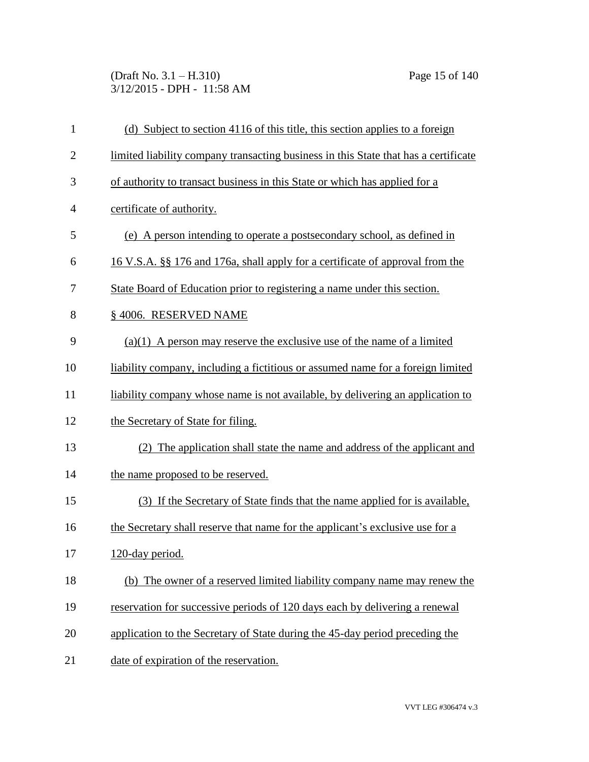(d) Subject to section 4116 of this title, this section applies to a foreign limited liability company transacting business in this State that has a certificate of authority to transact business in this State or which has applied for a certificate of authority.

(e) A person intending to operate a postsecondary school, as defined in 16 V.S.A. §§ 176 and 176a, shall apply for a certificate of approval from the State Board of Education prior to registering a name under this section.

§ 4006. RESERVED NAME

(a)(1) A person may reserve the exclusive use of the name of a limited liability company, including a fictitious or assumed name for a foreign limited liability company whose name is not available, by delivering an application to the Secretary of State for filing.

(2) The application shall state the name and address of the applicant and the name proposed to be reserved.

(3) If the Secretary of State finds that the name applied for is available, the Secretary shall reserve that name for the applicant's exclusive use for a 120-day period.

(b) The owner of a reserved limited liability company name may renew the reservation for successive periods of 120 days each by delivering a renewal application to the Secretary of State during the 45-day period preceding the date of expiration of the reservation.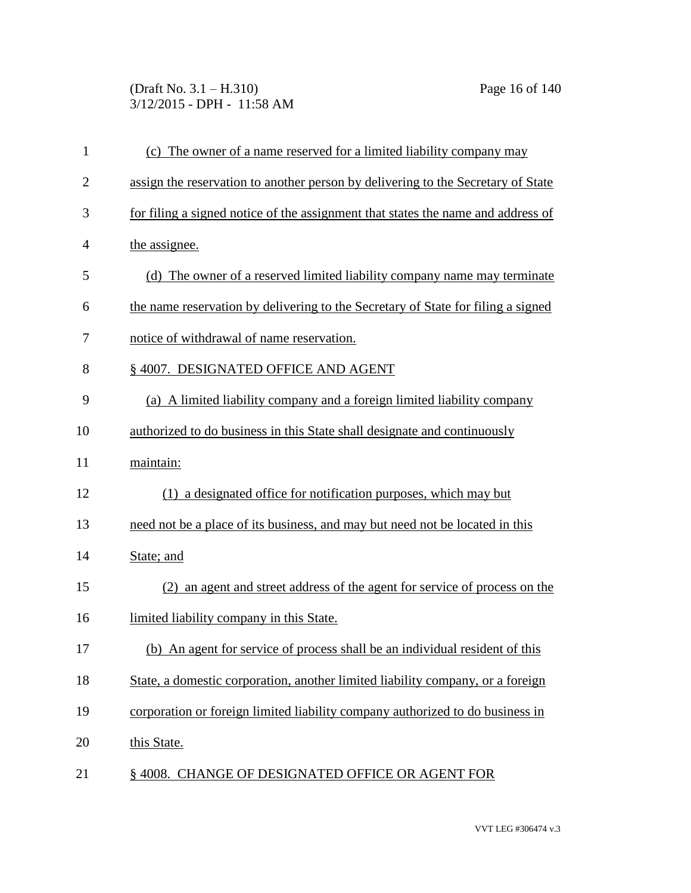(c) The owner of a name reserved for a limited liability company may assign the reservation to another person by delivering to the Secretary of State for filing a signed notice of the assignment that states the name and address of the assignee.

(d) The owner of a reserved limited liability company name may terminate the name reservation by delivering to the Secretary of State for filing a signed notice of withdrawal of name reservation.

§ 4007. DESIGNATED OFFICE AND AGENT

(a) A limited liability company and a foreign limited liability company authorized to do business in this State shall designate and continuously maintain:

(1) a designated office for notification purposes, which may but need not be a place of its business, and may but need not be located in this State; and

(2) an agent and street address of the agent for service of process on the limited liability company in this State.

(b) An agent for service of process shall be an individual resident of this State, a domestic corporation, another limited liability company, or a foreign corporation or foreign limited liability company authorized to do business in this State.

§ 4008. CHANGE OF DESIGNATED OFFICE OR AGENT FOR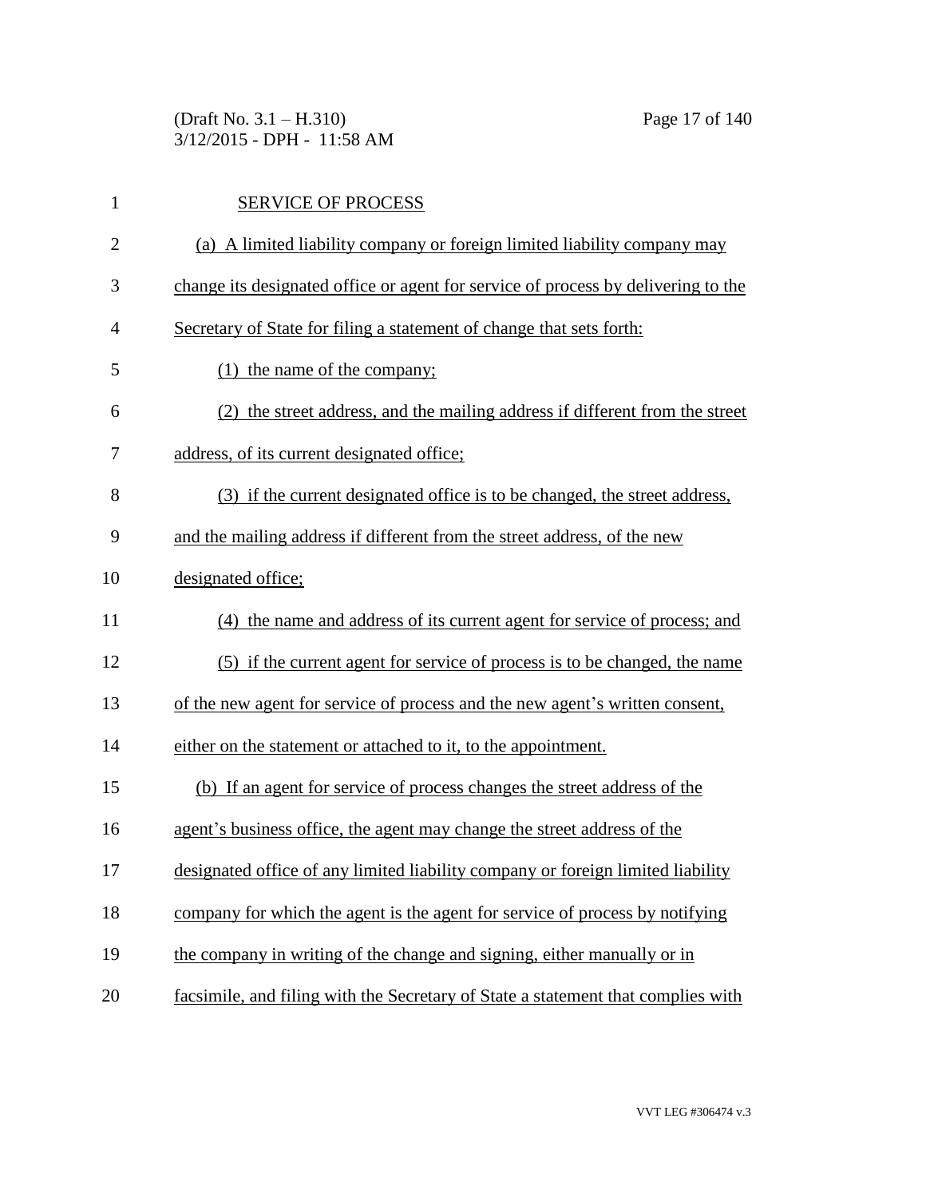SERVICE OF PROCESS

(a) A limited liability company or foreign limited liability company may change its designated office or agent for service of process by delivering to the Secretary of State for filing a statement of change that sets forth:

(1) the name of the company;

(2) the street address, and the mailing address if different from the street address, of its current designated office;

(3) if the current designated office is to be changed, the street address, and the mailing address if different from the street address, of the new designated office;

(4) the name and address of its current agent for service of process; and

(5) if the current agent for service of process is to be changed, the name of the new agent for service of process and the new agent's written consent, either on the statement or attached to it, to the appointment.

(b) If an agent for service of process changes the street address of the agent's business office, the agent may change the street address of the designated office of any limited liability company or foreign limited liability company for which the agent is the agent for service of process by notifying the company in writing of the change and signing, either manually or in facsimile, and filing with the Secretary of State a statement that complies with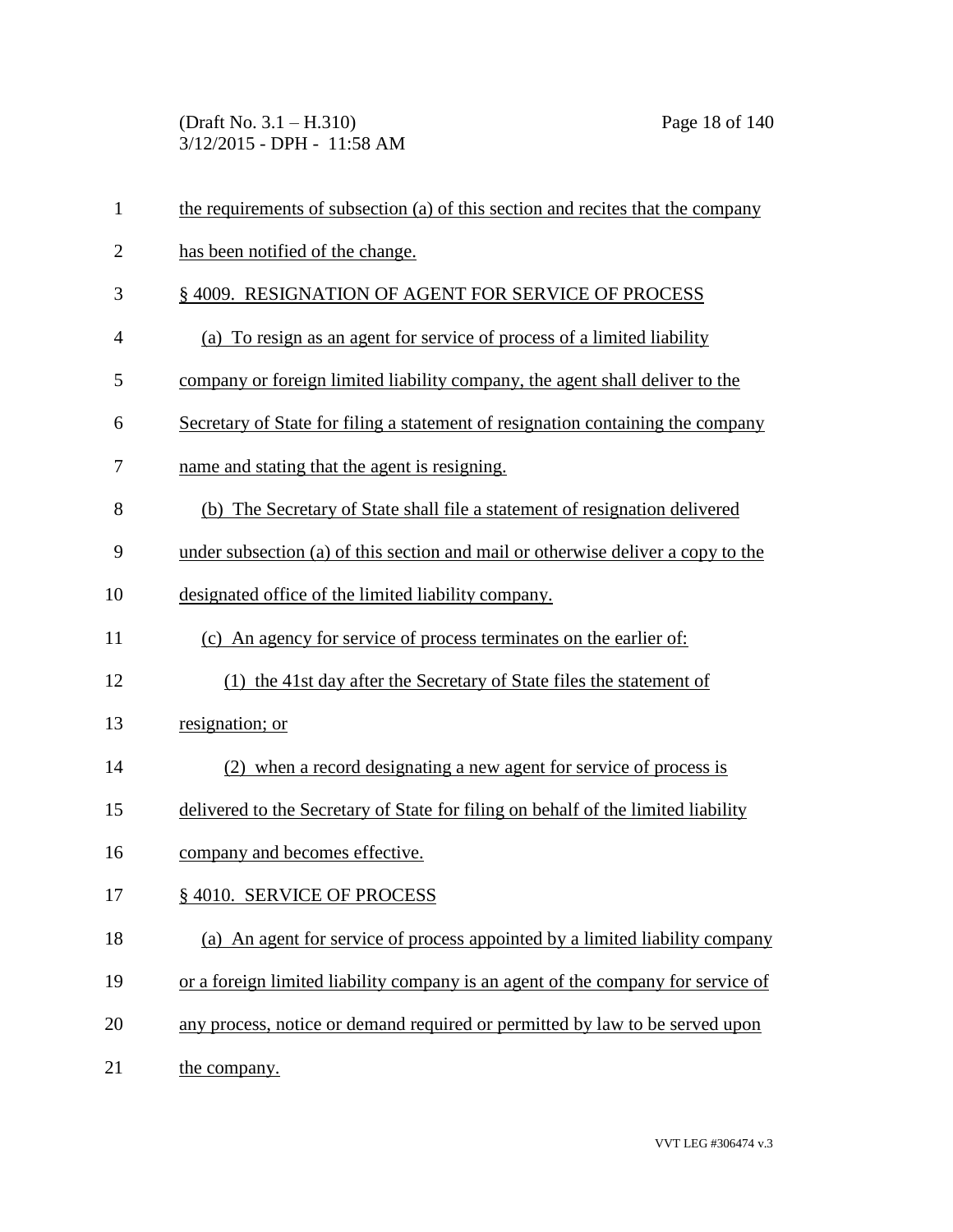the requirements of subsection (a) of this section and recites that the company has been notified of the change.

§ 4009. RESIGNATION OF AGENT FOR SERVICE OF PROCESS

(a) To resign as an agent for service of process of a limited liability company or foreign limited liability company, the agent shall deliver to the Secretary of State for filing a statement of resignation containing the company name and stating that the agent is resigning.

(b) The Secretary of State shall file a statement of resignation delivered under subsection (a) of this section and mail or otherwise deliver a copy to the designated office of the limited liability company.

(c) An agency for service of process terminates on the earlier of:

(1) the 41st day after the Secretary of State files the statement of resignation; or

(2) when a record designating a new agent for service of process is delivered to the Secretary of State for filing on behalf of the limited liability company and becomes effective.

§ 4010. SERVICE OF PROCESS

(a) An agent for service of process appointed by a limited liability company or a foreign limited liability company is an agent of the company for service of any process, notice or demand required or permitted by law to be served upon the company.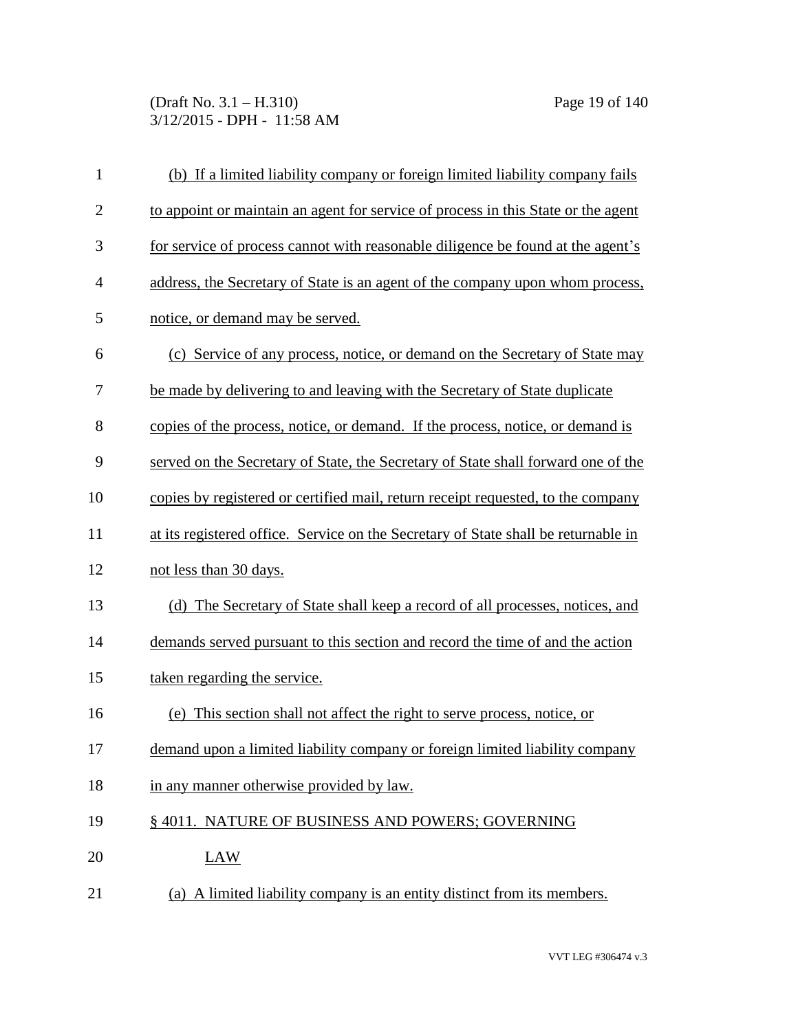(b) If a limited liability company or foreign limited liability company fails to appoint or maintain an agent for service of process in this State or the agent for service of process cannot with reasonable diligence be found at the agent's address, the Secretary of State is an agent of the company upon whom process, notice, or demand may be served.

(c) Service of any process, notice, or demand on the Secretary of State may be made by delivering to and leaving with the Secretary of State duplicate copies of the process, notice, or demand. If the process, notice, or demand is served on the Secretary of State, the Secretary of State shall forward one of the copies by registered or certified mail, return receipt requested, to the company at its registered office. Service on the Secretary of State shall be returnable in not less than 30 days.

(d) The Secretary of State shall keep a record of all processes, notices, and demands served pursuant to this section and record the time of and the action taken regarding the service.

(e) This section shall not affect the right to serve process, notice, or demand upon a limited liability company or foreign limited liability company in any manner otherwise provided by law.

§ 4011. NATURE OF BUSINESS AND POWERS; GOVERNING LAW

(a) A limited liability company is an entity distinct from its members.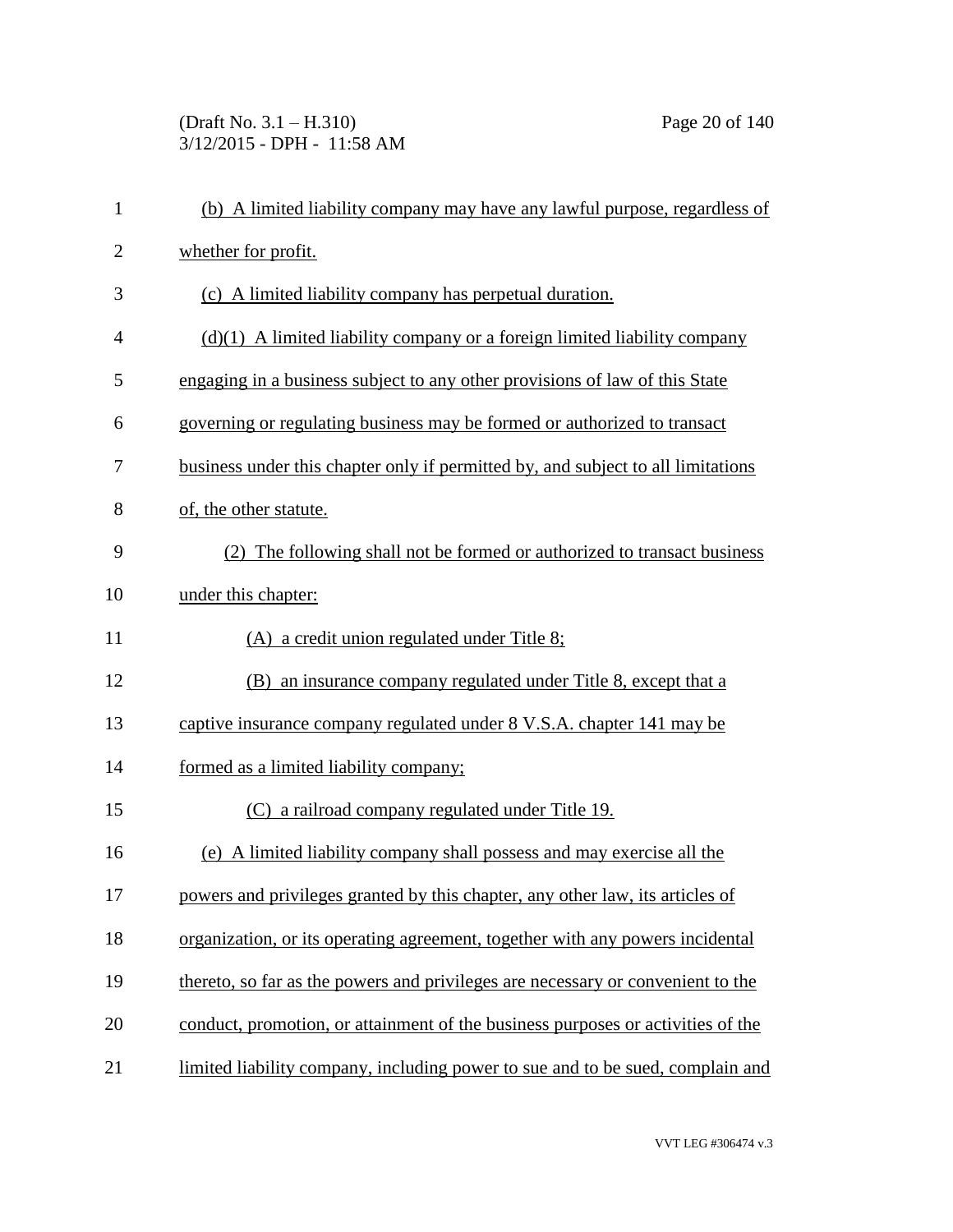(b) A limited liability company may have any lawful purpose, regardless of whether for profit.

(c) A limited liability company has perpetual duration.

(d)(1) A limited liability company or a foreign limited liability company engaging in a business subject to any other provisions of law of this State governing or regulating business may be formed or authorized to transact business under this chapter only if permitted by, and subject to all limitations of, the other statute.

(2) The following shall not be formed or authorized to transact business under this chapter:

(A) a credit union regulated under Title 8;

(B) an insurance company regulated under Title 8, except that a captive insurance company regulated under 8 V.S.A. chapter 141 may be formed as a limited liability company;

(C) a railroad company regulated under Title 19.

(e) A limited liability company shall possess and may exercise all the powers and privileges granted by this chapter, any other law, its articles of organization, or its operating agreement, together with any powers incidental thereto, so far as the powers and privileges are necessary or convenient to the conduct, promotion, or attainment of the business purposes or activities of the limited liability company, including power to sue and to be sued, complain and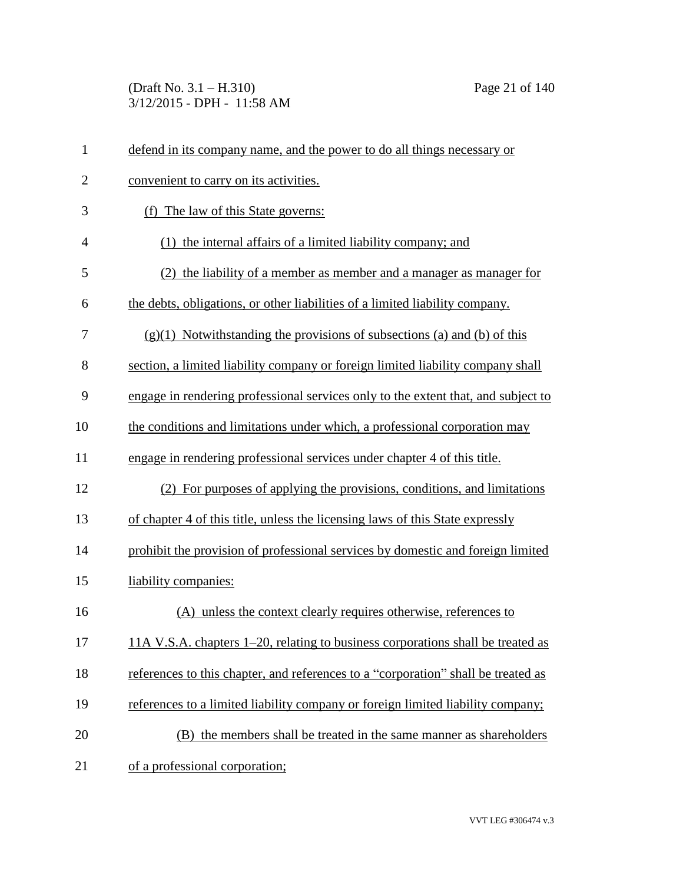defend in its company name, and the power to do all things necessary or convenient to carry on its activities.

(f) The law of this State governs:

(1) the internal affairs of a limited liability company; and

(2) the liability of a member as member and a manager as manager for the debts, obligations, or other liabilities of a limited liability company.

(g)(1) Notwithstanding the provisions of subsections (a) and (b) of this section, a limited liability company or foreign limited liability company shall engage in rendering professional services only to the extent that, and subject to the conditions and limitations under which, a professional corporation may engage in rendering professional services under chapter 4 of this title.

(2) For purposes of applying the provisions, conditions, and limitations of chapter 4 of this title, unless the licensing laws of this State expressly prohibit the provision of professional services by domestic and foreign limited liability companies:

(A) unless the context clearly requires otherwise, references to 11A V.S.A. chapters 1–20, relating to business corporations shall be treated as references to this chapter, and references to a "corporation" shall be treated as references to a limited liability company or foreign limited liability company;

(B) the members shall be treated in the same manner as shareholders of a professional corporation;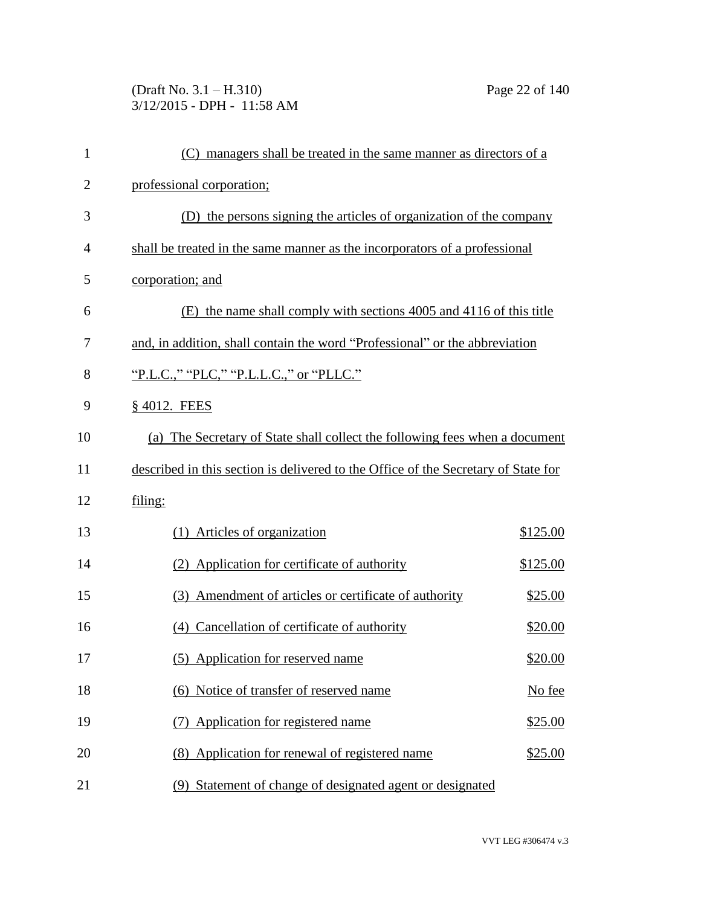(C) managers shall be treated in the same manner as directors of a professional corporation;

(D) the persons signing the articles of organization of the company shall be treated in the same manner as the incorporators of a professional corporation; and

(E) the name shall comply with sections 4005 and 4116 of this title and, in addition, shall contain the word "Professional" or the abbreviation "P.L.C.," "PLC," "P.L.L.C.," or "PLLC."

§ 4012. FEES

(a) The Secretary of State shall collect the following fees when a document described in this section is delivered to the Office of the Secretary of State for filing:

| | |
|---|---|
| (1) Articles of organization | $125.00 |
| (2) Application for certificate of authority | $125.00 |
| (3) Amendment of articles or certificate of authority | $25.00 |
| (4) Cancellation of certificate of authority | $20.00 |
| (5) Application for reserved name | $20.00 |
| (6) Notice of transfer of reserved name | No fee |
| (7) Application for registered name | $25.00 |
| (8) Application for renewal of registered name | $25.00 |
| (9) Statement of change of designated agent or designated | |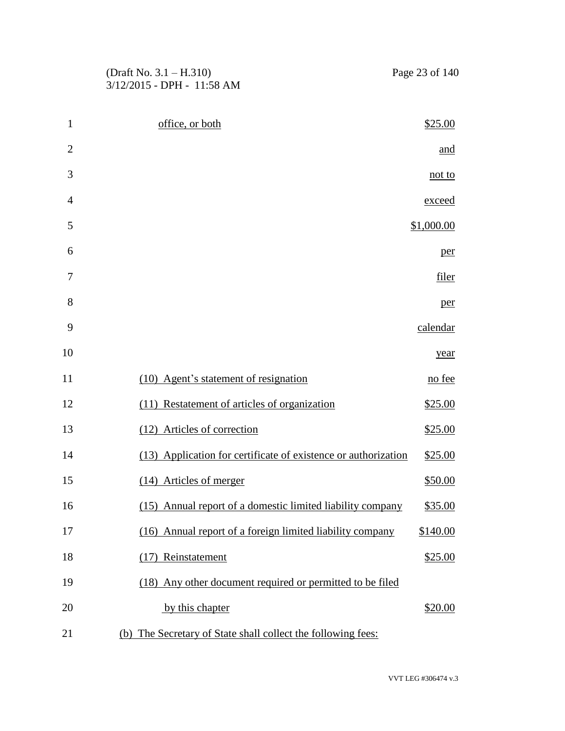| | |
|---|---|
| office, or both | $25.00 and not to exceed $1,000.00 per filer per calendar year |
| (10) Agent's statement of resignation | no fee |
| (11) Restatement of articles of organization | $25.00 |
| (12) Articles of correction | $25.00 |
| (13) Application for certificate of existence or authorization | $25.00 |
| (14) Articles of merger | $50.00 |
| (15) Annual report of a domestic limited liability company | $35.00 |
| (16) Annual report of a foreign limited liability company | $140.00 |
| (17) Reinstatement | $25.00 |
| (18) Any other document required or permitted to be filed by this chapter | $20.00 |

(b) The Secretary of State shall collect the following fees: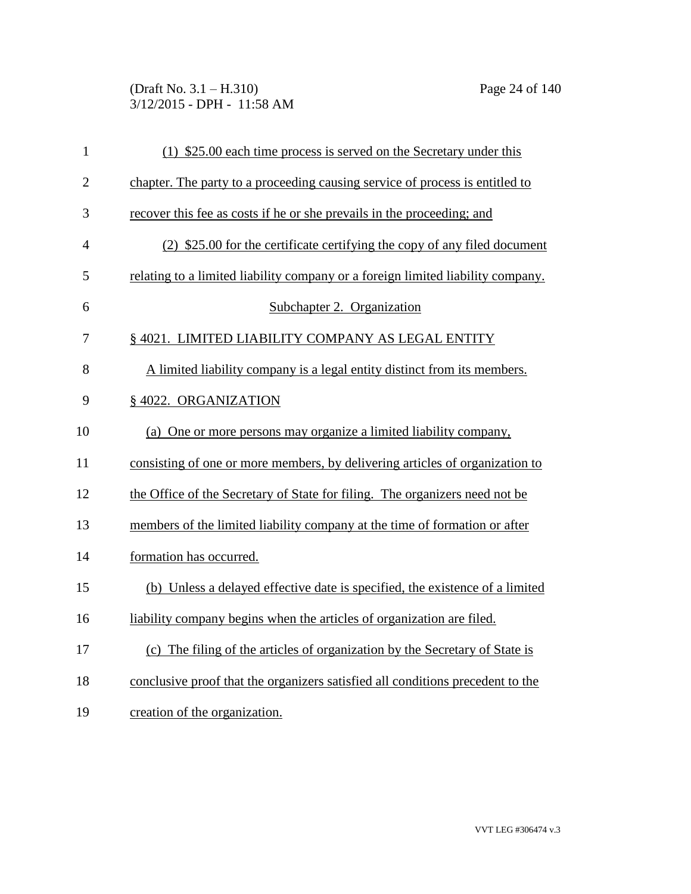(1) $25.00 each time process is served on the Secretary under this chapter. The party to a proceeding causing service of process is entitled to recover this fee as costs if he or she prevails in the proceeding; and

(2) $25.00 for the certificate certifying the copy of any filed document relating to a limited liability company or a foreign limited liability company.

## Subchapter 2. Organization

### § 4021. LIMITED LIABILITY COMPANY AS LEGAL ENTITY

A limited liability company is a legal entity distinct from its members.

### § 4022. ORGANIZATION

(a) One or more persons may organize a limited liability company, consisting of one or more members, by delivering articles of organization to the Office of the Secretary of State for filing. The organizers need not be members of the limited liability company at the time of formation or after formation has occurred.

(b) Unless a delayed effective date is specified, the existence of a limited liability company begins when the articles of organization are filed.

(c) The filing of the articles of organization by the Secretary of State is conclusive proof that the organizers satisfied all conditions precedent to the creation of the organization.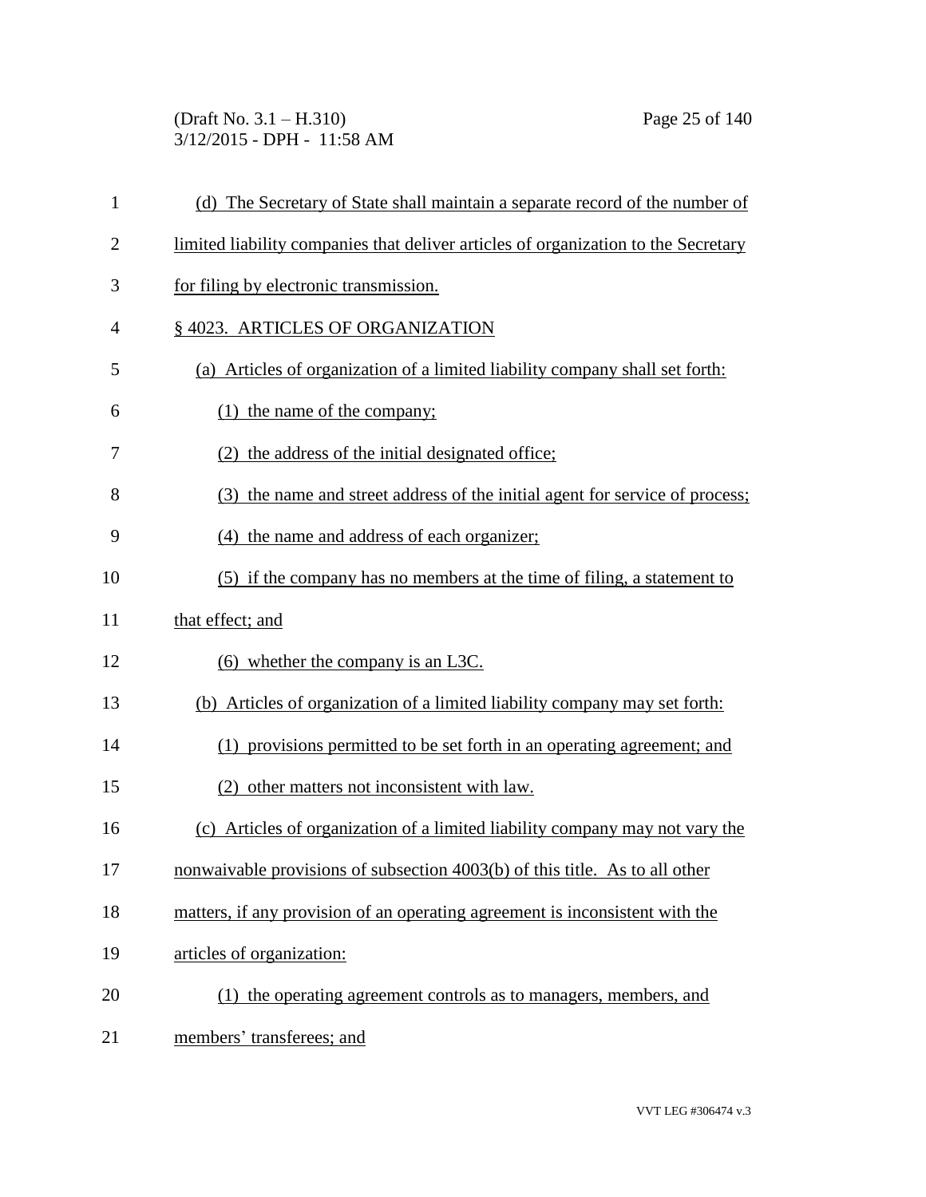(d) The Secretary of State shall maintain a separate record of the number of limited liability companies that deliver articles of organization to the Secretary for filing by electronic transmission.

§ 4023. ARTICLES OF ORGANIZATION

(a) Articles of organization of a limited liability company shall set forth:

(1) the name of the company;

(2) the address of the initial designated office;

(3) the name and street address of the initial agent for service of process;

(4) the name and address of each organizer;

(5) if the company has no members at the time of filing, a statement to that effect; and

(6) whether the company is an L3C.

(b) Articles of organization of a limited liability company may set forth:

(1) provisions permitted to be set forth in an operating agreement; and

(2) other matters not inconsistent with law.

(c) Articles of organization of a limited liability company may not vary the nonwaivable provisions of subsection 4003(b) of this title. As to all other matters, if any provision of an operating agreement is inconsistent with the articles of organization:

(1) the operating agreement controls as to managers, members, and members' transferees; and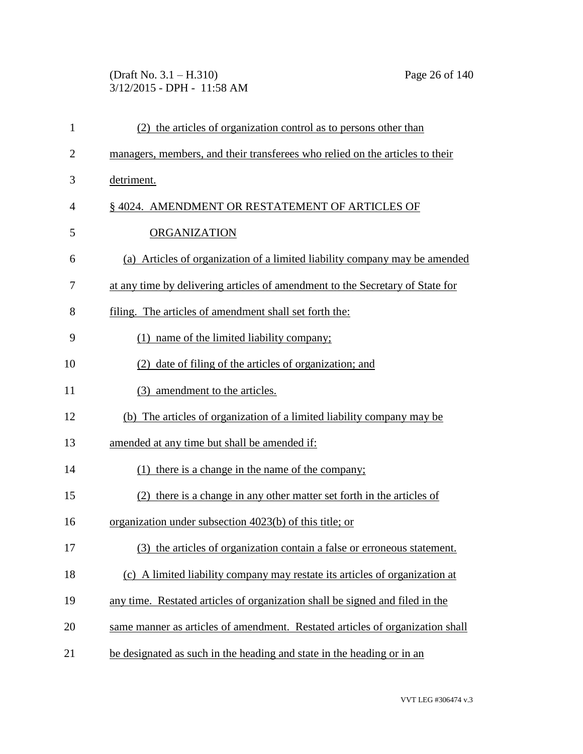(2) the articles of organization control as to persons other than managers, members, and their transferees who relied on the articles to their detriment.

## § 4024. AMENDMENT OR RESTATEMENT OF ARTICLES OF ORGANIZATION

(a) Articles of organization of a limited liability company may be amended at any time by delivering articles of amendment to the Secretary of State for filing. The articles of amendment shall set forth the:

(1) name of the limited liability company;

(2) date of filing of the articles of organization; and

(3) amendment to the articles.

(b) The articles of organization of a limited liability company may be amended at any time but shall be amended if:

(1) there is a change in the name of the company;

(2) there is a change in any other matter set forth in the articles of organization under subsection 4023(b) of this title; or

(3) the articles of organization contain a false or erroneous statement.

(c) A limited liability company may restate its articles of organization at any time. Restated articles of organization shall be signed and filed in the same manner as articles of amendment. Restated articles of organization shall be designated as such in the heading and state in the heading or in an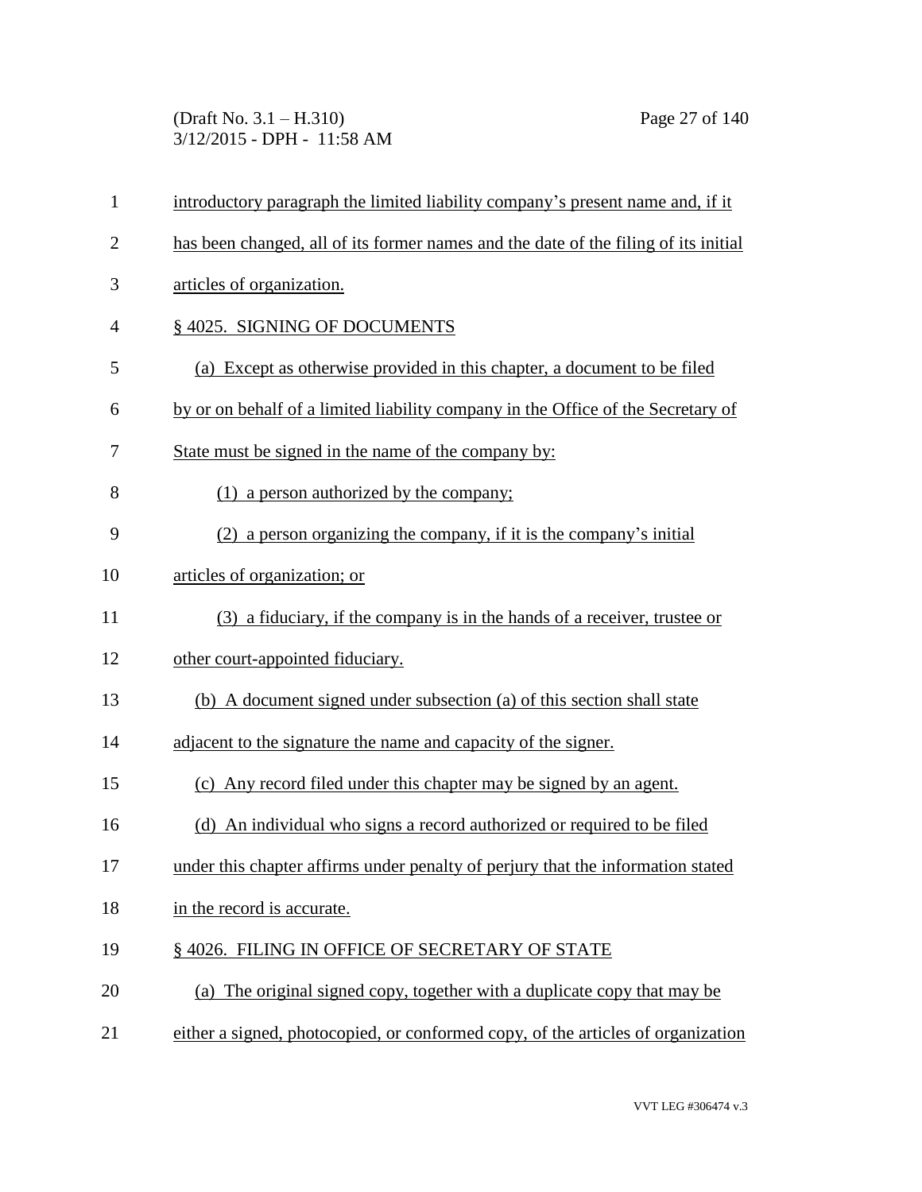introductory paragraph the limited liability company's present name and, if it has been changed, all of its former names and the date of the filing of its initial articles of organization.

§ 4025. SIGNING OF DOCUMENTS

(a) Except as otherwise provided in this chapter, a document to be filed by or on behalf of a limited liability company in the Office of the Secretary of State must be signed in the name of the company by:

(1) a person authorized by the company;

(2) a person organizing the company, if it is the company's initial articles of organization; or

(3) a fiduciary, if the company is in the hands of a receiver, trustee or other court-appointed fiduciary.

(b) A document signed under subsection (a) of this section shall state adjacent to the signature the name and capacity of the signer.

(c) Any record filed under this chapter may be signed by an agent.

(d) An individual who signs a record authorized or required to be filed under this chapter affirms under penalty of perjury that the information stated in the record is accurate.

§ 4026. FILING IN OFFICE OF SECRETARY OF STATE

(a) The original signed copy, together with a duplicate copy that may be either a signed, photocopied, or conformed copy, of the articles of organization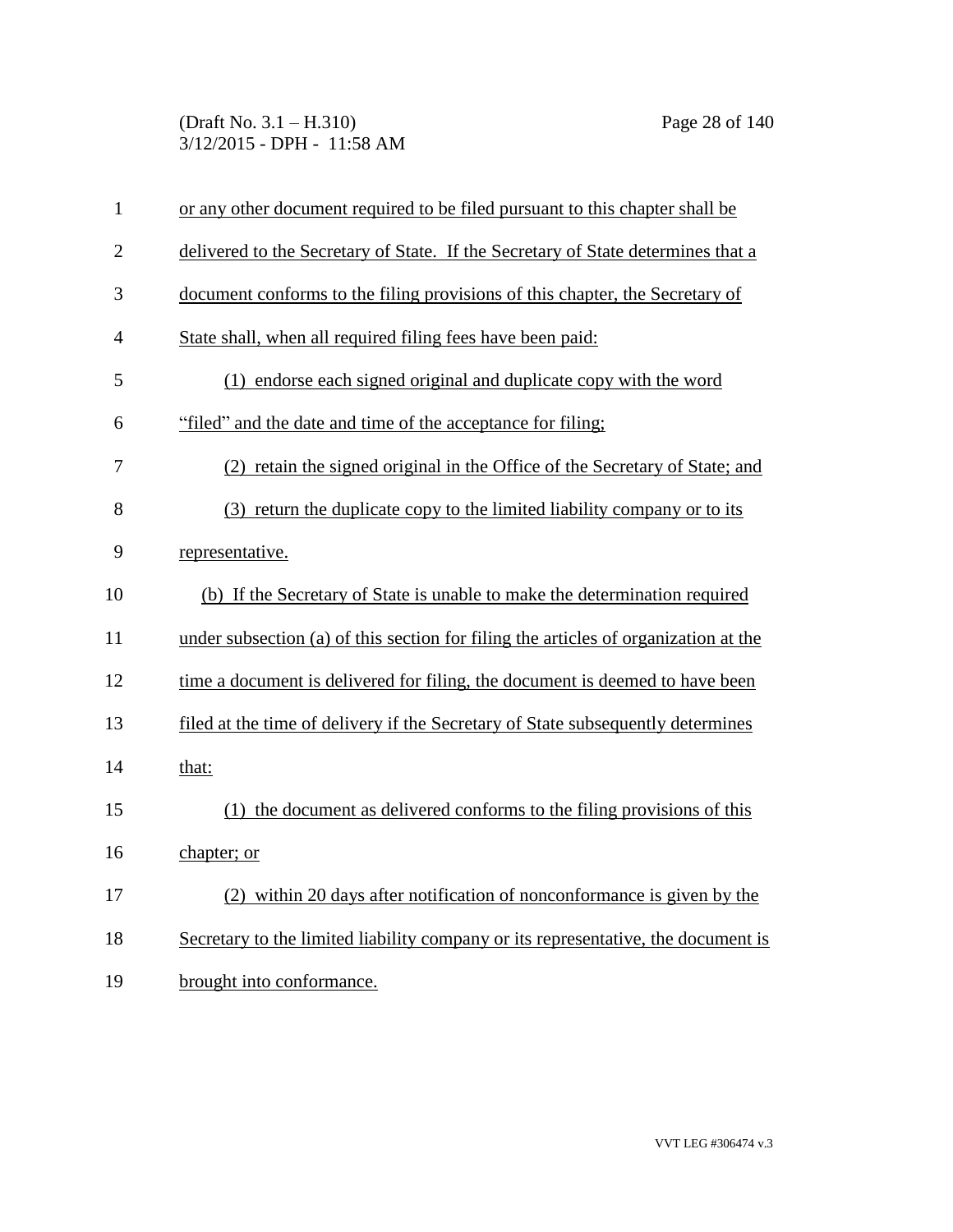or any other document required to be filed pursuant to this chapter shall be delivered to the Secretary of State. If the Secretary of State determines that a document conforms to the filing provisions of this chapter, the Secretary of State shall, when all required filing fees have been paid:

(1) endorse each signed original and duplicate copy with the word "filed" and the date and time of the acceptance for filing;

(2) retain the signed original in the Office of the Secretary of State; and

(3) return the duplicate copy to the limited liability company or to its representative.

(b) If the Secretary of State is unable to make the determination required under subsection (a) of this section for filing the articles of organization at the time a document is delivered for filing, the document is deemed to have been filed at the time of delivery if the Secretary of State subsequently determines that:

(1) the document as delivered conforms to the filing provisions of this chapter; or

(2) within 20 days after notification of nonconformance is given by the Secretary to the limited liability company or its representative, the document is brought into conformance.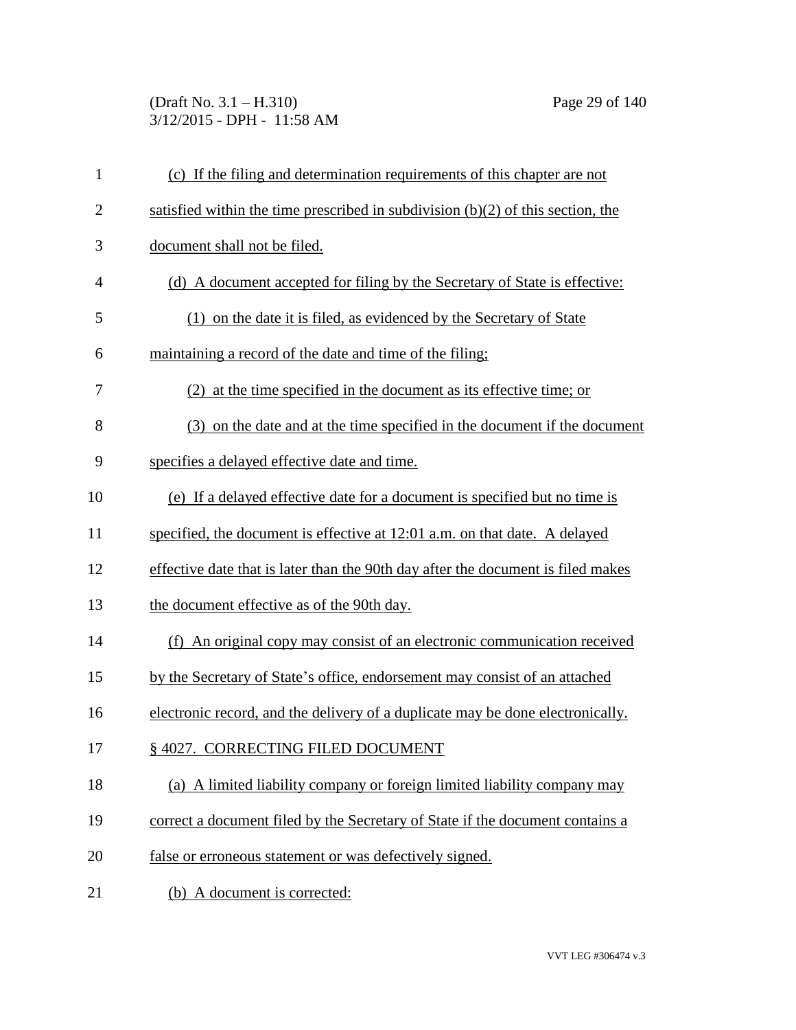(c) If the filing and determination requirements of this chapter are not satisfied within the time prescribed in subdivision (b)(2) of this section, the document shall not be filed.

(d) A document accepted for filing by the Secretary of State is effective:

(1) on the date it is filed, as evidenced by the Secretary of State maintaining a record of the date and time of the filing;

(2) at the time specified in the document as its effective time; or

(3) on the date and at the time specified in the document if the document specifies a delayed effective date and time.

(e) If a delayed effective date for a document is specified but no time is specified, the document is effective at 12:01 a.m. on that date. A delayed effective date that is later than the 90th day after the document is filed makes the document effective as of the 90th day.

(f) An original copy may consist of an electronic communication received by the Secretary of State's office, endorsement may consist of an attached electronic record, and the delivery of a duplicate may be done electronically.

§ 4027. CORRECTING FILED DOCUMENT

(a) A limited liability company or foreign limited liability company may correct a document filed by the Secretary of State if the document contains a false or erroneous statement or was defectively signed.

(b) A document is corrected: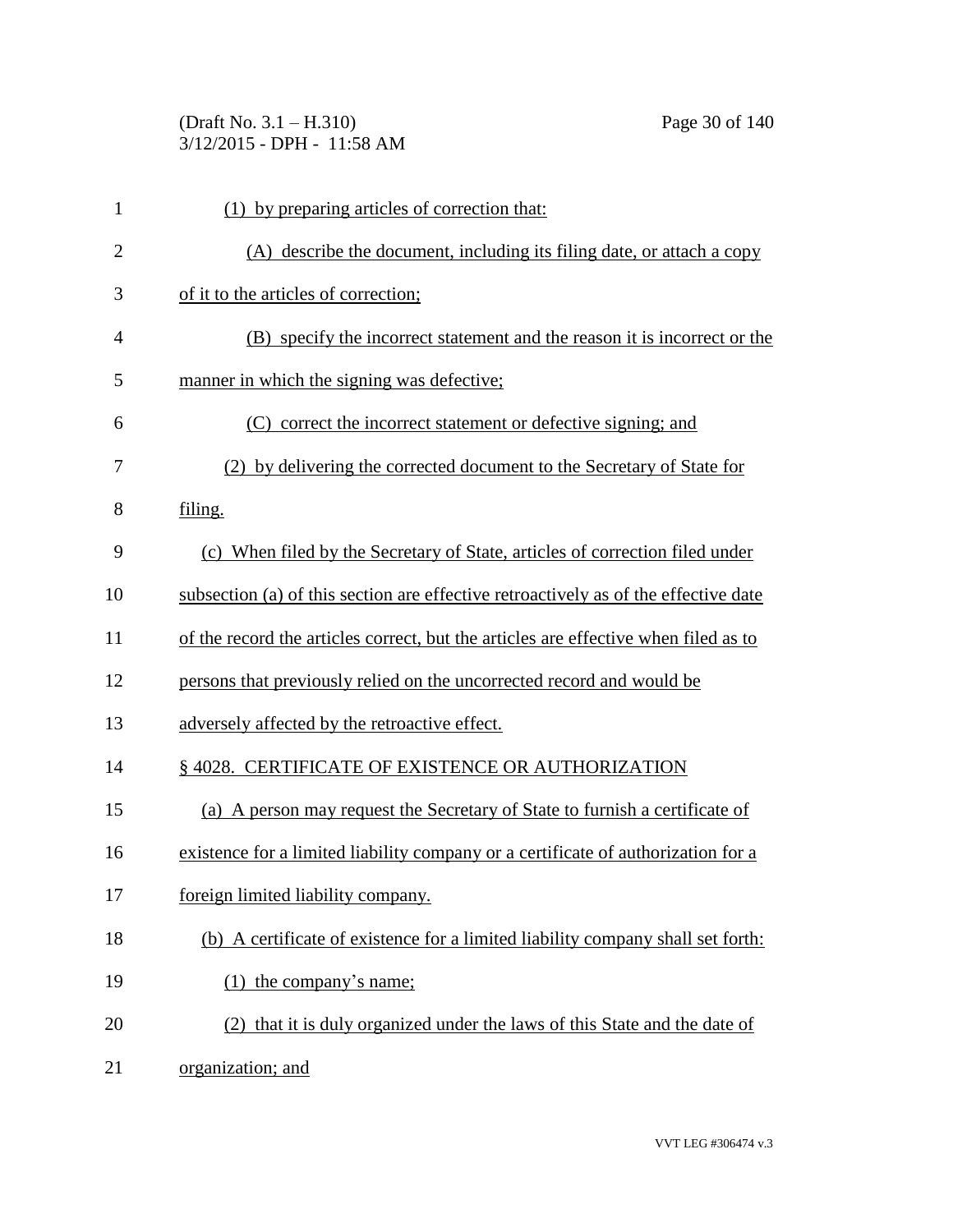(1) by preparing articles of correction that:

(A) describe the document, including its filing date, or attach a copy of it to the articles of correction;

(B) specify the incorrect statement and the reason it is incorrect or the manner in which the signing was defective;

(C) correct the incorrect statement or defective signing; and

(2) by delivering the corrected document to the Secretary of State for filing.

(c) When filed by the Secretary of State, articles of correction filed under subsection (a) of this section are effective retroactively as of the effective date of the record the articles correct, but the articles are effective when filed as to persons that previously relied on the uncorrected record and would be adversely affected by the retroactive effect.

§ 4028. CERTIFICATE OF EXISTENCE OR AUTHORIZATION

(a) A person may request the Secretary of State to furnish a certificate of existence for a limited liability company or a certificate of authorization for a foreign limited liability company.

(b) A certificate of existence for a limited liability company shall set forth:

(1) the company's name;

(2) that it is duly organized under the laws of this State and the date of organization; and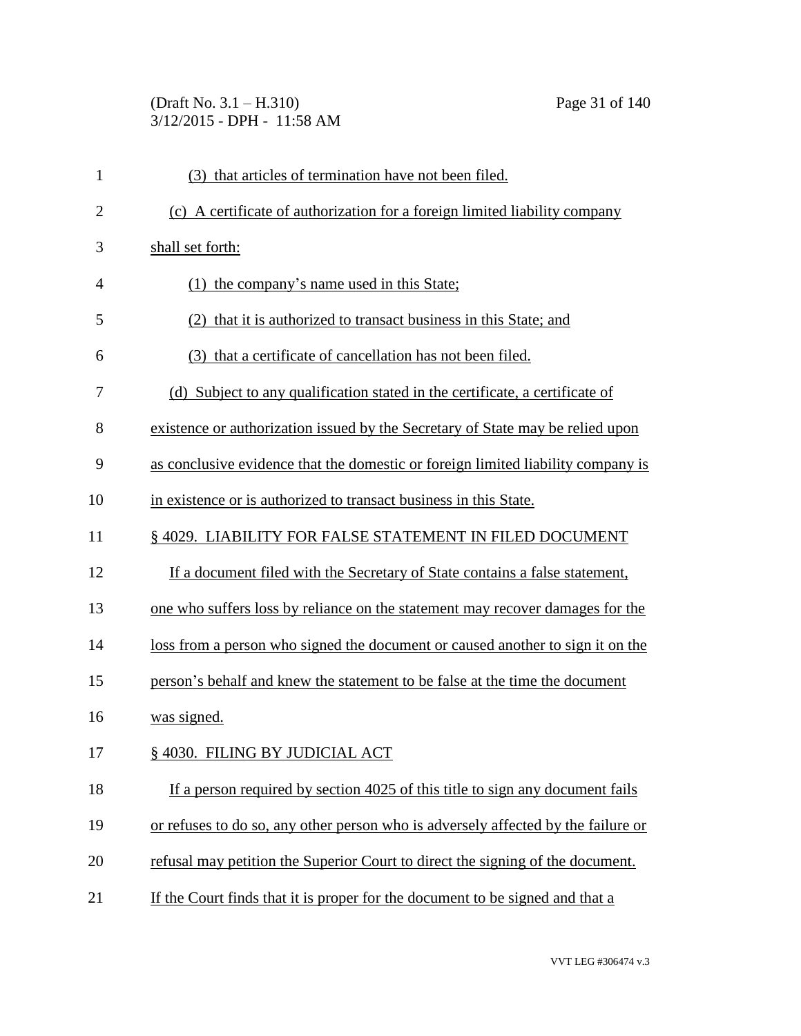(3) that articles of termination have not been filed.

(c) A certificate of authorization for a foreign limited liability company shall set forth:

(1) the company's name used in this State;

(2) that it is authorized to transact business in this State; and

(3) that a certificate of cancellation has not been filed.

(d) Subject to any qualification stated in the certificate, a certificate of existence or authorization issued by the Secretary of State may be relied upon as conclusive evidence that the domestic or foreign limited liability company is in existence or is authorized to transact business in this State.

§ 4029. LIABILITY FOR FALSE STATEMENT IN FILED DOCUMENT

If a document filed with the Secretary of State contains a false statement, one who suffers loss by reliance on the statement may recover damages for the loss from a person who signed the document or caused another to sign it on the person's behalf and knew the statement to be false at the time the document was signed.

§ 4030. FILING BY JUDICIAL ACT

If a person required by section 4025 of this title to sign any document fails or refuses to do so, any other person who is adversely affected by the failure or refusal may petition the Superior Court to direct the signing of the document. If the Court finds that it is proper for the document to be signed and that a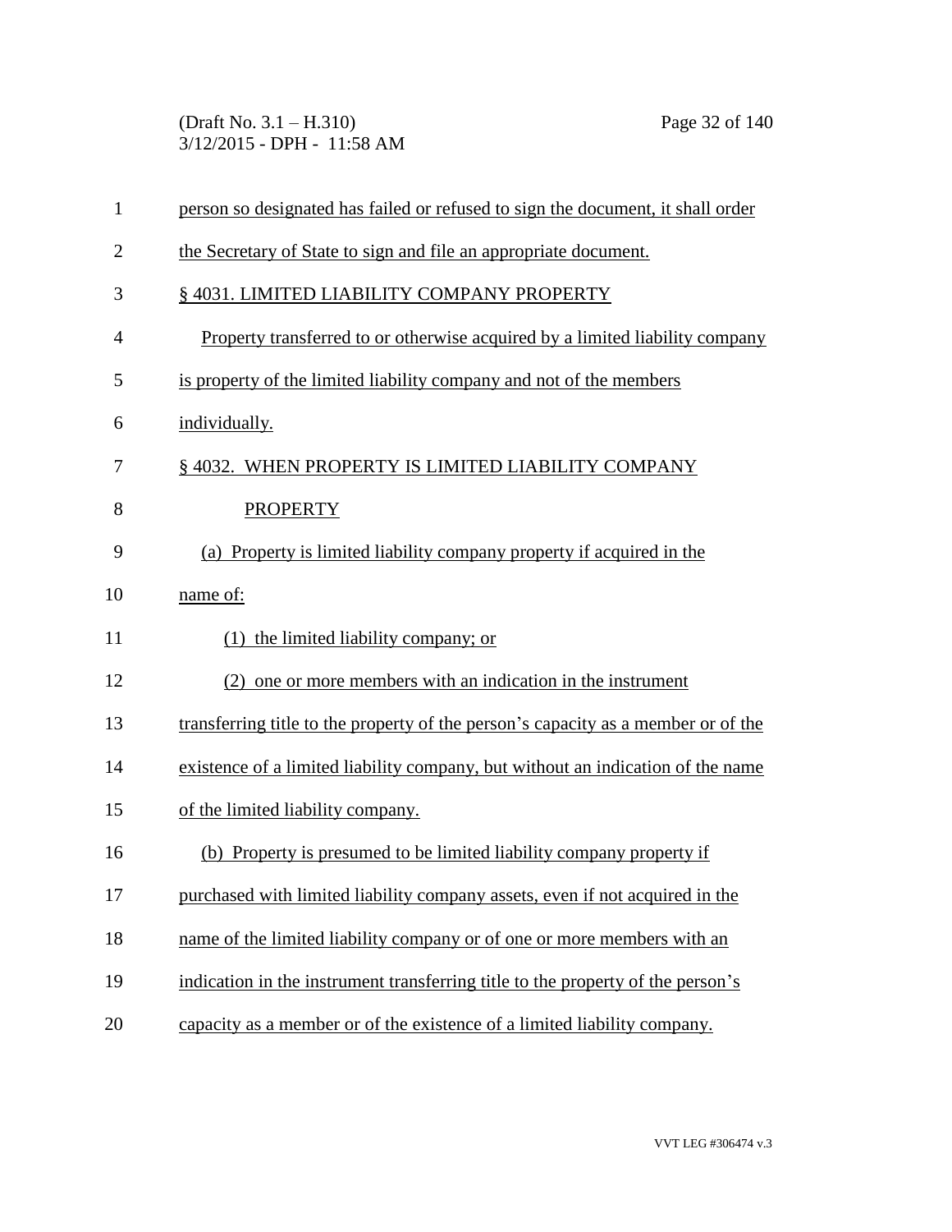person so designated has failed or refused to sign the document, it shall order the Secretary of State to sign and file an appropriate document.

### § 4031. LIMITED LIABILITY COMPANY PROPERTY

Property transferred to or otherwise acquired by a limited liability company is property of the limited liability company and not of the members individually.

### § 4032. WHEN PROPERTY IS LIMITED LIABILITY COMPANY PROPERTY

(a) Property is limited liability company property if acquired in the name of:

(1) the limited liability company; or

(2) one or more members with an indication in the instrument transferring title to the property of the person's capacity as a member or of the existence of a limited liability company, but without an indication of the name of the limited liability company.

(b) Property is presumed to be limited liability company property if purchased with limited liability company assets, even if not acquired in the name of the limited liability company or of one or more members with an indication in the instrument transferring title to the property of the person's capacity as a member or of the existence of a limited liability company.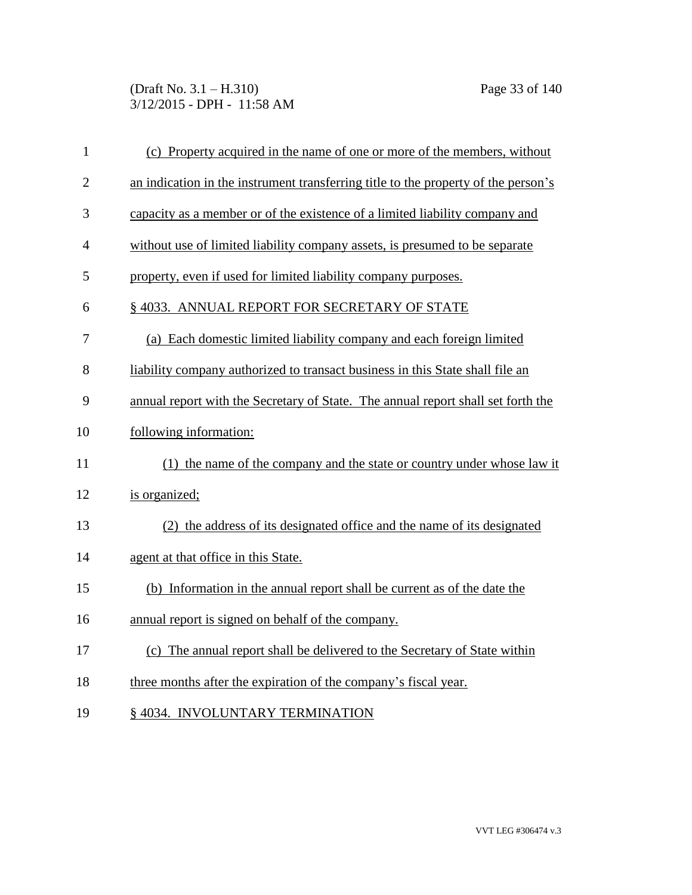(c) Property acquired in the name of one or more of the members, without an indication in the instrument transferring title to the property of the person's capacity as a member or of the existence of a limited liability company and without use of limited liability company assets, is presumed to be separate property, even if used for limited liability company purposes.

§ 4033. ANNUAL REPORT FOR SECRETARY OF STATE

(a) Each domestic limited liability company and each foreign limited liability company authorized to transact business in this State shall file an annual report with the Secretary of State. The annual report shall set forth the following information:

(1) the name of the company and the state or country under whose law it is organized;

(2) the address of its designated office and the name of its designated agent at that office in this State.

(b) Information in the annual report shall be current as of the date the annual report is signed on behalf of the company.

(c) The annual report shall be delivered to the Secretary of State within three months after the expiration of the company's fiscal year.

§ 4034. INVOLUNTARY TERMINATION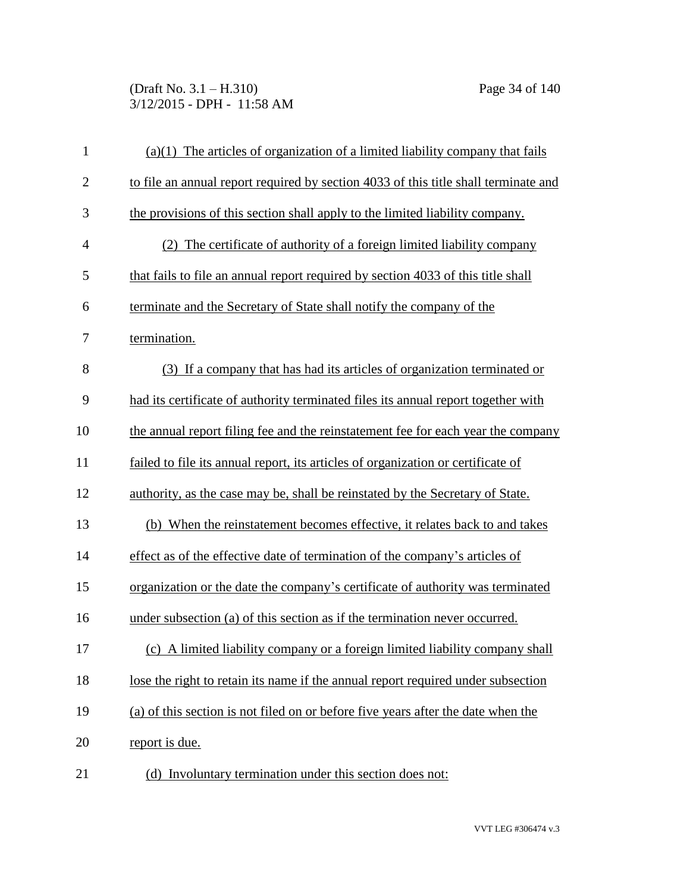(a)(1) The articles of organization of a limited liability company that fails to file an annual report required by section 4033 of this title shall terminate and the provisions of this section shall apply to the limited liability company.

(2) The certificate of authority of a foreign limited liability company that fails to file an annual report required by section 4033 of this title shall terminate and the Secretary of State shall notify the company of the termination.

(3) If a company that has had its articles of organization terminated or had its certificate of authority terminated files its annual report together with the annual report filing fee and the reinstatement fee for each year the company failed to file its annual report, its articles of organization or certificate of authority, as the case may be, shall be reinstated by the Secretary of State.

(b) When the reinstatement becomes effective, it relates back to and takes effect as of the effective date of termination of the company's articles of organization or the date the company's certificate of authority was terminated under subsection (a) of this section as if the termination never occurred.

(c) A limited liability company or a foreign limited liability company shall lose the right to retain its name if the annual report required under subsection (a) of this section is not filed on or before five years after the date when the report is due.

(d) Involuntary termination under this section does not: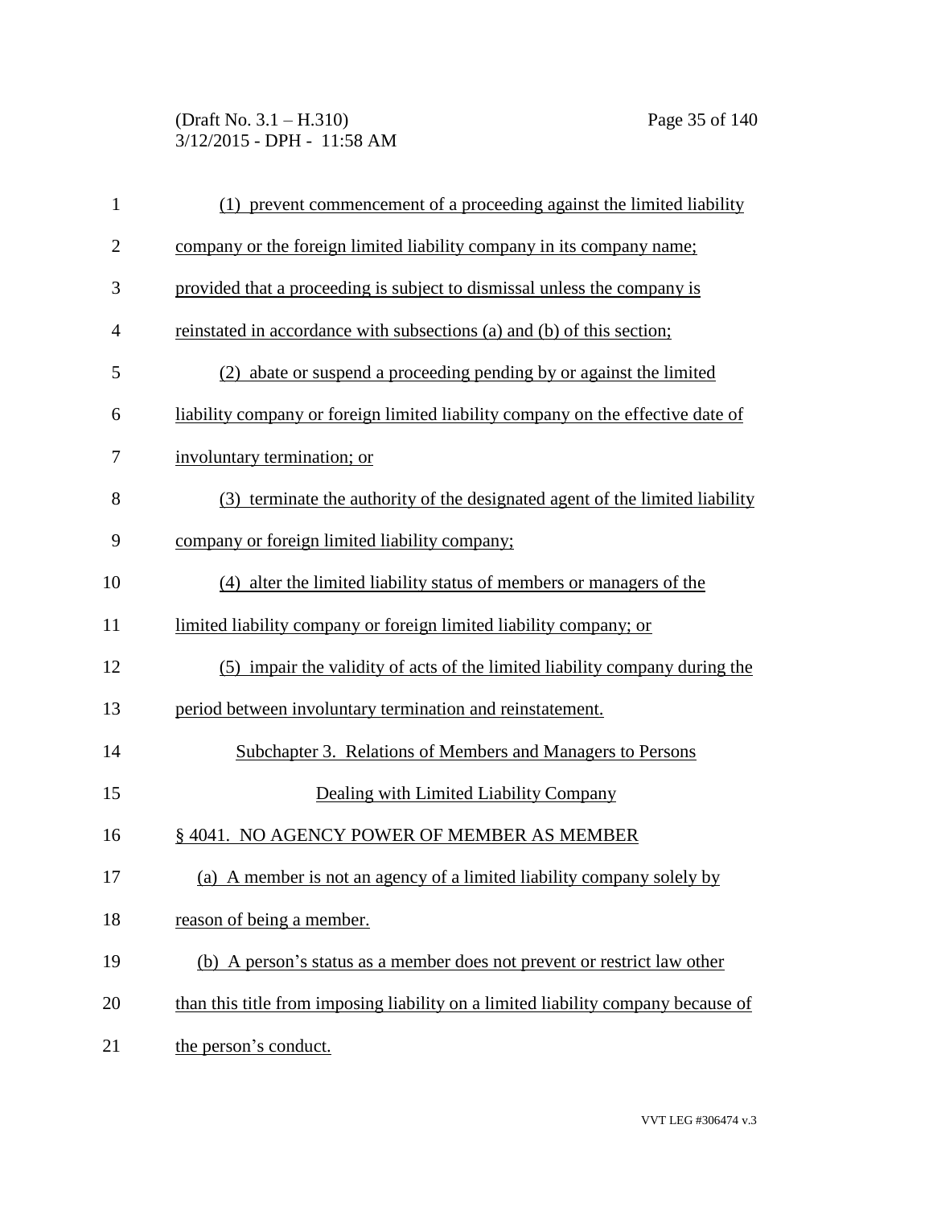(1) prevent commencement of a proceeding against the limited liability company or the foreign limited liability company in its company name; provided that a proceeding is subject to dismissal unless the company is reinstated in accordance with subsections (a) and (b) of this section;

(2) abate or suspend a proceeding pending by or against the limited liability company or foreign limited liability company on the effective date of involuntary termination; or

(3) terminate the authority of the designated agent of the limited liability company or foreign limited liability company;

(4) alter the limited liability status of members or managers of the limited liability company or foreign limited liability company; or

(5) impair the validity of acts of the limited liability company during the period between involuntary termination and reinstatement.

## Subchapter 3. Relations of Members and Managers to Persons Dealing with Limited Liability Company

### § 4041. NO AGENCY POWER OF MEMBER AS MEMBER

(a) A member is not an agency of a limited liability company solely by reason of being a member.

(b) A person's status as a member does not prevent or restrict law other than this title from imposing liability on a limited liability company because of the person's conduct.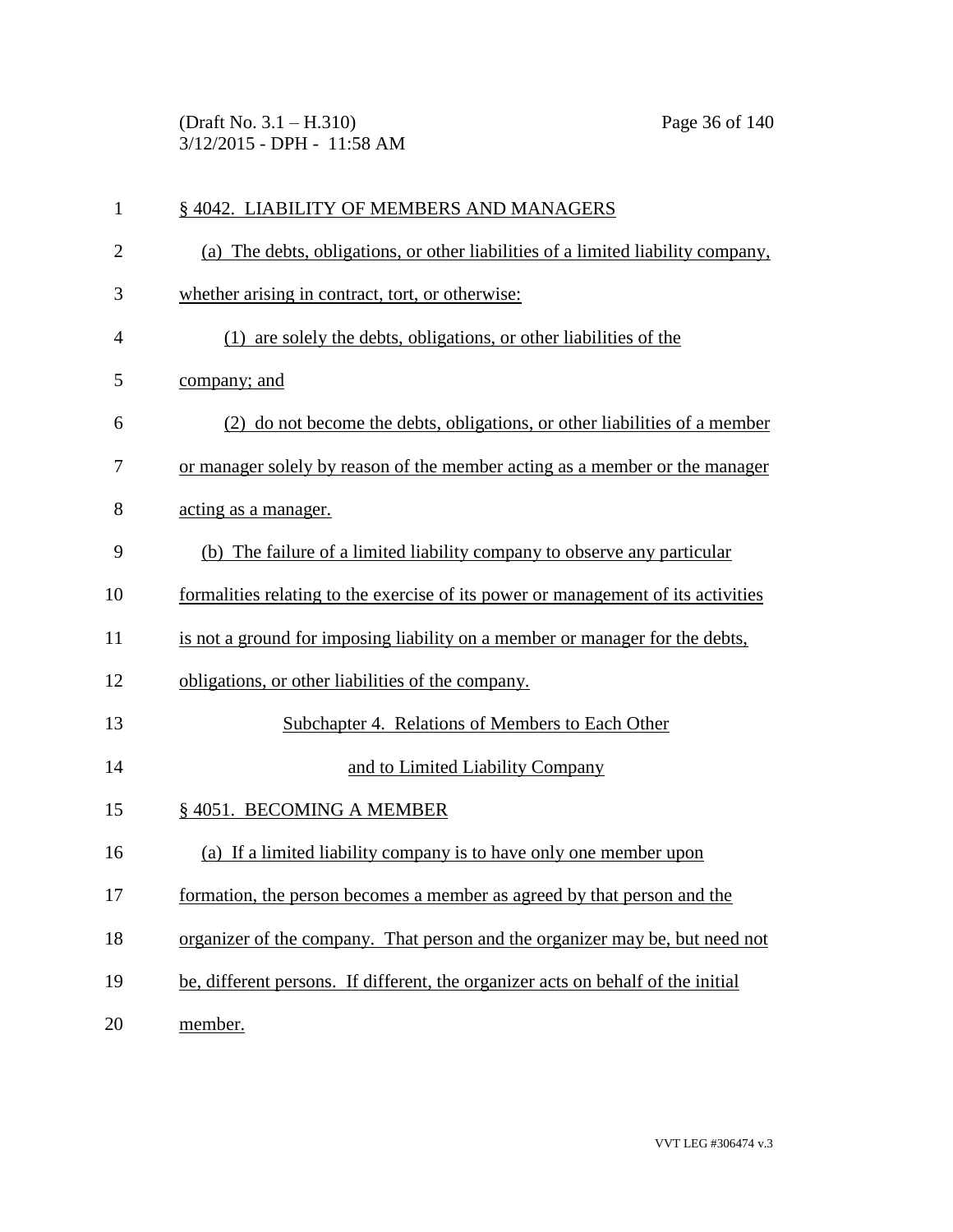## § 4042. LIABILITY OF MEMBERS AND MANAGERS

(a) The debts, obligations, or other liabilities of a limited liability company, whether arising in contract, tort, or otherwise:

(1) are solely the debts, obligations, or other liabilities of the company; and

(2) do not become the debts, obligations, or other liabilities of a member or manager solely by reason of the member acting as a member or the manager acting as a manager.

(b) The failure of a limited liability company to observe any particular formalities relating to the exercise of its power or management of its activities is not a ground for imposing liability on a member or manager for the debts, obligations, or other liabilities of the company.

# Subchapter 4. Relations of Members to Each Other and to Limited Liability Company

## § 4051. BECOMING A MEMBER

(a) If a limited liability company is to have only one member upon formation, the person becomes a member as agreed by that person and the organizer of the company. That person and the organizer may be, but need not be, different persons. If different, the organizer acts on behalf of the initial member.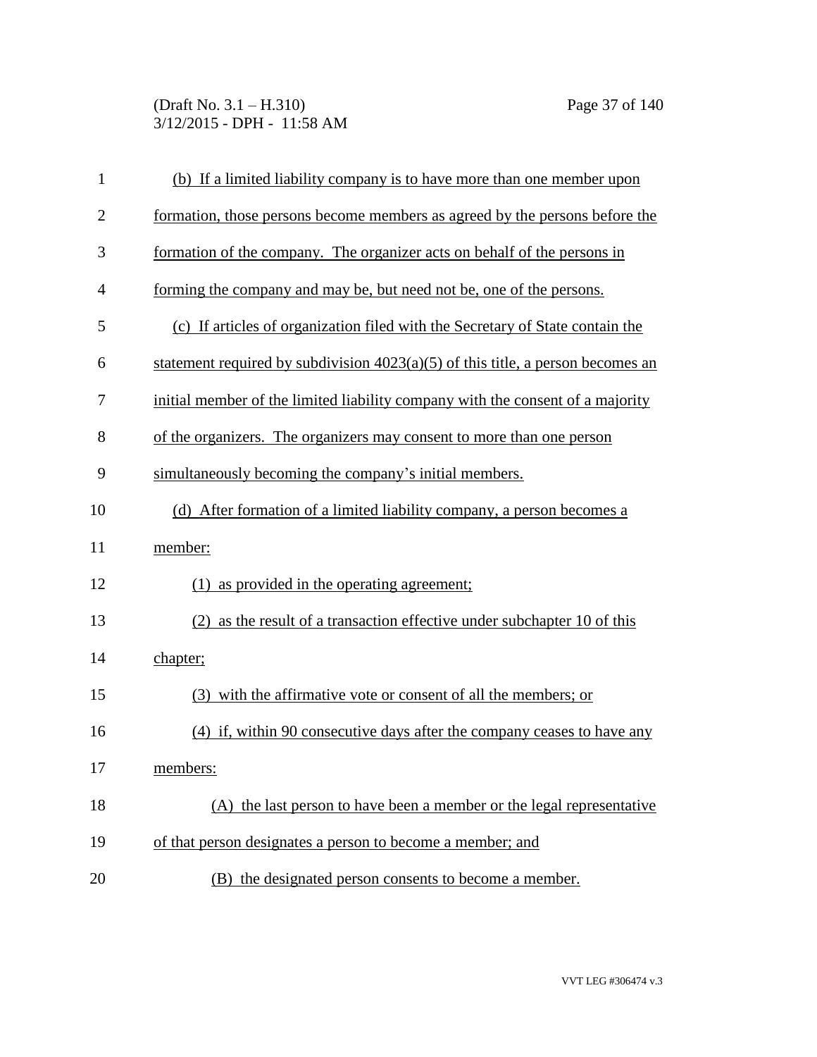(b) If a limited liability company is to have more than one member upon formation, those persons become members as agreed by the persons before the formation of the company. The organizer acts on behalf of the persons in forming the company and may be, but need not be, one of the persons.

(c) If articles of organization filed with the Secretary of State contain the statement required by subdivision 4023(a)(5) of this title, a person becomes an initial member of the limited liability company with the consent of a majority of the organizers. The organizers may consent to more than one person simultaneously becoming the company's initial members.

(d) After formation of a limited liability company, a person becomes a member:

(1) as provided in the operating agreement;

(2) as the result of a transaction effective under subchapter 10 of this chapter;

(3) with the affirmative vote or consent of all the members; or

(4) if, within 90 consecutive days after the company ceases to have any members:

(A) the last person to have been a member or the legal representative of that person designates a person to become a member; and

(B) the designated person consents to become a member.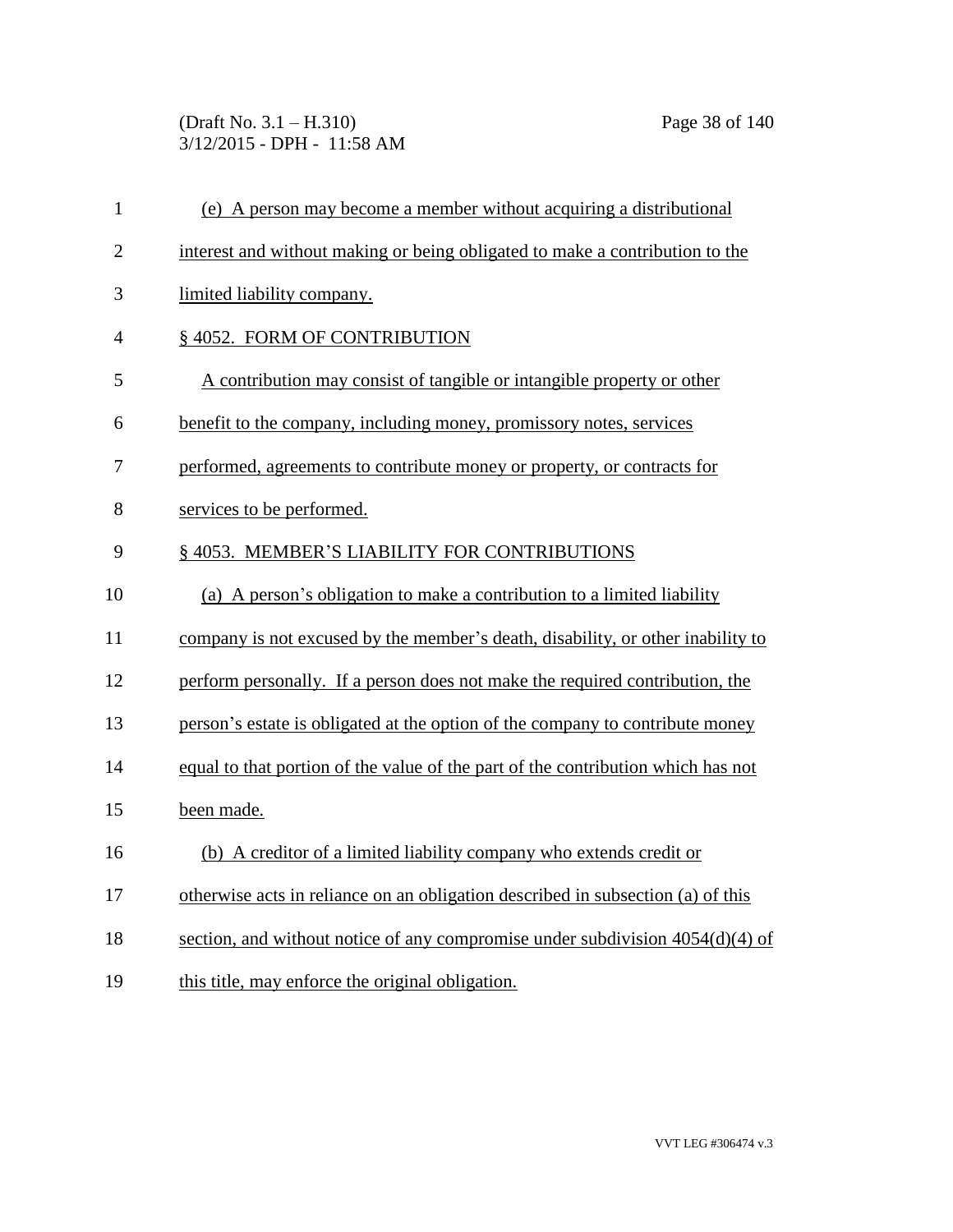(e) A person may become a member without acquiring a distributional interest and without making or being obligated to make a contribution to the limited liability company.

§ 4052. FORM OF CONTRIBUTION

A contribution may consist of tangible or intangible property or other benefit to the company, including money, promissory notes, services performed, agreements to contribute money or property, or contracts for services to be performed.

§ 4053. MEMBER'S LIABILITY FOR CONTRIBUTIONS

(a) A person's obligation to make a contribution to a limited liability company is not excused by the member's death, disability, or other inability to perform personally. If a person does not make the required contribution, the person's estate is obligated at the option of the company to contribute money equal to that portion of the value of the part of the contribution which has not been made.

(b) A creditor of a limited liability company who extends credit or otherwise acts in reliance on an obligation described in subsection (a) of this section, and without notice of any compromise under subdivision 4054(d)(4) of this title, may enforce the original obligation.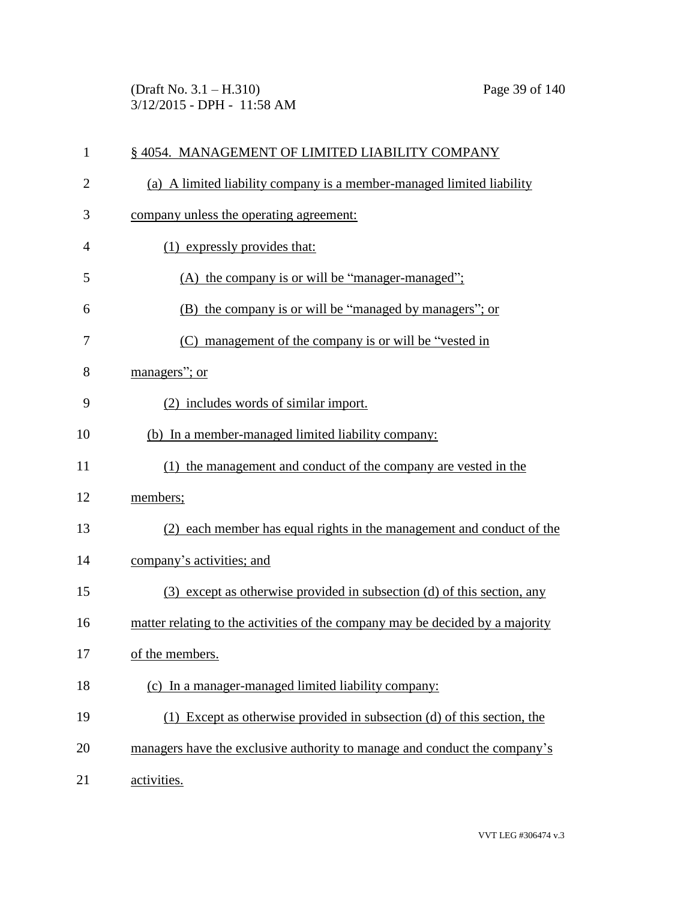§ 4054. MANAGEMENT OF LIMITED LIABILITY COMPANY

(a) A limited liability company is a member-managed limited liability company unless the operating agreement:

(1) expressly provides that:

(A) the company is or will be "manager-managed";

(B) the company is or will be "managed by managers"; or

(C) management of the company is or will be "vested in managers"; or

(2) includes words of similar import.

(b) In a member-managed limited liability company:

(1) the management and conduct of the company are vested in the members;

(2) each member has equal rights in the management and conduct of the company's activities; and

(3) except as otherwise provided in subsection (d) of this section, any matter relating to the activities of the company may be decided by a majority of the members.

(c) In a manager-managed limited liability company:

(1) Except as otherwise provided in subsection (d) of this section, the managers have the exclusive authority to manage and conduct the company's activities.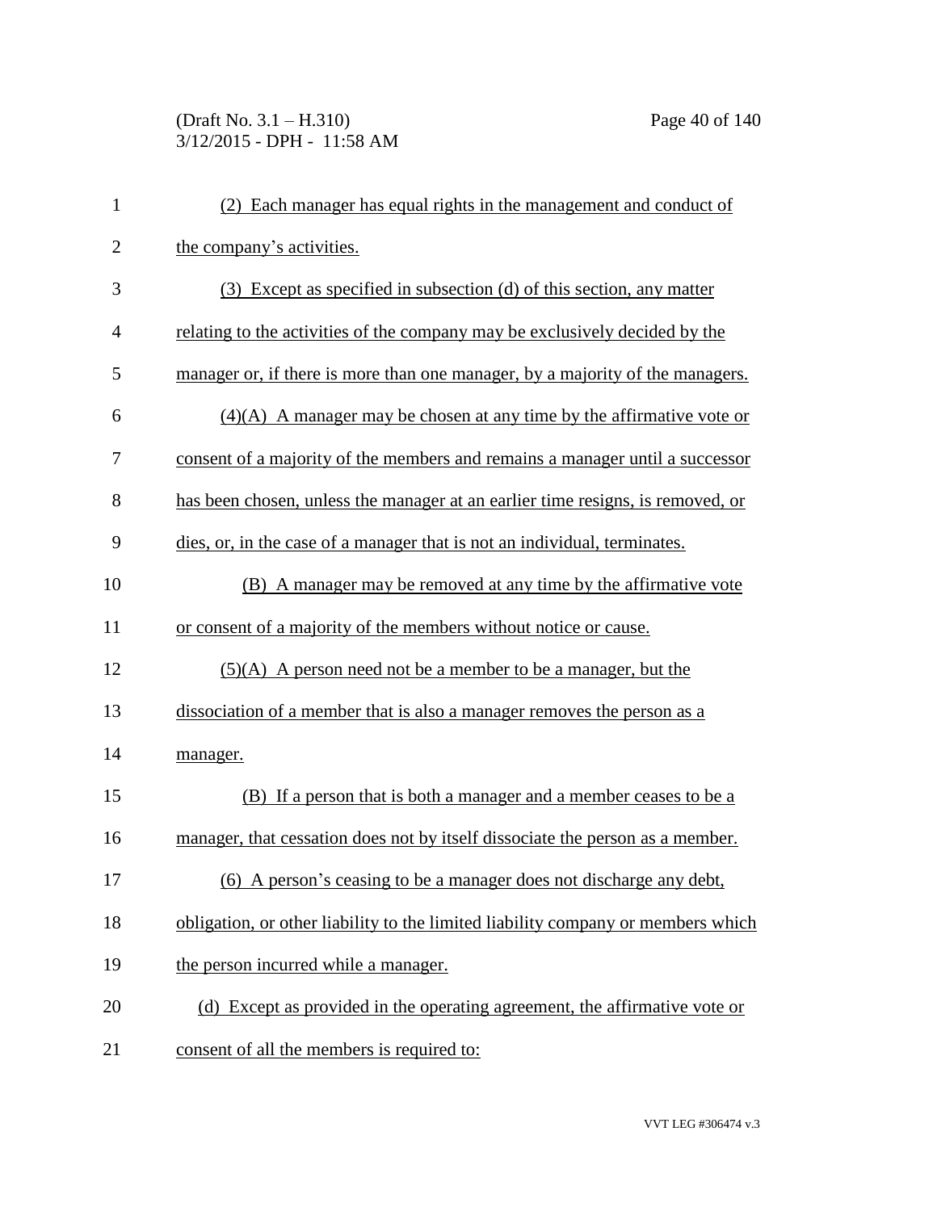(2) Each manager has equal rights in the management and conduct of the company's activities.

(3) Except as specified in subsection (d) of this section, any matter relating to the activities of the company may be exclusively decided by the manager or, if there is more than one manager, by a majority of the managers.

(4)(A) A manager may be chosen at any time by the affirmative vote or consent of a majority of the members and remains a manager until a successor has been chosen, unless the manager at an earlier time resigns, is removed, or dies, or, in the case of a manager that is not an individual, terminates.

(B) A manager may be removed at any time by the affirmative vote or consent of a majority of the members without notice or cause.

(5)(A) A person need not be a member to be a manager, but the dissociation of a member that is also a manager removes the person as a manager.

(B) If a person that is both a manager and a member ceases to be a manager, that cessation does not by itself dissociate the person as a member.

(6) A person's ceasing to be a manager does not discharge any debt, obligation, or other liability to the limited liability company or members which the person incurred while a manager.

(d) Except as provided in the operating agreement, the affirmative vote or consent of all the members is required to: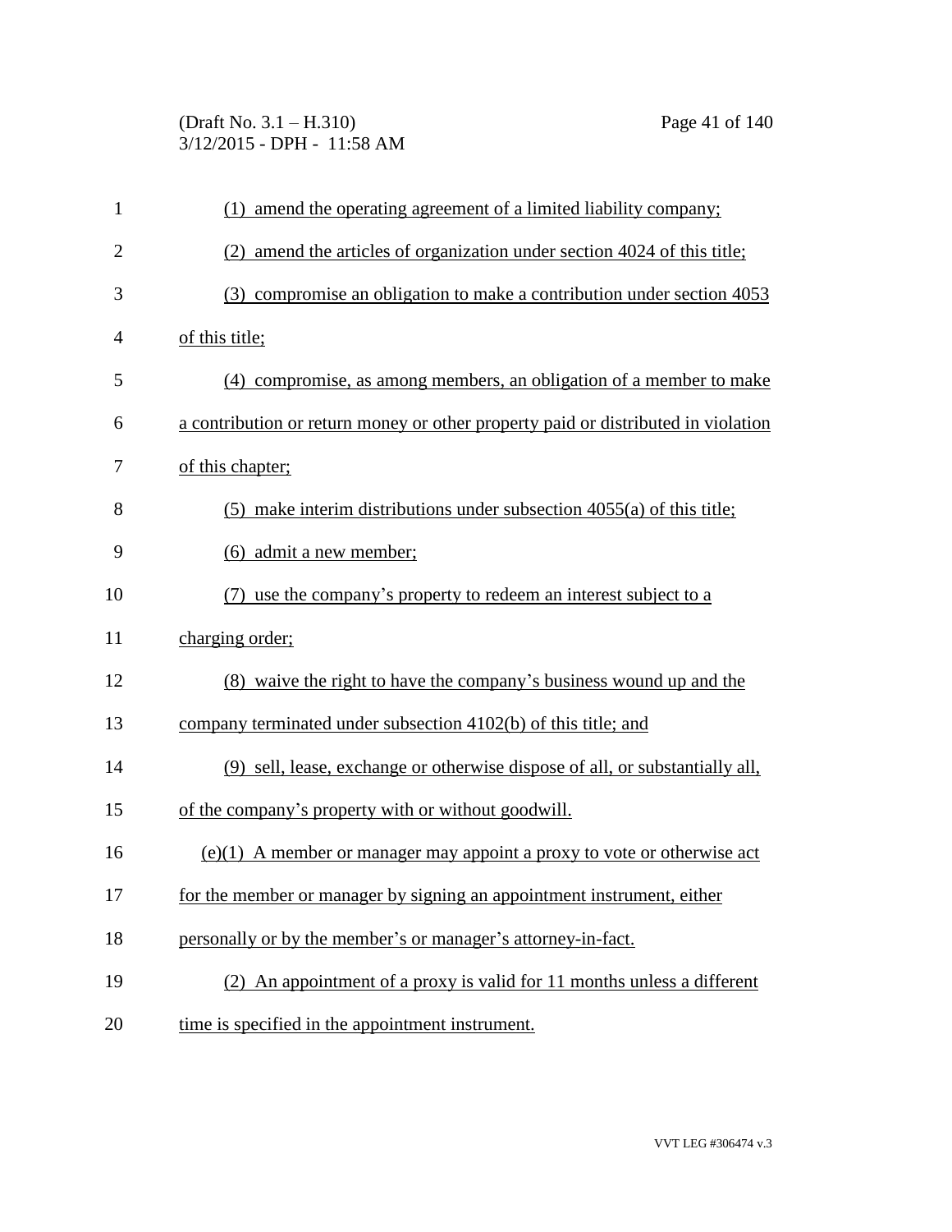(1) amend the operating agreement of a limited liability company;

(2) amend the articles of organization under section 4024 of this title;

(3) compromise an obligation to make a contribution under section 4053 of this title;

(4) compromise, as among members, an obligation of a member to make a contribution or return money or other property paid or distributed in violation of this chapter;

(5) make interim distributions under subsection 4055(a) of this title;

(6) admit a new member;

(7) use the company's property to redeem an interest subject to a charging order;

(8) waive the right to have the company's business wound up and the company terminated under subsection 4102(b) of this title; and

(9) sell, lease, exchange or otherwise dispose of all, or substantially all, of the company's property with or without goodwill.

(e)(1) A member or manager may appoint a proxy to vote or otherwise act for the member or manager by signing an appointment instrument, either personally or by the member's or manager's attorney-in-fact.

(2) An appointment of a proxy is valid for 11 months unless a different time is specified in the appointment instrument.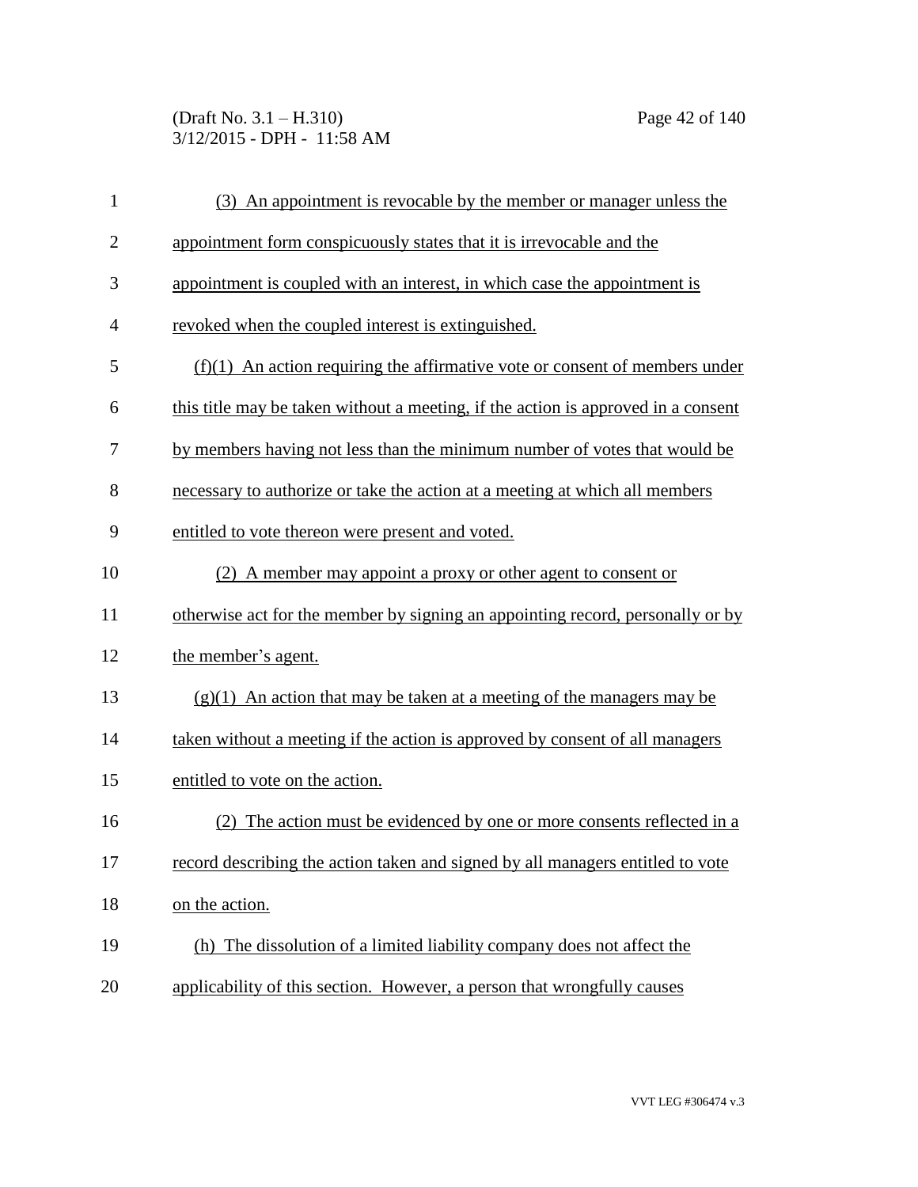(3) An appointment is revocable by the member or manager unless the appointment form conspicuously states that it is irrevocable and the appointment is coupled with an interest, in which case the appointment is revoked when the coupled interest is extinguished.

(f)(1) An action requiring the affirmative vote or consent of members under this title may be taken without a meeting, if the action is approved in a consent by members having not less than the minimum number of votes that would be necessary to authorize or take the action at a meeting at which all members entitled to vote thereon were present and voted.

(2) A member may appoint a proxy or other agent to consent or otherwise act for the member by signing an appointing record, personally or by the member's agent.

(g)(1) An action that may be taken at a meeting of the managers may be taken without a meeting if the action is approved by consent of all managers entitled to vote on the action.

(2) The action must be evidenced by one or more consents reflected in a record describing the action taken and signed by all managers entitled to vote on the action.

(h) The dissolution of a limited liability company does not affect the applicability of this section. However, a person that wrongfully causes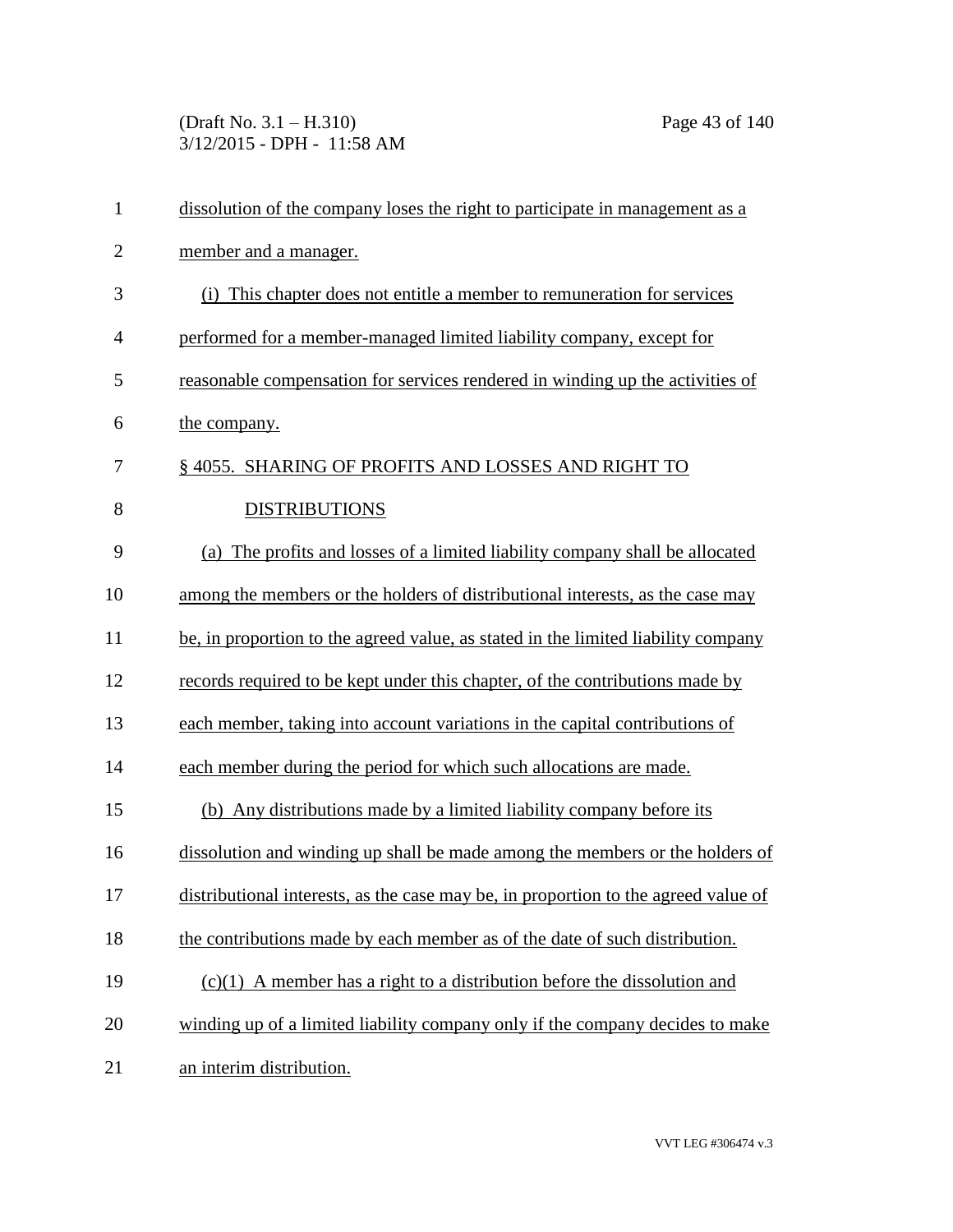dissolution of the company loses the right to participate in management as a member and a manager.

(i) This chapter does not entitle a member to remuneration for services performed for a member-managed limited liability company, except for reasonable compensation for services rendered in winding up the activities of the company.

§ 4055. SHARING OF PROFITS AND LOSSES AND RIGHT TO DISTRIBUTIONS

(a) The profits and losses of a limited liability company shall be allocated among the members or the holders of distributional interests, as the case may be, in proportion to the agreed value, as stated in the limited liability company records required to be kept under this chapter, of the contributions made by each member, taking into account variations in the capital contributions of each member during the period for which such allocations are made.

(b) Any distributions made by a limited liability company before its dissolution and winding up shall be made among the members or the holders of distributional interests, as the case may be, in proportion to the agreed value of the contributions made by each member as of the date of such distribution.

(c)(1) A member has a right to a distribution before the dissolution and winding up of a limited liability company only if the company decides to make an interim distribution.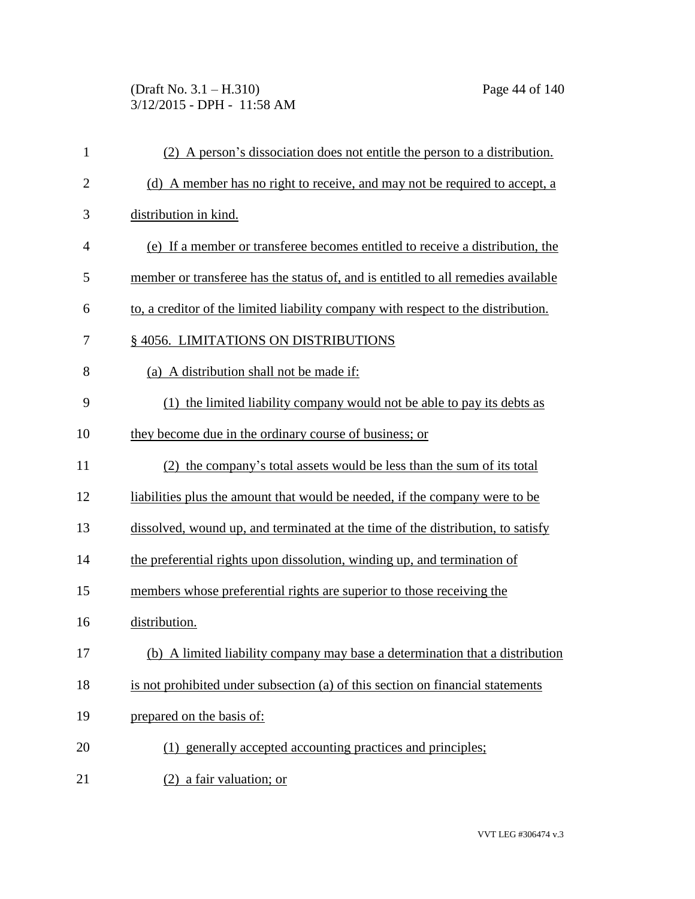(2) A person's dissociation does not entitle the person to a distribution.

(d) A member has no right to receive, and may not be required to accept, a distribution in kind.

(e) If a member or transferee becomes entitled to receive a distribution, the member or transferee has the status of, and is entitled to all remedies available to, a creditor of the limited liability company with respect to the distribution.

§ 4056. LIMITATIONS ON DISTRIBUTIONS

(a) A distribution shall not be made if:

(1) the limited liability company would not be able to pay its debts as they become due in the ordinary course of business; or

(2) the company's total assets would be less than the sum of its total liabilities plus the amount that would be needed, if the company were to be dissolved, wound up, and terminated at the time of the distribution, to satisfy the preferential rights upon dissolution, winding up, and termination of members whose preferential rights are superior to those receiving the distribution.

(b) A limited liability company may base a determination that a distribution is not prohibited under subsection (a) of this section on financial statements prepared on the basis of:

(1) generally accepted accounting practices and principles;

(2) a fair valuation; or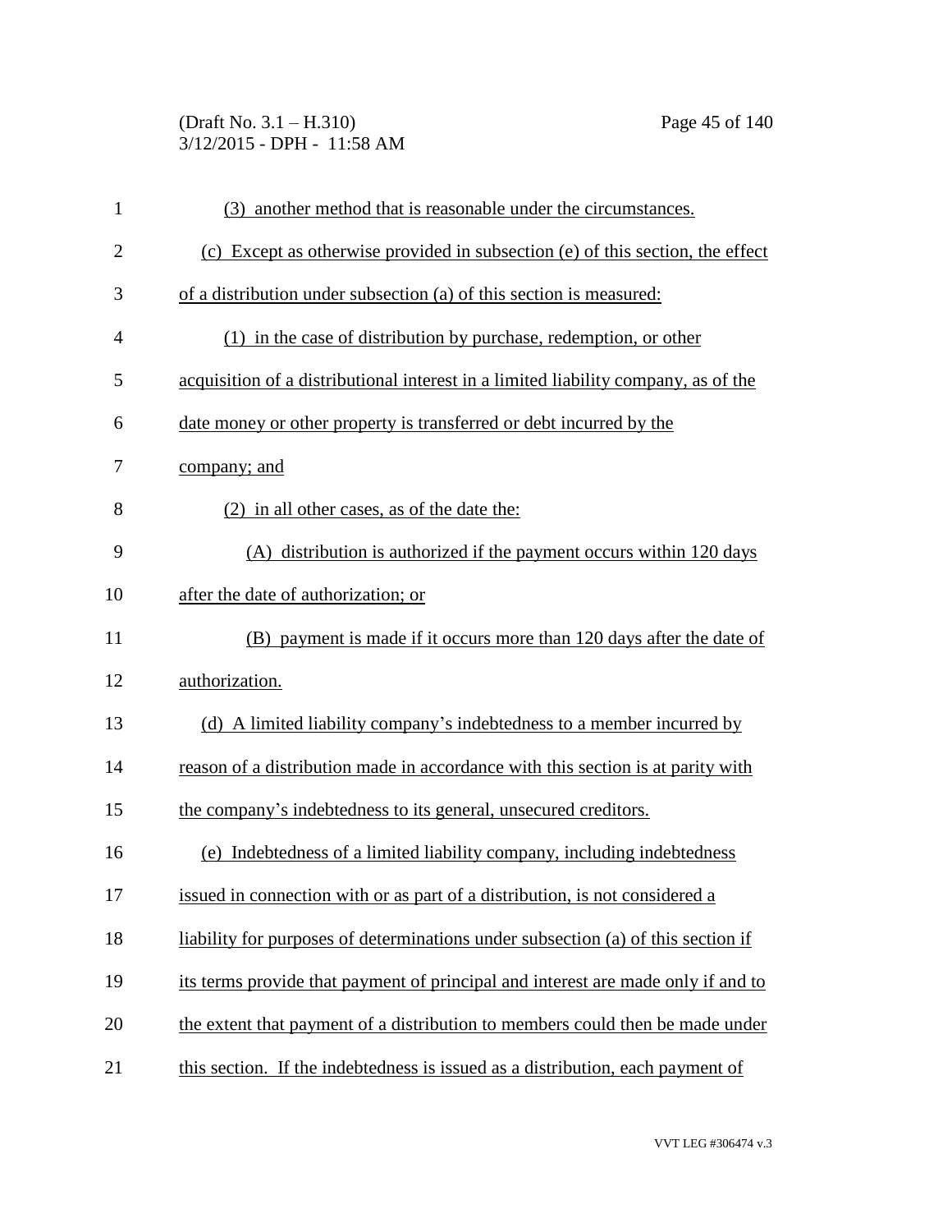(3) another method that is reasonable under the circumstances.

(c) Except as otherwise provided in subsection (e) of this section, the effect of a distribution under subsection (a) of this section is measured:

(1) in the case of distribution by purchase, redemption, or other acquisition of a distributional interest in a limited liability company, as of the date money or other property is transferred or debt incurred by the company; and

(2) in all other cases, as of the date the:

(A) distribution is authorized if the payment occurs within 120 days after the date of authorization; or

(B) payment is made if it occurs more than 120 days after the date of authorization.

(d) A limited liability company's indebtedness to a member incurred by reason of a distribution made in accordance with this section is at parity with the company's indebtedness to its general, unsecured creditors.

(e) Indebtedness of a limited liability company, including indebtedness issued in connection with or as part of a distribution, is not considered a liability for purposes of determinations under subsection (a) of this section if its terms provide that payment of principal and interest are made only if and to the extent that payment of a distribution to members could then be made under this section. If the indebtedness is issued as a distribution, each payment of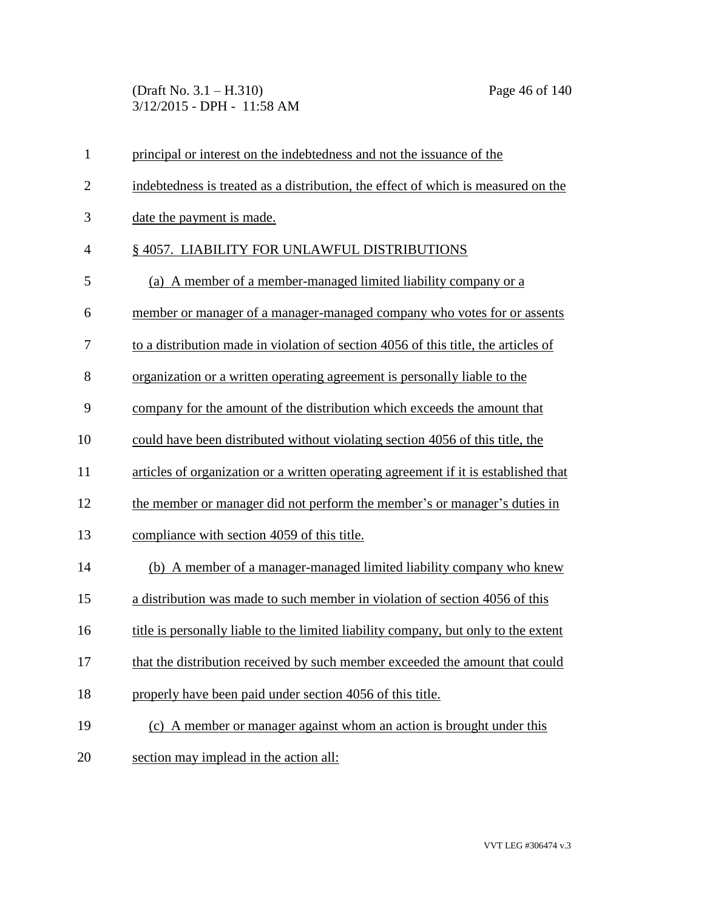principal or interest on the indebtedness and not the issuance of the indebtedness is treated as a distribution, the effect of which is measured on the date the payment is made.

§ 4057. LIABILITY FOR UNLAWFUL DISTRIBUTIONS

(a) A member of a member-managed limited liability company or a member or manager of a manager-managed company who votes for or assents to a distribution made in violation of section 4056 of this title, the articles of organization or a written operating agreement is personally liable to the company for the amount of the distribution which exceeds the amount that could have been distributed without violating section 4056 of this title, the articles of organization or a written operating agreement if it is established that the member or manager did not perform the member's or manager's duties in compliance with section 4059 of this title.

(b) A member of a manager-managed limited liability company who knew a distribution was made to such member in violation of section 4056 of this title is personally liable to the limited liability company, but only to the extent that the distribution received by such member exceeded the amount that could properly have been paid under section 4056 of this title.

(c) A member or manager against whom an action is brought under this section may implead in the action all: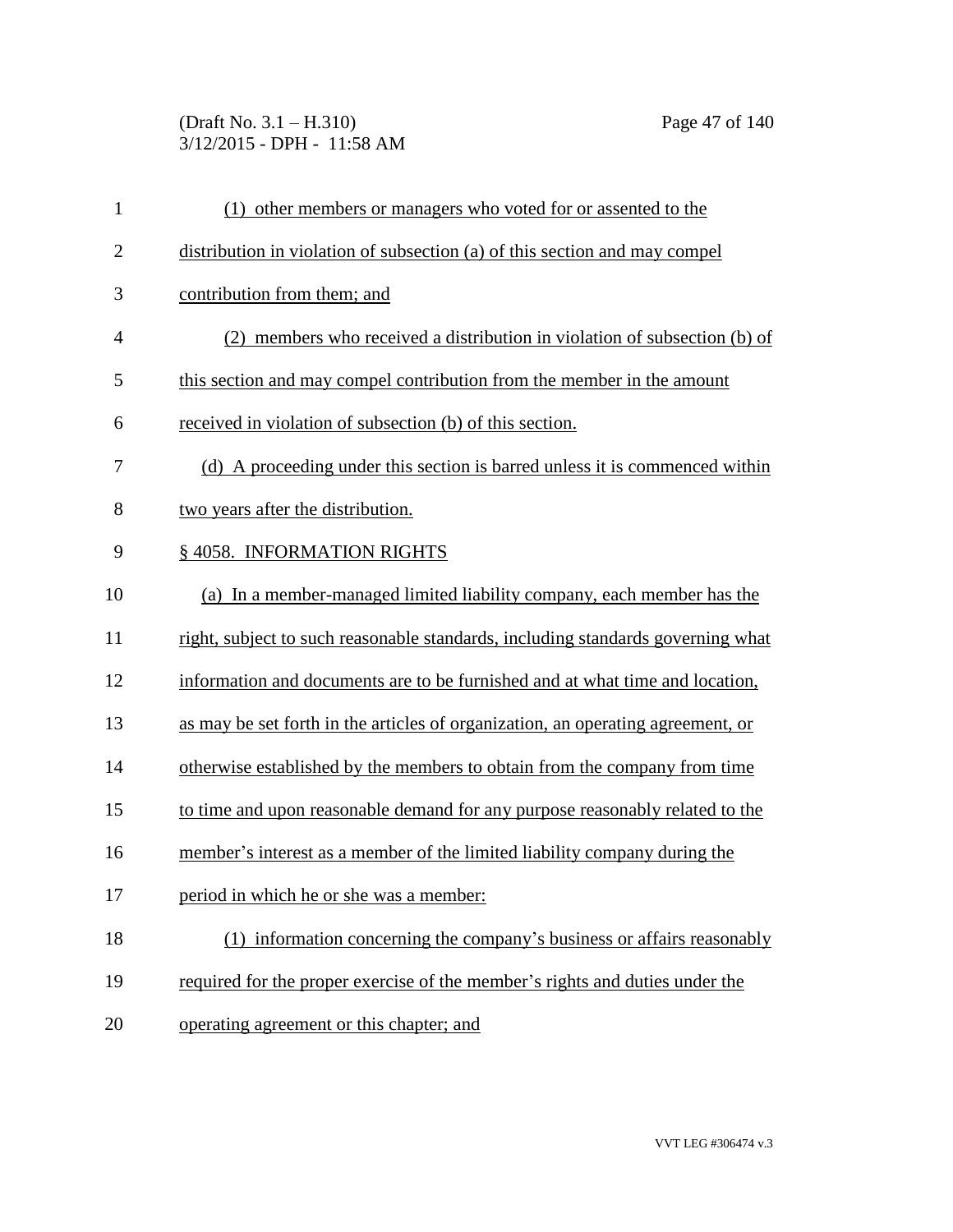(1) other members or managers who voted for or assented to the distribution in violation of subsection (a) of this section and may compel contribution from them; and

(2) members who received a distribution in violation of subsection (b) of this section and may compel contribution from the member in the amount received in violation of subsection (b) of this section.

(d) A proceeding under this section is barred unless it is commenced within two years after the distribution.

§ 4058. INFORMATION RIGHTS

(a) In a member-managed limited liability company, each member has the right, subject to such reasonable standards, including standards governing what information and documents are to be furnished and at what time and location, as may be set forth in the articles of organization, an operating agreement, or otherwise established by the members to obtain from the company from time to time and upon reasonable demand for any purpose reasonably related to the member's interest as a member of the limited liability company during the period in which he or she was a member:

(1) information concerning the company's business or affairs reasonably required for the proper exercise of the member's rights and duties under the operating agreement or this chapter; and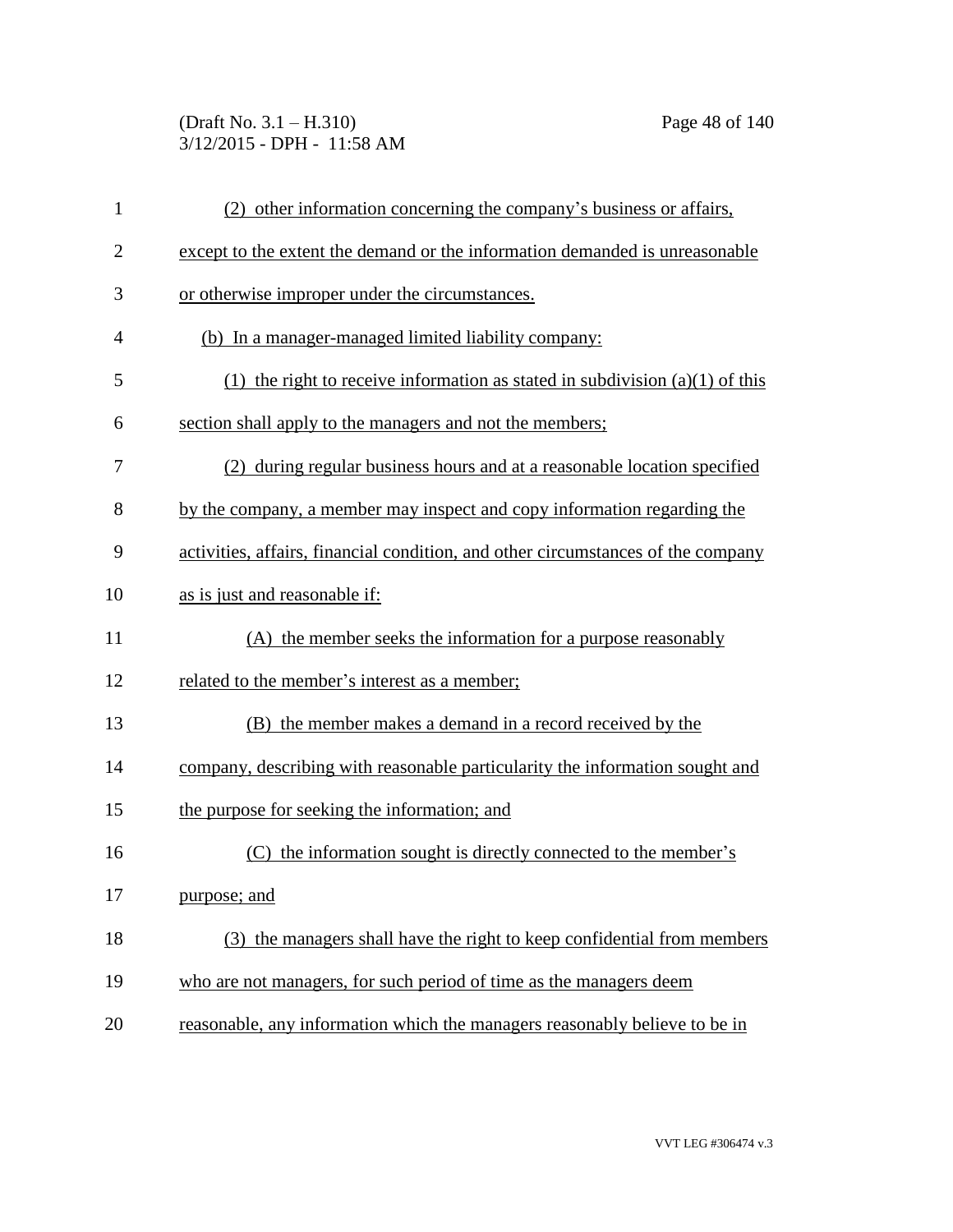(2) other information concerning the company's business or affairs, except to the extent the demand or the information demanded is unreasonable or otherwise improper under the circumstances.

(b) In a manager-managed limited liability company:

(1) the right to receive information as stated in subdivision (a)(1) of this section shall apply to the managers and not the members;

(2) during regular business hours and at a reasonable location specified by the company, a member may inspect and copy information regarding the activities, affairs, financial condition, and other circumstances of the company as is just and reasonable if:

(A) the member seeks the information for a purpose reasonably related to the member's interest as a member;

(B) the member makes a demand in a record received by the company, describing with reasonable particularity the information sought and the purpose for seeking the information; and

(C) the information sought is directly connected to the member's purpose; and

(3) the managers shall have the right to keep confidential from members who are not managers, for such period of time as the managers deem reasonable, any information which the managers reasonably believe to be in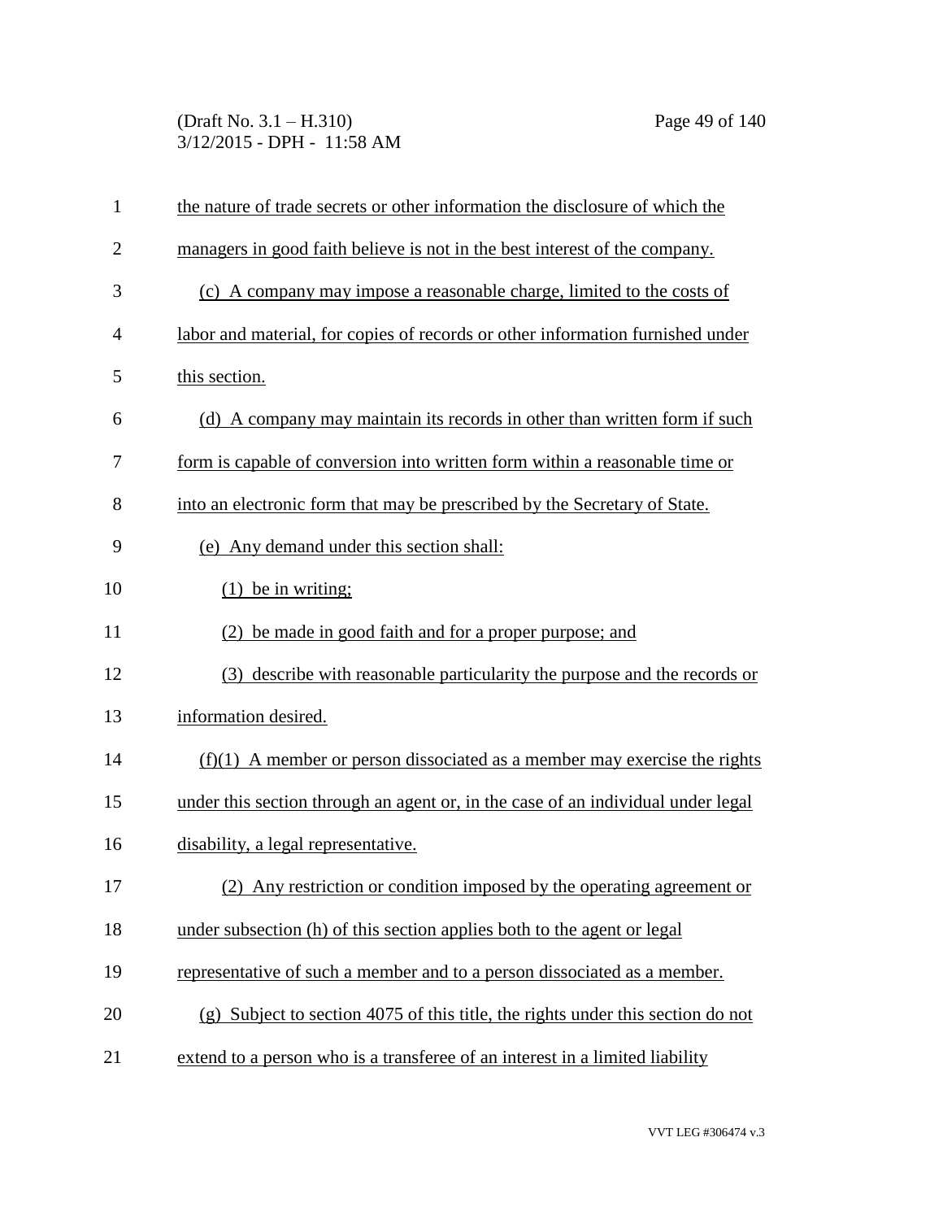the nature of trade secrets or other information the disclosure of which the managers in good faith believe is not in the best interest of the company.

(c) A company may impose a reasonable charge, limited to the costs of labor and material, for copies of records or other information furnished under this section.

(d) A company may maintain its records in other than written form if such form is capable of conversion into written form within a reasonable time or into an electronic form that may be prescribed by the Secretary of State.

(e) Any demand under this section shall:

(1) be in writing;

(2) be made in good faith and for a proper purpose; and

(3) describe with reasonable particularity the purpose and the records or information desired.

(f)(1) A member or person dissociated as a member may exercise the rights under this section through an agent or, in the case of an individual under legal disability, a legal representative.

(2) Any restriction or condition imposed by the operating agreement or under subsection (h) of this section applies both to the agent or legal representative of such a member and to a person dissociated as a member.

(g) Subject to section 4075 of this title, the rights under this section do not extend to a person who is a transferee of an interest in a limited liability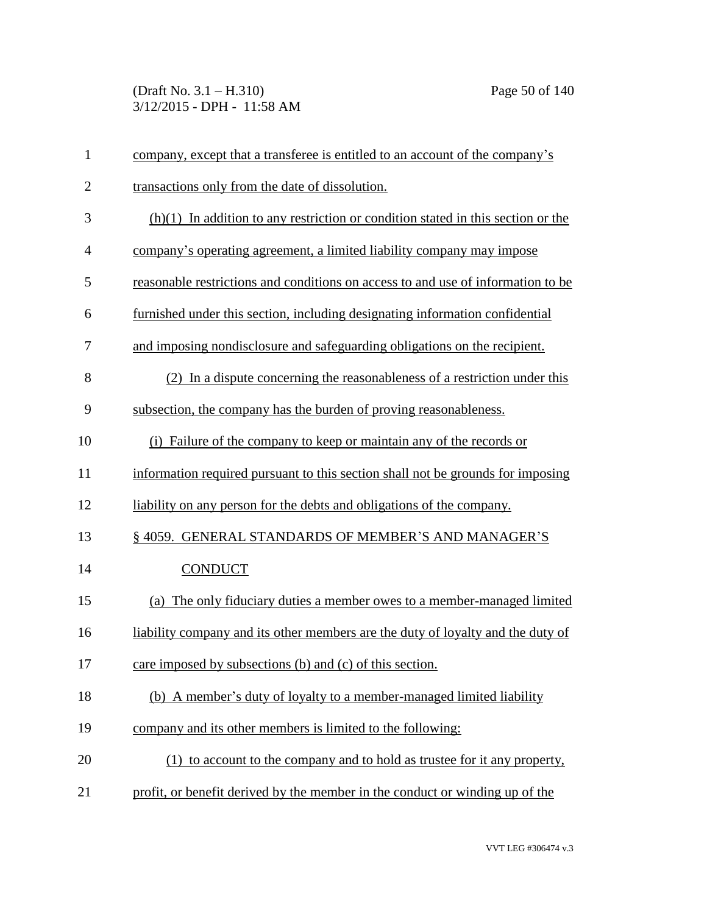company, except that a transferee is entitled to an account of the company's transactions only from the date of dissolution.

(h)(1) In addition to any restriction or condition stated in this section or the company's operating agreement, a limited liability company may impose reasonable restrictions and conditions on access to and use of information to be furnished under this section, including designating information confidential and imposing nondisclosure and safeguarding obligations on the recipient.

(2) In a dispute concerning the reasonableness of a restriction under this subsection, the company has the burden of proving reasonableness.

(i) Failure of the company to keep or maintain any of the records or information required pursuant to this section shall not be grounds for imposing liability on any person for the debts and obligations of the company.

## § 4059. GENERAL STANDARDS OF MEMBER'S AND MANAGER'S CONDUCT

(a) The only fiduciary duties a member owes to a member-managed limited liability company and its other members are the duty of loyalty and the duty of care imposed by subsections (b) and (c) of this section.

(b) A member's duty of loyalty to a member-managed limited liability company and its other members is limited to the following:

(1) to account to the company and to hold as trustee for it any property, profit, or benefit derived by the member in the conduct or winding up of the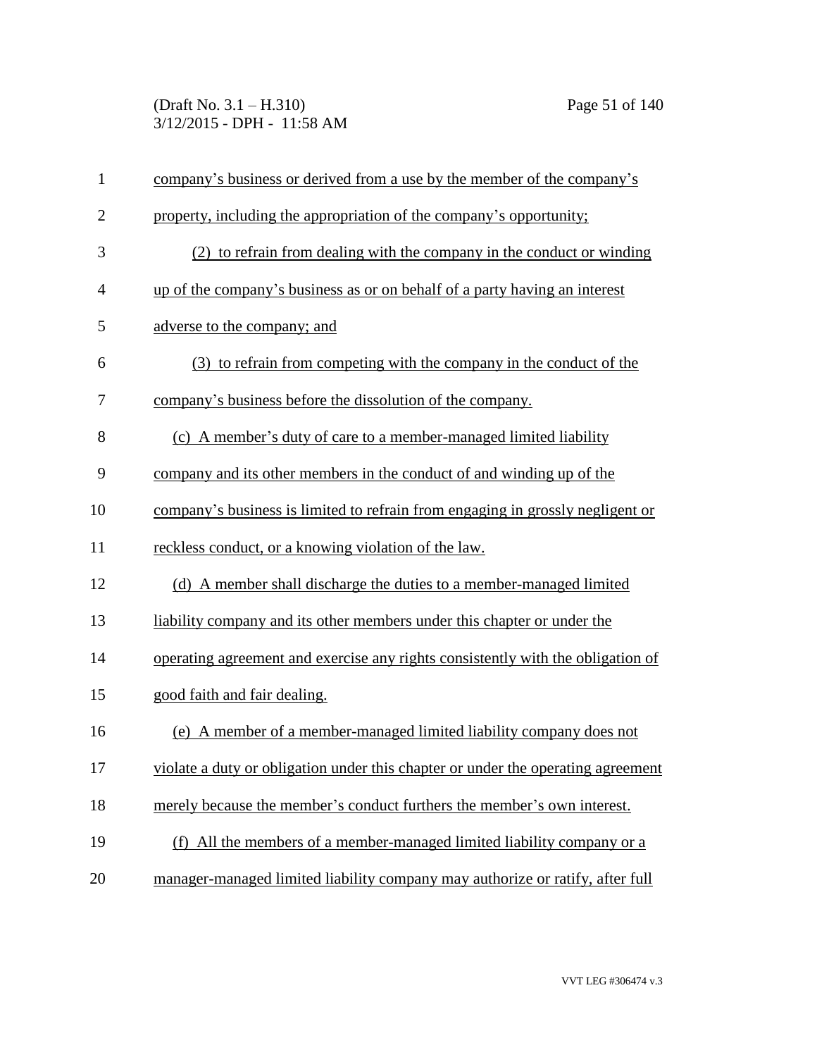company's business or derived from a use by the member of the company's property, including the appropriation of the company's opportunity;

(2) to refrain from dealing with the company in the conduct or winding up of the company's business as or on behalf of a party having an interest adverse to the company; and

(3) to refrain from competing with the company in the conduct of the company's business before the dissolution of the company.

(c) A member's duty of care to a member-managed limited liability company and its other members in the conduct of and winding up of the company's business is limited to refrain from engaging in grossly negligent or reckless conduct, or a knowing violation of the law.

(d) A member shall discharge the duties to a member-managed limited liability company and its other members under this chapter or under the operating agreement and exercise any rights consistently with the obligation of good faith and fair dealing.

(e) A member of a member-managed limited liability company does not violate a duty or obligation under this chapter or under the operating agreement merely because the member's conduct furthers the member's own interest.

(f) All the members of a member-managed limited liability company or a manager-managed limited liability company may authorize or ratify, after full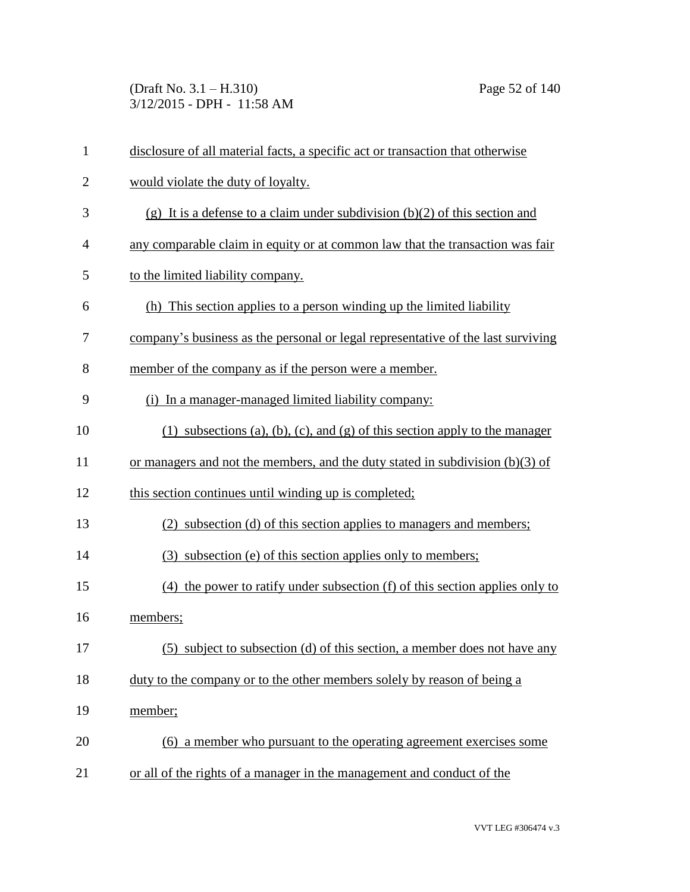disclosure of all material facts, a specific act or transaction that otherwise would violate the duty of loyalty.

(g) It is a defense to a claim under subdivision (b)(2) of this section and any comparable claim in equity or at common law that the transaction was fair to the limited liability company.

(h) This section applies to a person winding up the limited liability company's business as the personal or legal representative of the last surviving member of the company as if the person were a member.

(i) In a manager-managed limited liability company:

(1) subsections (a), (b), (c), and (g) of this section apply to the manager or managers and not the members, and the duty stated in subdivision (b)(3) of this section continues until winding up is completed;

(2) subsection (d) of this section applies to managers and members;

(3) subsection (e) of this section applies only to members;

(4) the power to ratify under subsection (f) of this section applies only to members;

(5) subject to subsection (d) of this section, a member does not have any duty to the company or to the other members solely by reason of being a member;

(6) a member who pursuant to the operating agreement exercises some or all of the rights of a manager in the management and conduct of the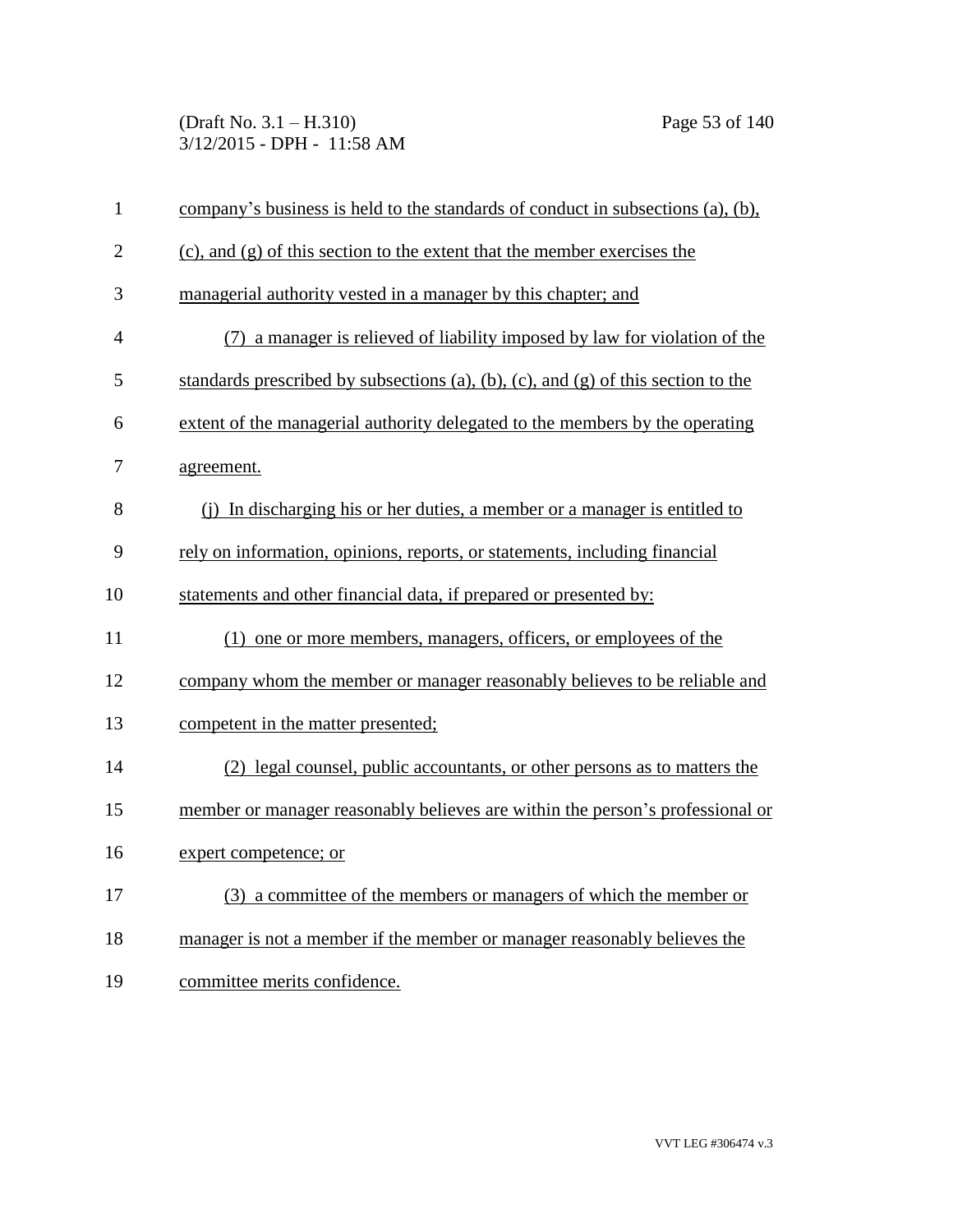company's business is held to the standards of conduct in subsections (a), (b), (c), and (g) of this section to the extent that the member exercises the managerial authority vested in a manager by this chapter; and

(7) a manager is relieved of liability imposed by law for violation of the standards prescribed by subsections (a), (b), (c), and (g) of this section to the extent of the managerial authority delegated to the members by the operating agreement.

(j) In discharging his or her duties, a member or a manager is entitled to rely on information, opinions, reports, or statements, including financial statements and other financial data, if prepared or presented by:

(1) one or more members, managers, officers, or employees of the company whom the member or manager reasonably believes to be reliable and competent in the matter presented;

(2) legal counsel, public accountants, or other persons as to matters the member or manager reasonably believes are within the person's professional or expert competence; or

(3) a committee of the members or managers of which the member or manager is not a member if the member or manager reasonably believes the committee merits confidence.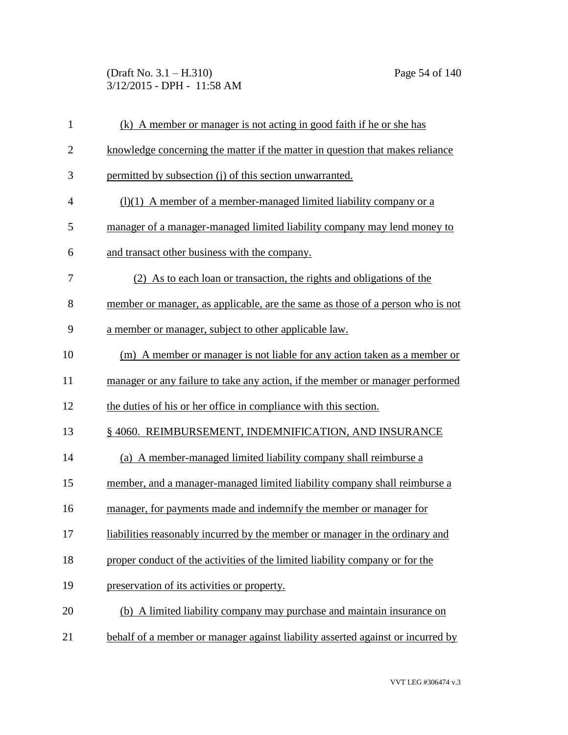(k) A member or manager is not acting in good faith if he or she has knowledge concerning the matter if the matter in question that makes reliance permitted by subsection (j) of this section unwarranted.

(l)(1) A member of a member-managed limited liability company or a manager of a manager-managed limited liability company may lend money to and transact other business with the company.

(2) As to each loan or transaction, the rights and obligations of the member or manager, as applicable, are the same as those of a person who is not a member or manager, subject to other applicable law.

(m) A member or manager is not liable for any action taken as a member or manager or any failure to take any action, if the member or manager performed the duties of his or her office in compliance with this section.

§ 4060. REIMBURSEMENT, INDEMNIFICATION, AND INSURANCE

(a) A member-managed limited liability company shall reimburse a member, and a manager-managed limited liability company shall reimburse a manager, for payments made and indemnify the member or manager for liabilities reasonably incurred by the member or manager in the ordinary and proper conduct of the activities of the limited liability company or for the preservation of its activities or property.

(b) A limited liability company may purchase and maintain insurance on behalf of a member or manager against liability asserted against or incurred by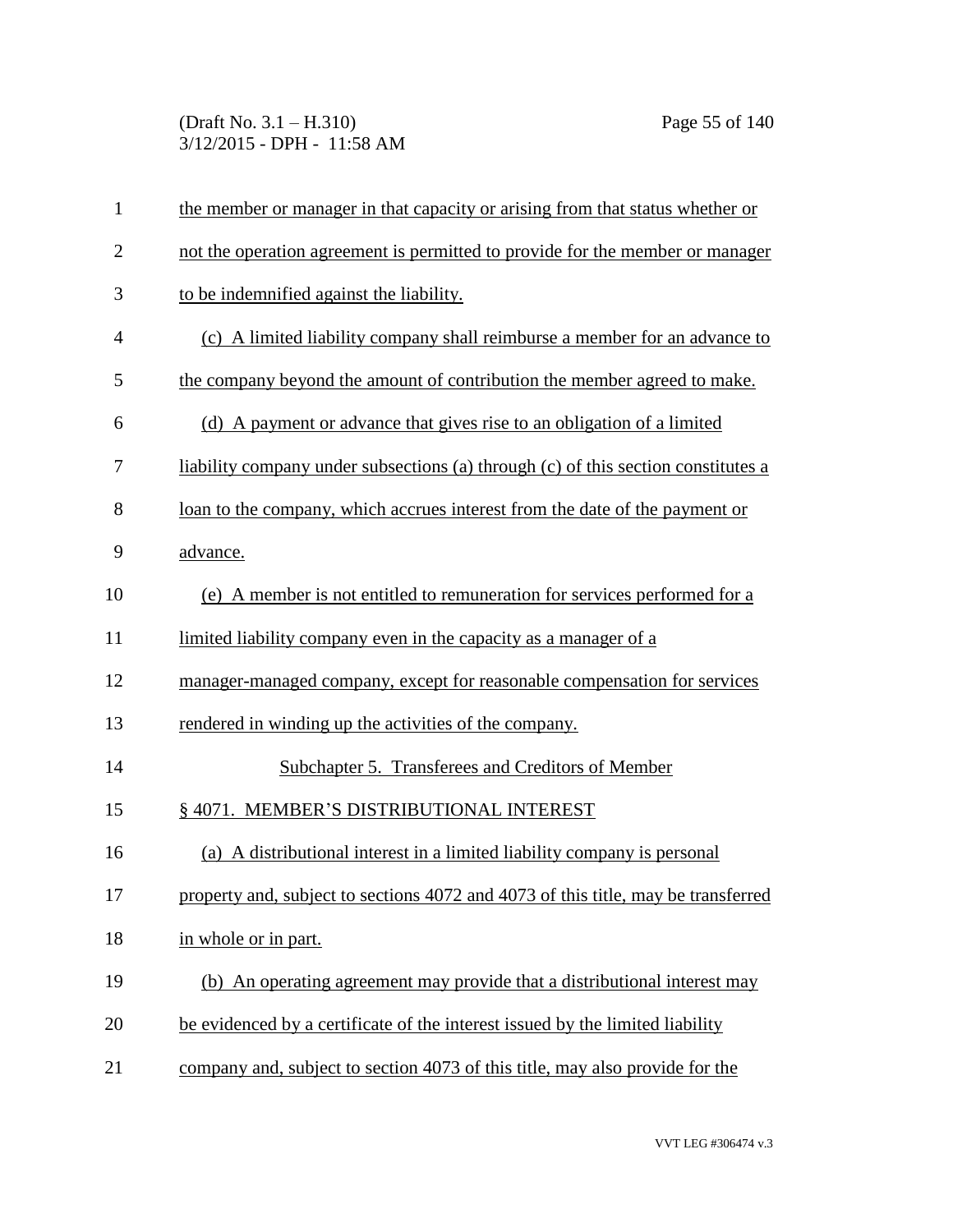the member or manager in that capacity or arising from that status whether or not the operation agreement is permitted to provide for the member or manager to be indemnified against the liability.

(c) A limited liability company shall reimburse a member for an advance to the company beyond the amount of contribution the member agreed to make.

(d) A payment or advance that gives rise to an obligation of a limited liability company under subsections (a) through (c) of this section constitutes a loan to the company, which accrues interest from the date of the payment or advance.

(e) A member is not entitled to remuneration for services performed for a limited liability company even in the capacity as a manager of a manager-managed company, except for reasonable compensation for services rendered in winding up the activities of the company.

## Subchapter 5. Transferees and Creditors of Member

### § 4071. MEMBER'S DISTRIBUTIONAL INTEREST

(a) A distributional interest in a limited liability company is personal property and, subject to sections 4072 and 4073 of this title, may be transferred in whole or in part.

(b) An operating agreement may provide that a distributional interest may be evidenced by a certificate of the interest issued by the limited liability company and, subject to section 4073 of this title, may also provide for the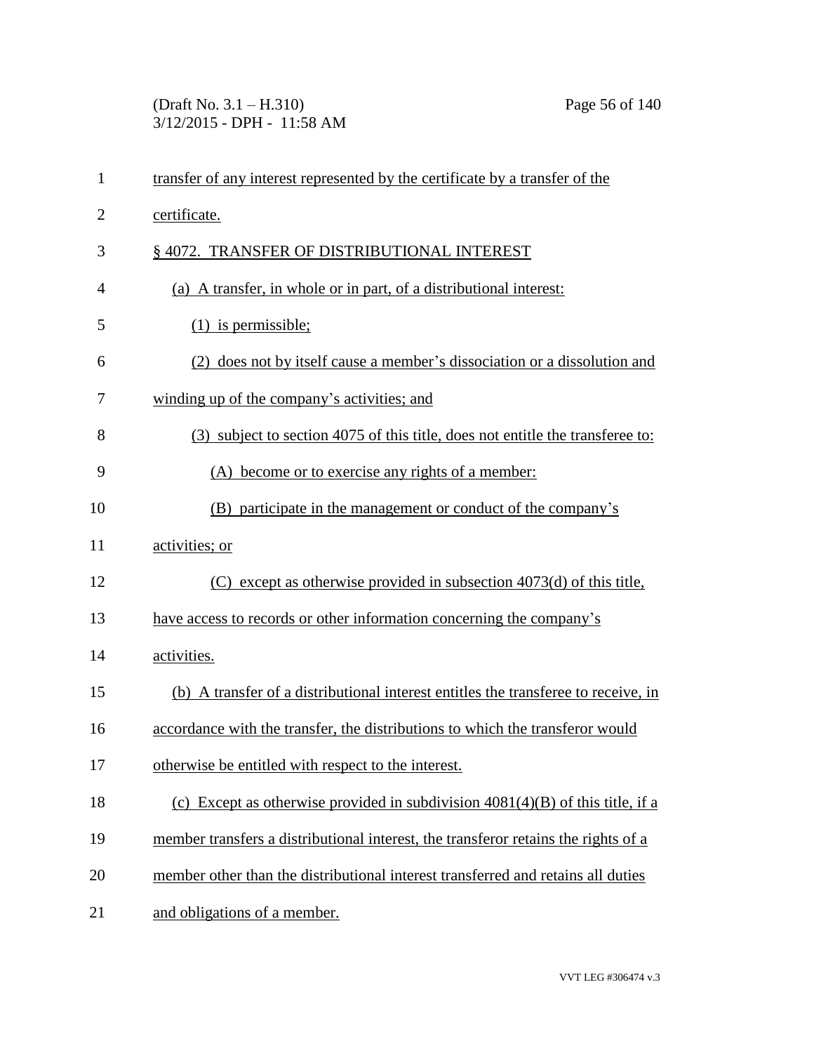transfer of any interest represented by the certificate by a transfer of the certificate.

§ 4072. TRANSFER OF DISTRIBUTIONAL INTEREST

(a) A transfer, in whole or in part, of a distributional interest:

(1) is permissible;

(2) does not by itself cause a member's dissociation or a dissolution and winding up of the company's activities; and

(3) subject to section 4075 of this title, does not entitle the transferee to:

(A) become or to exercise any rights of a member:

(B) participate in the management or conduct of the company's activities; or

(C) except as otherwise provided in subsection 4073(d) of this title, have access to records or other information concerning the company's activities.

(b) A transfer of a distributional interest entitles the transferee to receive, in accordance with the transfer, the distributions to which the transferor would otherwise be entitled with respect to the interest.

(c) Except as otherwise provided in subdivision 4081(4)(B) of this title, if a member transfers a distributional interest, the transferor retains the rights of a member other than the distributional interest transferred and retains all duties and obligations of a member.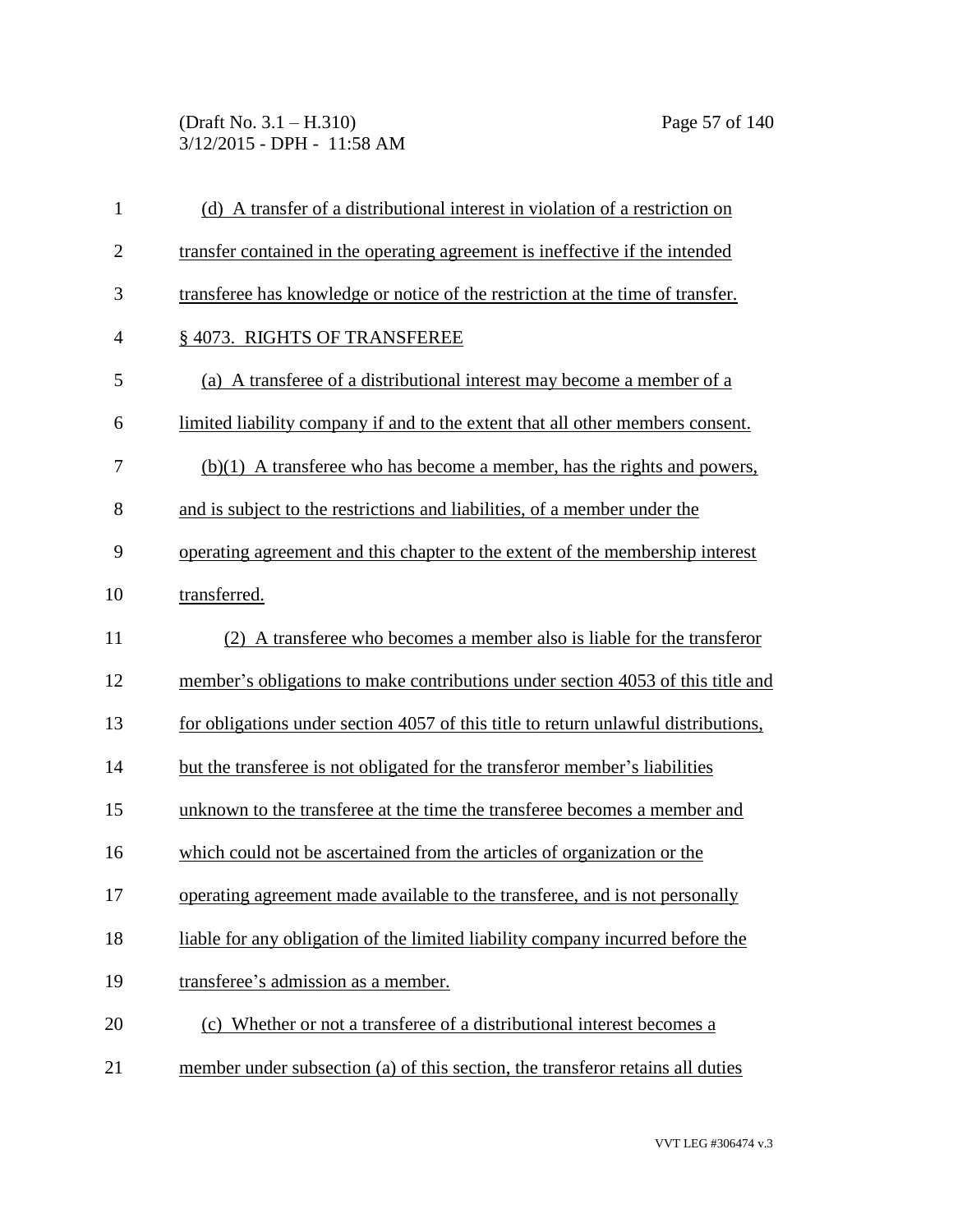(d) A transfer of a distributional interest in violation of a restriction on transfer contained in the operating agreement is ineffective if the intended transferee has knowledge or notice of the restriction at the time of transfer.

§ 4073. RIGHTS OF TRANSFEREE

(a) A transferee of a distributional interest may become a member of a limited liability company if and to the extent that all other members consent.

(b)(1) A transferee who has become a member, has the rights and powers, and is subject to the restrictions and liabilities, of a member under the operating agreement and this chapter to the extent of the membership interest transferred.

(2) A transferee who becomes a member also is liable for the transferor member's obligations to make contributions under section 4053 of this title and for obligations under section 4057 of this title to return unlawful distributions, but the transferee is not obligated for the transferor member's liabilities unknown to the transferee at the time the transferee becomes a member and which could not be ascertained from the articles of organization or the operating agreement made available to the transferee, and is not personally liable for any obligation of the limited liability company incurred before the transferee's admission as a member.

(c) Whether or not a transferee of a distributional interest becomes a member under subsection (a) of this section, the transferor retains all duties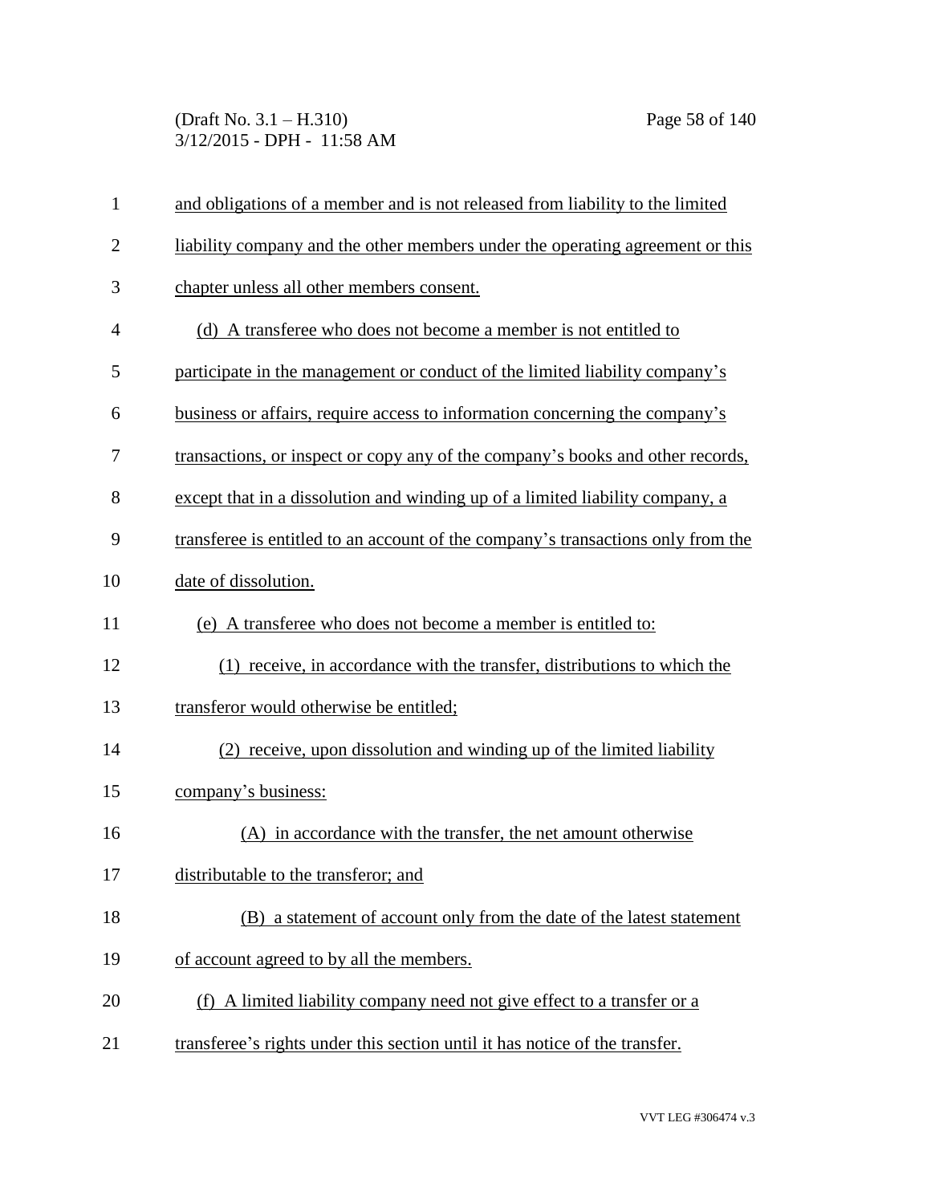and obligations of a member and is not released from liability to the limited liability company and the other members under the operating agreement or this chapter unless all other members consent.

(d) A transferee who does not become a member is not entitled to participate in the management or conduct of the limited liability company's business or affairs, require access to information concerning the company's transactions, or inspect or copy any of the company's books and other records, except that in a dissolution and winding up of a limited liability company, a transferee is entitled to an account of the company's transactions only from the date of dissolution.

(e) A transferee who does not become a member is entitled to:

(1) receive, in accordance with the transfer, distributions to which the transferor would otherwise be entitled;

(2) receive, upon dissolution and winding up of the limited liability company's business:

(A) in accordance with the transfer, the net amount otherwise distributable to the transferor; and

(B) a statement of account only from the date of the latest statement of account agreed to by all the members.

(f) A limited liability company need not give effect to a transfer or a transferee's rights under this section until it has notice of the transfer.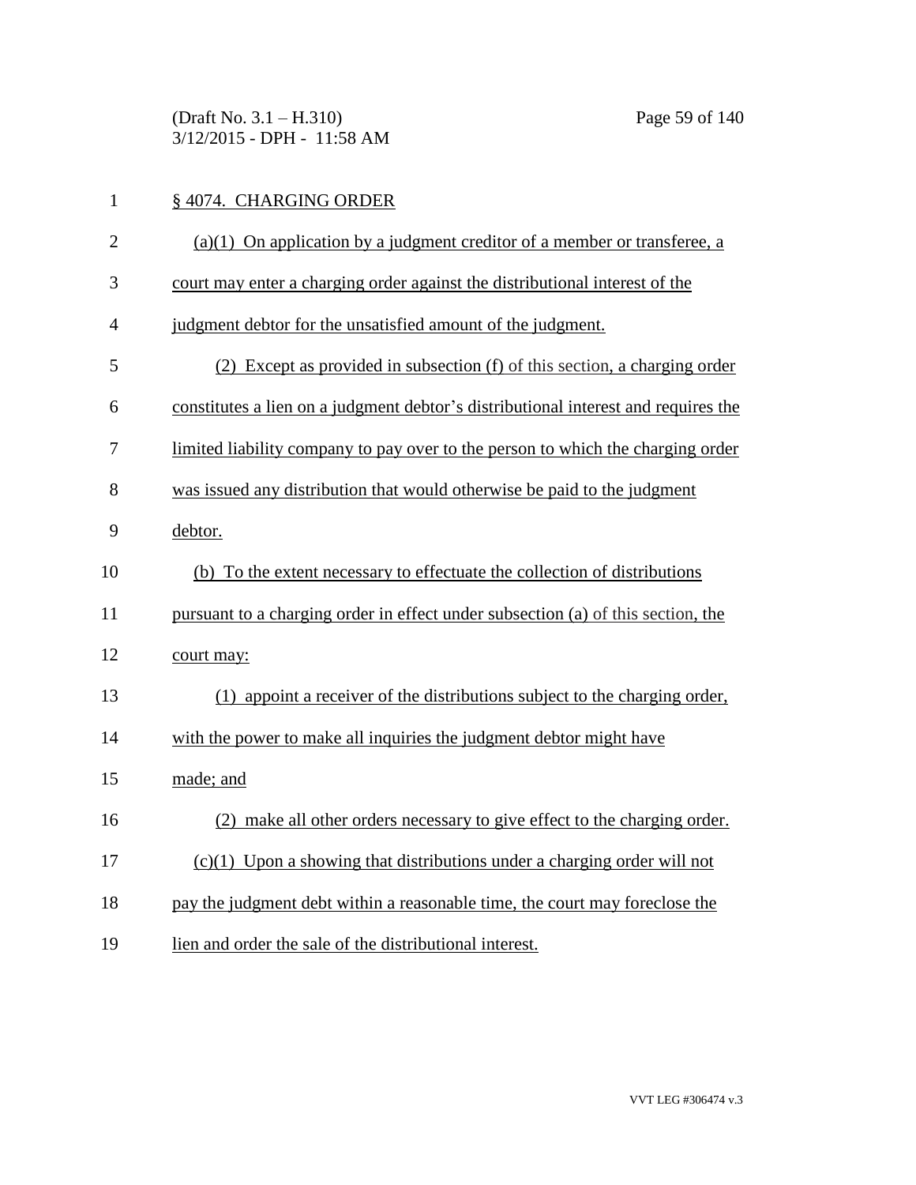## § 4074. CHARGING ORDER

(a)(1) On application by a judgment creditor of a member or transferee, a court may enter a charging order against the distributional interest of the judgment debtor for the unsatisfied amount of the judgment.

(2) Except as provided in subsection (f) of this section, a charging order constitutes a lien on a judgment debtor's distributional interest and requires the limited liability company to pay over to the person to which the charging order was issued any distribution that would otherwise be paid to the judgment debtor.

(b) To the extent necessary to effectuate the collection of distributions pursuant to a charging order in effect under subsection (a) of this section, the court may:

(1) appoint a receiver of the distributions subject to the charging order, with the power to make all inquiries the judgment debtor might have made; and

(2) make all other orders necessary to give effect to the charging order.

(c)(1) Upon a showing that distributions under a charging order will not pay the judgment debt within a reasonable time, the court may foreclose the lien and order the sale of the distributional interest.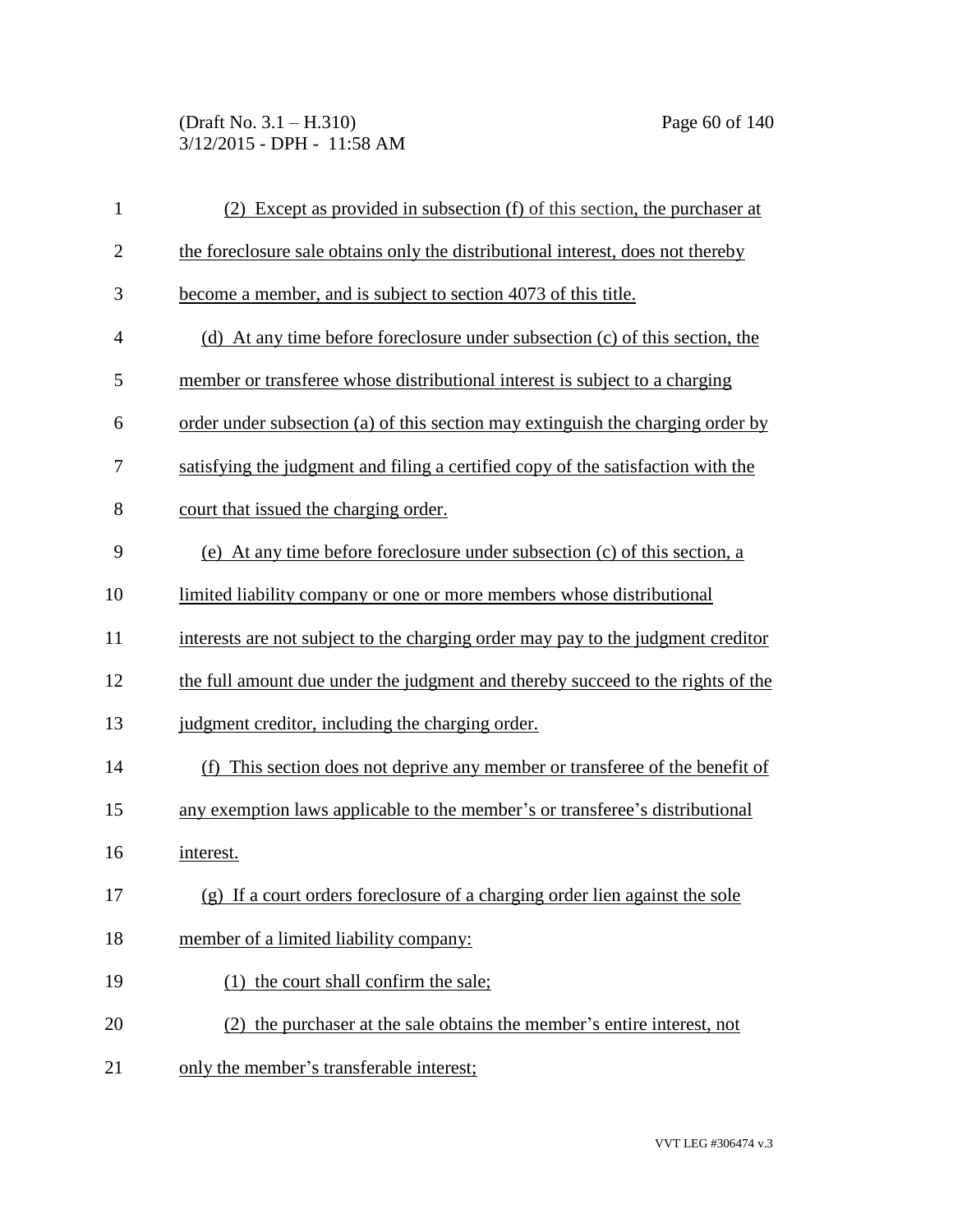(2) Except as provided in subsection (f) of this section, the purchaser at the foreclosure sale obtains only the distributional interest, does not thereby become a member, and is subject to section 4073 of this title.

(d) At any time before foreclosure under subsection (c) of this section, the member or transferee whose distributional interest is subject to a charging order under subsection (a) of this section may extinguish the charging order by satisfying the judgment and filing a certified copy of the satisfaction with the court that issued the charging order.

(e) At any time before foreclosure under subsection (c) of this section, a limited liability company or one or more members whose distributional interests are not subject to the charging order may pay to the judgment creditor the full amount due under the judgment and thereby succeed to the rights of the judgment creditor, including the charging order.

(f) This section does not deprive any member or transferee of the benefit of any exemption laws applicable to the member's or transferee's distributional interest.

(g) If a court orders foreclosure of a charging order lien against the sole member of a limited liability company:

(1) the court shall confirm the sale;

(2) the purchaser at the sale obtains the member's entire interest, not only the member's transferable interest;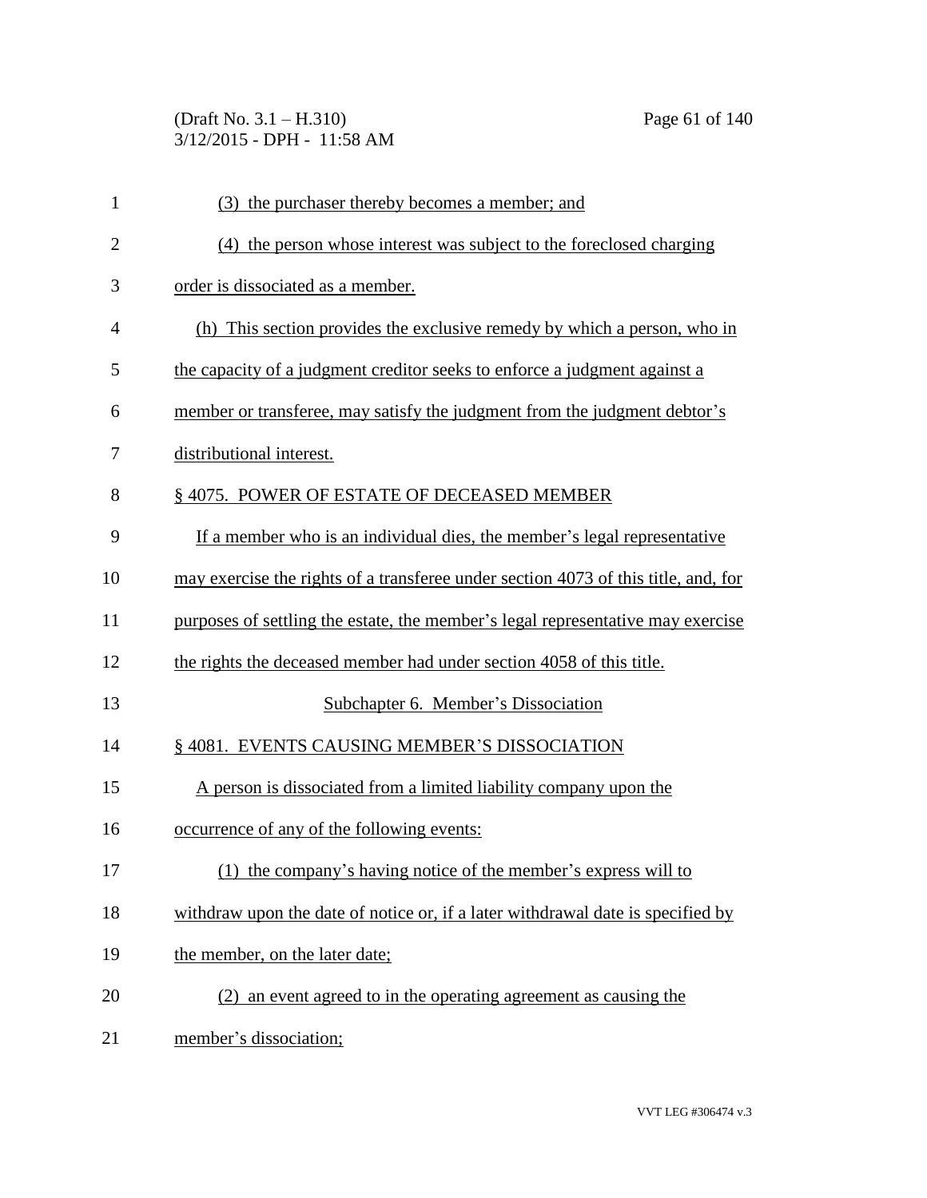(3) the purchaser thereby becomes a member; and

(4) the person whose interest was subject to the foreclosed charging order is dissociated as a member.

(h) This section provides the exclusive remedy by which a person, who in the capacity of a judgment creditor seeks to enforce a judgment against a member or transferee, may satisfy the judgment from the judgment debtor's distributional interest.

§ 4075. POWER OF ESTATE OF DECEASED MEMBER

If a member who is an individual dies, the member's legal representative may exercise the rights of a transferee under section 4073 of this title, and, for purposes of settling the estate, the member's legal representative may exercise the rights the deceased member had under section 4058 of this title.

Subchapter 6. Member's Dissociation

§ 4081. EVENTS CAUSING MEMBER'S DISSOCIATION

A person is dissociated from a limited liability company upon the occurrence of any of the following events:

(1) the company's having notice of the member's express will to withdraw upon the date of notice or, if a later withdrawal date is specified by the member, on the later date;

(2) an event agreed to in the operating agreement as causing the member's dissociation;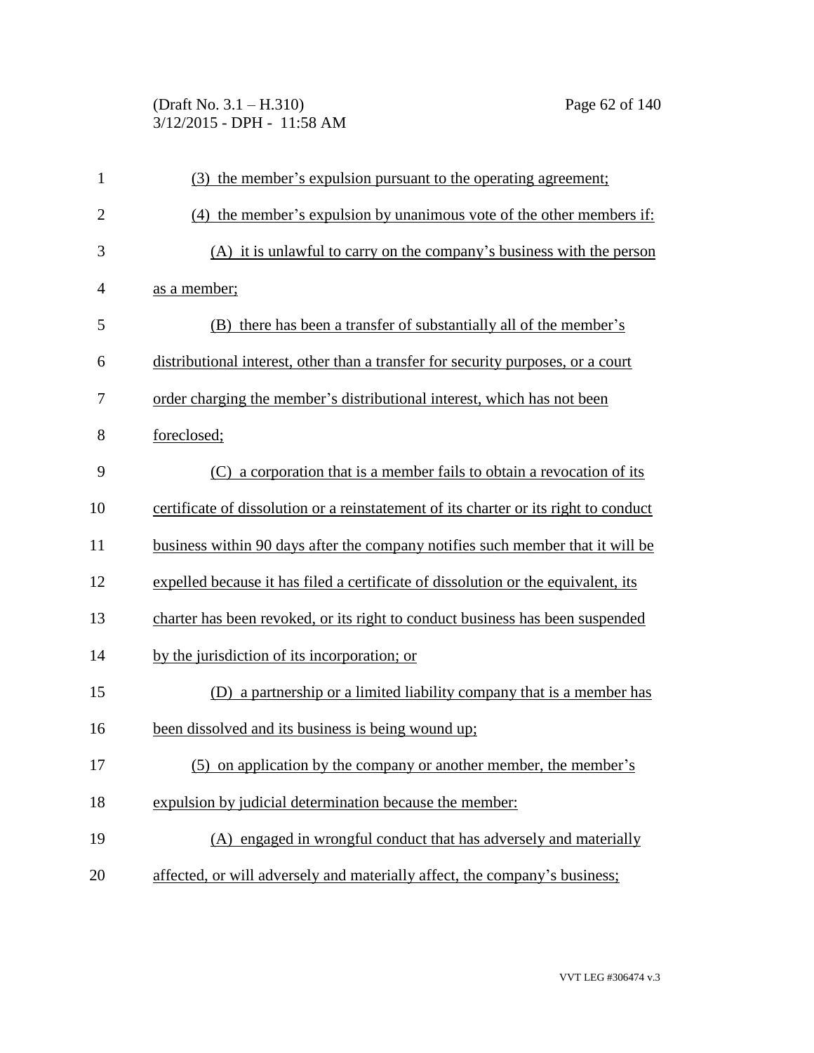(3) the member's expulsion pursuant to the operating agreement;

(4) the member's expulsion by unanimous vote of the other members if:

(A) it is unlawful to carry on the company's business with the person as a member;

(B) there has been a transfer of substantially all of the member's distributional interest, other than a transfer for security purposes, or a court order charging the member's distributional interest, which has not been foreclosed;

(C) a corporation that is a member fails to obtain a revocation of its certificate of dissolution or a reinstatement of its charter or its right to conduct business within 90 days after the company notifies such member that it will be expelled because it has filed a certificate of dissolution or the equivalent, its charter has been revoked, or its right to conduct business has been suspended by the jurisdiction of its incorporation; or

(D) a partnership or a limited liability company that is a member has been dissolved and its business is being wound up;

(5) on application by the company or another member, the member's expulsion by judicial determination because the member:

(A) engaged in wrongful conduct that has adversely and materially affected, or will adversely and materially affect, the company's business;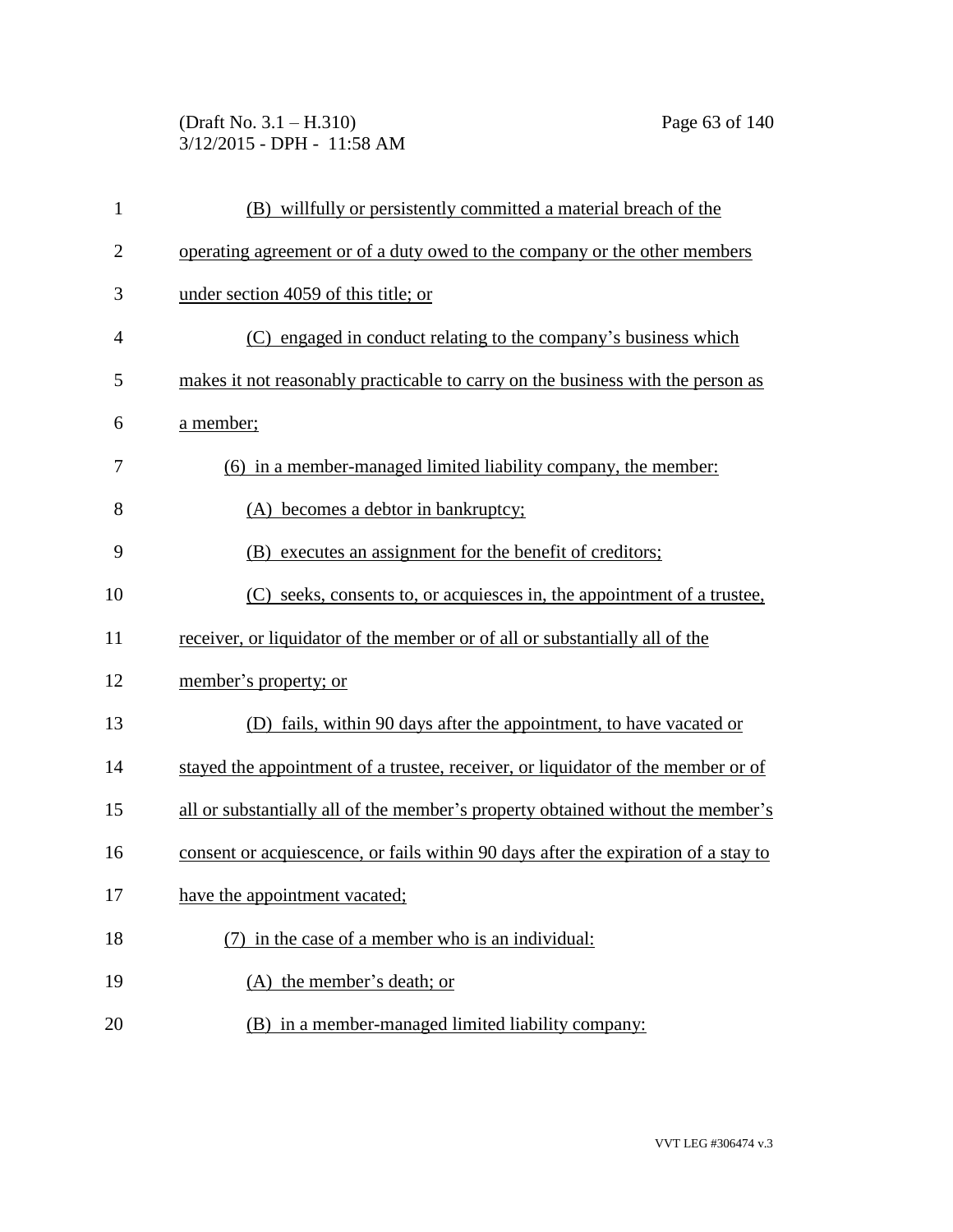(B) willfully or persistently committed a material breach of the operating agreement or of a duty owed to the company or the other members under section 4059 of this title; or

(C) engaged in conduct relating to the company's business which makes it not reasonably practicable to carry on the business with the person as a member;

(6) in a member-managed limited liability company, the member:

(A) becomes a debtor in bankruptcy;

(B) executes an assignment for the benefit of creditors;

(C) seeks, consents to, or acquiesces in, the appointment of a trustee, receiver, or liquidator of the member or of all or substantially all of the member's property; or

(D) fails, within 90 days after the appointment, to have vacated or stayed the appointment of a trustee, receiver, or liquidator of the member or of all or substantially all of the member's property obtained without the member's consent or acquiescence, or fails within 90 days after the expiration of a stay to have the appointment vacated;

(7) in the case of a member who is an individual:

(A) the member's death; or

(B) in a member-managed limited liability company: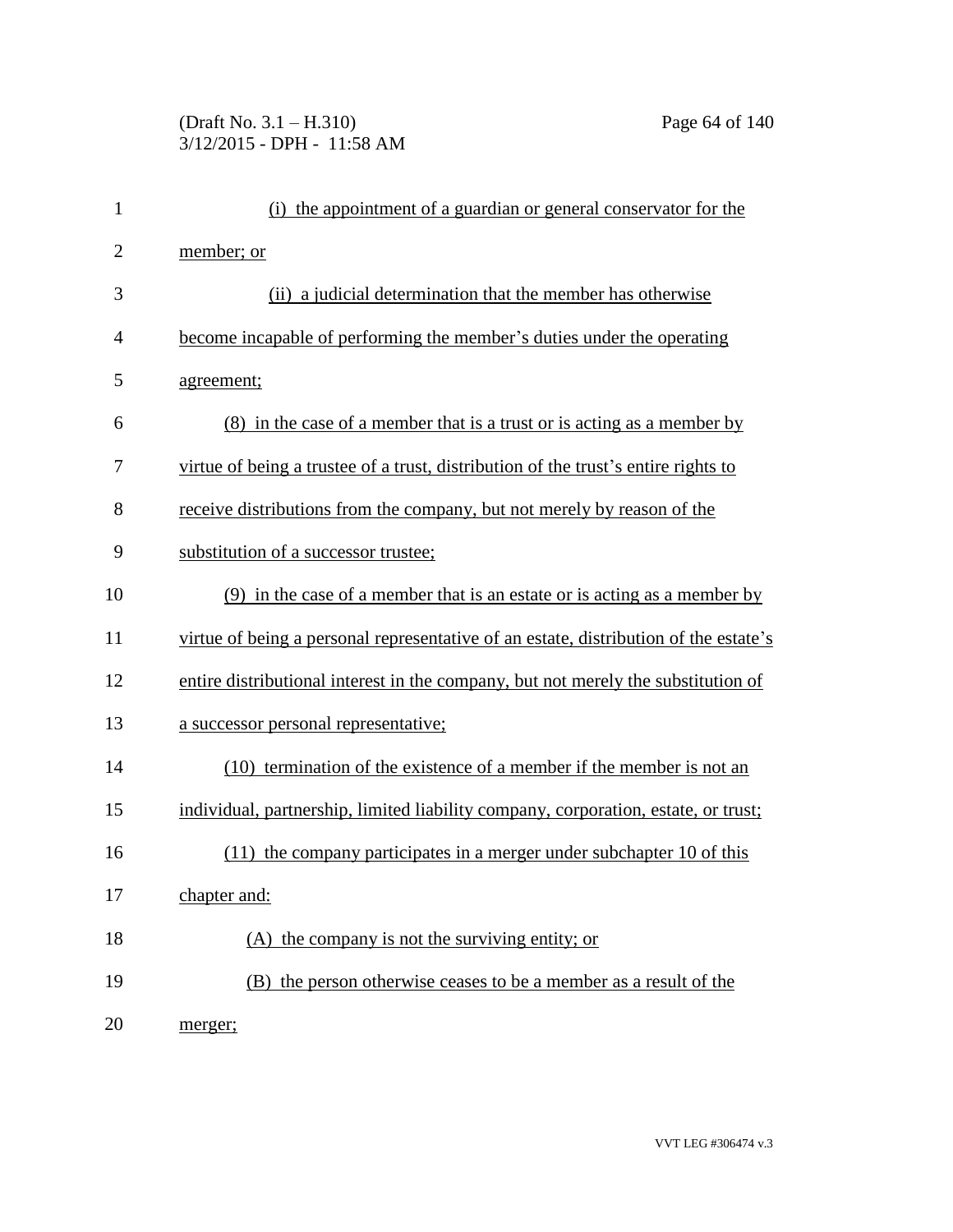(i) the appointment of a guardian or general conservator for the member; or

(ii) a judicial determination that the member has otherwise become incapable of performing the member's duties under the operating agreement;

(8) in the case of a member that is a trust or is acting as a member by virtue of being a trustee of a trust, distribution of the trust's entire rights to receive distributions from the company, but not merely by reason of the substitution of a successor trustee;

(9) in the case of a member that is an estate or is acting as a member by virtue of being a personal representative of an estate, distribution of the estate's entire distributional interest in the company, but not merely the substitution of a successor personal representative;

(10) termination of the existence of a member if the member is not an individual, partnership, limited liability company, corporation, estate, or trust;

(11) the company participates in a merger under subchapter 10 of this chapter and:

(A) the company is not the surviving entity; or

(B) the person otherwise ceases to be a member as a result of the merger;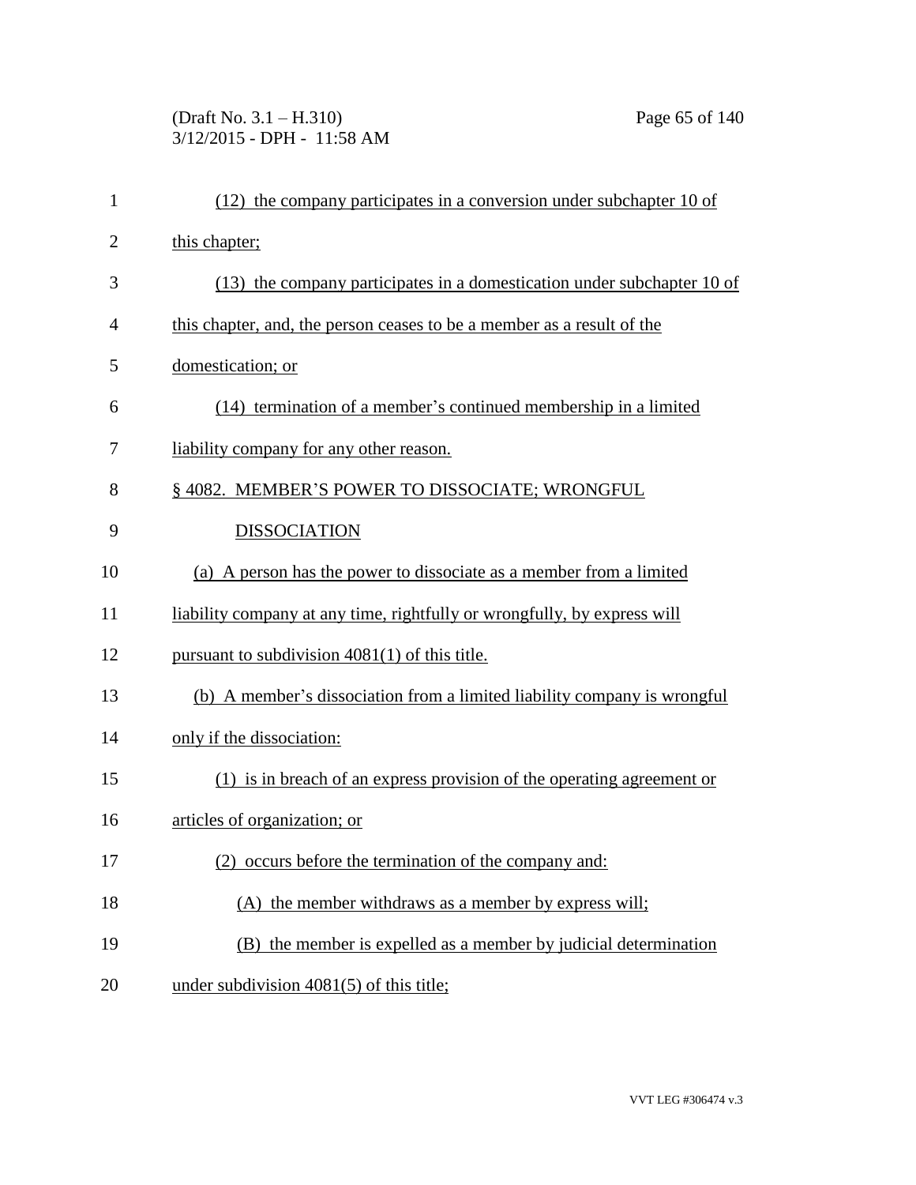(12) the company participates in a conversion under subchapter 10 of this chapter;

(13) the company participates in a domestication under subchapter 10 of this chapter, and, the person ceases to be a member as a result of the domestication; or

(14) termination of a member's continued membership in a limited liability company for any other reason.

## § 4082. MEMBER'S POWER TO DISSOCIATE; WRONGFUL DISSOCIATION

(a) A person has the power to dissociate as a member from a limited liability company at any time, rightfully or wrongfully, by express will pursuant to subdivision 4081(1) of this title.

(b) A member's dissociation from a limited liability company is wrongful only if the dissociation:

(1) is in breach of an express provision of the operating agreement or articles of organization; or

(2) occurs before the termination of the company and:

(A) the member withdraws as a member by express will;

(B) the member is expelled as a member by judicial determination under subdivision 4081(5) of this title;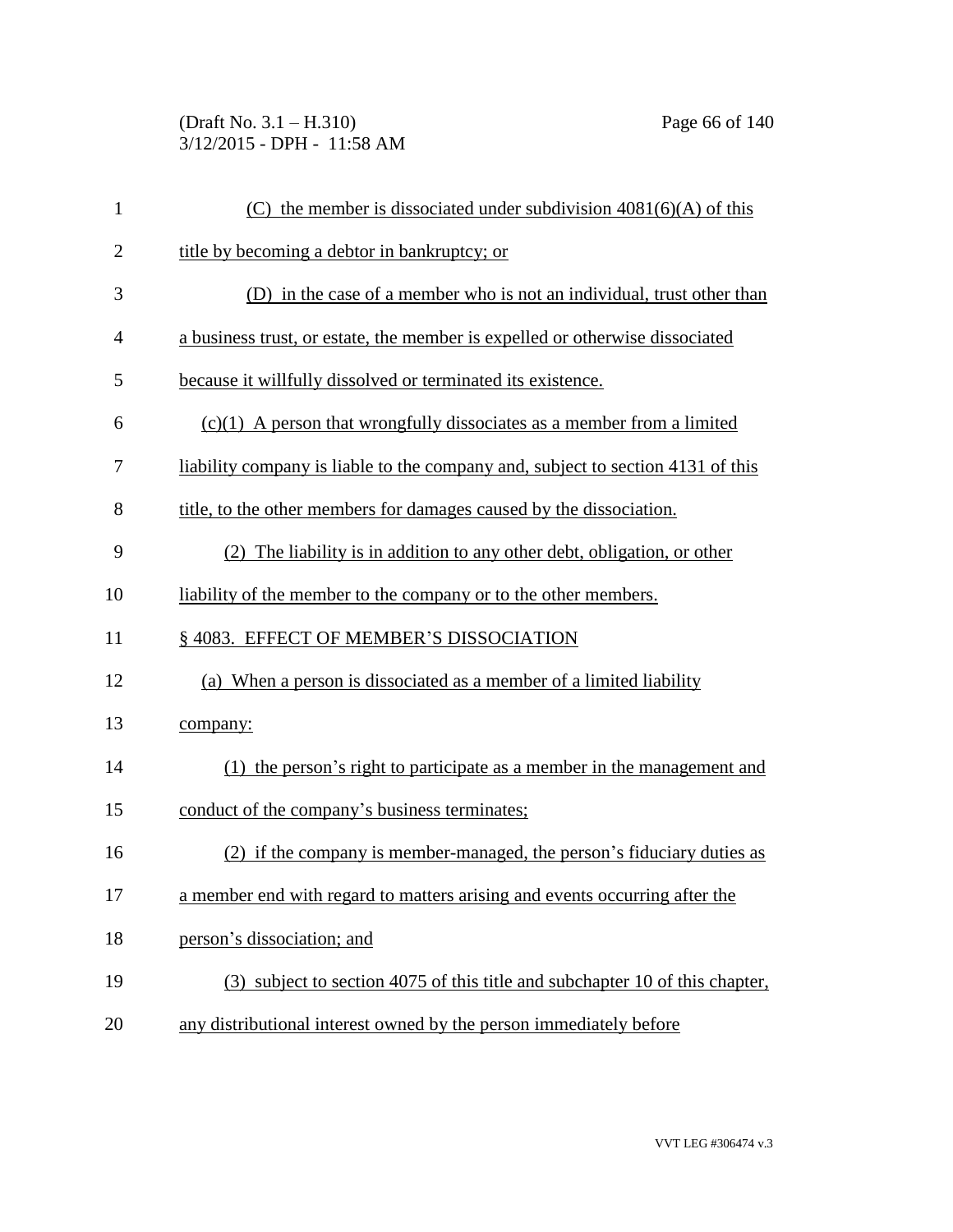(C) the member is dissociated under subdivision 4081(6)(A) of this title by becoming a debtor in bankruptcy; or

(D) in the case of a member who is not an individual, trust other than a business trust, or estate, the member is expelled or otherwise dissociated because it willfully dissolved or terminated its existence.

(c)(1) A person that wrongfully dissociates as a member from a limited liability company is liable to the company and, subject to section 4131 of this title, to the other members for damages caused by the dissociation.

(2) The liability is in addition to any other debt, obligation, or other liability of the member to the company or to the other members.

§ 4083. EFFECT OF MEMBER'S DISSOCIATION

(a) When a person is dissociated as a member of a limited liability company:

(1) the person's right to participate as a member in the management and conduct of the company's business terminates;

(2) if the company is member-managed, the person's fiduciary duties as a member end with regard to matters arising and events occurring after the person's dissociation; and

(3) subject to section 4075 of this title and subchapter 10 of this chapter, any distributional interest owned by the person immediately before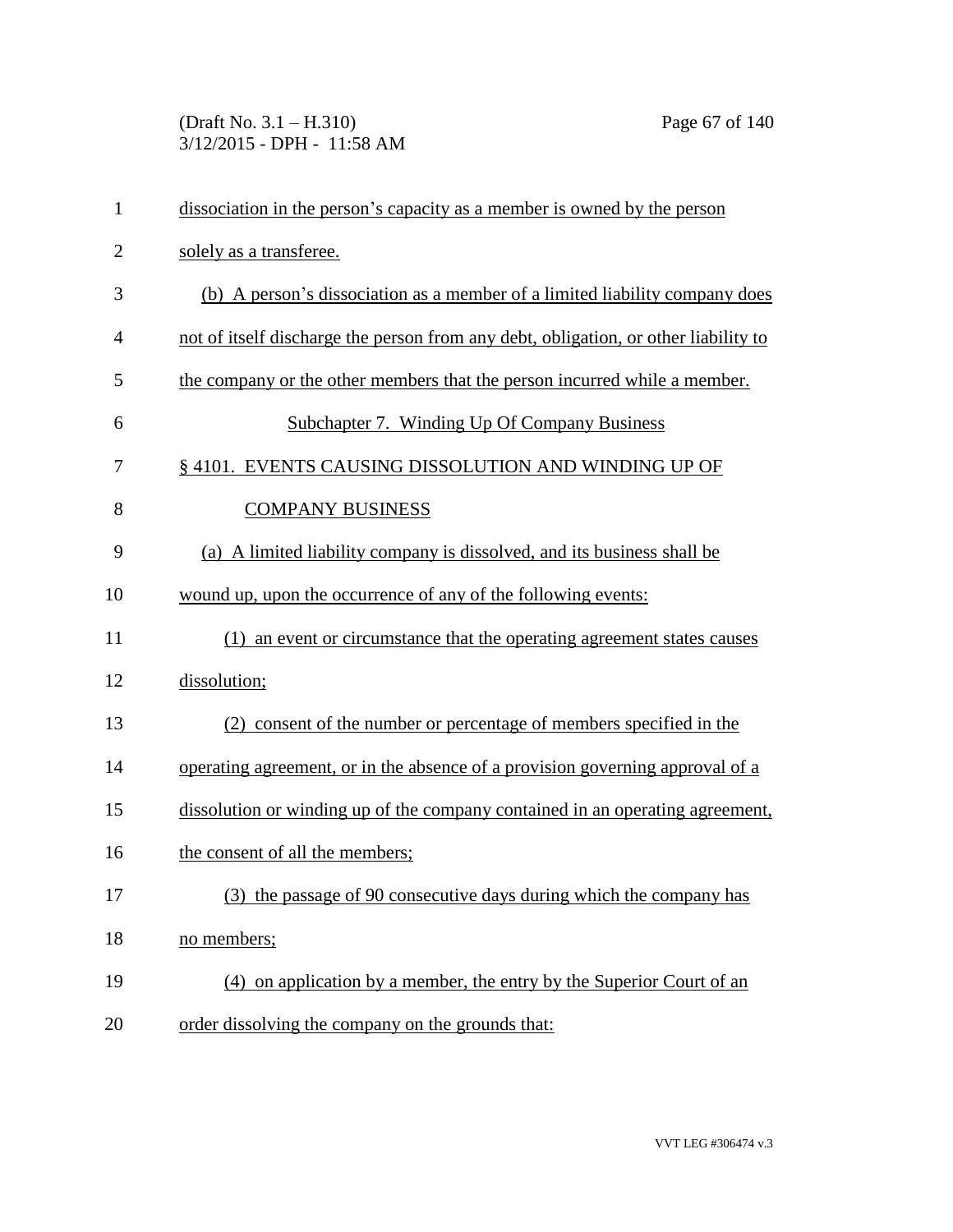dissociation in the person's capacity as a member is owned by the person solely as a transferee.

(b) A person's dissociation as a member of a limited liability company does not of itself discharge the person from any debt, obligation, or other liability to the company or the other members that the person incurred while a member.

## Subchapter 7. Winding Up Of Company Business

### § 4101. EVENTS CAUSING DISSOLUTION AND WINDING UP OF COMPANY BUSINESS

(a) A limited liability company is dissolved, and its business shall be wound up, upon the occurrence of any of the following events:

(1) an event or circumstance that the operating agreement states causes dissolution;

(2) consent of the number or percentage of members specified in the operating agreement, or in the absence of a provision governing approval of a dissolution or winding up of the company contained in an operating agreement, the consent of all the members;

(3) the passage of 90 consecutive days during which the company has no members;

(4) on application by a member, the entry by the Superior Court of an order dissolving the company on the grounds that: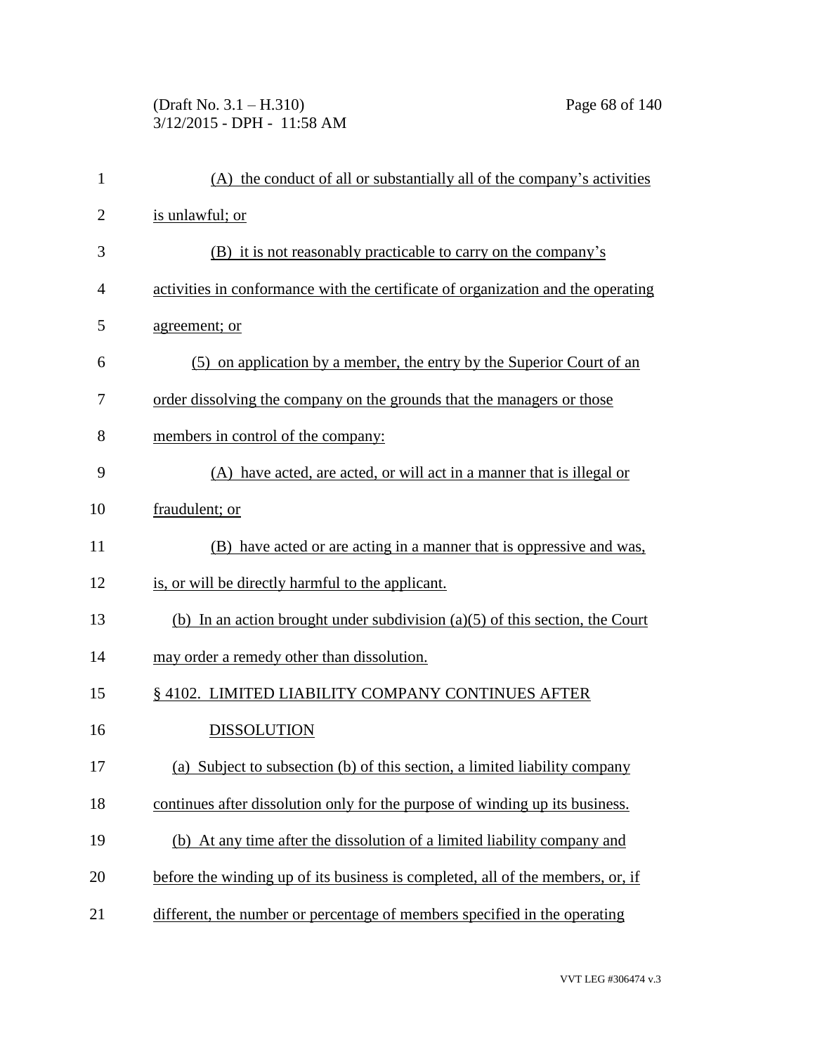(A) the conduct of all or substantially all of the company's activities is unlawful; or

(B) it is not reasonably practicable to carry on the company's activities in conformance with the certificate of organization and the operating agreement; or

(5) on application by a member, the entry by the Superior Court of an order dissolving the company on the grounds that the managers or those members in control of the company:

(A) have acted, are acted, or will act in a manner that is illegal or fraudulent; or

(B) have acted or are acting in a manner that is oppressive and was, is, or will be directly harmful to the applicant.

(b) In an action brought under subdivision (a)(5) of this section, the Court may order a remedy other than dissolution.

§ 4102. LIMITED LIABILITY COMPANY CONTINUES AFTER DISSOLUTION

(a) Subject to subsection (b) of this section, a limited liability company continues after dissolution only for the purpose of winding up its business.

(b) At any time after the dissolution of a limited liability company and before the winding up of its business is completed, all of the members, or, if different, the number or percentage of members specified in the operating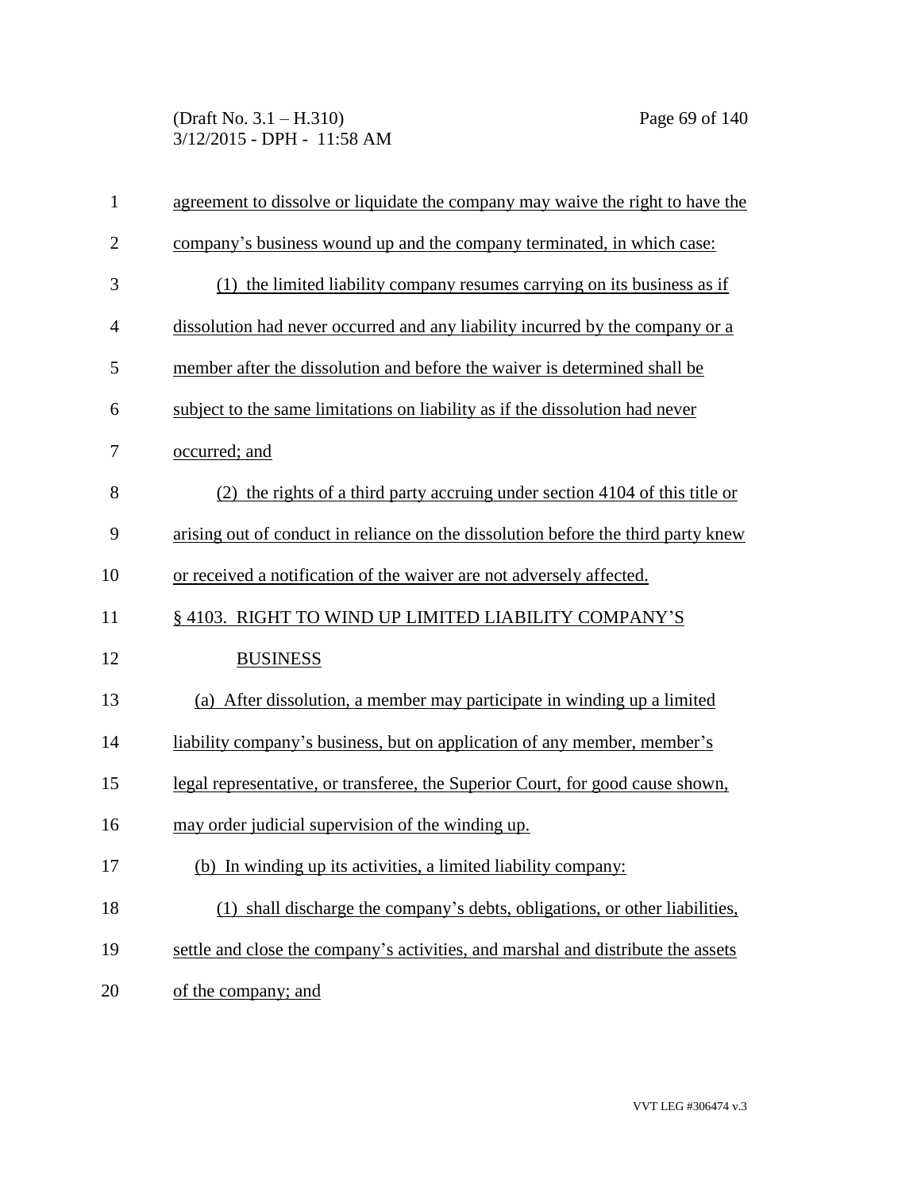agreement to dissolve or liquidate the company may waive the right to have the company's business wound up and the company terminated, in which case:

(1) the limited liability company resumes carrying on its business as if dissolution had never occurred and any liability incurred by the company or a member after the dissolution and before the waiver is determined shall be subject to the same limitations on liability as if the dissolution had never occurred; and

(2) the rights of a third party accruing under section 4104 of this title or arising out of conduct in reliance on the dissolution before the third party knew or received a notification of the waiver are not adversely affected.

§ 4103. RIGHT TO WIND UP LIMITED LIABILITY COMPANY'S BUSINESS

(a) After dissolution, a member may participate in winding up a limited liability company's business, but on application of any member, member's legal representative, or transferee, the Superior Court, for good cause shown, may order judicial supervision of the winding up.

(b) In winding up its activities, a limited liability company:

(1) shall discharge the company's debts, obligations, or other liabilities, settle and close the company's activities, and marshal and distribute the assets of the company; and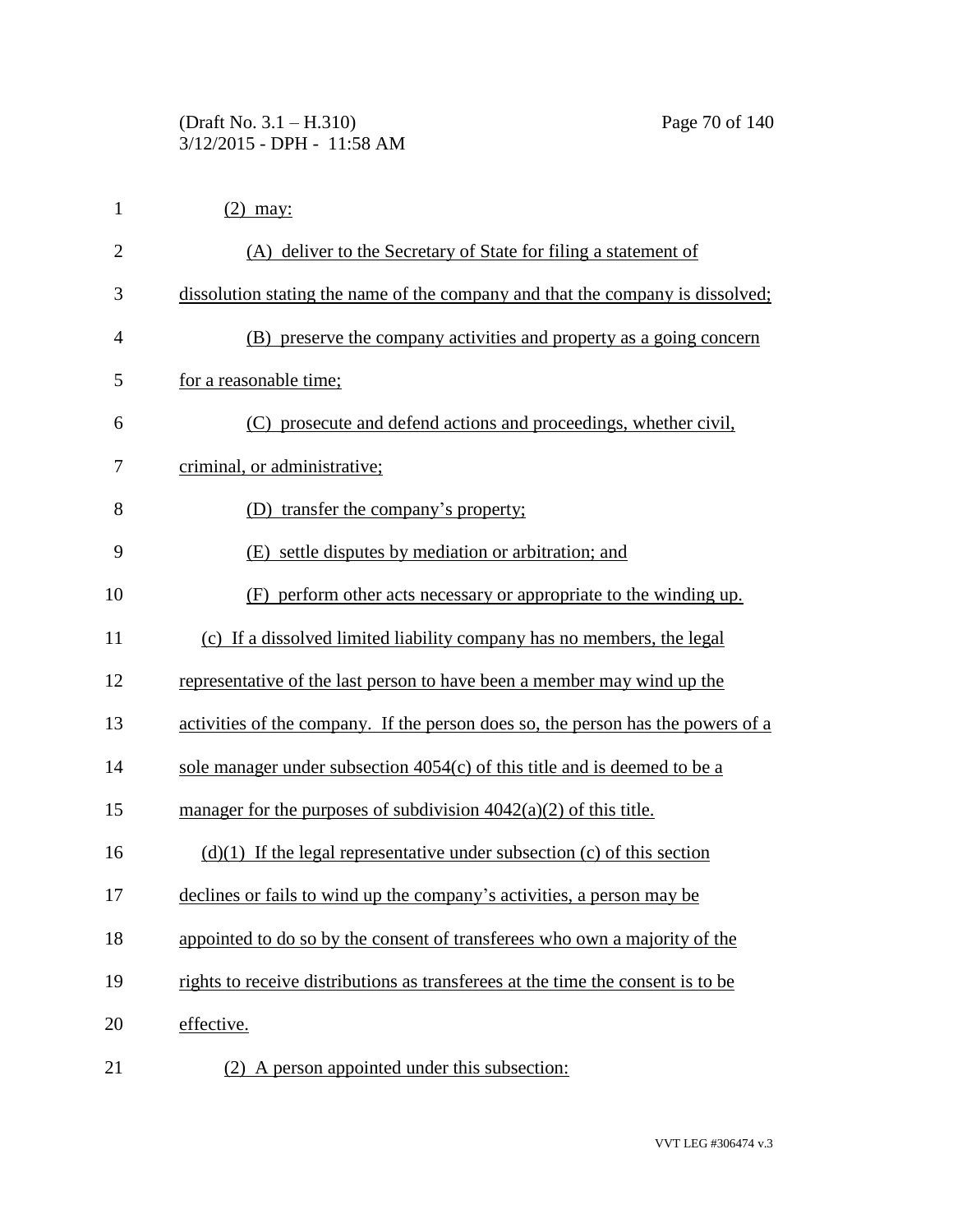(2) may:

(A) deliver to the Secretary of State for filing a statement of dissolution stating the name of the company and that the company is dissolved;

(B) preserve the company activities and property as a going concern for a reasonable time;

(C) prosecute and defend actions and proceedings, whether civil, criminal, or administrative;

(D) transfer the company's property;

(E) settle disputes by mediation or arbitration; and

(F) perform other acts necessary or appropriate to the winding up.

(c) If a dissolved limited liability company has no members, the legal representative of the last person to have been a member may wind up the activities of the company. If the person does so, the person has the powers of a sole manager under subsection 4054(c) of this title and is deemed to be a manager for the purposes of subdivision 4042(a)(2) of this title.

(d)(1) If the legal representative under subsection (c) of this section declines or fails to wind up the company's activities, a person may be appointed to do so by the consent of transferees who own a majority of the rights to receive distributions as transferees at the time the consent is to be effective.

(2) A person appointed under this subsection: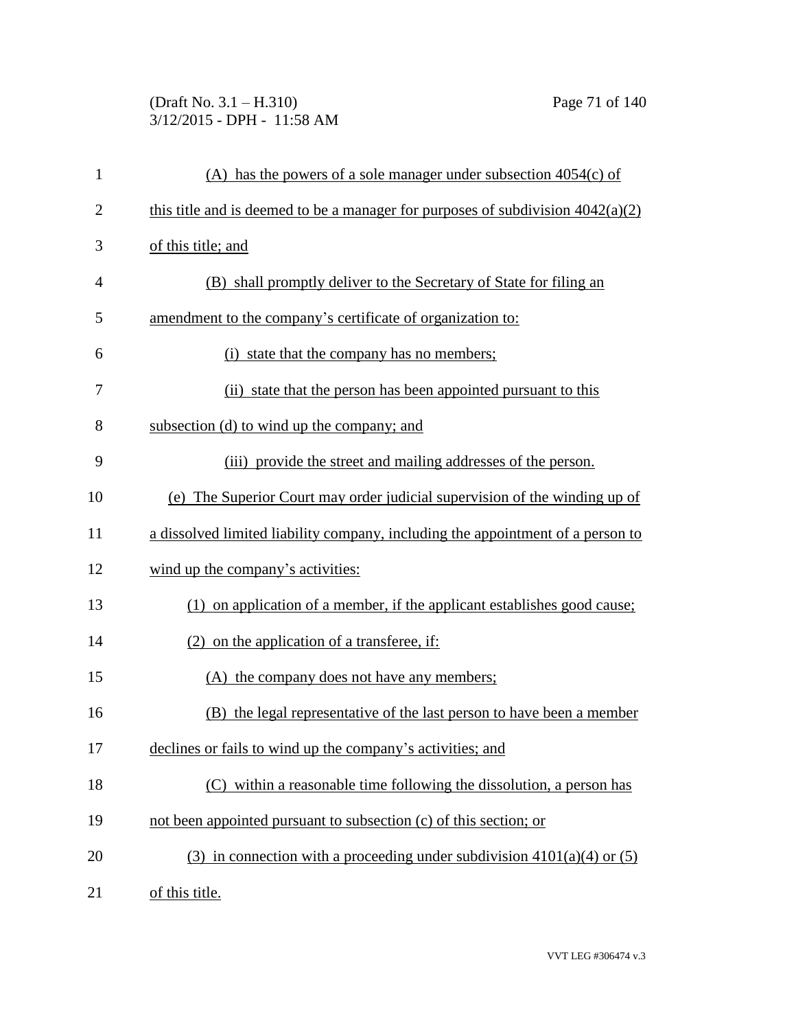(A) has the powers of a sole manager under subsection 4054(c) of this title and is deemed to be a manager for purposes of subdivision 4042(a)(2) of this title; and

(B) shall promptly deliver to the Secretary of State for filing an amendment to the company's certificate of organization to:

(i) state that the company has no members;

(ii) state that the person has been appointed pursuant to this subsection (d) to wind up the company; and

(iii) provide the street and mailing addresses of the person.

(e) The Superior Court may order judicial supervision of the winding up of a dissolved limited liability company, including the appointment of a person to wind up the company's activities:

(1) on application of a member, if the applicant establishes good cause;

(2) on the application of a transferee, if:

(A) the company does not have any members;

(B) the legal representative of the last person to have been a member declines or fails to wind up the company's activities; and

(C) within a reasonable time following the dissolution, a person has not been appointed pursuant to subsection (c) of this section; or

(3) in connection with a proceeding under subdivision 4101(a)(4) or (5) of this title.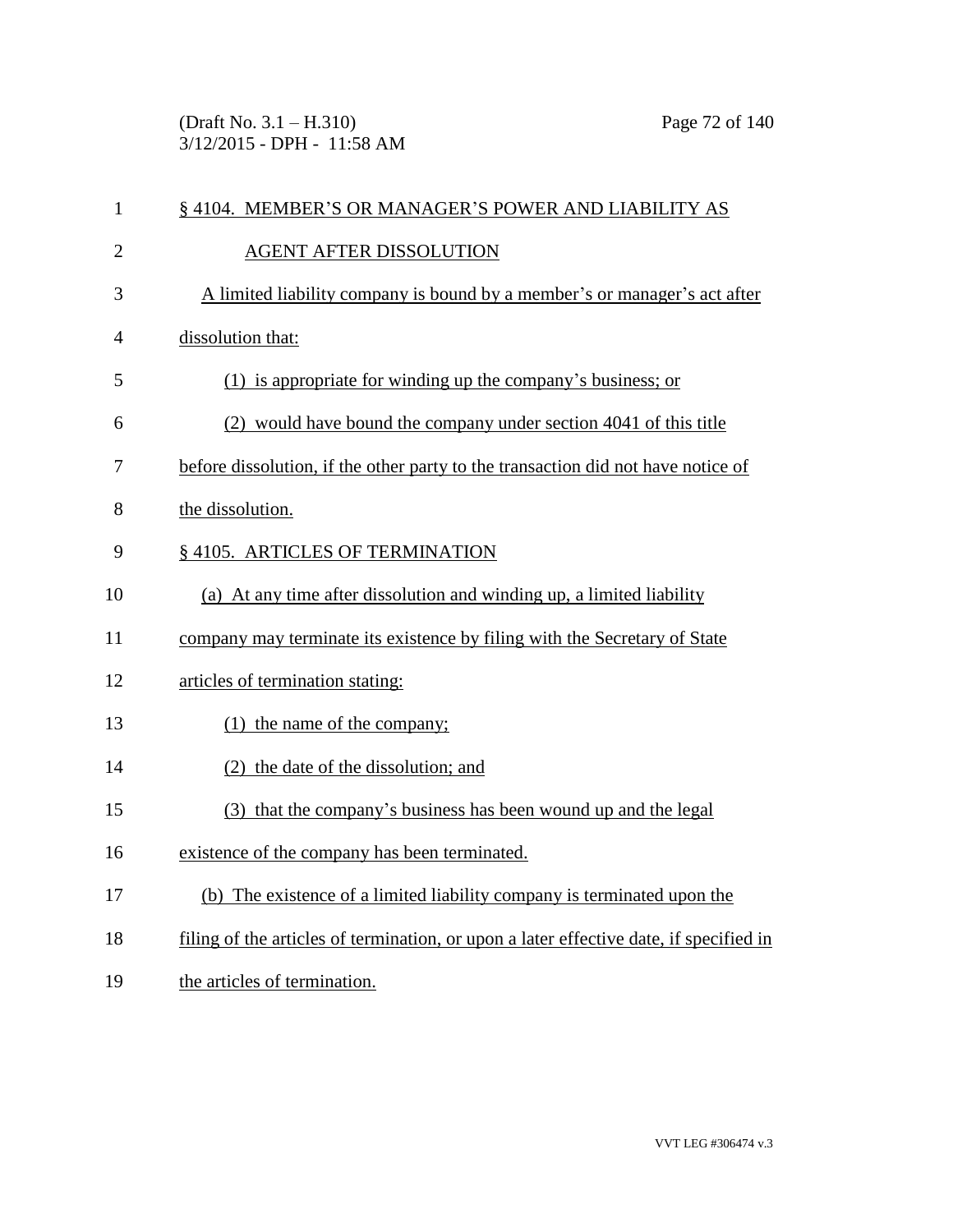## § 4104. MEMBER'S OR MANAGER'S POWER AND LIABILITY AS AGENT AFTER DISSOLUTION

A limited liability company is bound by a member's or manager's act after dissolution that:

(1) is appropriate for winding up the company's business; or

(2) would have bound the company under section 4041 of this title before dissolution, if the other party to the transaction did not have notice of the dissolution.

## § 4105. ARTICLES OF TERMINATION

(a) At any time after dissolution and winding up, a limited liability company may terminate its existence by filing with the Secretary of State articles of termination stating:

(1) the name of the company;

(2) the date of the dissolution; and

(3) that the company's business has been wound up and the legal existence of the company has been terminated.

(b) The existence of a limited liability company is terminated upon the filing of the articles of termination, or upon a later effective date, if specified in the articles of termination.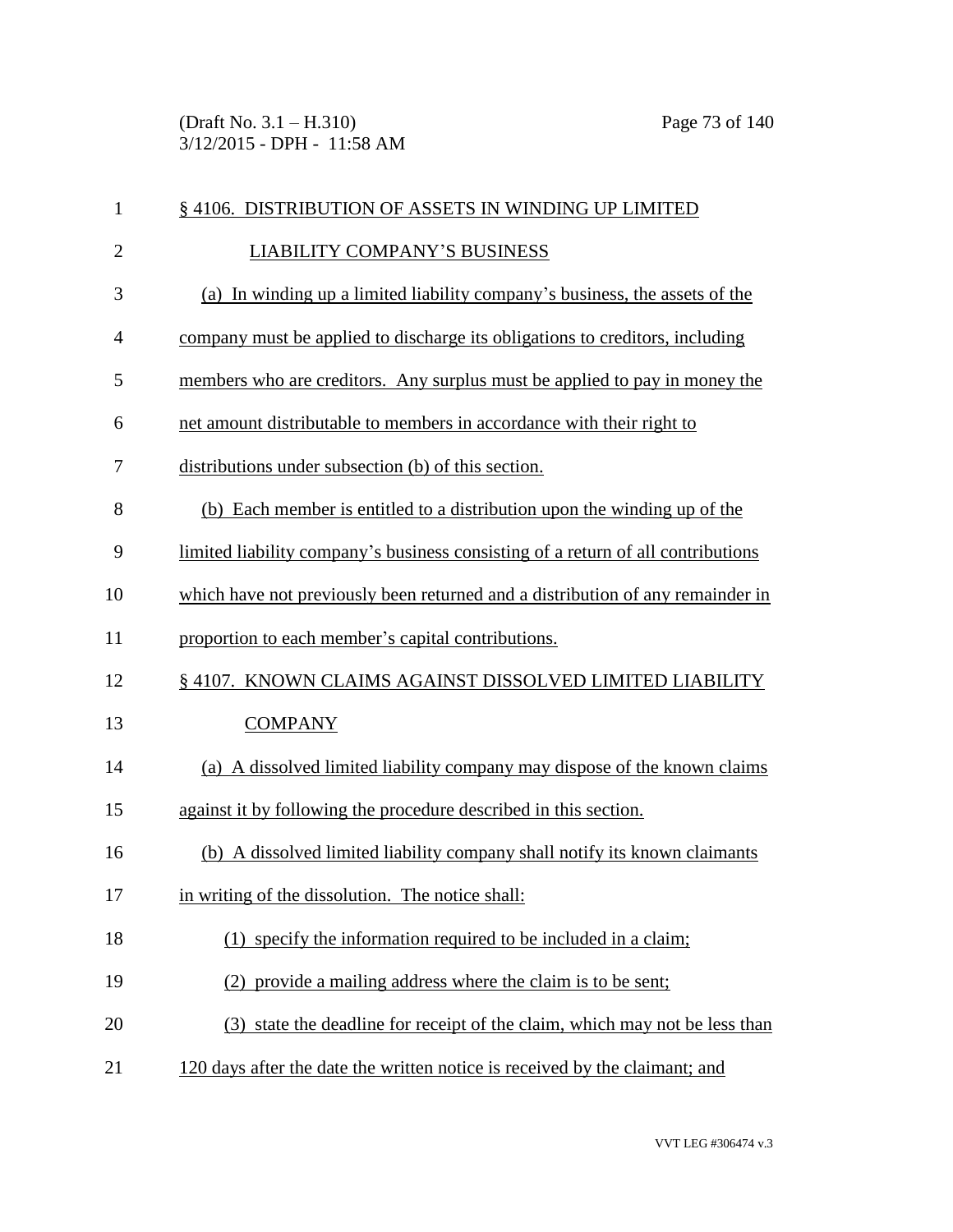## § 4106. DISTRIBUTION OF ASSETS IN WINDING UP LIMITED LIABILITY COMPANY'S BUSINESS

(a) In winding up a limited liability company's business, the assets of the company must be applied to discharge its obligations to creditors, including members who are creditors. Any surplus must be applied to pay in money the net amount distributable to members in accordance with their right to distributions under subsection (b) of this section.

(b) Each member is entitled to a distribution upon the winding up of the limited liability company's business consisting of a return of all contributions which have not previously been returned and a distribution of any remainder in proportion to each member's capital contributions.

## § 4107. KNOWN CLAIMS AGAINST DISSOLVED LIMITED LIABILITY COMPANY

(a) A dissolved limited liability company may dispose of the known claims against it by following the procedure described in this section.

(b) A dissolved limited liability company shall notify its known claimants in writing of the dissolution. The notice shall:

(1) specify the information required to be included in a claim;

(2) provide a mailing address where the claim is to be sent;

(3) state the deadline for receipt of the claim, which may not be less than 120 days after the date the written notice is received by the claimant; and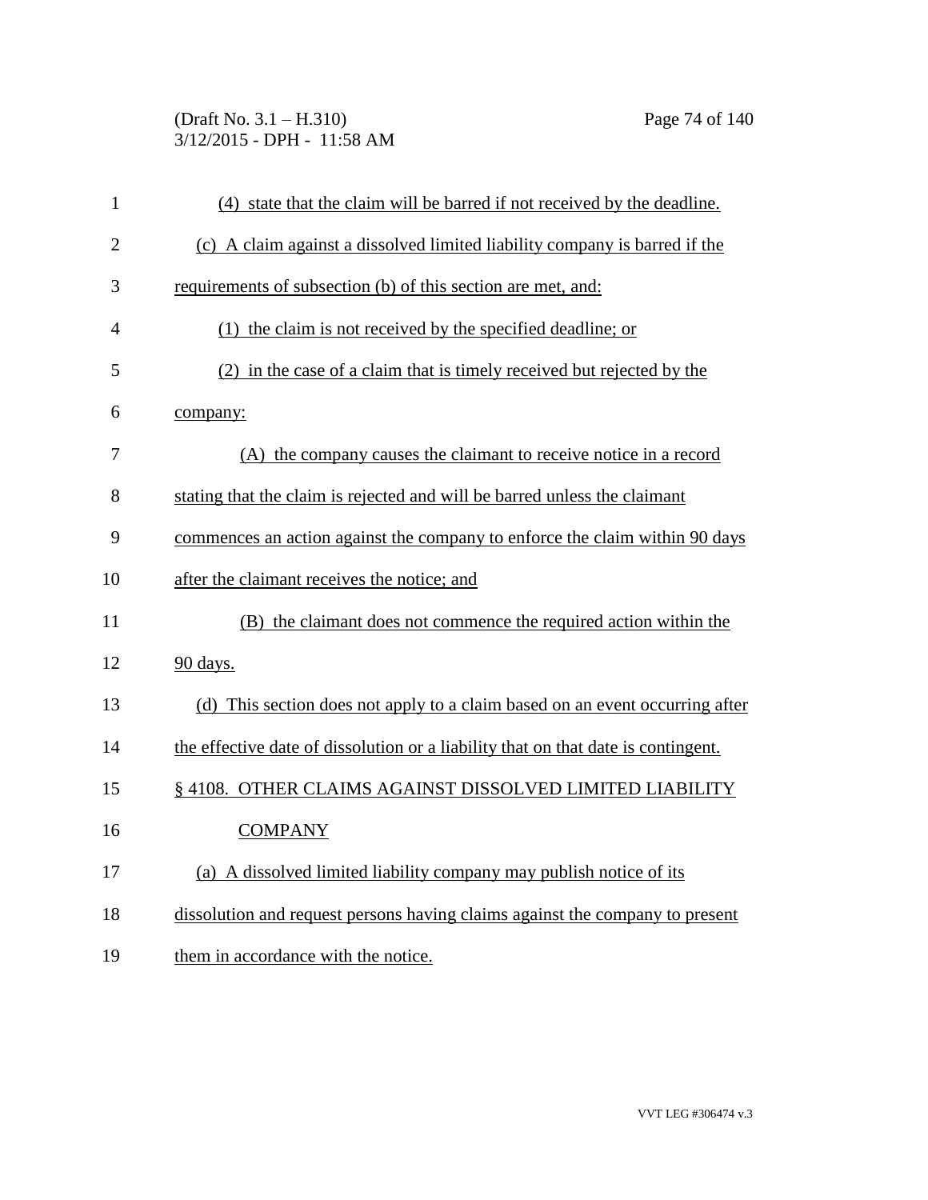(4) state that the claim will be barred if not received by the deadline.

(c) A claim against a dissolved limited liability company is barred if the requirements of subsection (b) of this section are met, and:

(1) the claim is not received by the specified deadline; or

(2) in the case of a claim that is timely received but rejected by the company:

(A) the company causes the claimant to receive notice in a record stating that the claim is rejected and will be barred unless the claimant commences an action against the company to enforce the claim within 90 days after the claimant receives the notice; and

(B) the claimant does not commence the required action within the 90 days.

(d) This section does not apply to a claim based on an event occurring after the effective date of dissolution or a liability that on that date is contingent.

§ 4108. OTHER CLAIMS AGAINST DISSOLVED LIMITED LIABILITY COMPANY

(a) A dissolved limited liability company may publish notice of its dissolution and request persons having claims against the company to present them in accordance with the notice.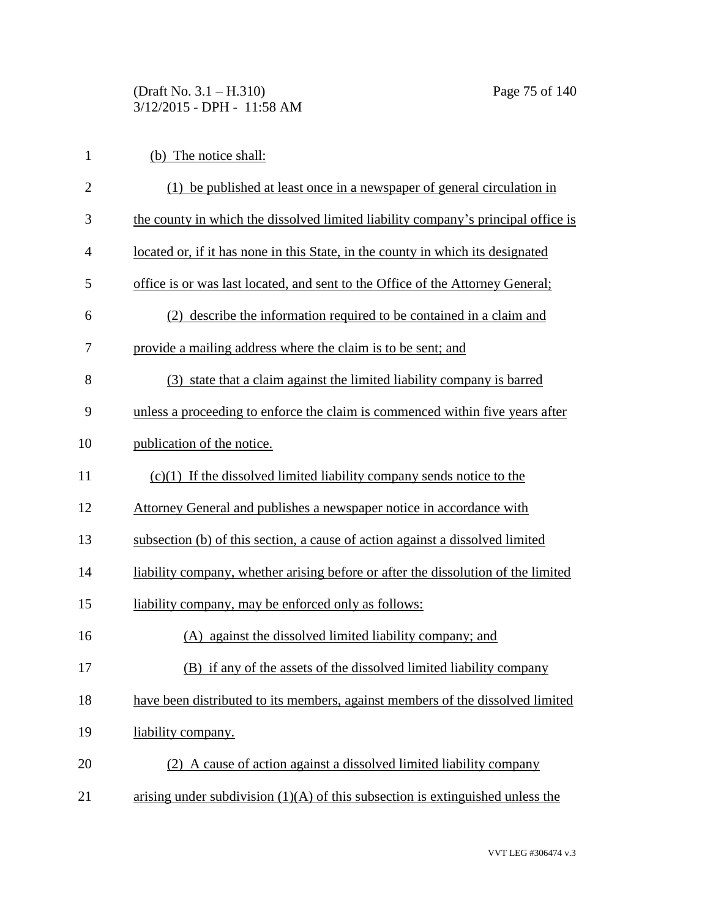(b) The notice shall:

(1) be published at least once in a newspaper of general circulation in the county in which the dissolved limited liability company's principal office is located or, if it has none in this State, in the county in which its designated office is or was last located, and sent to the Office of the Attorney General;

(2) describe the information required to be contained in a claim and provide a mailing address where the claim is to be sent; and

(3) state that a claim against the limited liability company is barred unless a proceeding to enforce the claim is commenced within five years after publication of the notice.

(c)(1) If the dissolved limited liability company sends notice to the Attorney General and publishes a newspaper notice in accordance with subsection (b) of this section, a cause of action against a dissolved limited liability company, whether arising before or after the dissolution of the limited liability company, may be enforced only as follows:

(A) against the dissolved limited liability company; and

(B) if any of the assets of the dissolved limited liability company have been distributed to its members, against members of the dissolved limited liability company.

(2) A cause of action against a dissolved limited liability company arising under subdivision (1)(A) of this subsection is extinguished unless the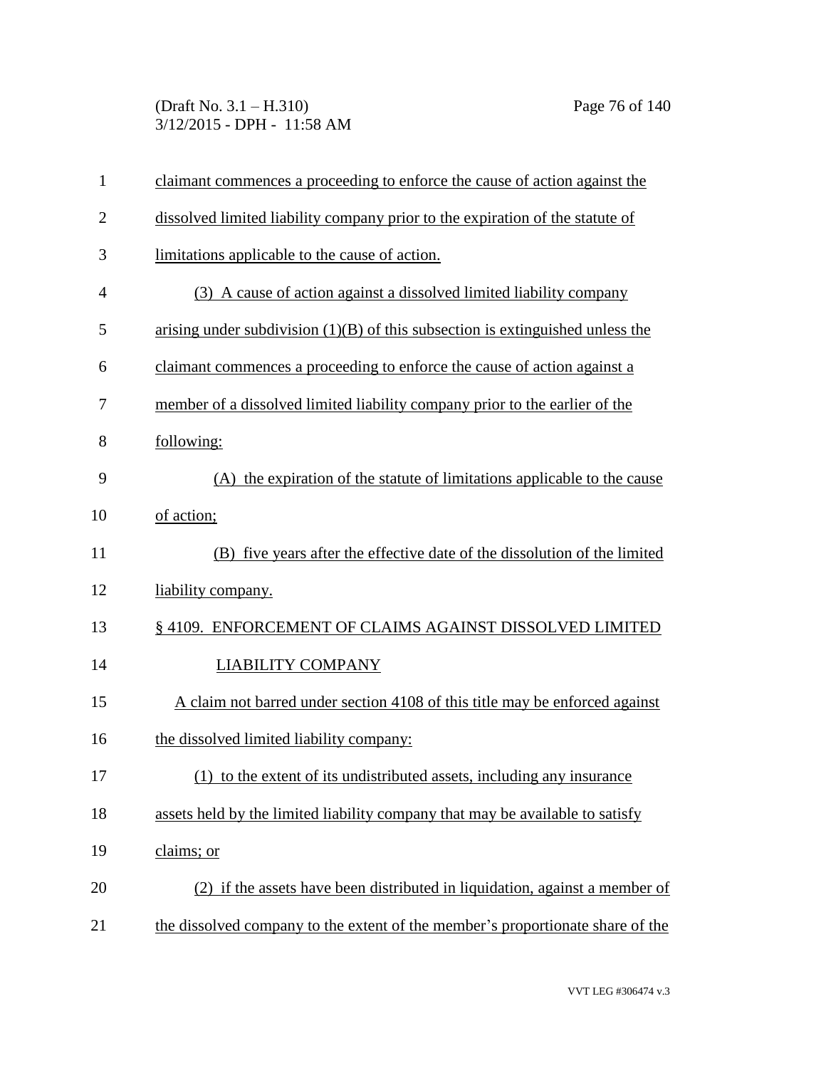claimant commences a proceeding to enforce the cause of action against the dissolved limited liability company prior to the expiration of the statute of limitations applicable to the cause of action.

(3) A cause of action against a dissolved limited liability company arising under subdivision (1)(B) of this subsection is extinguished unless the claimant commences a proceeding to enforce the cause of action against a member of a dissolved limited liability company prior to the earlier of the following:

(A) the expiration of the statute of limitations applicable to the cause of action;

(B) five years after the effective date of the dissolution of the limited liability company.

§ 4109. ENFORCEMENT OF CLAIMS AGAINST DISSOLVED LIMITED LIABILITY COMPANY

A claim not barred under section 4108 of this title may be enforced against the dissolved limited liability company:

(1) to the extent of its undistributed assets, including any insurance assets held by the limited liability company that may be available to satisfy claims; or

(2) if the assets have been distributed in liquidation, against a member of the dissolved company to the extent of the member's proportionate share of the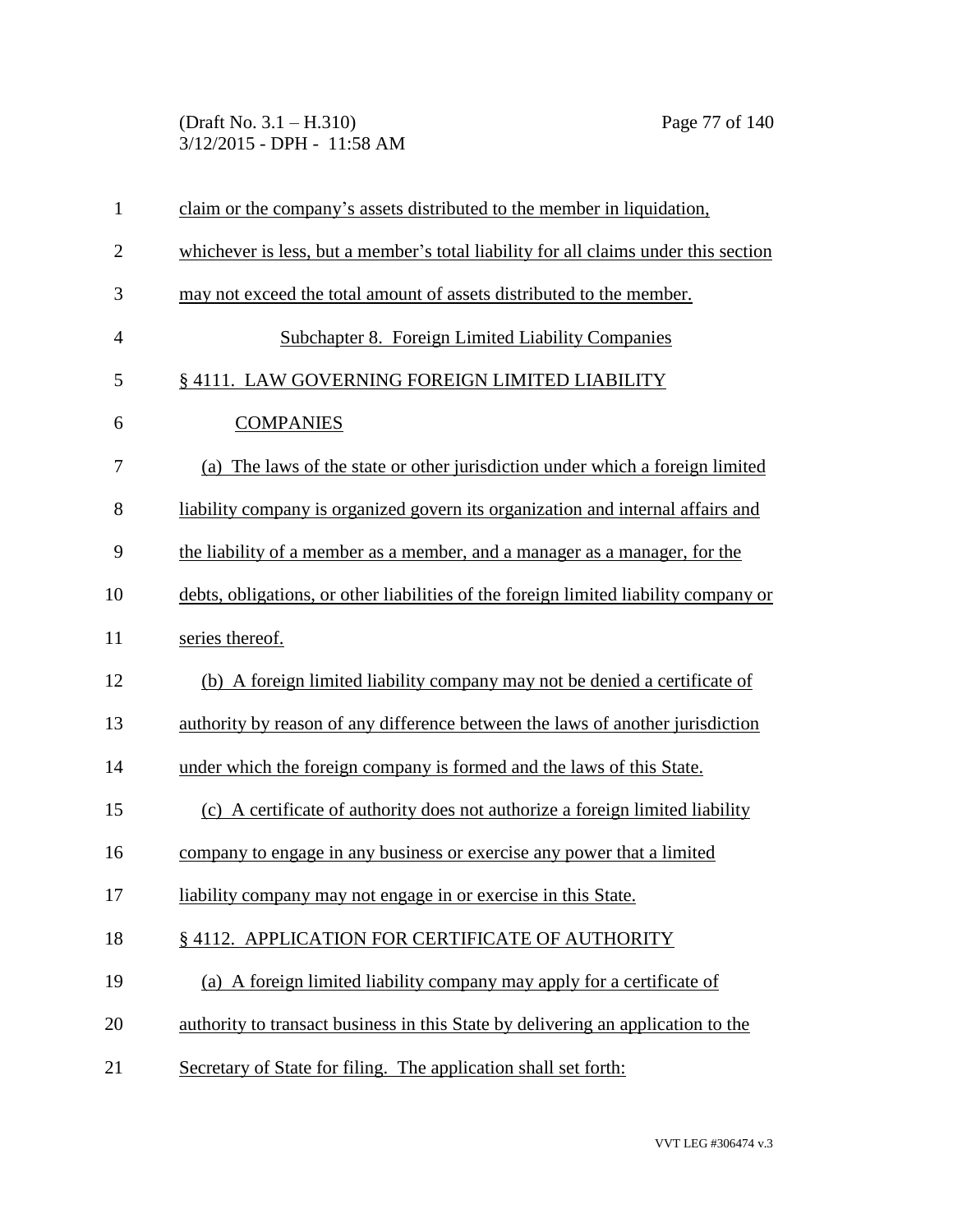claim or the company's assets distributed to the member in liquidation, whichever is less, but a member's total liability for all claims under this section may not exceed the total amount of assets distributed to the member.

## Subchapter 8. Foreign Limited Liability Companies

### § 4111. LAW GOVERNING FOREIGN LIMITED LIABILITY COMPANIES

(a) The laws of the state or other jurisdiction under which a foreign limited liability company is organized govern its organization and internal affairs and the liability of a member as a member, and a manager as a manager, for the debts, obligations, or other liabilities of the foreign limited liability company or series thereof.

(b) A foreign limited liability company may not be denied a certificate of authority by reason of any difference between the laws of another jurisdiction under which the foreign company is formed and the laws of this State.

(c) A certificate of authority does not authorize a foreign limited liability company to engage in any business or exercise any power that a limited liability company may not engage in or exercise in this State.

### § 4112. APPLICATION FOR CERTIFICATE OF AUTHORITY

(a) A foreign limited liability company may apply for a certificate of authority to transact business in this State by delivering an application to the Secretary of State for filing. The application shall set forth: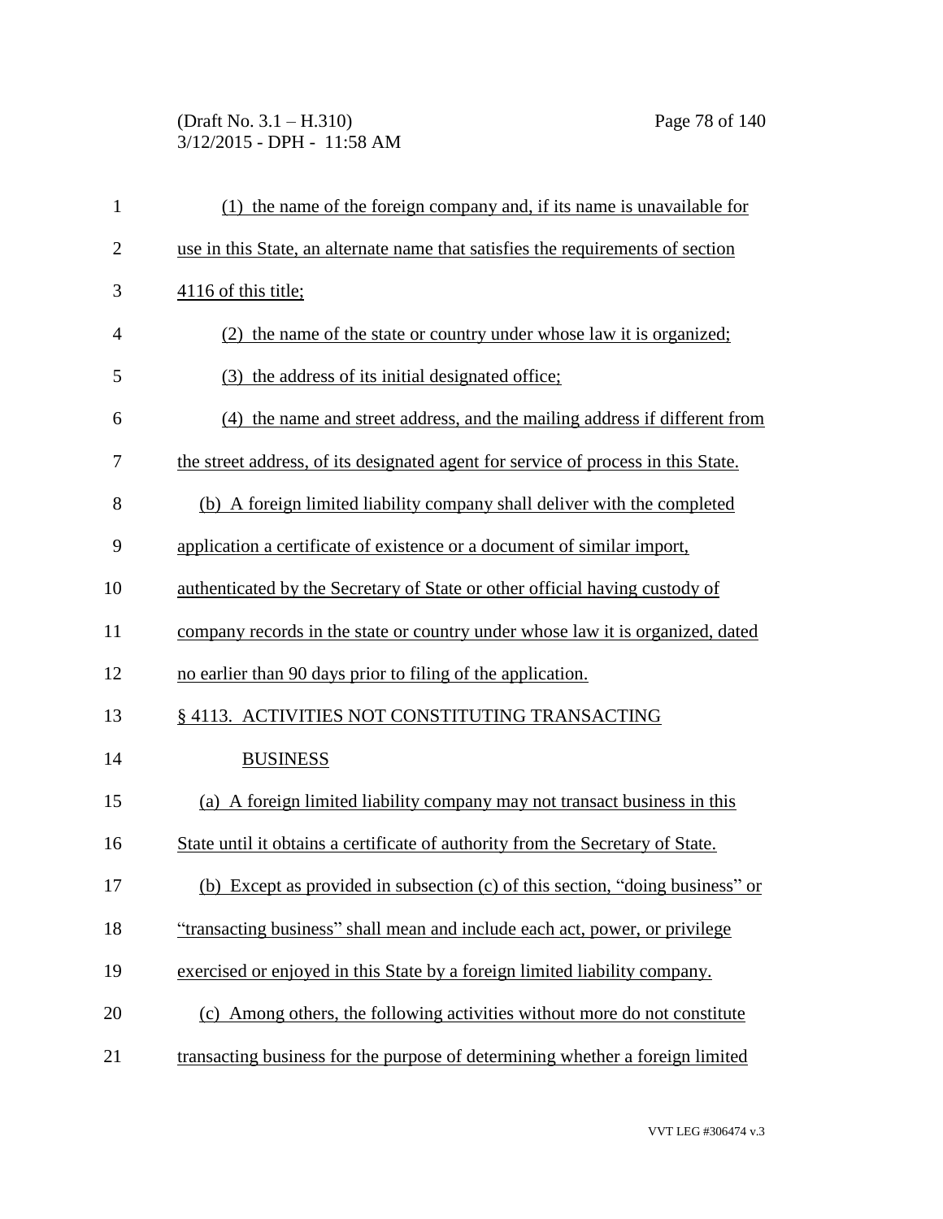(1) the name of the foreign company and, if its name is unavailable for use in this State, an alternate name that satisfies the requirements of section 4116 of this title;

(2) the name of the state or country under whose law it is organized;

(3) the address of its initial designated office;

(4) the name and street address, and the mailing address if different from the street address, of its designated agent for service of process in this State.

(b) A foreign limited liability company shall deliver with the completed application a certificate of existence or a document of similar import, authenticated by the Secretary of State or other official having custody of company records in the state or country under whose law it is organized, dated no earlier than 90 days prior to filing of the application.

§ 4113. ACTIVITIES NOT CONSTITUTING TRANSACTING BUSINESS

(a) A foreign limited liability company may not transact business in this State until it obtains a certificate of authority from the Secretary of State.

(b) Except as provided in subsection (c) of this section, "doing business" or "transacting business" shall mean and include each act, power, or privilege exercised or enjoyed in this State by a foreign limited liability company.

(c) Among others, the following activities without more do not constitute transacting business for the purpose of determining whether a foreign limited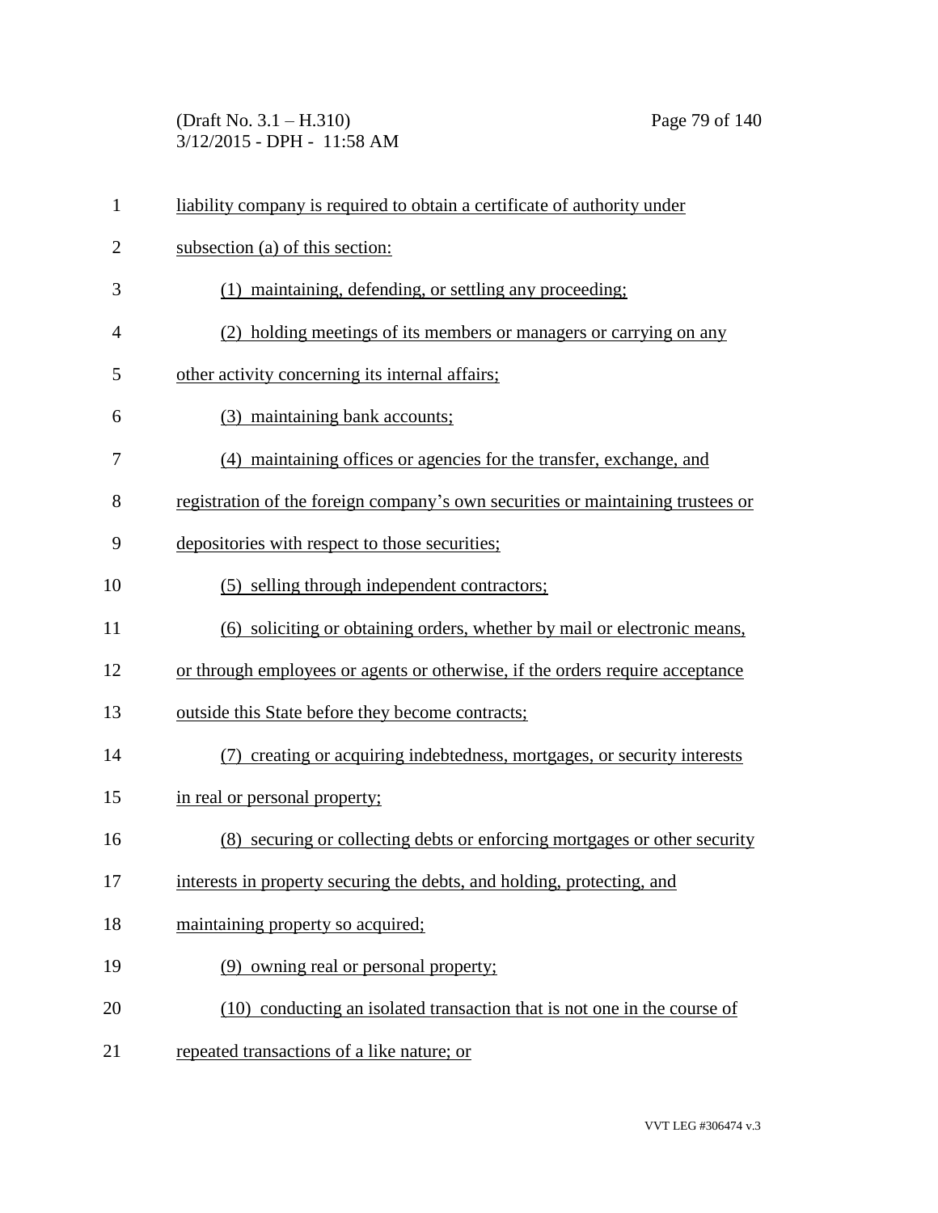liability company is required to obtain a certificate of authority under subsection (a) of this section:

(1) maintaining, defending, or settling any proceeding;

(2) holding meetings of its members or managers or carrying on any other activity concerning its internal affairs;

(3) maintaining bank accounts;

(4) maintaining offices or agencies for the transfer, exchange, and registration of the foreign company's own securities or maintaining trustees or depositories with respect to those securities;

(5) selling through independent contractors;

(6) soliciting or obtaining orders, whether by mail or electronic means, or through employees or agents or otherwise, if the orders require acceptance outside this State before they become contracts;

(7) creating or acquiring indebtedness, mortgages, or security interests in real or personal property;

(8) securing or collecting debts or enforcing mortgages or other security interests in property securing the debts, and holding, protecting, and maintaining property so acquired;

(9) owning real or personal property;

(10) conducting an isolated transaction that is not one in the course of repeated transactions of a like nature; or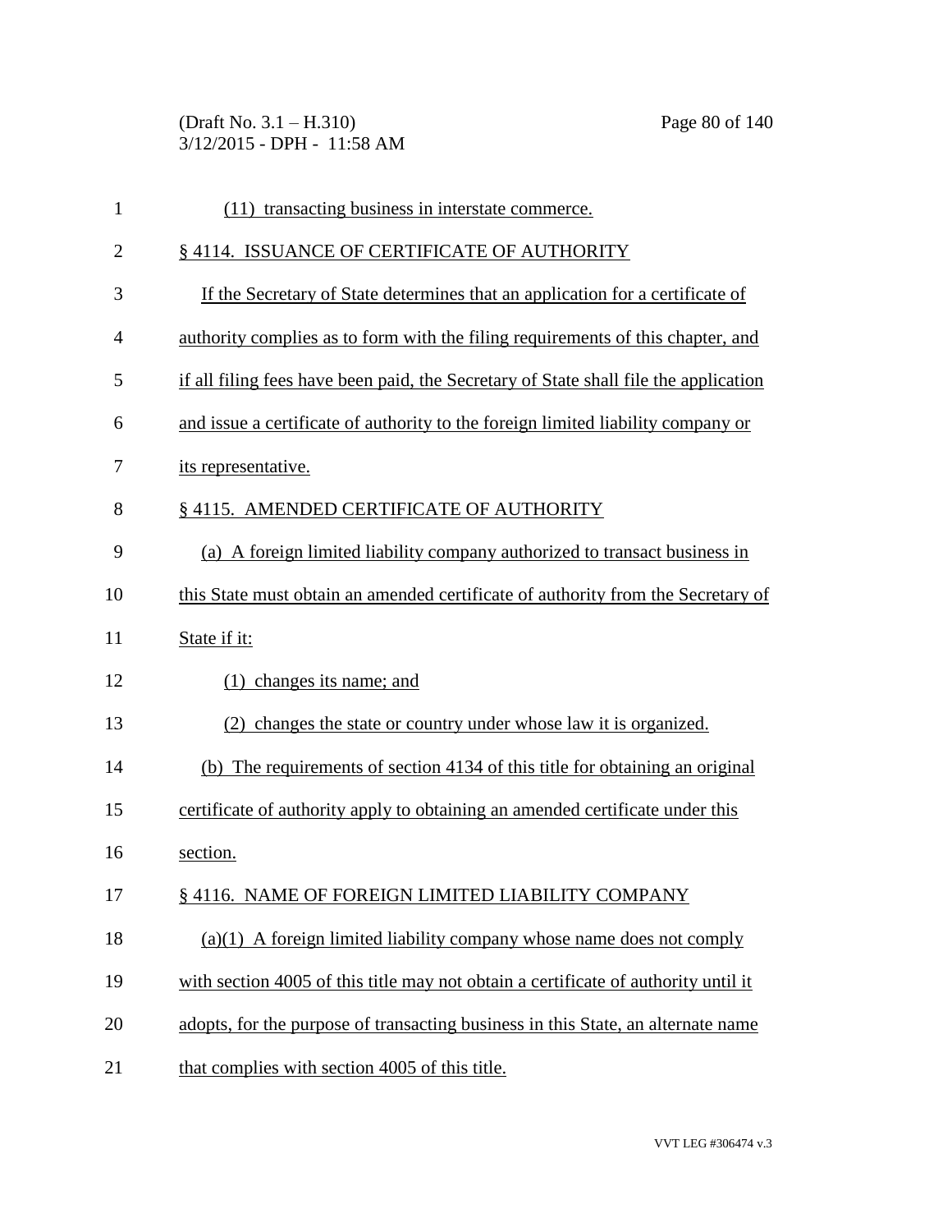(11) transacting business in interstate commerce.

§ 4114. ISSUANCE OF CERTIFICATE OF AUTHORITY

If the Secretary of State determines that an application for a certificate of authority complies as to form with the filing requirements of this chapter, and if all filing fees have been paid, the Secretary of State shall file the application and issue a certificate of authority to the foreign limited liability company or its representative.

§ 4115. AMENDED CERTIFICATE OF AUTHORITY

(a) A foreign limited liability company authorized to transact business in this State must obtain an amended certificate of authority from the Secretary of State if it:

(1) changes its name; and

(2) changes the state or country under whose law it is organized.

(b) The requirements of section 4134 of this title for obtaining an original certificate of authority apply to obtaining an amended certificate under this section.

§ 4116. NAME OF FOREIGN LIMITED LIABILITY COMPANY

(a)(1) A foreign limited liability company whose name does not comply with section 4005 of this title may not obtain a certificate of authority until it adopts, for the purpose of transacting business in this State, an alternate name that complies with section 4005 of this title.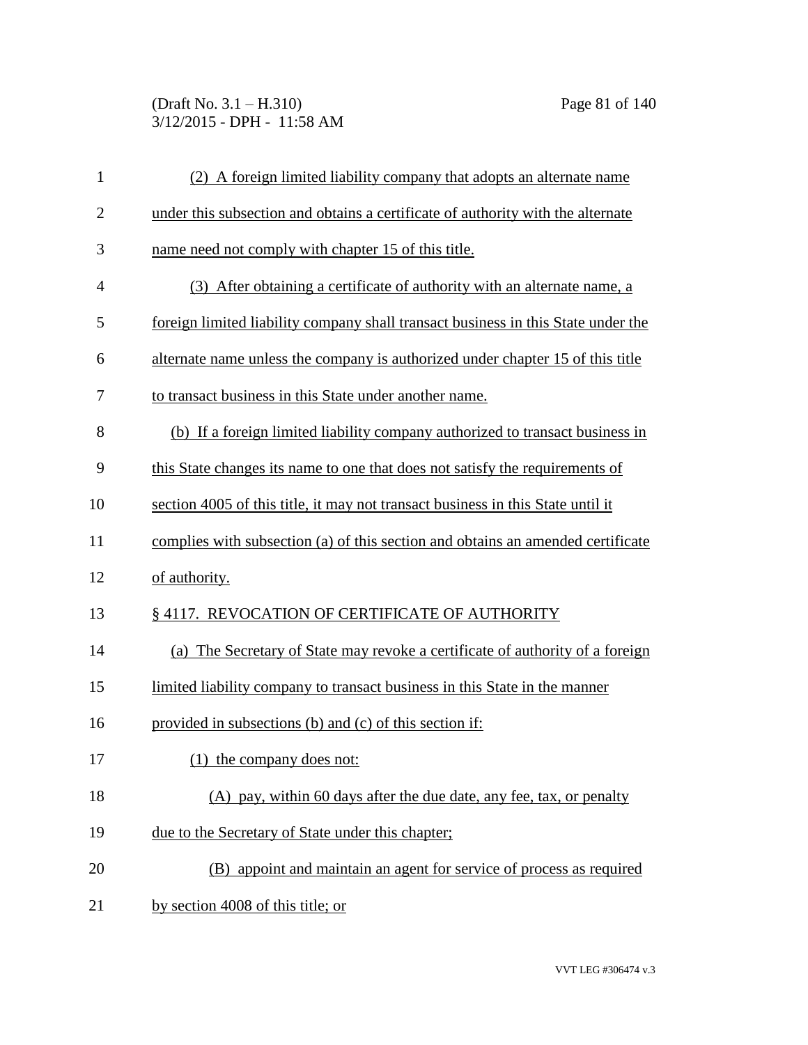(2) A foreign limited liability company that adopts an alternate name under this subsection and obtains a certificate of authority with the alternate name need not comply with chapter 15 of this title.

(3) After obtaining a certificate of authority with an alternate name, a foreign limited liability company shall transact business in this State under the alternate name unless the company is authorized under chapter 15 of this title to transact business in this State under another name.

(b) If a foreign limited liability company authorized to transact business in this State changes its name to one that does not satisfy the requirements of section 4005 of this title, it may not transact business in this State until it complies with subsection (a) of this section and obtains an amended certificate of authority.

§ 4117. REVOCATION OF CERTIFICATE OF AUTHORITY

(a) The Secretary of State may revoke a certificate of authority of a foreign limited liability company to transact business in this State in the manner provided in subsections (b) and (c) of this section if:

(1) the company does not:

(A) pay, within 60 days after the due date, any fee, tax, or penalty due to the Secretary of State under this chapter;

(B) appoint and maintain an agent for service of process as required by section 4008 of this title; or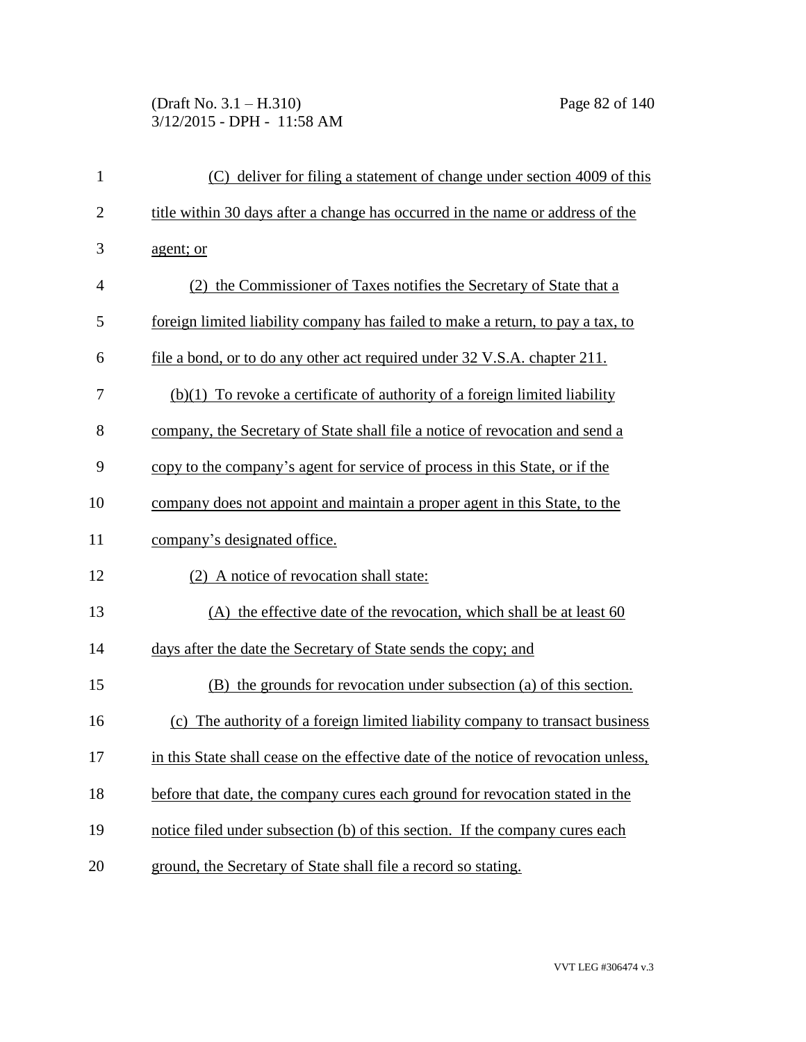(C) deliver for filing a statement of change under section 4009 of this title within 30 days after a change has occurred in the name or address of the agent; or

(2) the Commissioner of Taxes notifies the Secretary of State that a foreign limited liability company has failed to make a return, to pay a tax, to file a bond, or to do any other act required under 32 V.S.A. chapter 211.

(b)(1) To revoke a certificate of authority of a foreign limited liability company, the Secretary of State shall file a notice of revocation and send a copy to the company's agent for service of process in this State, or if the company does not appoint and maintain a proper agent in this State, to the company's designated office.

(2) A notice of revocation shall state:

(A) the effective date of the revocation, which shall be at least 60 days after the date the Secretary of State sends the copy; and

(B) the grounds for revocation under subsection (a) of this section.

(c) The authority of a foreign limited liability company to transact business in this State shall cease on the effective date of the notice of revocation unless, before that date, the company cures each ground for revocation stated in the notice filed under subsection (b) of this section. If the company cures each ground, the Secretary of State shall file a record so stating.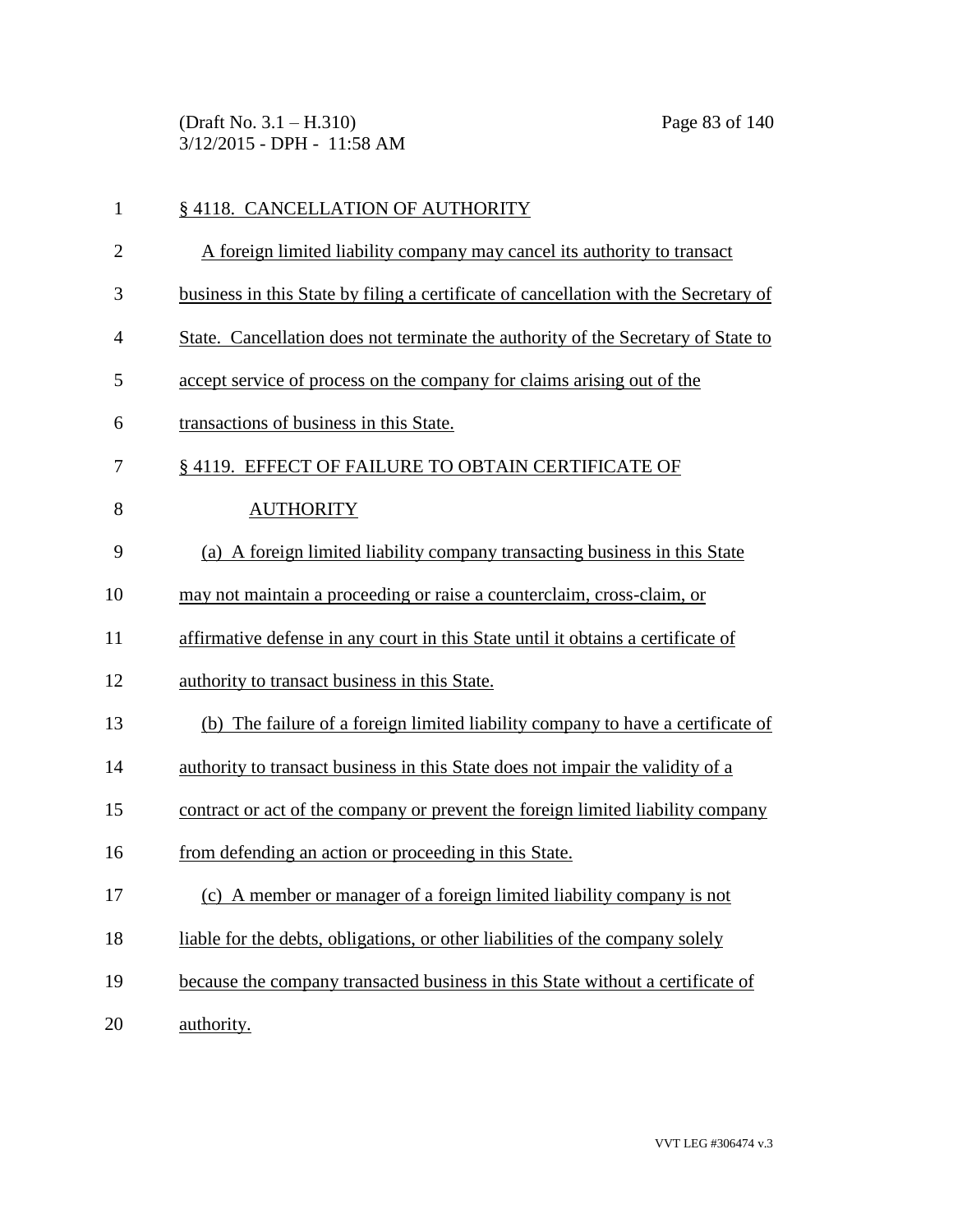## § 4118. CANCELLATION OF AUTHORITY

A foreign limited liability company may cancel its authority to transact business in this State by filing a certificate of cancellation with the Secretary of State. Cancellation does not terminate the authority of the Secretary of State to accept service of process on the company for claims arising out of the transactions of business in this State.

## § 4119. EFFECT OF FAILURE TO OBTAIN CERTIFICATE OF AUTHORITY

(a) A foreign limited liability company transacting business in this State may not maintain a proceeding or raise a counterclaim, cross-claim, or affirmative defense in any court in this State until it obtains a certificate of authority to transact business in this State.

(b) The failure of a foreign limited liability company to have a certificate of authority to transact business in this State does not impair the validity of a contract or act of the company or prevent the foreign limited liability company from defending an action or proceeding in this State.

(c) A member or manager of a foreign limited liability company is not liable for the debts, obligations, or other liabilities of the company solely because the company transacted business in this State without a certificate of authority.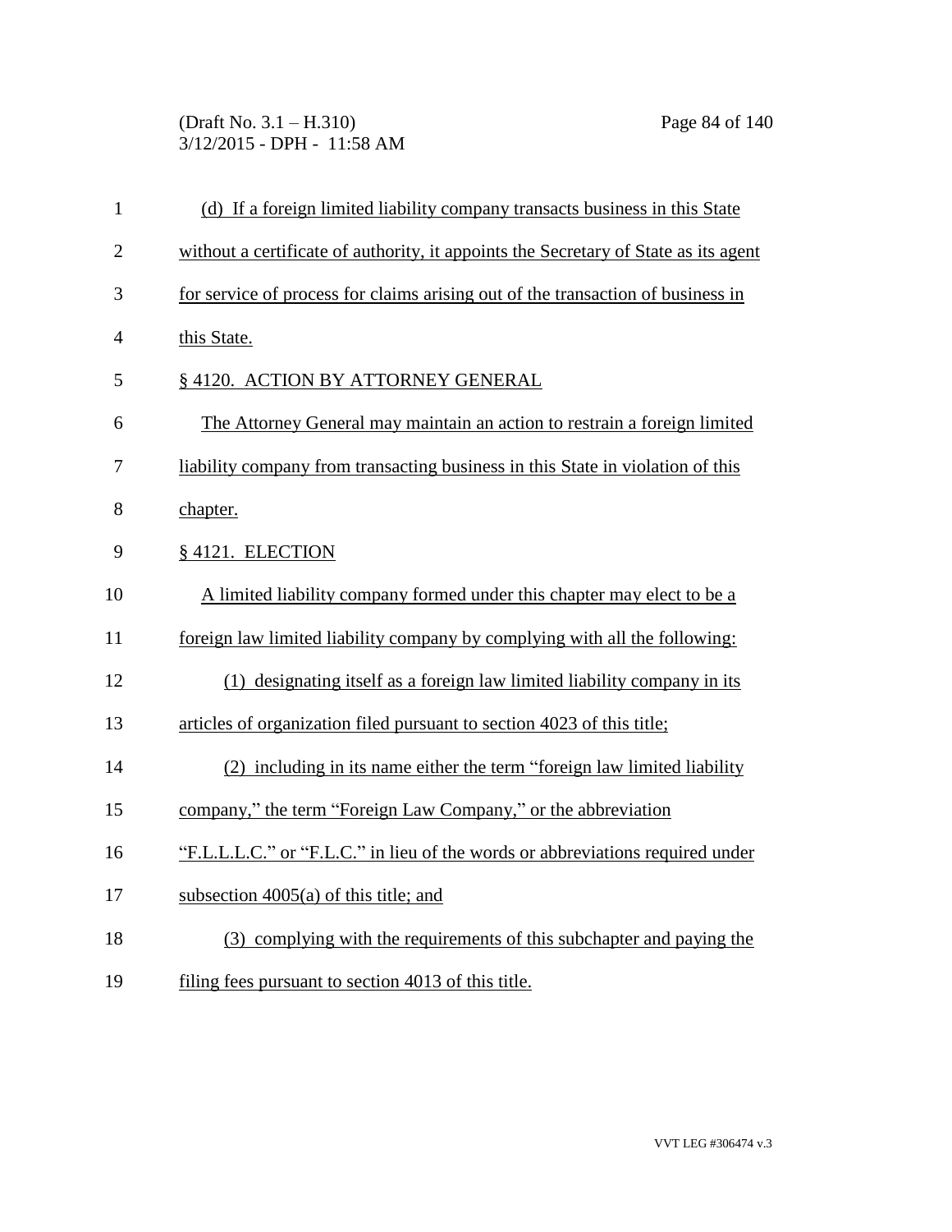(d) If a foreign limited liability company transacts business in this State without a certificate of authority, it appoints the Secretary of State as its agent for service of process for claims arising out of the transaction of business in this State.

## § 4120. ACTION BY ATTORNEY GENERAL

The Attorney General may maintain an action to restrain a foreign limited liability company from transacting business in this State in violation of this chapter.

## § 4121. ELECTION

A limited liability company formed under this chapter may elect to be a foreign law limited liability company by complying with all the following:

(1) designating itself as a foreign law limited liability company in its articles of organization filed pursuant to section 4023 of this title;

(2) including in its name either the term "foreign law limited liability company," the term "Foreign Law Company," or the abbreviation "F.L.L.L.C." or "F.L.C." in lieu of the words or abbreviations required under subsection 4005(a) of this title; and

(3) complying with the requirements of this subchapter and paying the filing fees pursuant to section 4013 of this title.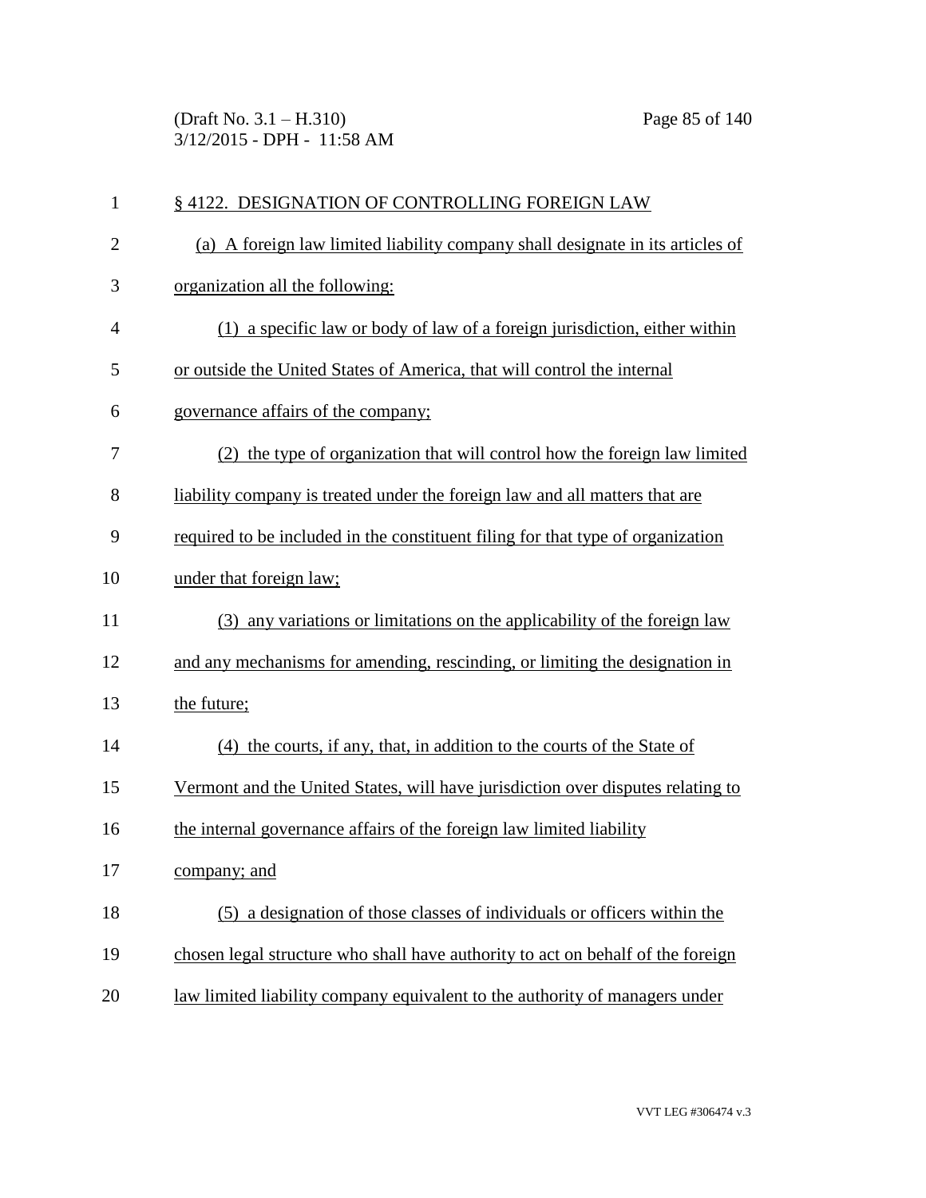§ 4122. DESIGNATION OF CONTROLLING FOREIGN LAW

(a) A foreign law limited liability company shall designate in its articles of organization all the following:

(1) a specific law or body of law of a foreign jurisdiction, either within or outside the United States of America, that will control the internal governance affairs of the company;

(2) the type of organization that will control how the foreign law limited liability company is treated under the foreign law and all matters that are required to be included in the constituent filing for that type of organization under that foreign law;

(3) any variations or limitations on the applicability of the foreign law and any mechanisms for amending, rescinding, or limiting the designation in the future;

(4) the courts, if any, that, in addition to the courts of the State of Vermont and the United States, will have jurisdiction over disputes relating to the internal governance affairs of the foreign law limited liability company; and

(5) a designation of those classes of individuals or officers within the chosen legal structure who shall have authority to act on behalf of the foreign law limited liability company equivalent to the authority of managers under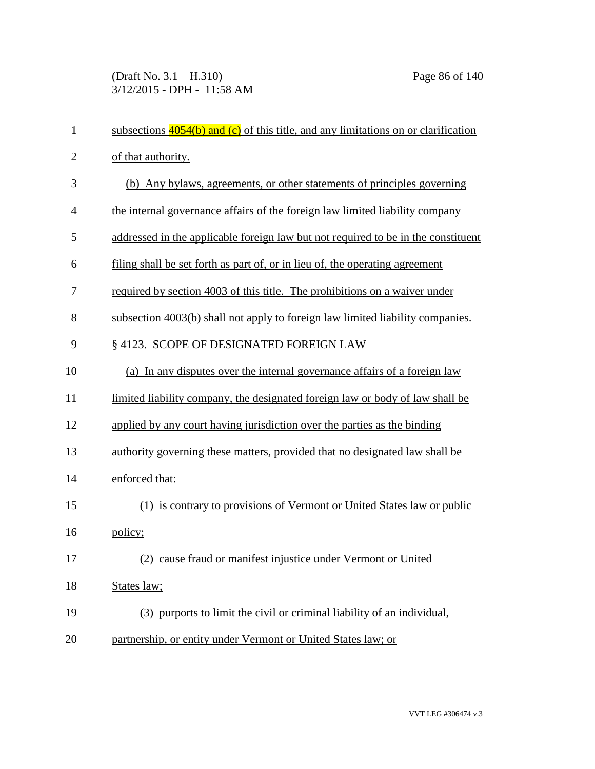subsections 4054(b) and (c) of this title, and any limitations on or clarification of that authority.

(b) Any bylaws, agreements, or other statements of principles governing the internal governance affairs of the foreign law limited liability company addressed in the applicable foreign law but not required to be in the constituent filing shall be set forth as part of, or in lieu of, the operating agreement required by section 4003 of this title. The prohibitions on a waiver under subsection 4003(b) shall not apply to foreign law limited liability companies.

§ 4123. SCOPE OF DESIGNATED FOREIGN LAW

(a) In any disputes over the internal governance affairs of a foreign law limited liability company, the designated foreign law or body of law shall be applied by any court having jurisdiction over the parties as the binding authority governing these matters, provided that no designated law shall be enforced that:

(1) is contrary to provisions of Vermont or United States law or public policy;

(2) cause fraud or manifest injustice under Vermont or United States law;

(3) purports to limit the civil or criminal liability of an individual, partnership, or entity under Vermont or United States law; or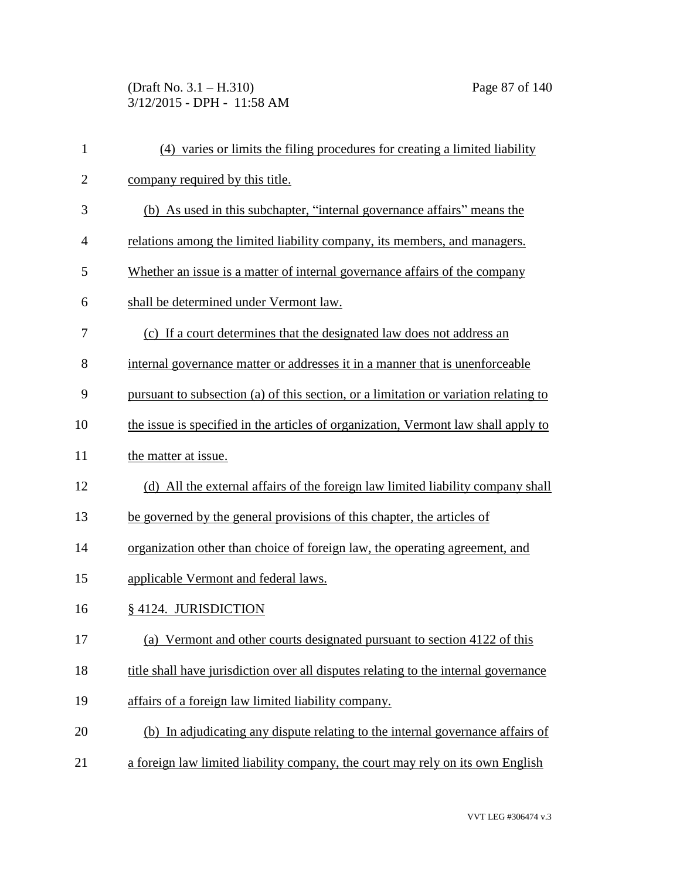(4) varies or limits the filing procedures for creating a limited liability company required by this title.

(b) As used in this subchapter, "internal governance affairs" means the relations among the limited liability company, its members, and managers. Whether an issue is a matter of internal governance affairs of the company shall be determined under Vermont law.

(c) If a court determines that the designated law does not address an internal governance matter or addresses it in a manner that is unenforceable pursuant to subsection (a) of this section, or a limitation or variation relating to the issue is specified in the articles of organization, Vermont law shall apply to the matter at issue.

(d) All the external affairs of the foreign law limited liability company shall be governed by the general provisions of this chapter, the articles of organization other than choice of foreign law, the operating agreement, and applicable Vermont and federal laws.

§ 4124. JURISDICTION

(a) Vermont and other courts designated pursuant to section 4122 of this title shall have jurisdiction over all disputes relating to the internal governance affairs of a foreign law limited liability company.

(b) In adjudicating any dispute relating to the internal governance affairs of a foreign law limited liability company, the court may rely on its own English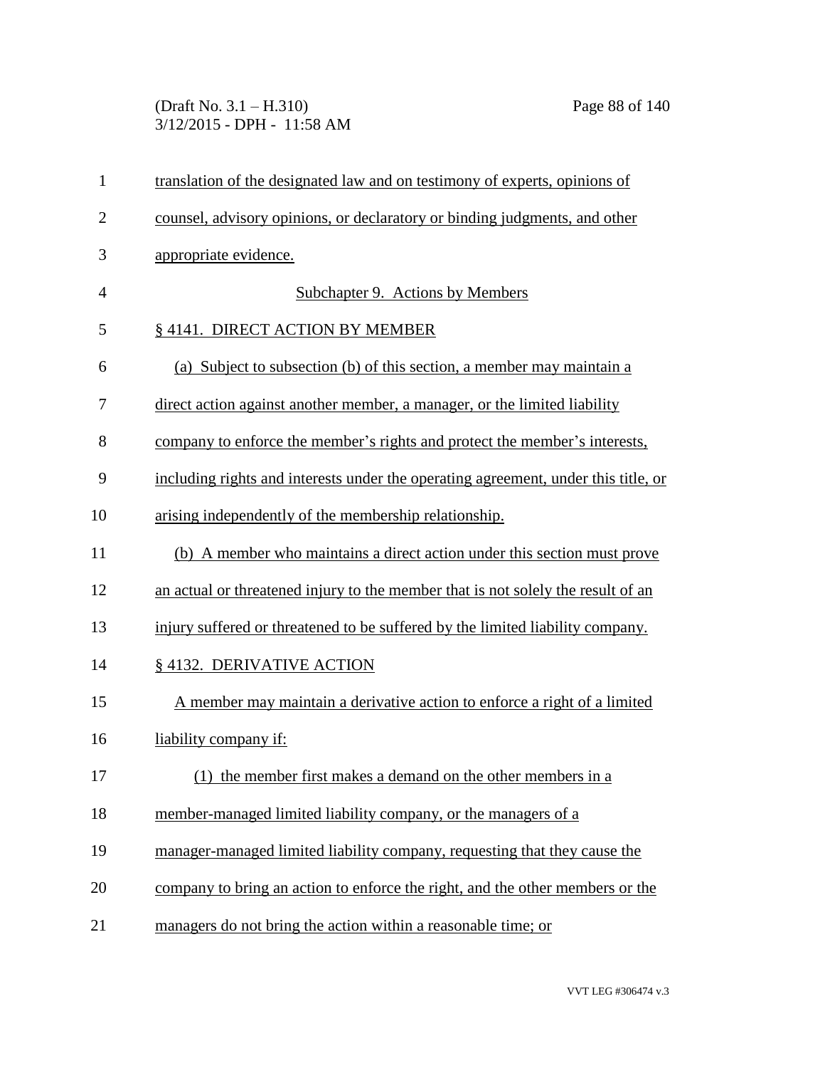translation of the designated law and on testimony of experts, opinions of counsel, advisory opinions, or declaratory or binding judgments, and other appropriate evidence.

## Subchapter 9. Actions by Members

### § 4141. DIRECT ACTION BY MEMBER

(a) Subject to subsection (b) of this section, a member may maintain a direct action against another member, a manager, or the limited liability company to enforce the member's rights and protect the member's interests, including rights and interests under the operating agreement, under this title, or arising independently of the membership relationship.

(b) A member who maintains a direct action under this section must prove an actual or threatened injury to the member that is not solely the result of an injury suffered or threatened to be suffered by the limited liability company.

### § 4132. DERIVATIVE ACTION

A member may maintain a derivative action to enforce a right of a limited liability company if:

(1) the member first makes a demand on the other members in a member-managed limited liability company, or the managers of a manager-managed limited liability company, requesting that they cause the company to bring an action to enforce the right, and the other members or the managers do not bring the action within a reasonable time; or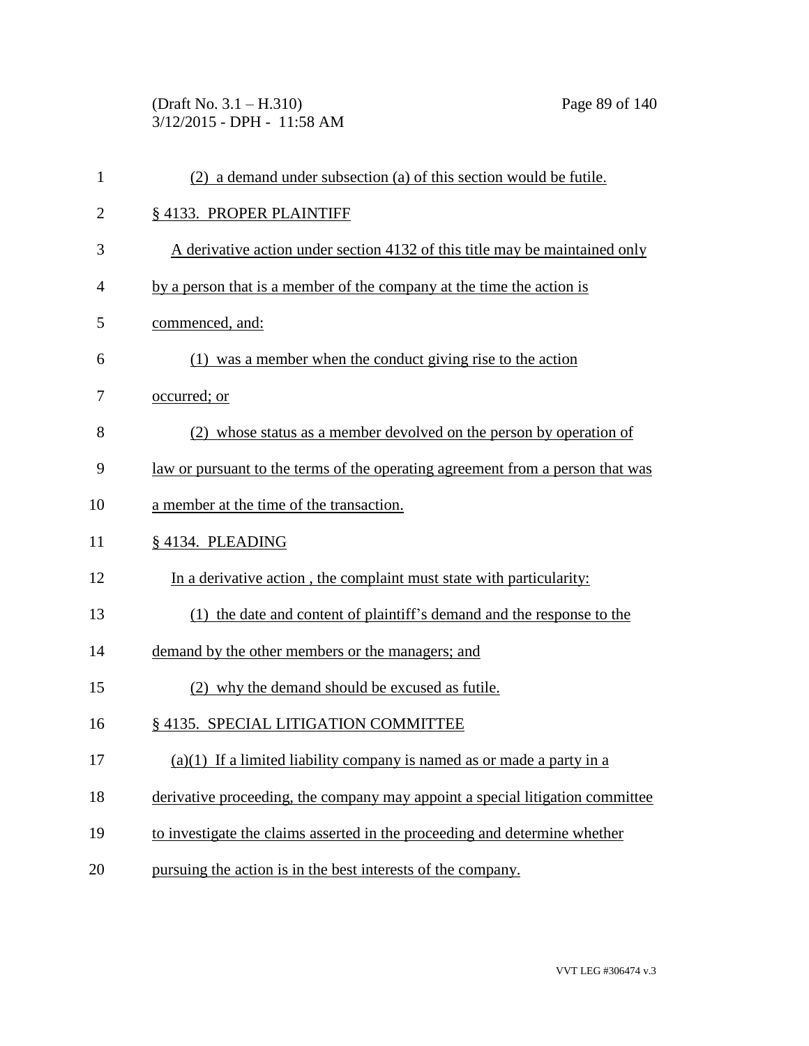(2) a demand under subsection (a) of this section would be futile.

## § 4133. PROPER PLAINTIFF

A derivative action under section 4132 of this title may be maintained only by a person that is a member of the company at the time the action is commenced, and:

(1) was a member when the conduct giving rise to the action occurred; or

(2) whose status as a member devolved on the person by operation of law or pursuant to the terms of the operating agreement from a person that was a member at the time of the transaction.

## § 4134. PLEADING

In a derivative action , the complaint must state with particularity:

(1) the date and content of plaintiff's demand and the response to the demand by the other members or the managers; and

(2) why the demand should be excused as futile.

## § 4135. SPECIAL LITIGATION COMMITTEE

(a)(1) If a limited liability company is named as or made a party in a derivative proceeding, the company may appoint a special litigation committee to investigate the claims asserted in the proceeding and determine whether pursuing the action is in the best interests of the company.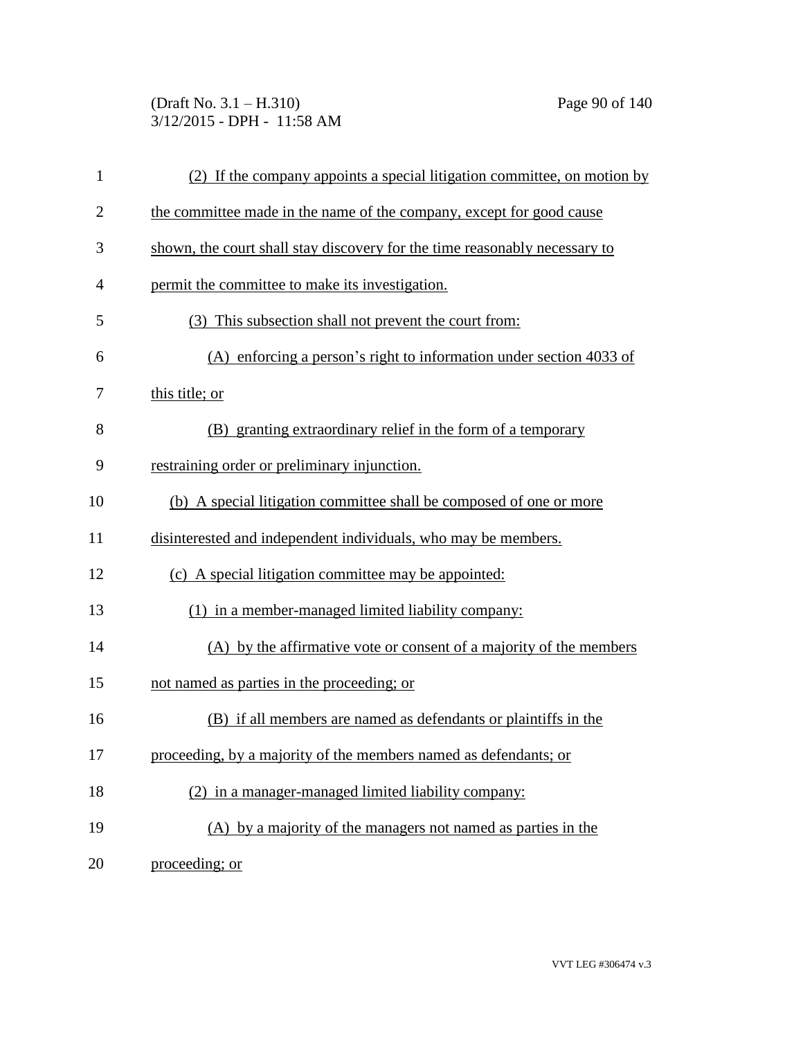(2) If the company appoints a special litigation committee, on motion by the committee made in the name of the company, except for good cause shown, the court shall stay discovery for the time reasonably necessary to permit the committee to make its investigation.

(3) This subsection shall not prevent the court from:

(A) enforcing a person's right to information under section 4033 of this title; or

(B) granting extraordinary relief in the form of a temporary restraining order or preliminary injunction.

(b) A special litigation committee shall be composed of one or more disinterested and independent individuals, who may be members.

(c) A special litigation committee may be appointed:

(1) in a member-managed limited liability company:

(A) by the affirmative vote or consent of a majority of the members not named as parties in the proceeding; or

(B) if all members are named as defendants or plaintiffs in the proceeding, by a majority of the members named as defendants; or

(2) in a manager-managed limited liability company:

(A) by a majority of the managers not named as parties in the proceeding; or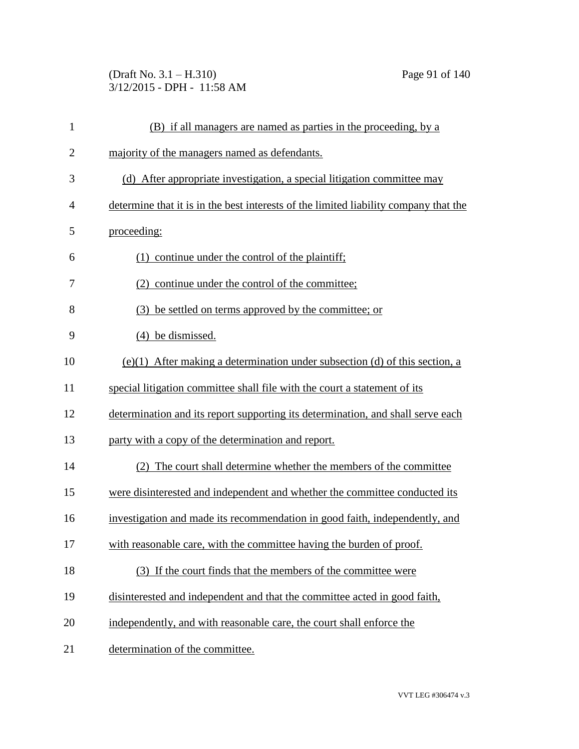(B) if all managers are named as parties in the proceeding, by a majority of the managers named as defendants.

(d) After appropriate investigation, a special litigation committee may determine that it is in the best interests of the limited liability company that the proceeding:

(1) continue under the control of the plaintiff;

(2) continue under the control of the committee;

(3) be settled on terms approved by the committee; or

(4) be dismissed.

(e)(1) After making a determination under subsection (d) of this section, a special litigation committee shall file with the court a statement of its determination and its report supporting its determination, and shall serve each party with a copy of the determination and report.

(2) The court shall determine whether the members of the committee were disinterested and independent and whether the committee conducted its investigation and made its recommendation in good faith, independently, and with reasonable care, with the committee having the burden of proof.

(3) If the court finds that the members of the committee were disinterested and independent and that the committee acted in good faith, independently, and with reasonable care, the court shall enforce the determination of the committee.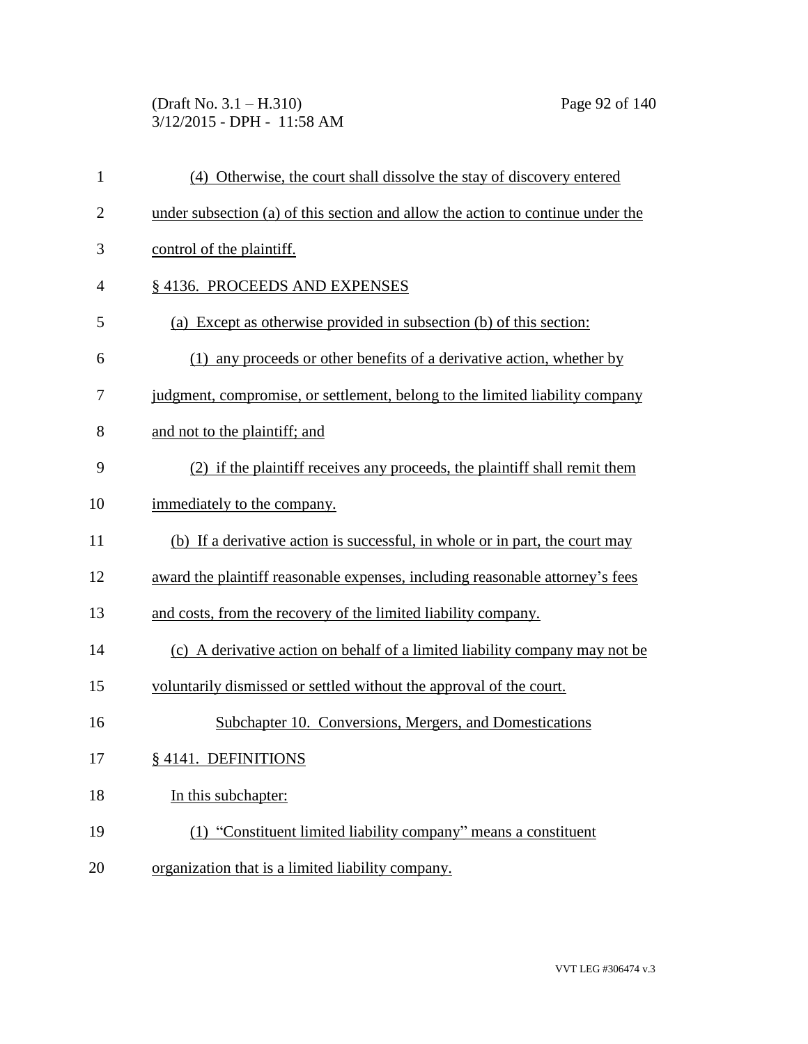(4) Otherwise, the court shall dissolve the stay of discovery entered under subsection (a) of this section and allow the action to continue under the control of the plaintiff.

§ 4136. PROCEEDS AND EXPENSES

(a) Except as otherwise provided in subsection (b) of this section:

(1) any proceeds or other benefits of a derivative action, whether by judgment, compromise, or settlement, belong to the limited liability company and not to the plaintiff; and

(2) if the plaintiff receives any proceeds, the plaintiff shall remit them immediately to the company.

(b) If a derivative action is successful, in whole or in part, the court may award the plaintiff reasonable expenses, including reasonable attorney's fees and costs, from the recovery of the limited liability company.

(c) A derivative action on behalf of a limited liability company may not be voluntarily dismissed or settled without the approval of the court.

## Subchapter 10. Conversions, Mergers, and Domestications

§ 4141. DEFINITIONS

In this subchapter:

(1) "Constituent limited liability company" means a constituent organization that is a limited liability company.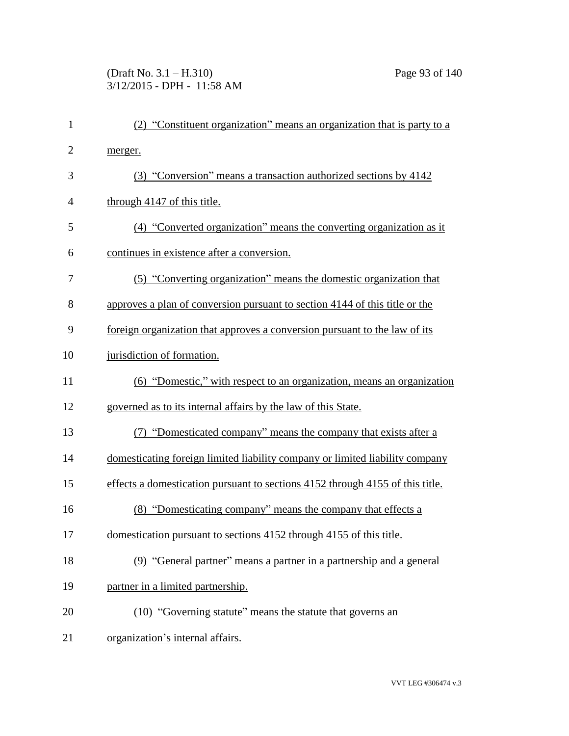(2) "Constituent organization" means an organization that is party to a merger.

(3) "Conversion" means a transaction authorized sections by 4142 through 4147 of this title.

(4) "Converted organization" means the converting organization as it continues in existence after a conversion.

(5) "Converting organization" means the domestic organization that approves a plan of conversion pursuant to section 4144 of this title or the foreign organization that approves a conversion pursuant to the law of its jurisdiction of formation.

(6) "Domestic," with respect to an organization, means an organization governed as to its internal affairs by the law of this State.

(7) "Domesticated company" means the company that exists after a domesticating foreign limited liability company or limited liability company effects a domestication pursuant to sections 4152 through 4155 of this title.

(8) "Domesticating company" means the company that effects a domestication pursuant to sections 4152 through 4155 of this title.

(9) "General partner" means a partner in a partnership and a general partner in a limited partnership.

(10) "Governing statute" means the statute that governs an organization's internal affairs.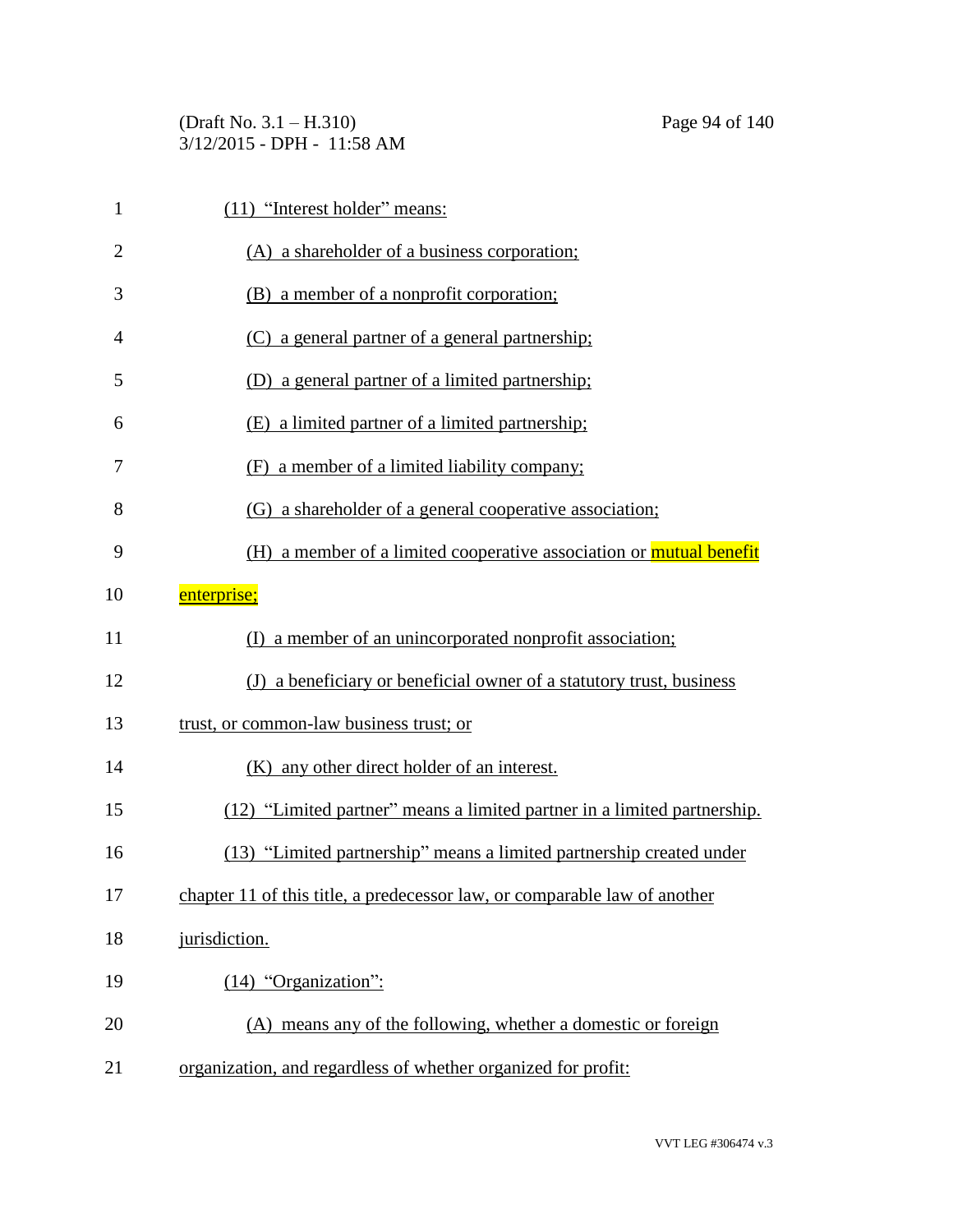(11) "Interest holder" means:

(A) a shareholder of a business corporation;

(B) a member of a nonprofit corporation;

(C) a general partner of a general partnership;

(D) a general partner of a limited partnership;

(E) a limited partner of a limited partnership;

(F) a member of a limited liability company;

(G) a shareholder of a general cooperative association;

(H) a member of a limited cooperative association or mutual benefit enterprise;

(I) a member of an unincorporated nonprofit association;

(J) a beneficiary or beneficial owner of a statutory trust, business trust, or common-law business trust; or

(K) any other direct holder of an interest.

(12) "Limited partner" means a limited partner in a limited partnership.

(13) "Limited partnership" means a limited partnership created under chapter 11 of this title, a predecessor law, or comparable law of another jurisdiction.

(14) "Organization":

(A) means any of the following, whether a domestic or foreign organization, and regardless of whether organized for profit: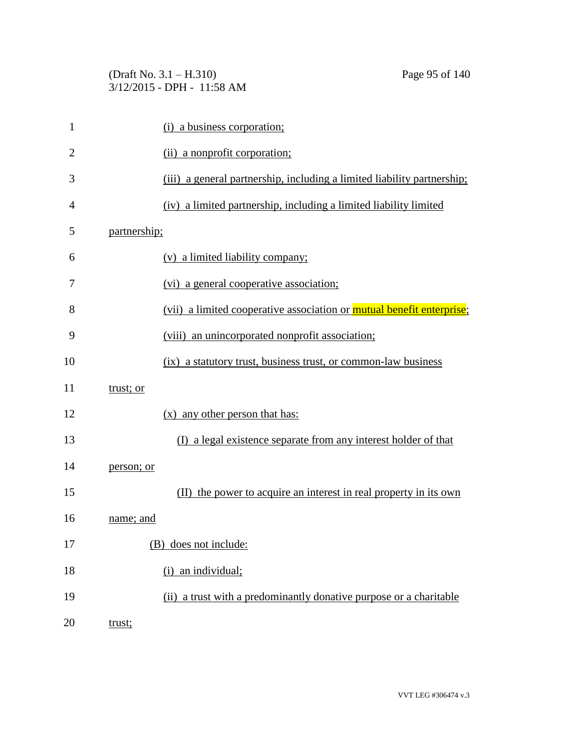(i) a business corporation;

(ii) a nonprofit corporation;

(iii) a general partnership, including a limited liability partnership;

(iv) a limited partnership, including a limited liability limited partnership;

(v) a limited liability company;

(vi) a general cooperative association;

(vii) a limited cooperative association or mutual benefit enterprise;

(viii) an unincorporated nonprofit association;

(ix) a statutory trust, business trust, or common-law business trust; or

(x) any other person that has:

(I) a legal existence separate from any interest holder of that person; or

(II) the power to acquire an interest in real property in its own name; and

(B) does not include:

(i) an individual;

(ii) a trust with a predominantly donative purpose or a charitable trust;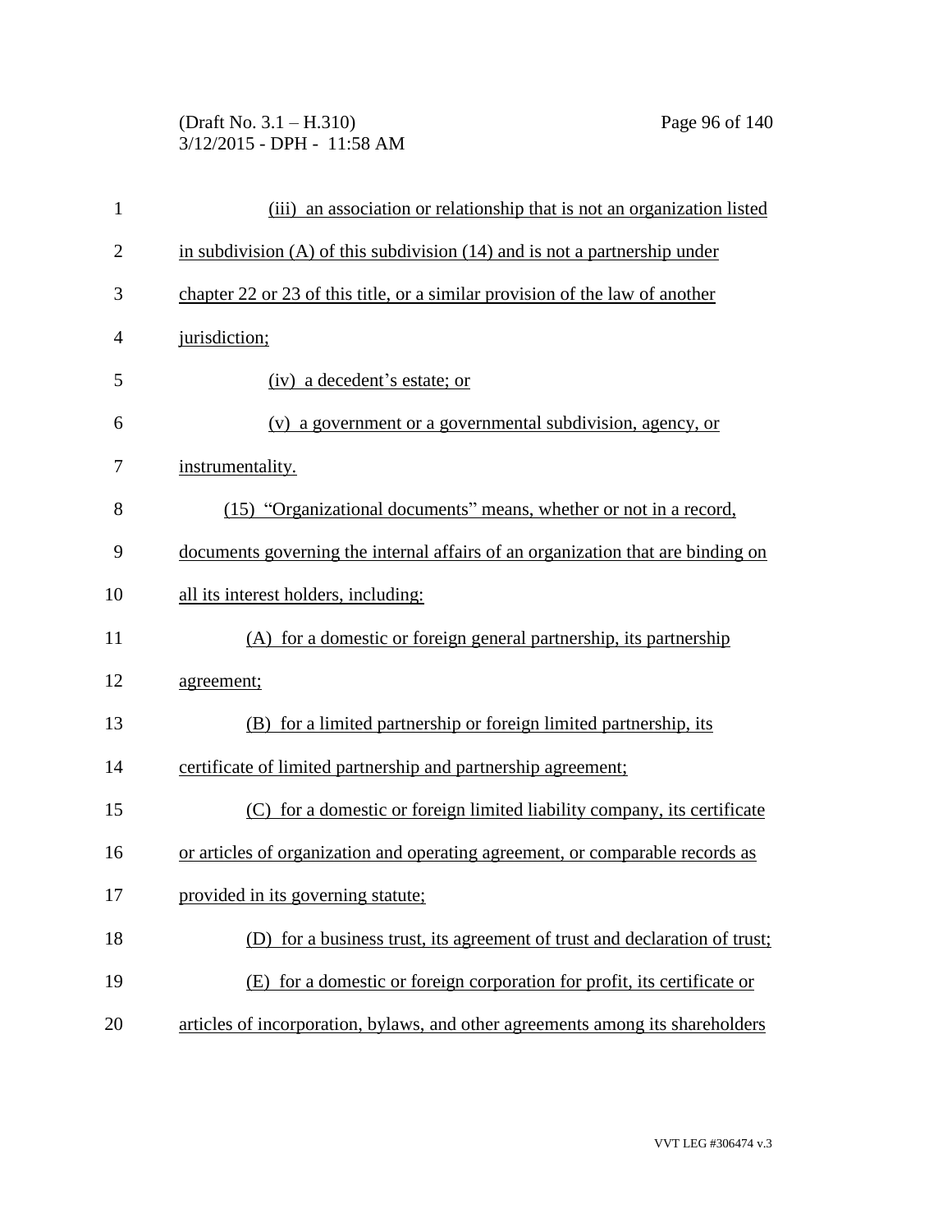(iii) an association or relationship that is not an organization listed in subdivision (A) of this subdivision (14) and is not a partnership under chapter 22 or 23 of this title, or a similar provision of the law of another jurisdiction;

(iv) a decedent's estate; or

(v) a government or a governmental subdivision, agency, or instrumentality.

(15) "Organizational documents" means, whether or not in a record, documents governing the internal affairs of an organization that are binding on all its interest holders, including:

(A) for a domestic or foreign general partnership, its partnership agreement;

(B) for a limited partnership or foreign limited partnership, its certificate of limited partnership and partnership agreement;

(C) for a domestic or foreign limited liability company, its certificate or articles of organization and operating agreement, or comparable records as provided in its governing statute;

(D) for a business trust, its agreement of trust and declaration of trust;

(E) for a domestic or foreign corporation for profit, its certificate or articles of incorporation, bylaws, and other agreements among its shareholders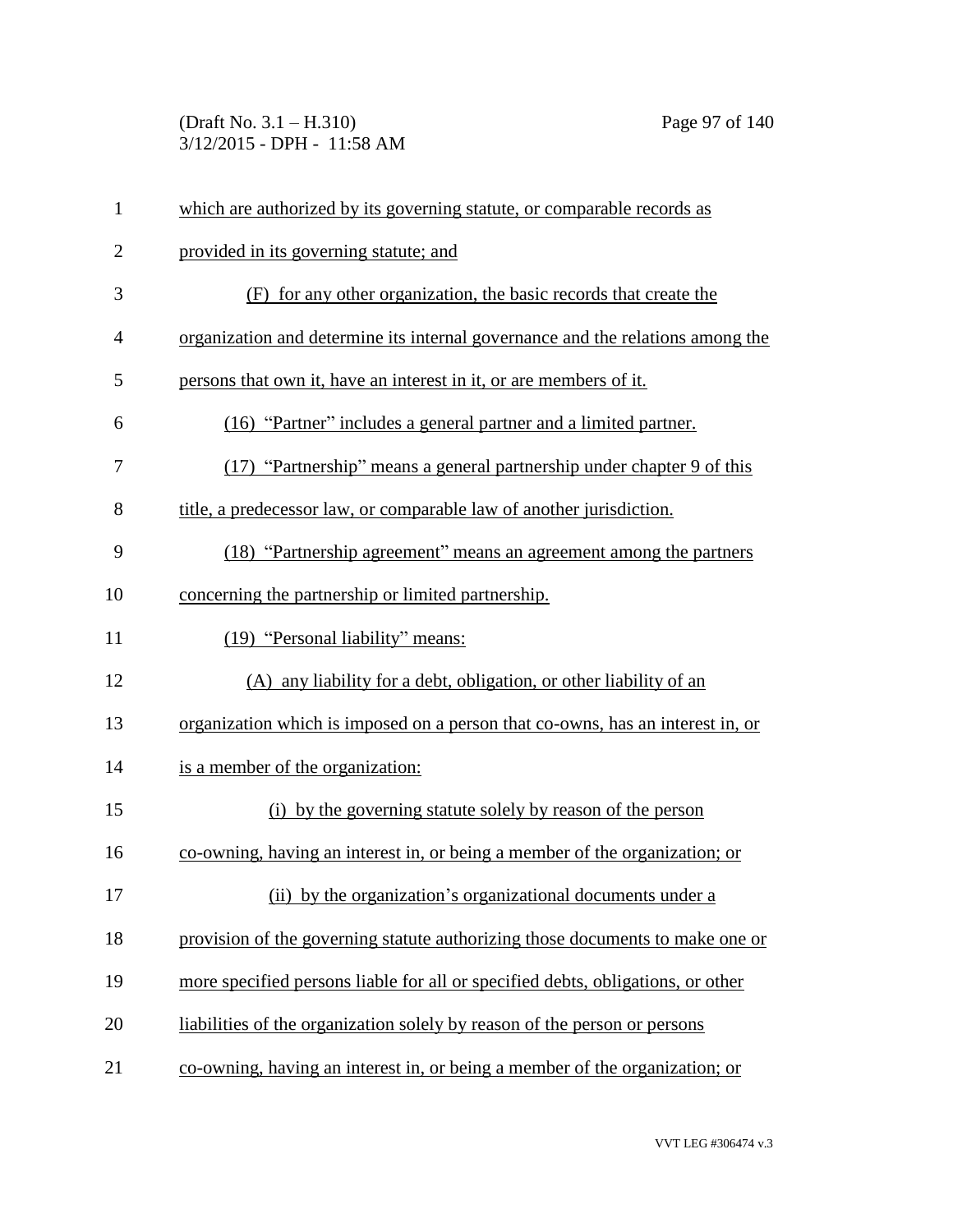which are authorized by its governing statute, or comparable records as provided in its governing statute; and

(F) for any other organization, the basic records that create the organization and determine its internal governance and the relations among the persons that own it, have an interest in it, or are members of it.

(16) "Partner" includes a general partner and a limited partner.

(17) "Partnership" means a general partnership under chapter 9 of this title, a predecessor law, or comparable law of another jurisdiction.

(18) "Partnership agreement" means an agreement among the partners concerning the partnership or limited partnership.

(19) "Personal liability" means:

(A) any liability for a debt, obligation, or other liability of an organization which is imposed on a person that co-owns, has an interest in, or is a member of the organization:

(i) by the governing statute solely by reason of the person co-owning, having an interest in, or being a member of the organization; or

(ii) by the organization's organizational documents under a provision of the governing statute authorizing those documents to make one or more specified persons liable for all or specified debts, obligations, or other liabilities of the organization solely by reason of the person or persons co-owning, having an interest in, or being a member of the organization; or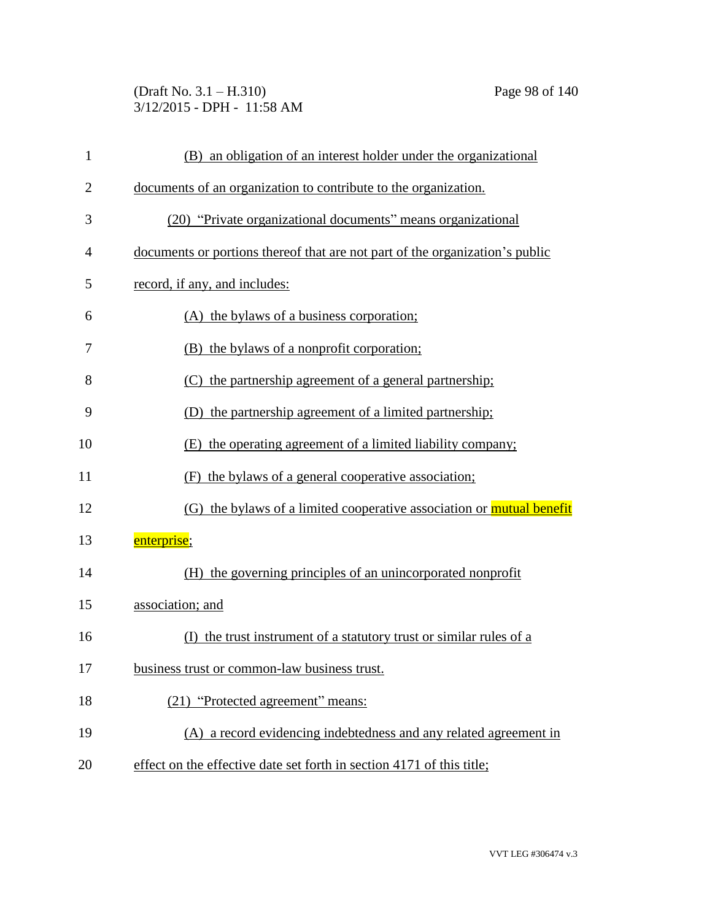(B) an obligation of an interest holder under the organizational documents of an organization to contribute to the organization.

(20) "Private organizational documents" means organizational documents or portions thereof that are not part of the organization's public record, if any, and includes:

(A) the bylaws of a business corporation;

(B) the bylaws of a nonprofit corporation;

(C) the partnership agreement of a general partnership;

(D) the partnership agreement of a limited partnership;

(E) the operating agreement of a limited liability company;

(F) the bylaws of a general cooperative association;

(G) the bylaws of a limited cooperative association or mutual benefit enterprise;

(H) the governing principles of an unincorporated nonprofit association; and

(I) the trust instrument of a statutory trust or similar rules of a business trust or common-law business trust.

(21) "Protected agreement" means:

(A) a record evidencing indebtedness and any related agreement in effect on the effective date set forth in section 4171 of this title;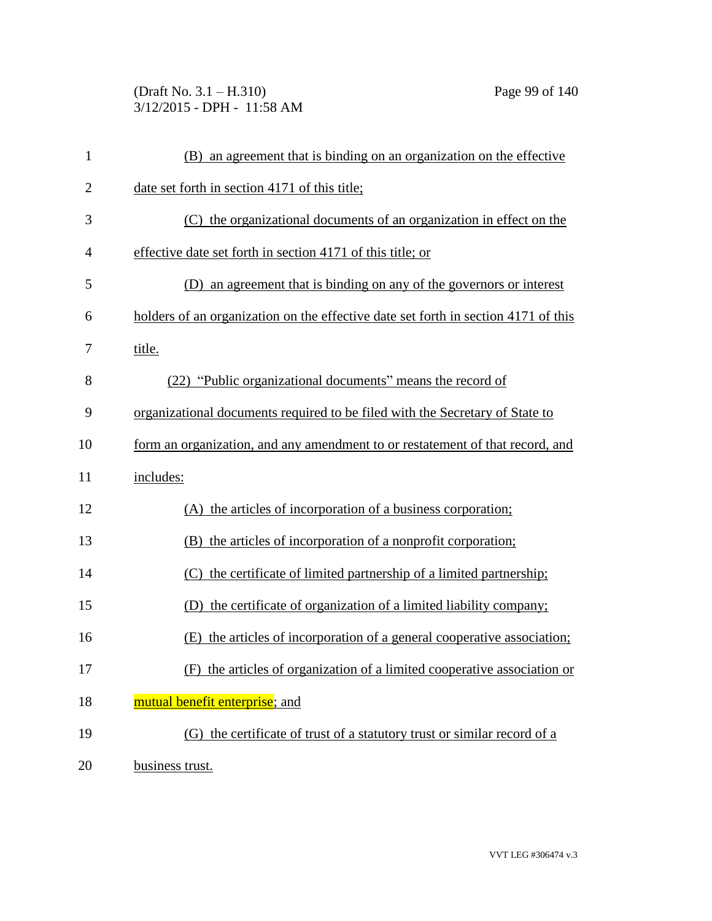(B) an agreement that is binding on an organization on the effective date set forth in section 4171 of this title;

(C) the organizational documents of an organization in effect on the effective date set forth in section 4171 of this title; or

(D) an agreement that is binding on any of the governors or interest holders of an organization on the effective date set forth in section 4171 of this title.

(22) "Public organizational documents" means the record of organizational documents required to be filed with the Secretary of State to form an organization, and any amendment to or restatement of that record, and includes:

(A) the articles of incorporation of a business corporation;

(B) the articles of incorporation of a nonprofit corporation;

(C) the certificate of limited partnership of a limited partnership;

(D) the certificate of organization of a limited liability company;

(E) the articles of incorporation of a general cooperative association;

(F) the articles of organization of a limited cooperative association or mutual benefit enterprise; and

(G) the certificate of trust of a statutory trust or similar record of a business trust.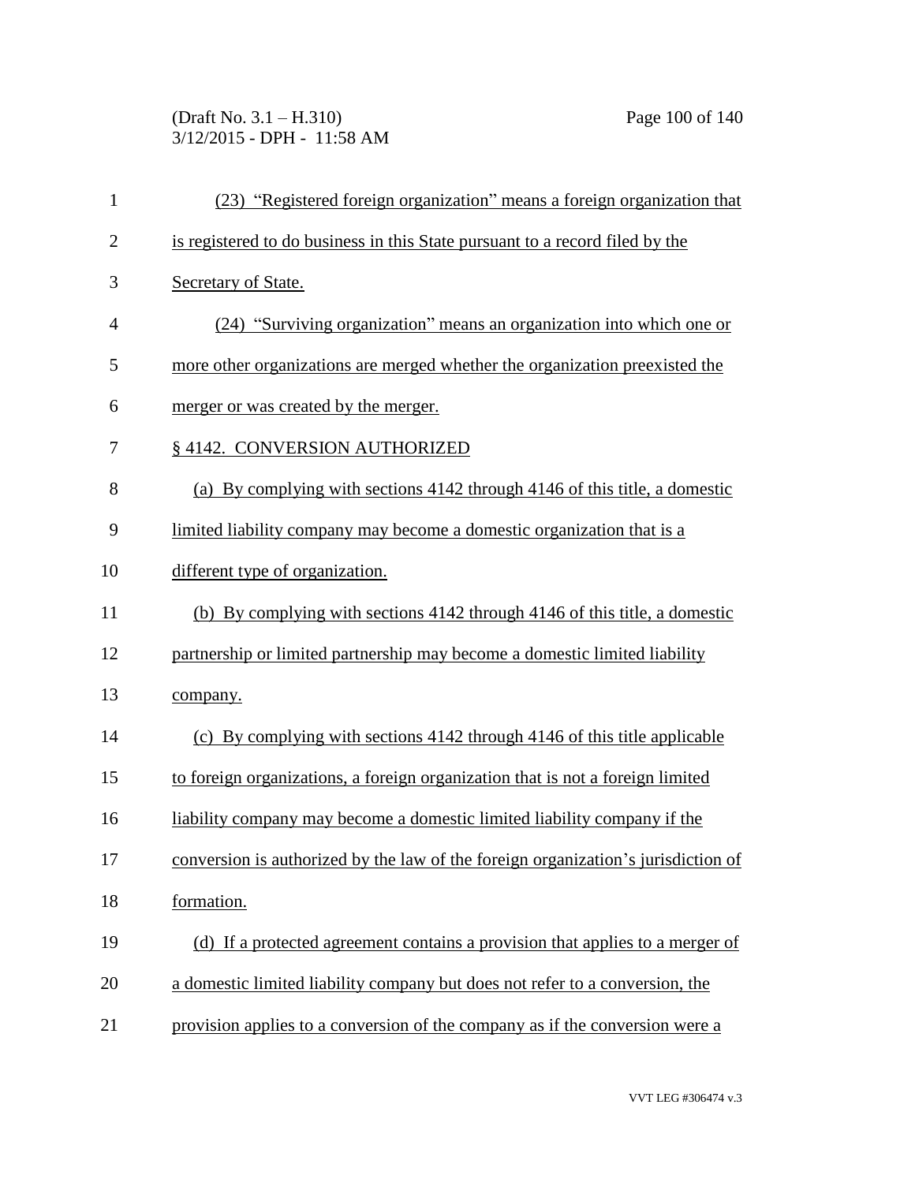(23) "Registered foreign organization" means a foreign organization that is registered to do business in this State pursuant to a record filed by the Secretary of State.

(24) "Surviving organization" means an organization into which one or more other organizations are merged whether the organization preexisted the merger or was created by the merger.

§ 4142. CONVERSION AUTHORIZED

(a) By complying with sections 4142 through 4146 of this title, a domestic limited liability company may become a domestic organization that is a different type of organization.

(b) By complying with sections 4142 through 4146 of this title, a domestic partnership or limited partnership may become a domestic limited liability company.

(c) By complying with sections 4142 through 4146 of this title applicable to foreign organizations, a foreign organization that is not a foreign limited liability company may become a domestic limited liability company if the conversion is authorized by the law of the foreign organization's jurisdiction of formation.

(d) If a protected agreement contains a provision that applies to a merger of a domestic limited liability company but does not refer to a conversion, the provision applies to a conversion of the company as if the conversion were a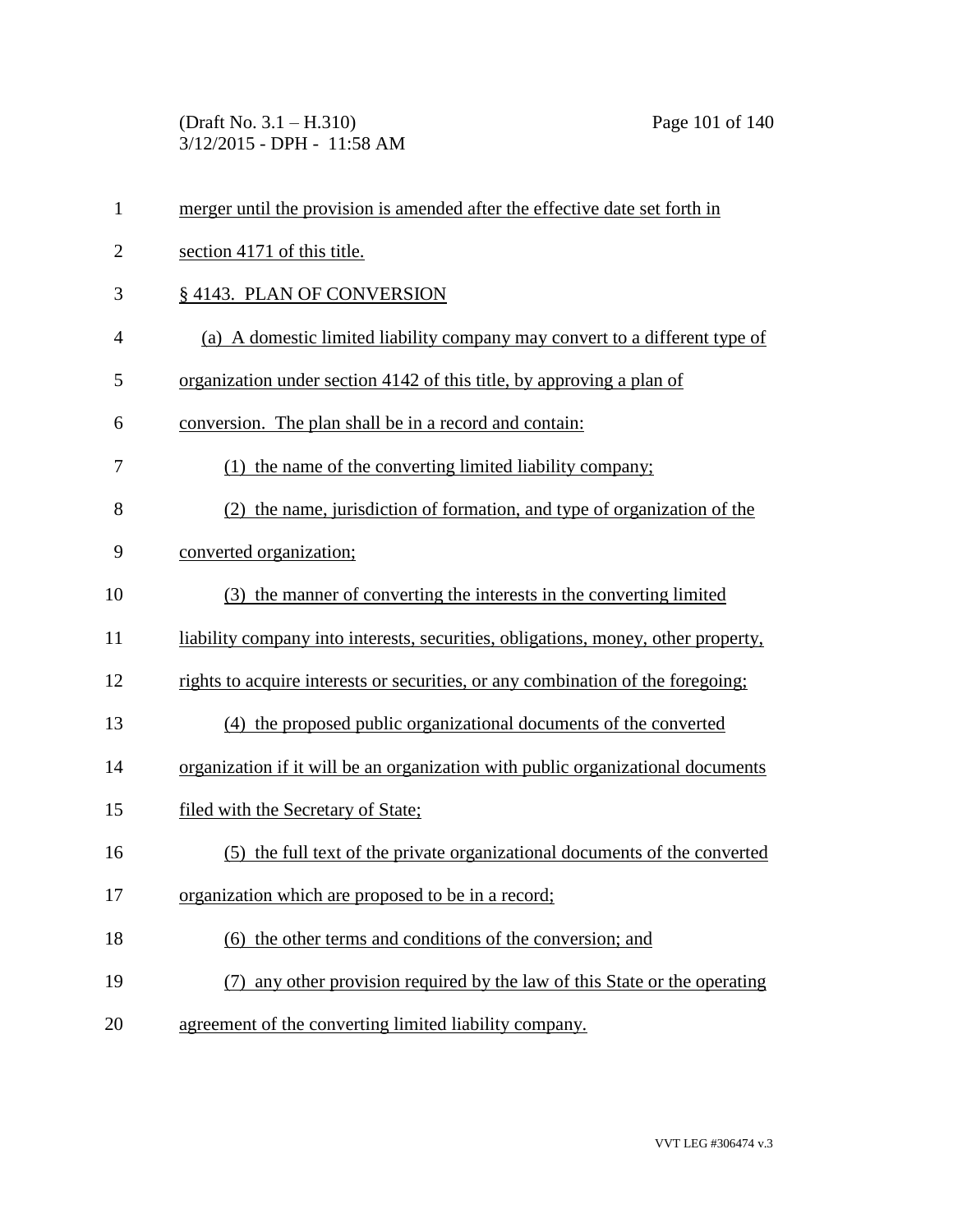merger until the provision is amended after the effective date set forth in section 4171 of this title.

## § 4143. PLAN OF CONVERSION

(a) A domestic limited liability company may convert to a different type of organization under section 4142 of this title, by approving a plan of conversion. The plan shall be in a record and contain:

(1) the name of the converting limited liability company;

(2) the name, jurisdiction of formation, and type of organization of the converted organization;

(3) the manner of converting the interests in the converting limited liability company into interests, securities, obligations, money, other property, rights to acquire interests or securities, or any combination of the foregoing;

(4) the proposed public organizational documents of the converted organization if it will be an organization with public organizational documents filed with the Secretary of State;

(5) the full text of the private organizational documents of the converted organization which are proposed to be in a record;

(6) the other terms and conditions of the conversion; and

(7) any other provision required by the law of this State or the operating agreement of the converting limited liability company.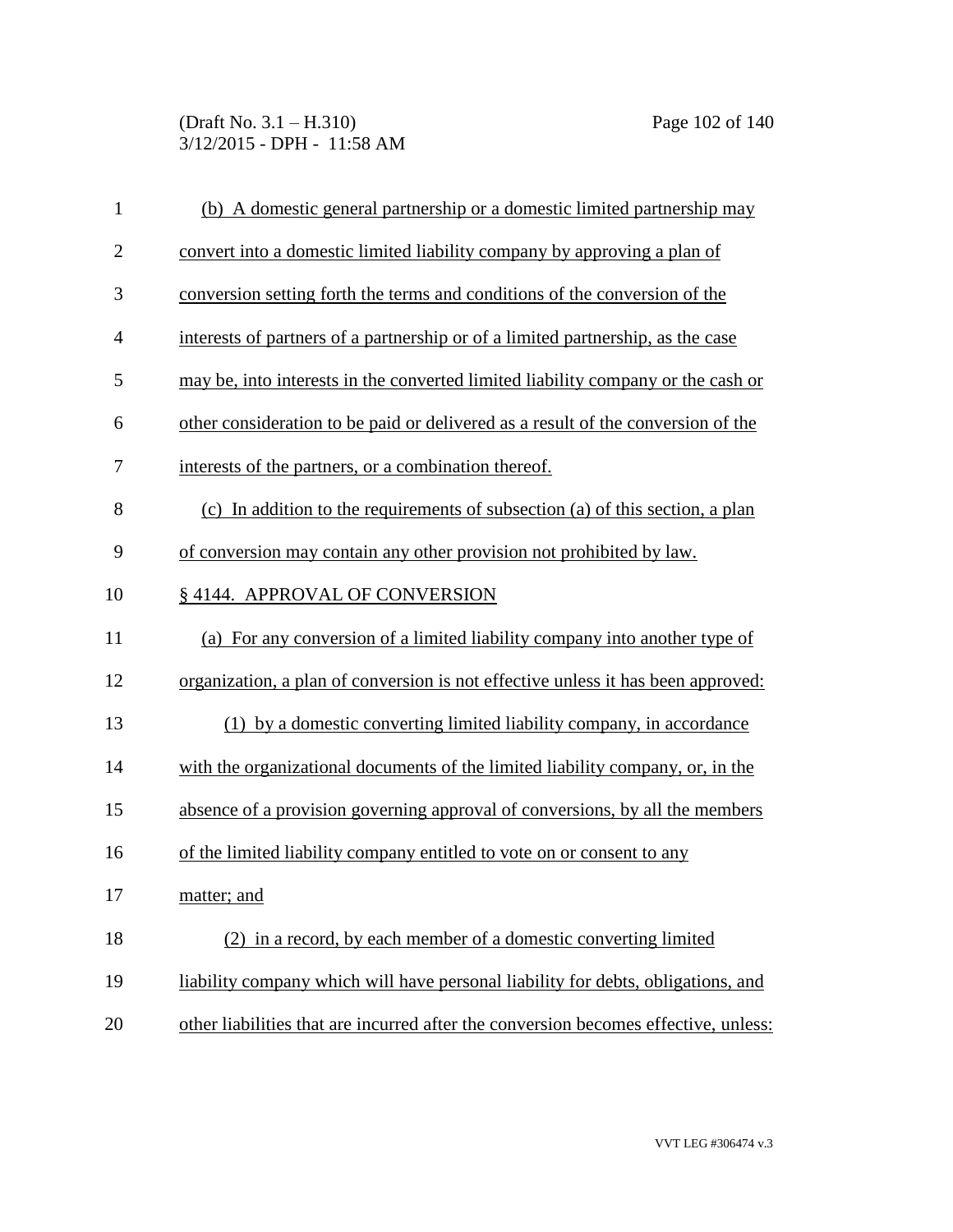(b) A domestic general partnership or a domestic limited partnership may convert into a domestic limited liability company by approving a plan of conversion setting forth the terms and conditions of the conversion of the interests of partners of a partnership or of a limited partnership, as the case may be, into interests in the converted limited liability company or the cash or other consideration to be paid or delivered as a result of the conversion of the interests of the partners, or a combination thereof.

(c) In addition to the requirements of subsection (a) of this section, a plan of conversion may contain any other provision not prohibited by law.

## § 4144. APPROVAL OF CONVERSION

(a) For any conversion of a limited liability company into another type of organization, a plan of conversion is not effective unless it has been approved:

(1) by a domestic converting limited liability company, in accordance with the organizational documents of the limited liability company, or, in the absence of a provision governing approval of conversions, by all the members of the limited liability company entitled to vote on or consent to any matter; and

(2) in a record, by each member of a domestic converting limited liability company which will have personal liability for debts, obligations, and other liabilities that are incurred after the conversion becomes effective, unless: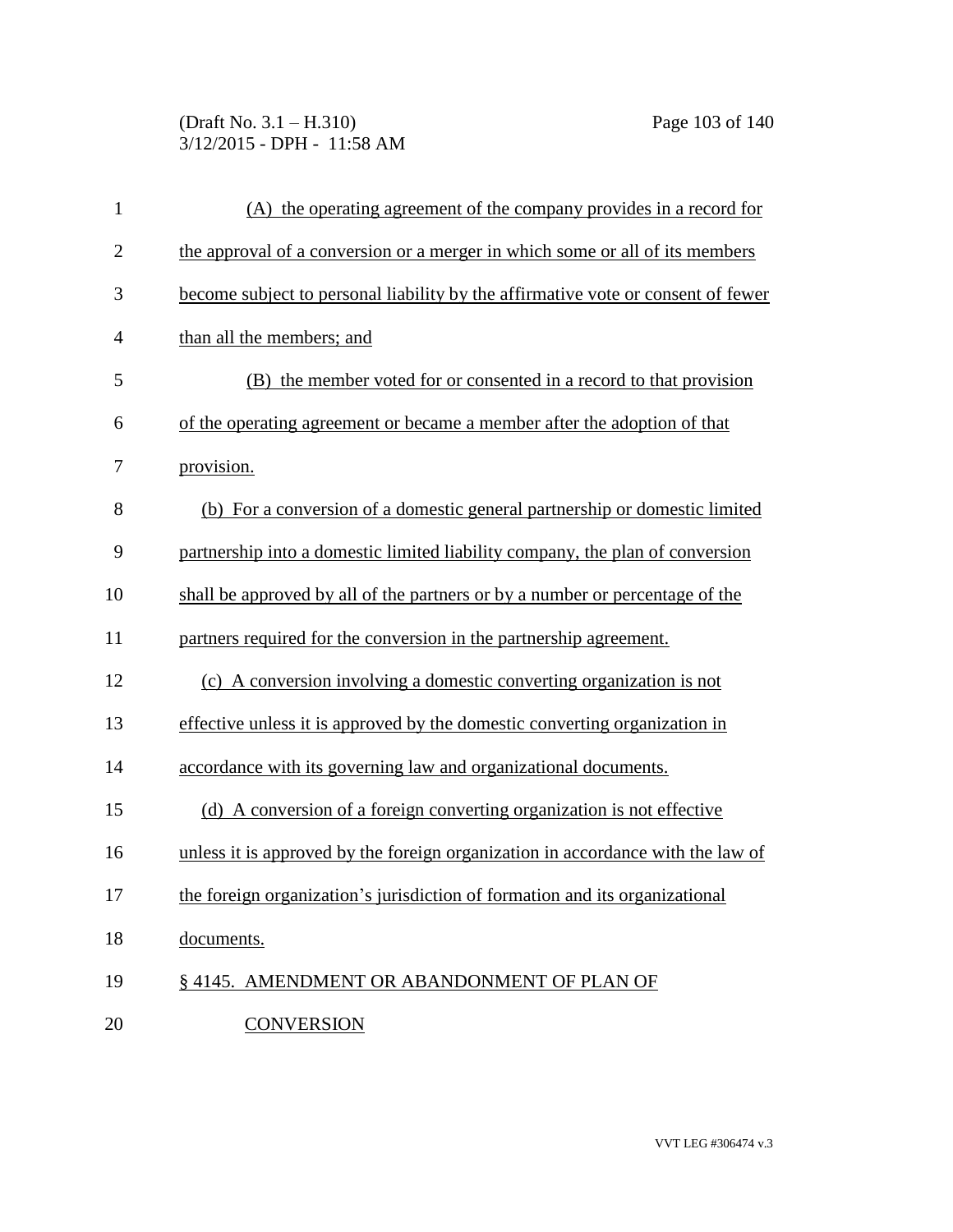(A) the operating agreement of the company provides in a record for the approval of a conversion or a merger in which some or all of its members become subject to personal liability by the affirmative vote or consent of fewer than all the members; and

(B) the member voted for or consented in a record to that provision of the operating agreement or became a member after the adoption of that provision.

(b) For a conversion of a domestic general partnership or domestic limited partnership into a domestic limited liability company, the plan of conversion shall be approved by all of the partners or by a number or percentage of the partners required for the conversion in the partnership agreement.

(c) A conversion involving a domestic converting organization is not effective unless it is approved by the domestic converting organization in accordance with its governing law and organizational documents.

(d) A conversion of a foreign converting organization is not effective unless it is approved by the foreign organization in accordance with the law of the foreign organization's jurisdiction of formation and its organizational documents.

§ 4145. AMENDMENT OR ABANDONMENT OF PLAN OF CONVERSION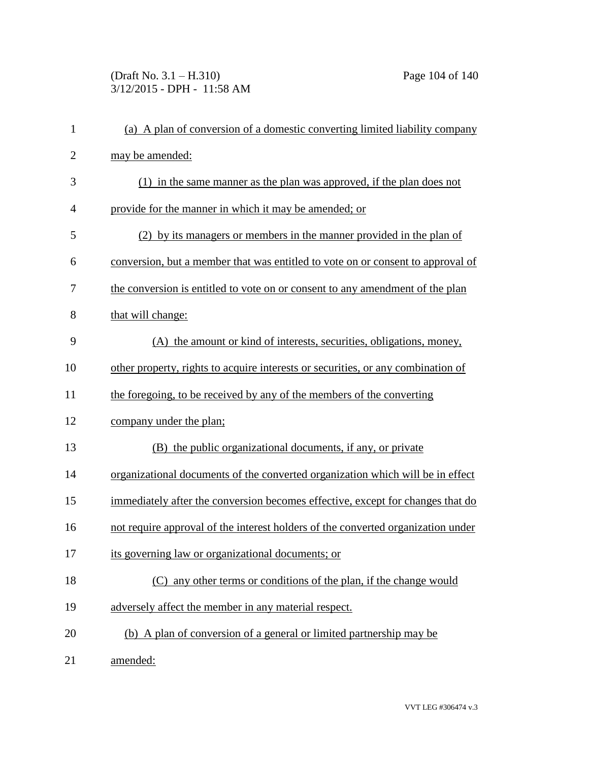(a) A plan of conversion of a domestic converting limited liability company may be amended:

(1) in the same manner as the plan was approved, if the plan does not provide for the manner in which it may be amended; or

(2) by its managers or members in the manner provided in the plan of conversion, but a member that was entitled to vote on or consent to approval of the conversion is entitled to vote on or consent to any amendment of the plan that will change:

(A) the amount or kind of interests, securities, obligations, money, other property, rights to acquire interests or securities, or any combination of the foregoing, to be received by any of the members of the converting company under the plan;

(B) the public organizational documents, if any, or private organizational documents of the converted organization which will be in effect immediately after the conversion becomes effective, except for changes that do not require approval of the interest holders of the converted organization under its governing law or organizational documents; or

(C) any other terms or conditions of the plan, if the change would adversely affect the member in any material respect.

(b) A plan of conversion of a general or limited partnership may be amended: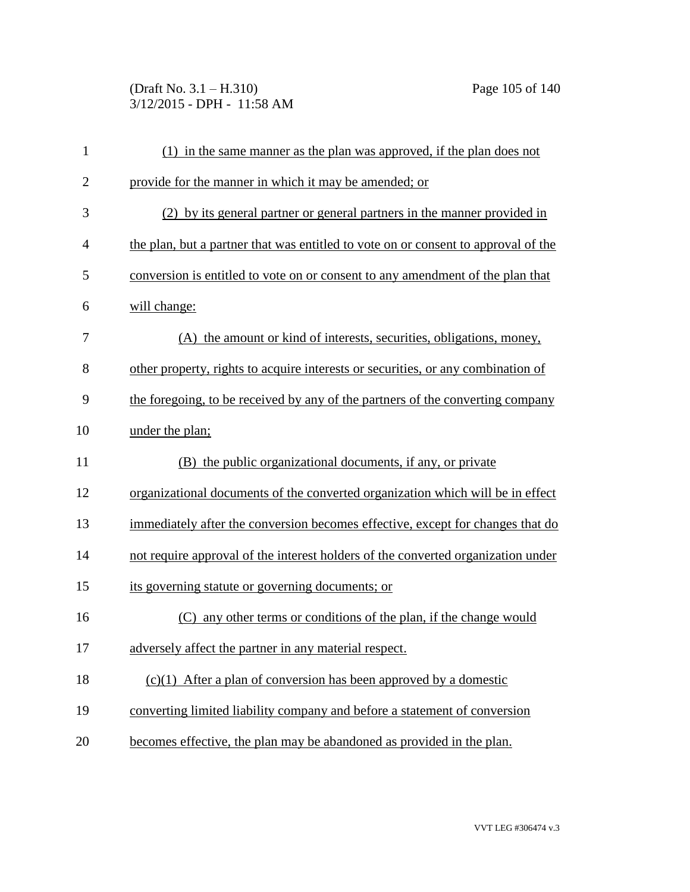(1) in the same manner as the plan was approved, if the plan does not provide for the manner in which it may be amended; or

(2) by its general partner or general partners in the manner provided in the plan, but a partner that was entitled to vote on or consent to approval of the conversion is entitled to vote on or consent to any amendment of the plan that will change:

(A) the amount or kind of interests, securities, obligations, money, other property, rights to acquire interests or securities, or any combination of the foregoing, to be received by any of the partners of the converting company under the plan;

(B) the public organizational documents, if any, or private organizational documents of the converted organization which will be in effect immediately after the conversion becomes effective, except for changes that do not require approval of the interest holders of the converted organization under its governing statute or governing documents; or

(C) any other terms or conditions of the plan, if the change would adversely affect the partner in any material respect.

(c)(1) After a plan of conversion has been approved by a domestic converting limited liability company and before a statement of conversion becomes effective, the plan may be abandoned as provided in the plan.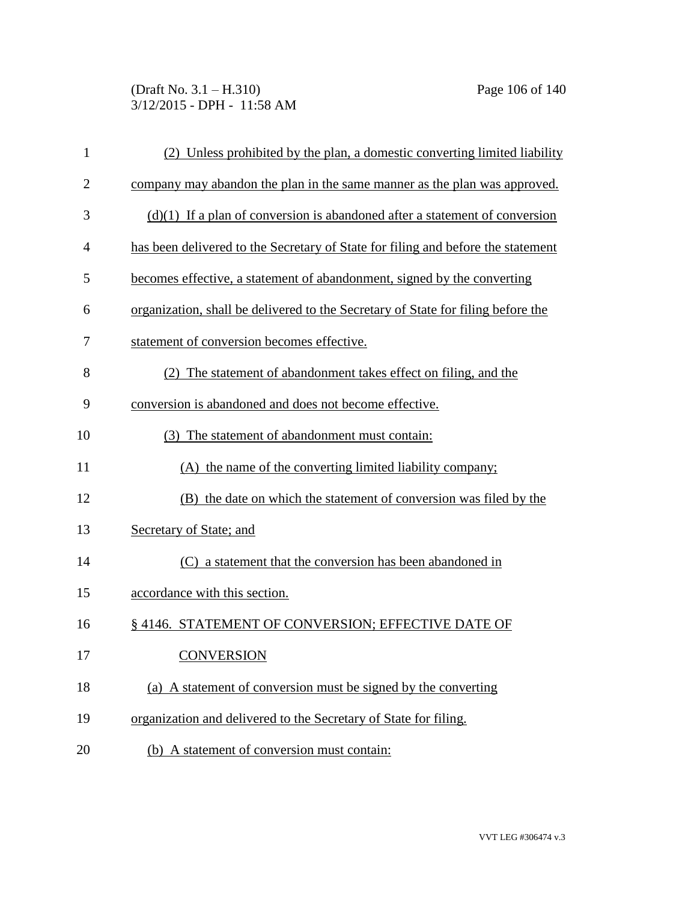(2) Unless prohibited by the plan, a domestic converting limited liability company may abandon the plan in the same manner as the plan was approved.

(d)(1) If a plan of conversion is abandoned after a statement of conversion has been delivered to the Secretary of State for filing and before the statement becomes effective, a statement of abandonment, signed by the converting organization, shall be delivered to the Secretary of State for filing before the statement of conversion becomes effective.

(2) The statement of abandonment takes effect on filing, and the conversion is abandoned and does not become effective.

(3) The statement of abandonment must contain:

(A) the name of the converting limited liability company;

(B) the date on which the statement of conversion was filed by the Secretary of State; and

(C) a statement that the conversion has been abandoned in accordance with this section.

§ 4146. STATEMENT OF CONVERSION; EFFECTIVE DATE OF CONVERSION

(a) A statement of conversion must be signed by the converting organization and delivered to the Secretary of State for filing.

(b) A statement of conversion must contain: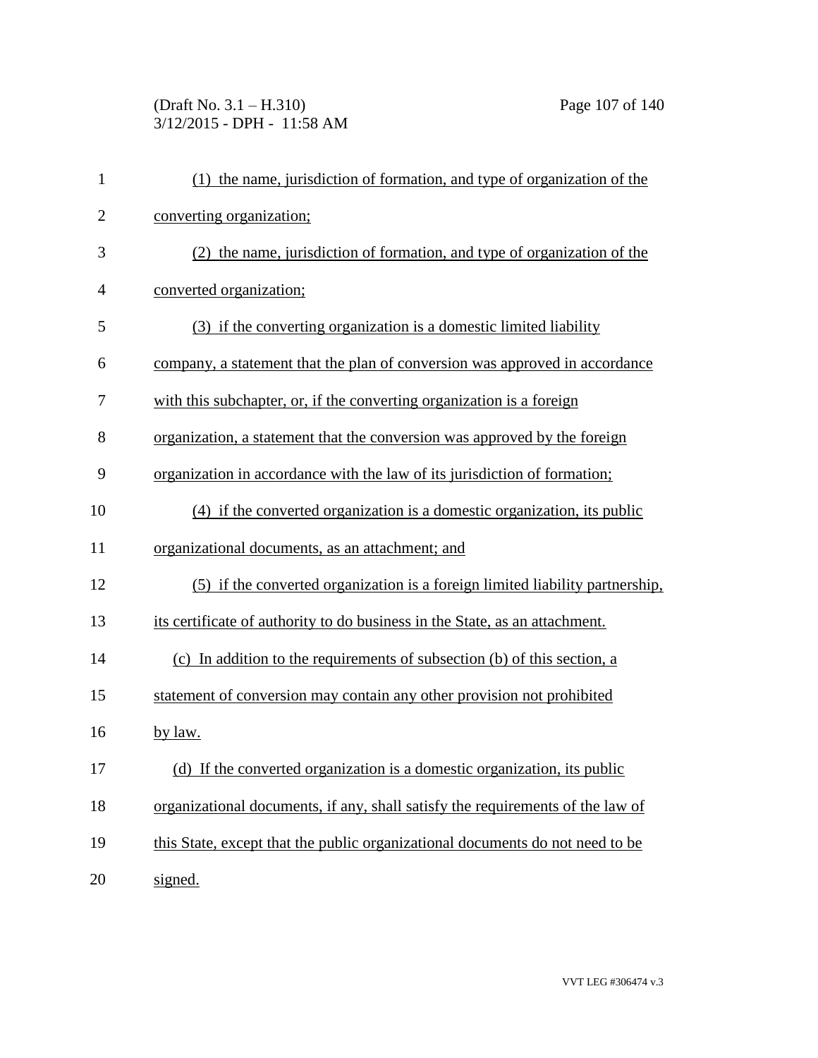(1) the name, jurisdiction of formation, and type of organization of the converting organization;

(2) the name, jurisdiction of formation, and type of organization of the converted organization;

(3) if the converting organization is a domestic limited liability company, a statement that the plan of conversion was approved in accordance with this subchapter, or, if the converting organization is a foreign organization, a statement that the conversion was approved by the foreign organization in accordance with the law of its jurisdiction of formation;

(4) if the converted organization is a domestic organization, its public organizational documents, as an attachment; and

(5) if the converted organization is a foreign limited liability partnership, its certificate of authority to do business in the State, as an attachment.

(c) In addition to the requirements of subsection (b) of this section, a statement of conversion may contain any other provision not prohibited by law.

(d) If the converted organization is a domestic organization, its public organizational documents, if any, shall satisfy the requirements of the law of this State, except that the public organizational documents do not need to be signed.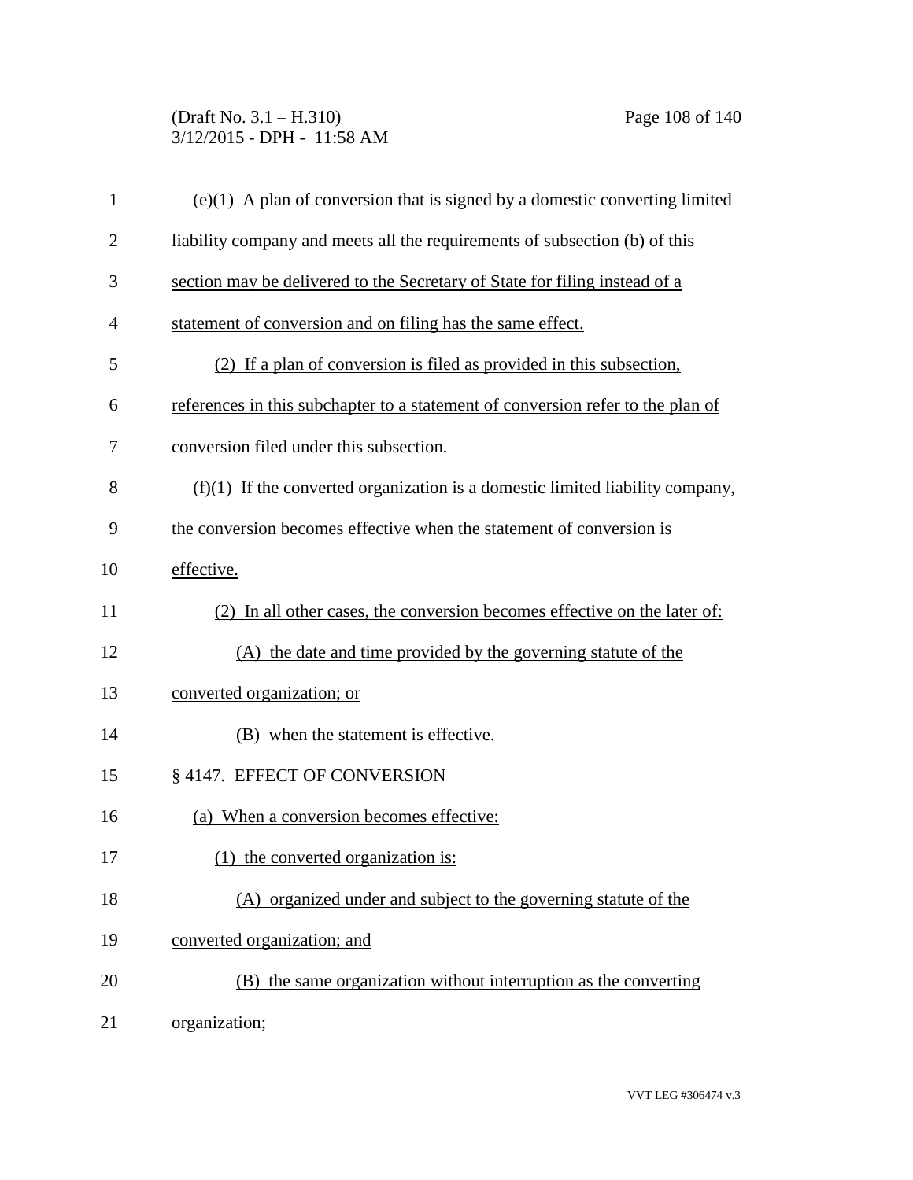(e)(1) A plan of conversion that is signed by a domestic converting limited liability company and meets all the requirements of subsection (b) of this section may be delivered to the Secretary of State for filing instead of a statement of conversion and on filing has the same effect.

(2) If a plan of conversion is filed as provided in this subsection, references in this subchapter to a statement of conversion refer to the plan of conversion filed under this subsection.

(f)(1) If the converted organization is a domestic limited liability company, the conversion becomes effective when the statement of conversion is effective.

(2) In all other cases, the conversion becomes effective on the later of:

(A) the date and time provided by the governing statute of the converted organization; or

(B) when the statement is effective.

§ 4147. EFFECT OF CONVERSION

(a) When a conversion becomes effective:

(1) the converted organization is:

(A) organized under and subject to the governing statute of the converted organization; and

(B) the same organization without interruption as the converting organization;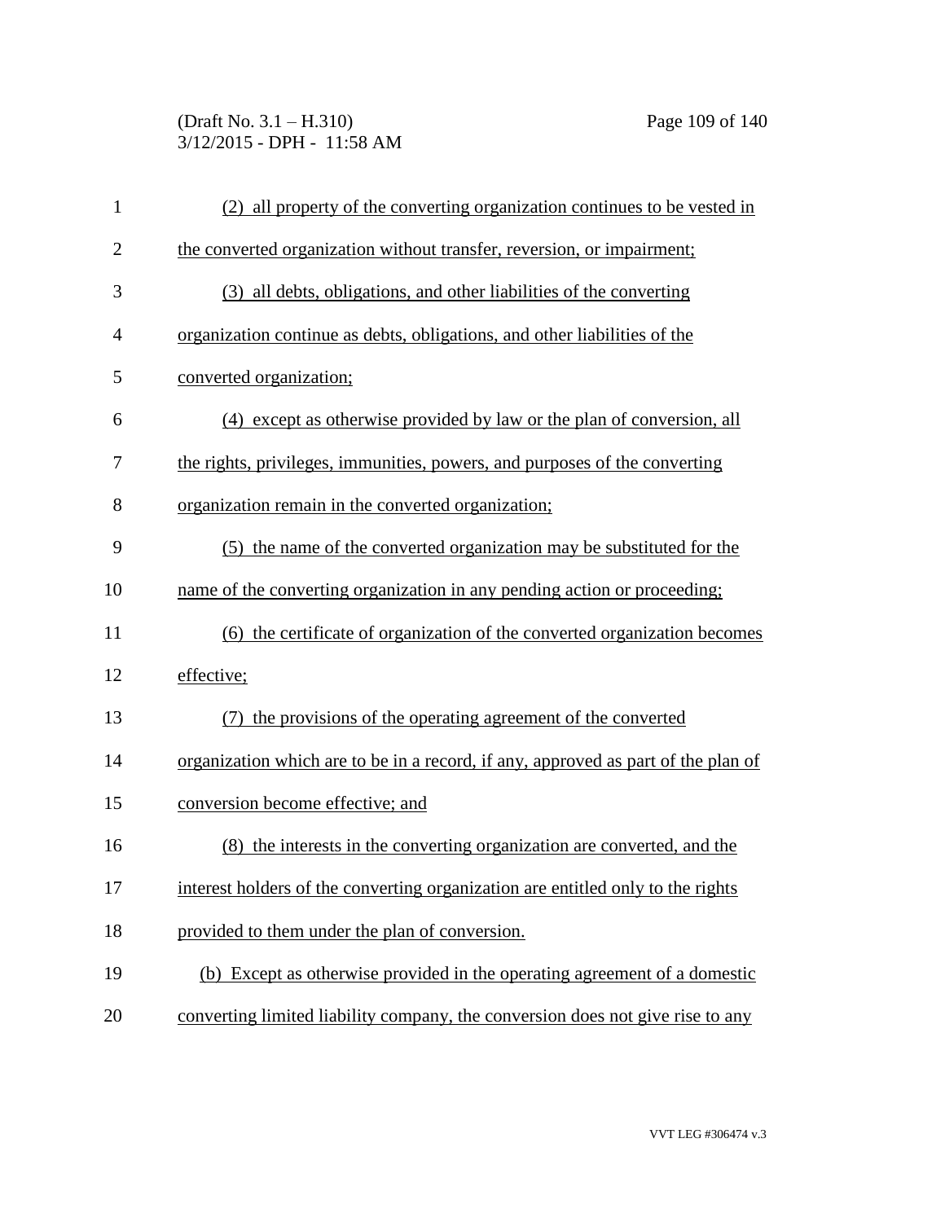(2) all property of the converting organization continues to be vested in the converted organization without transfer, reversion, or impairment;

(3) all debts, obligations, and other liabilities of the converting organization continue as debts, obligations, and other liabilities of the converted organization;

(4) except as otherwise provided by law or the plan of conversion, all the rights, privileges, immunities, powers, and purposes of the converting organization remain in the converted organization;

(5) the name of the converted organization may be substituted for the name of the converting organization in any pending action or proceeding;

(6) the certificate of organization of the converted organization becomes effective;

(7) the provisions of the operating agreement of the converted organization which are to be in a record, if any, approved as part of the plan of conversion become effective; and

(8) the interests in the converting organization are converted, and the interest holders of the converting organization are entitled only to the rights provided to them under the plan of conversion.

(b) Except as otherwise provided in the operating agreement of a domestic converting limited liability company, the conversion does not give rise to any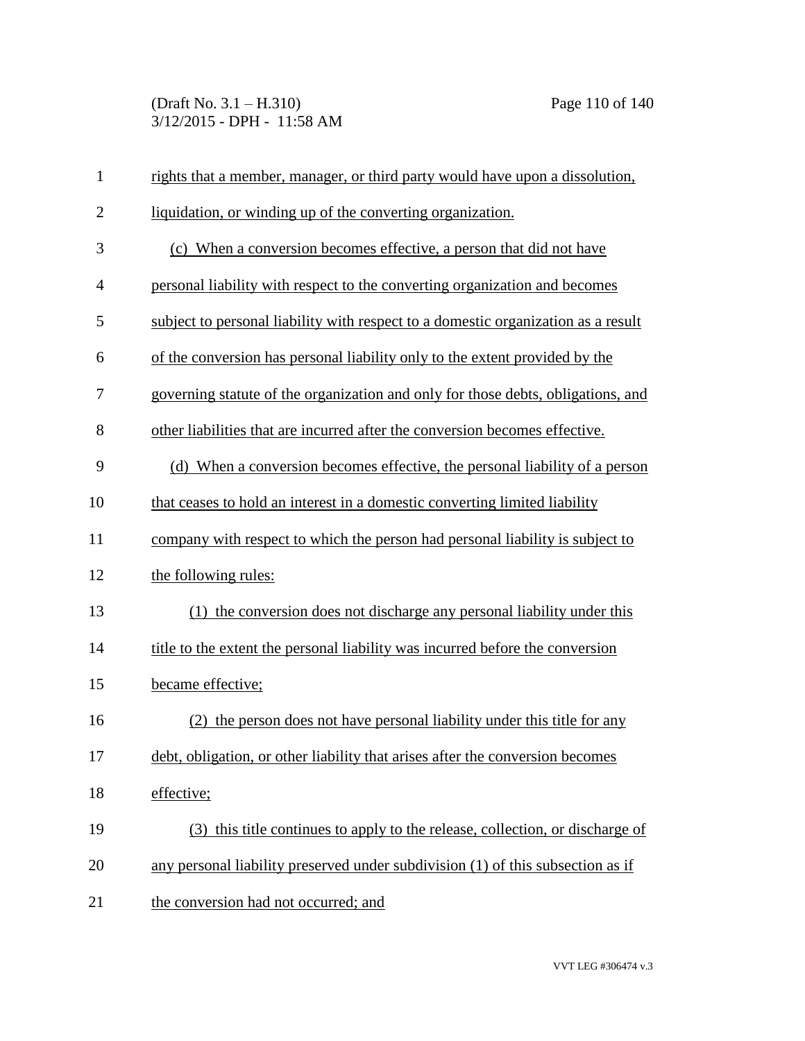rights that a member, manager, or third party would have upon a dissolution, liquidation, or winding up of the converting organization.

(c) When a conversion becomes effective, a person that did not have personal liability with respect to the converting organization and becomes subject to personal liability with respect to a domestic organization as a result of the conversion has personal liability only to the extent provided by the governing statute of the organization and only for those debts, obligations, and other liabilities that are incurred after the conversion becomes effective.

(d) When a conversion becomes effective, the personal liability of a person that ceases to hold an interest in a domestic converting limited liability company with respect to which the person had personal liability is subject to the following rules:

(1) the conversion does not discharge any personal liability under this title to the extent the personal liability was incurred before the conversion became effective;

(2) the person does not have personal liability under this title for any debt, obligation, or other liability that arises after the conversion becomes effective;

(3) this title continues to apply to the release, collection, or discharge of any personal liability preserved under subdivision (1) of this subsection as if the conversion had not occurred; and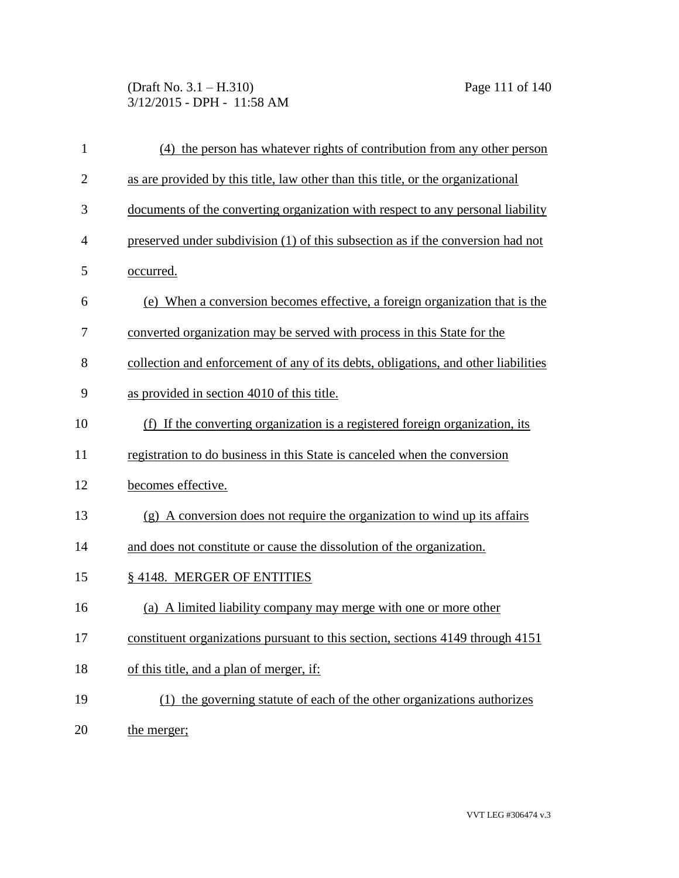(4) the person has whatever rights of contribution from any other person as are provided by this title, law other than this title, or the organizational documents of the converting organization with respect to any personal liability preserved under subdivision (1) of this subsection as if the conversion had not occurred.

(e) When a conversion becomes effective, a foreign organization that is the converted organization may be served with process in this State for the collection and enforcement of any of its debts, obligations, and other liabilities as provided in section 4010 of this title.

(f) If the converting organization is a registered foreign organization, its registration to do business in this State is canceled when the conversion becomes effective.

(g) A conversion does not require the organization to wind up its affairs and does not constitute or cause the dissolution of the organization.

§ 4148. MERGER OF ENTITIES

(a) A limited liability company may merge with one or more other constituent organizations pursuant to this section, sections 4149 through 4151 of this title, and a plan of merger, if:

(1) the governing statute of each of the other organizations authorizes the merger;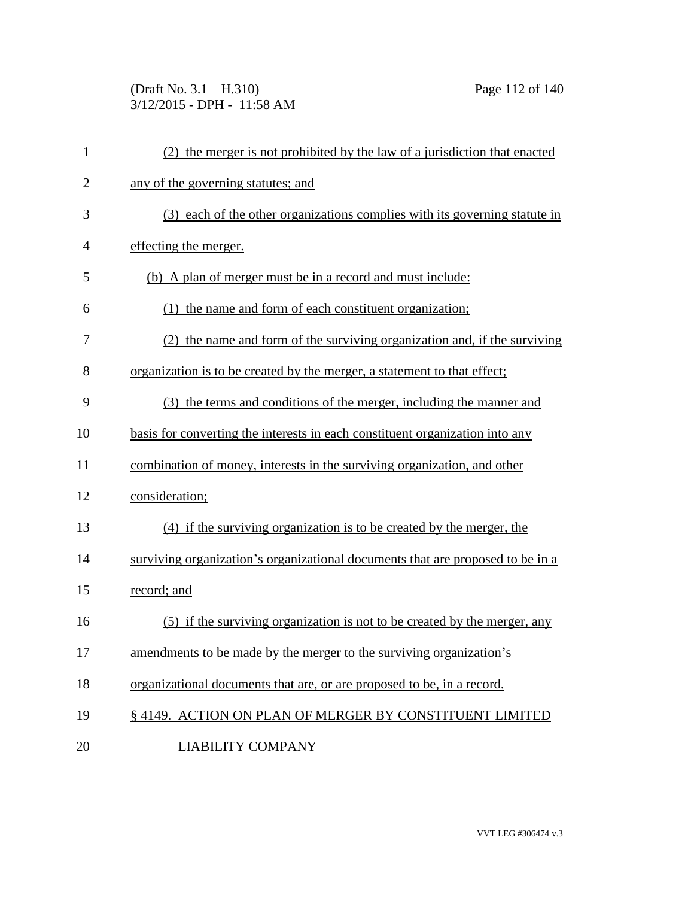(2) the merger is not prohibited by the law of a jurisdiction that enacted any of the governing statutes; and

(3) each of the other organizations complies with its governing statute in effecting the merger.

(b) A plan of merger must be in a record and must include:

(1) the name and form of each constituent organization;

(2) the name and form of the surviving organization and, if the surviving organization is to be created by the merger, a statement to that effect;

(3) the terms and conditions of the merger, including the manner and basis for converting the interests in each constituent organization into any combination of money, interests in the surviving organization, and other consideration;

(4) if the surviving organization is to be created by the merger, the surviving organization's organizational documents that are proposed to be in a record; and

(5) if the surviving organization is not to be created by the merger, any amendments to be made by the merger to the surviving organization's organizational documents that are, or are proposed to be, in a record.

§ 4149. ACTION ON PLAN OF MERGER BY CONSTITUENT LIMITED LIABILITY COMPANY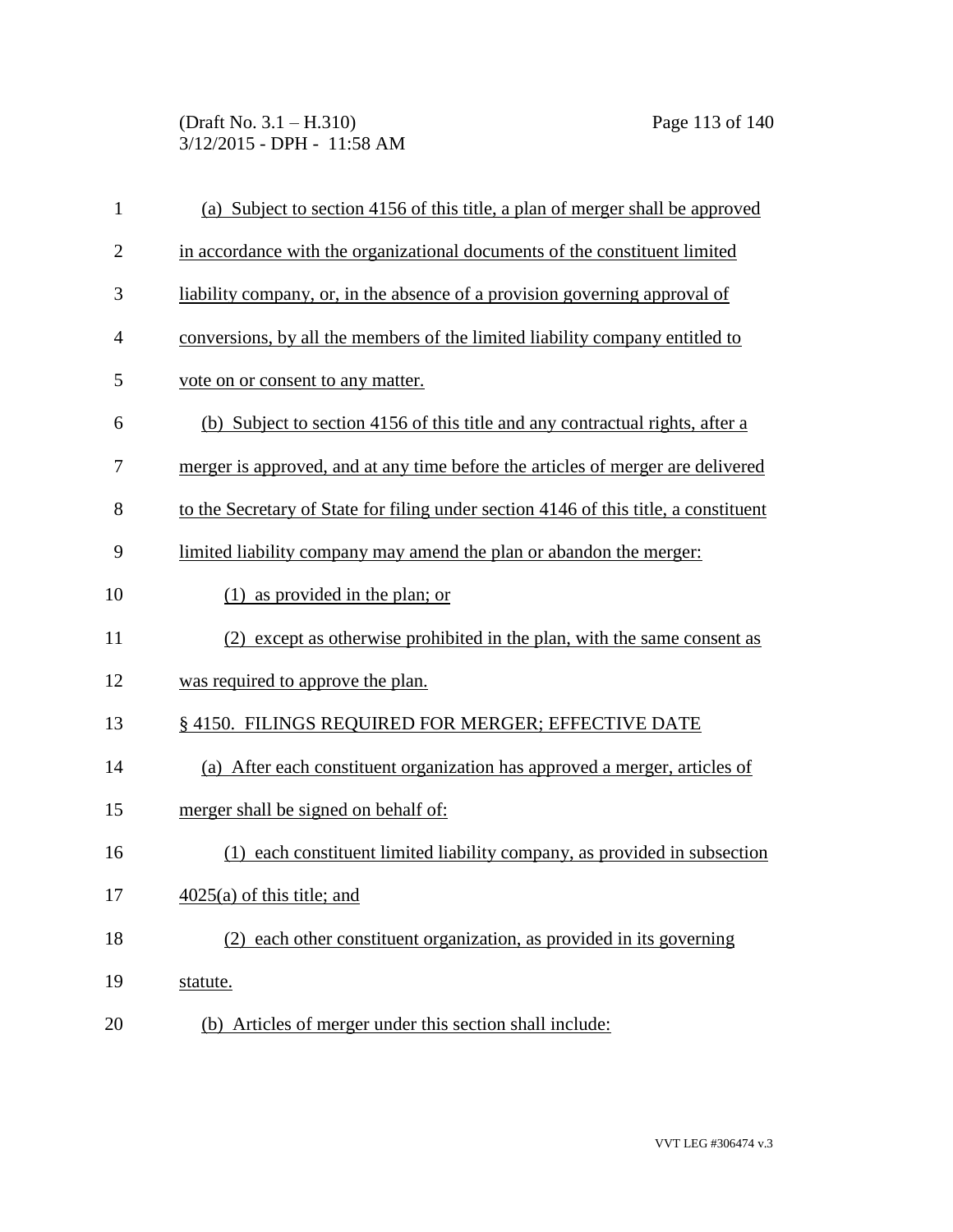(a) Subject to section 4156 of this title, a plan of merger shall be approved in accordance with the organizational documents of the constituent limited liability company, or, in the absence of a provision governing approval of conversions, by all the members of the limited liability company entitled to vote on or consent to any matter.

(b) Subject to section 4156 of this title and any contractual rights, after a merger is approved, and at any time before the articles of merger are delivered to the Secretary of State for filing under section 4146 of this title, a constituent limited liability company may amend the plan or abandon the merger:

(1) as provided in the plan; or

(2) except as otherwise prohibited in the plan, with the same consent as was required to approve the plan.

§ 4150. FILINGS REQUIRED FOR MERGER; EFFECTIVE DATE

(a) After each constituent organization has approved a merger, articles of merger shall be signed on behalf of:

(1) each constituent limited liability company, as provided in subsection 4025(a) of this title; and

(2) each other constituent organization, as provided in its governing statute.

(b) Articles of merger under this section shall include: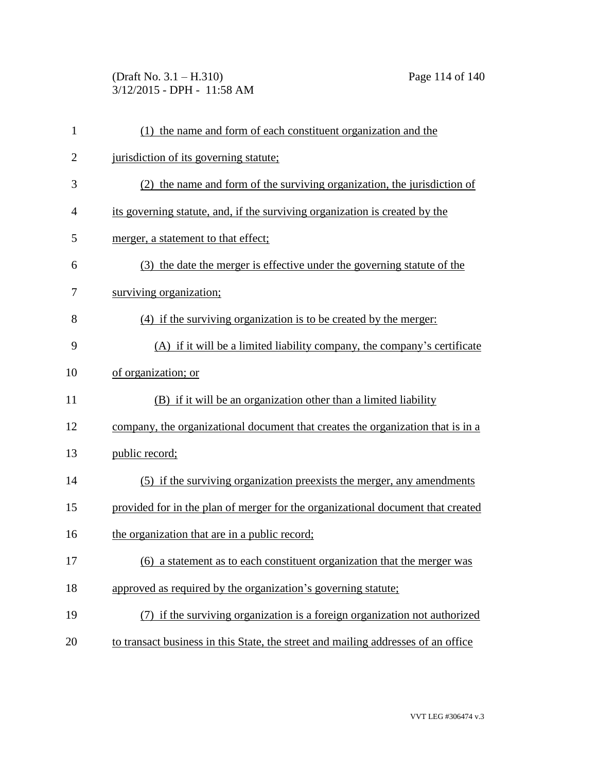(1) the name and form of each constituent organization and the jurisdiction of its governing statute;

(2) the name and form of the surviving organization, the jurisdiction of its governing statute, and, if the surviving organization is created by the merger, a statement to that effect;

(3) the date the merger is effective under the governing statute of the surviving organization;

(4) if the surviving organization is to be created by the merger:

(A) if it will be a limited liability company, the company's certificate of organization; or

(B) if it will be an organization other than a limited liability company, the organizational document that creates the organization that is in a public record;

(5) if the surviving organization preexists the merger, any amendments provided for in the plan of merger for the organizational document that created the organization that are in a public record;

(6) a statement as to each constituent organization that the merger was approved as required by the organization's governing statute;

(7) if the surviving organization is a foreign organization not authorized to transact business in this State, the street and mailing addresses of an office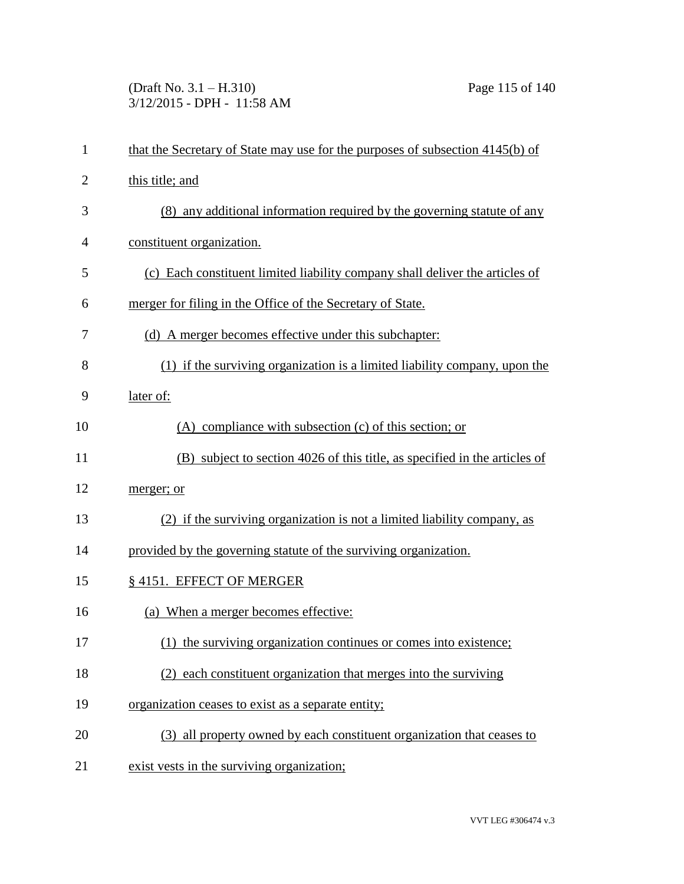that the Secretary of State may use for the purposes of subsection 4145(b) of this title; and

(8) any additional information required by the governing statute of any constituent organization.

(c) Each constituent limited liability company shall deliver the articles of merger for filing in the Office of the Secretary of State.

(d) A merger becomes effective under this subchapter:

(1) if the surviving organization is a limited liability company, upon the later of:

(A) compliance with subsection (c) of this section; or

(B) subject to section 4026 of this title, as specified in the articles of merger; or

(2) if the surviving organization is not a limited liability company, as provided by the governing statute of the surviving organization.

§ 4151. EFFECT OF MERGER

(a) When a merger becomes effective:

(1) the surviving organization continues or comes into existence;

(2) each constituent organization that merges into the surviving organization ceases to exist as a separate entity;

(3) all property owned by each constituent organization that ceases to exist vests in the surviving organization;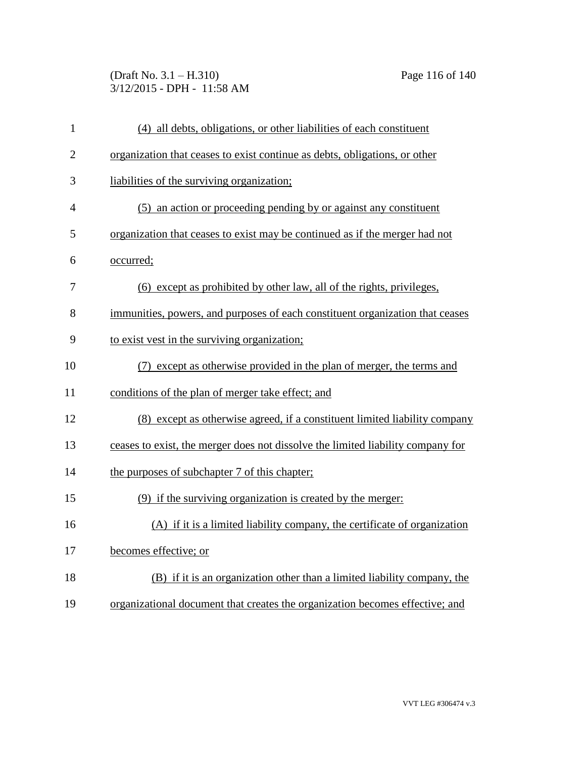(4) all debts, obligations, or other liabilities of each constituent organization that ceases to exist continue as debts, obligations, or other liabilities of the surviving organization;

(5) an action or proceeding pending by or against any constituent organization that ceases to exist may be continued as if the merger had not occurred;

(6) except as prohibited by other law, all of the rights, privileges, immunities, powers, and purposes of each constituent organization that ceases to exist vest in the surviving organization;

(7) except as otherwise provided in the plan of merger, the terms and conditions of the plan of merger take effect; and

(8) except as otherwise agreed, if a constituent limited liability company ceases to exist, the merger does not dissolve the limited liability company for the purposes of subchapter 7 of this chapter;

(9) if the surviving organization is created by the merger:

(A) if it is a limited liability company, the certificate of organization becomes effective; or

(B) if it is an organization other than a limited liability company, the organizational document that creates the organization becomes effective; and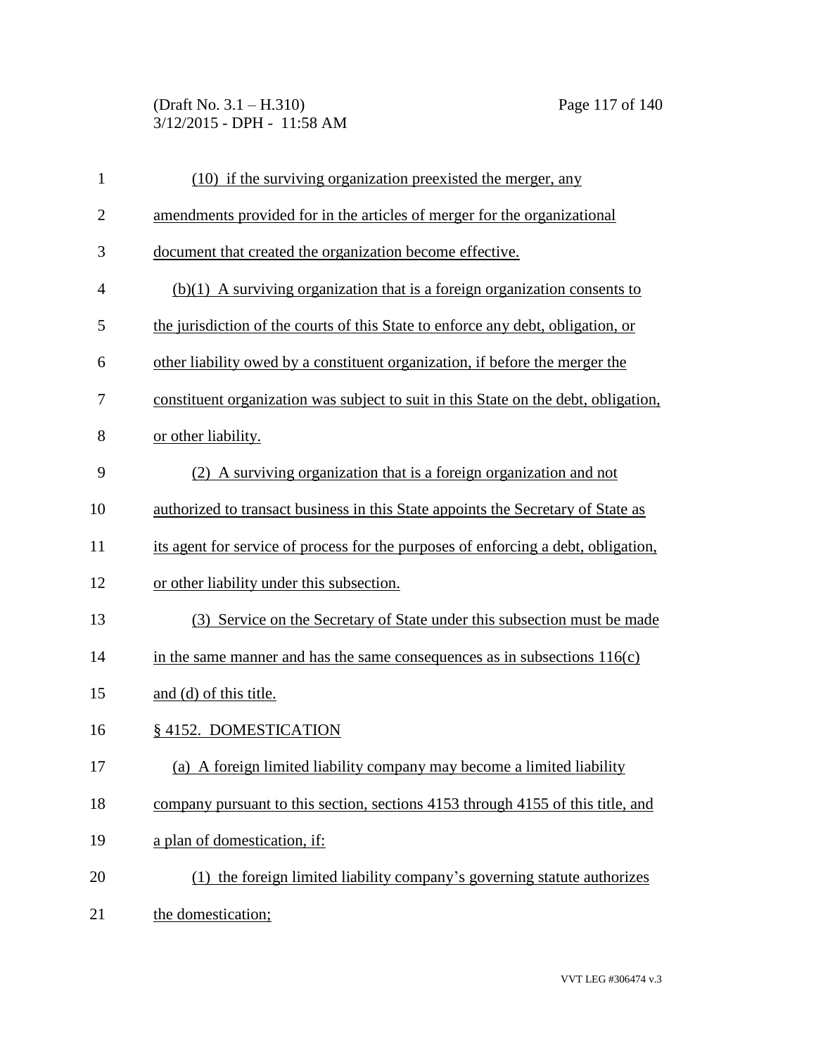(10) if the surviving organization preexisted the merger, any amendments provided for in the articles of merger for the organizational document that created the organization become effective.

(b)(1) A surviving organization that is a foreign organization consents to the jurisdiction of the courts of this State to enforce any debt, obligation, or other liability owed by a constituent organization, if before the merger the constituent organization was subject to suit in this State on the debt, obligation, or other liability.

(2) A surviving organization that is a foreign organization and not authorized to transact business in this State appoints the Secretary of State as its agent for service of process for the purposes of enforcing a debt, obligation, or other liability under this subsection.

(3) Service on the Secretary of State under this subsection must be made in the same manner and has the same consequences as in subsections 116(c) and (d) of this title.

§ 4152. DOMESTICATION

(a) A foreign limited liability company may become a limited liability company pursuant to this section, sections 4153 through 4155 of this title, and a plan of domestication, if:

(1) the foreign limited liability company's governing statute authorizes the domestication;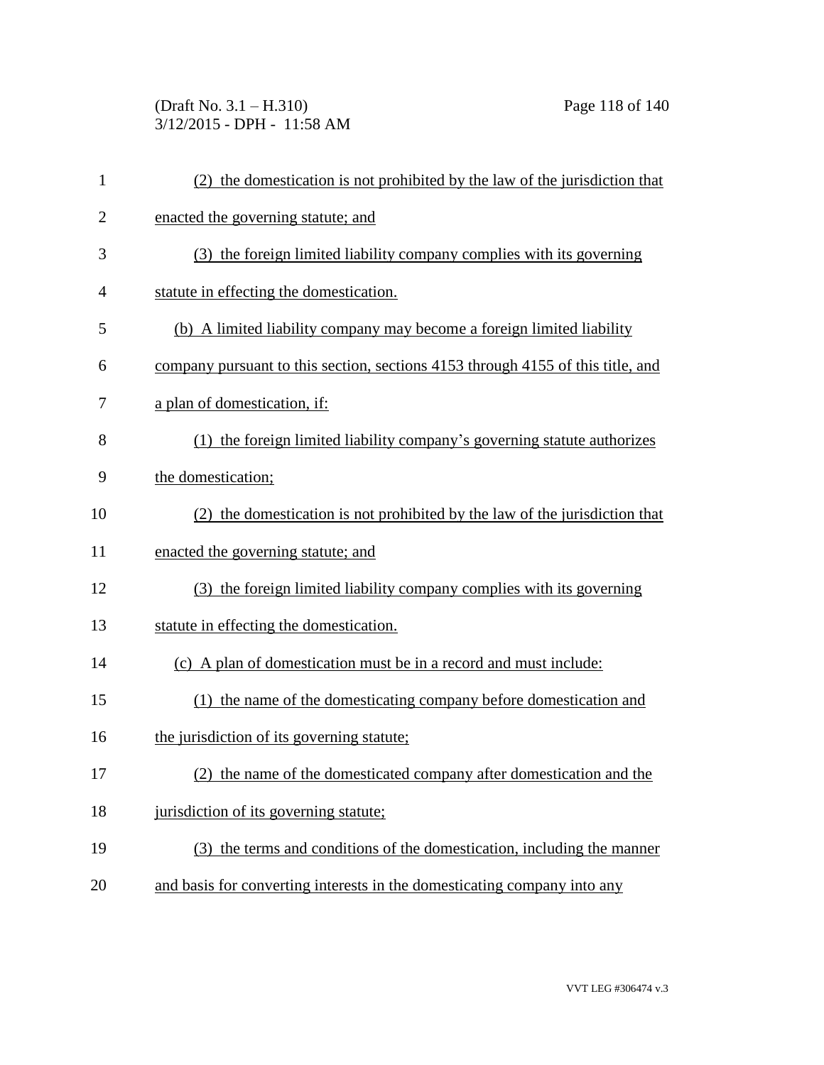(2) the domestication is not prohibited by the law of the jurisdiction that enacted the governing statute; and

(3) the foreign limited liability company complies with its governing statute in effecting the domestication.

(b) A limited liability company may become a foreign limited liability company pursuant to this section, sections 4153 through 4155 of this title, and a plan of domestication, if:

(1) the foreign limited liability company's governing statute authorizes the domestication;

(2) the domestication is not prohibited by the law of the jurisdiction that enacted the governing statute; and

(3) the foreign limited liability company complies with its governing statute in effecting the domestication.

(c) A plan of domestication must be in a record and must include:

(1) the name of the domesticating company before domestication and the jurisdiction of its governing statute;

(2) the name of the domesticated company after domestication and the jurisdiction of its governing statute;

(3) the terms and conditions of the domestication, including the manner and basis for converting interests in the domesticating company into any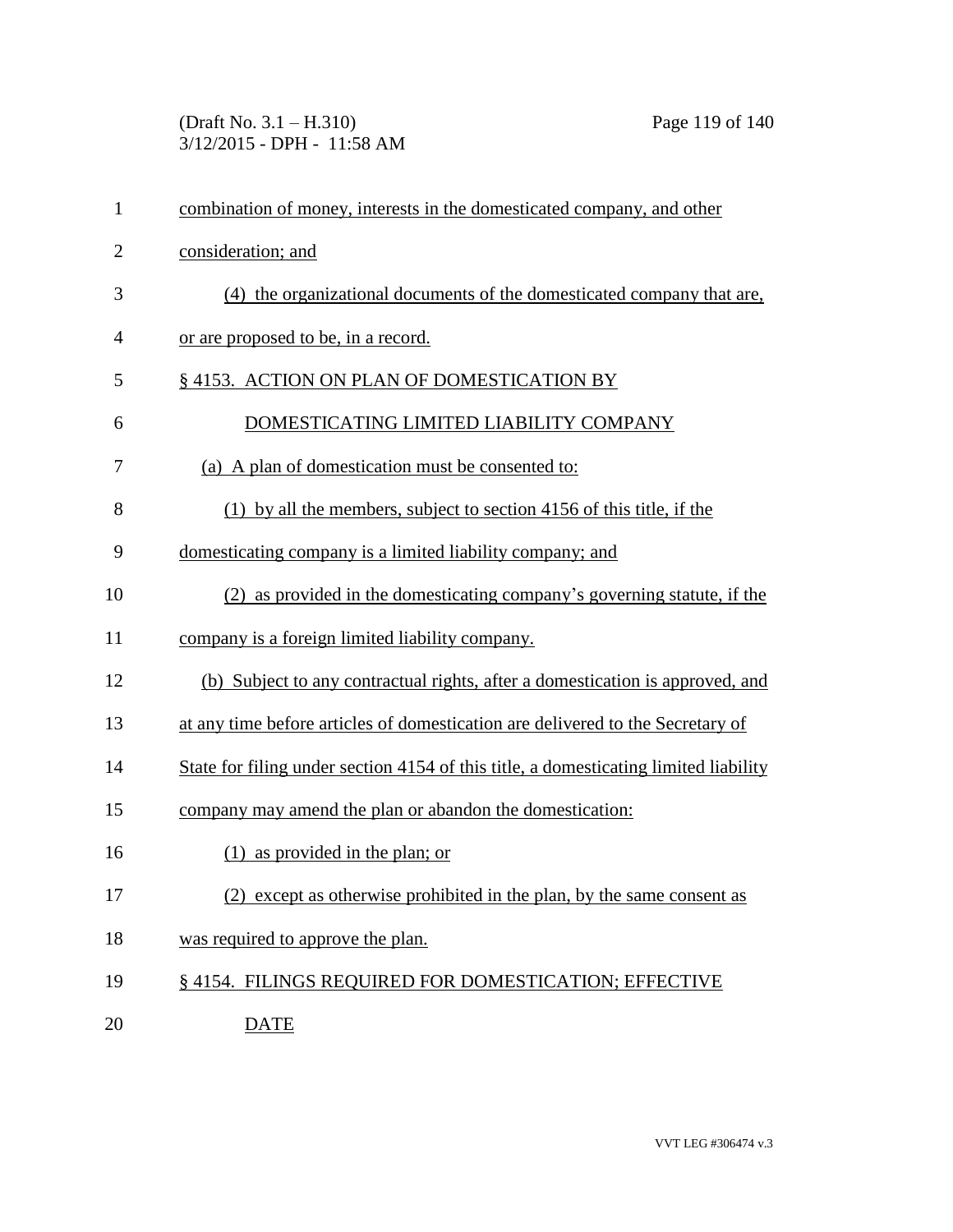combination of money, interests in the domesticated company, and other consideration; and

(4) the organizational documents of the domesticated company that are, or are proposed to be, in a record.

§ 4153. ACTION ON PLAN OF DOMESTICATION BY DOMESTICATING LIMITED LIABILITY COMPANY

(a) A plan of domestication must be consented to:

(1) by all the members, subject to section 4156 of this title, if the domesticating company is a limited liability company; and

(2) as provided in the domesticating company's governing statute, if the company is a foreign limited liability company.

(b) Subject to any contractual rights, after a domestication is approved, and at any time before articles of domestication are delivered to the Secretary of State for filing under section 4154 of this title, a domesticating limited liability company may amend the plan or abandon the domestication:

(1) as provided in the plan; or

(2) except as otherwise prohibited in the plan, by the same consent as was required to approve the plan.

§ 4154. FILINGS REQUIRED FOR DOMESTICATION; EFFECTIVE DATE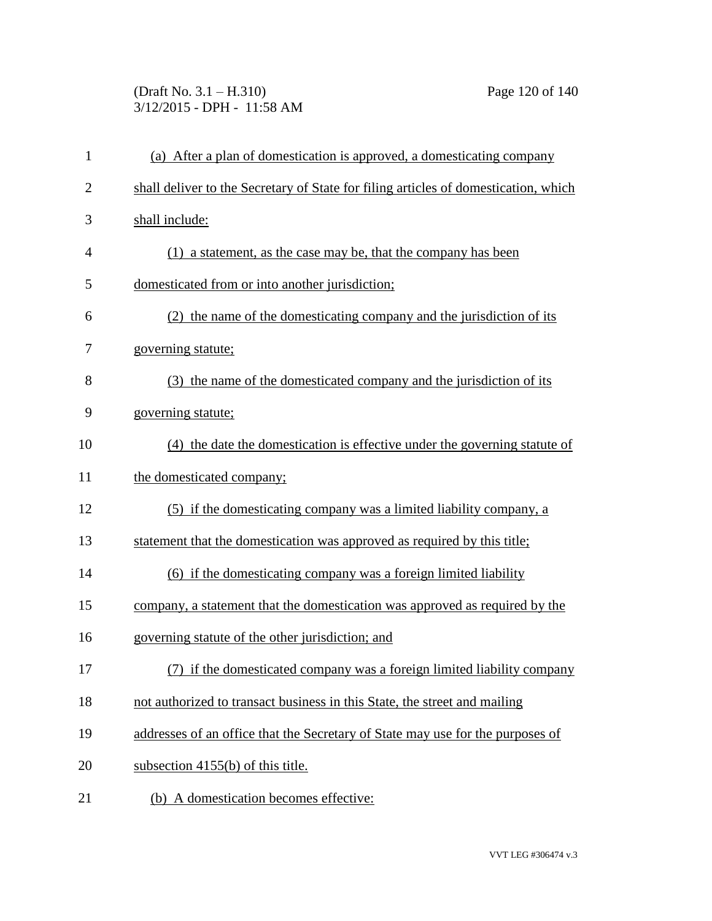(a) After a plan of domestication is approved, a domesticating company shall deliver to the Secretary of State for filing articles of domestication, which shall include:

(1) a statement, as the case may be, that the company has been domesticated from or into another jurisdiction;

(2) the name of the domesticating company and the jurisdiction of its governing statute;

(3) the name of the domesticated company and the jurisdiction of its governing statute;

(4) the date the domestication is effective under the governing statute of the domesticated company;

(5) if the domesticating company was a limited liability company, a statement that the domestication was approved as required by this title;

(6) if the domesticating company was a foreign limited liability company, a statement that the domestication was approved as required by the governing statute of the other jurisdiction; and

(7) if the domesticated company was a foreign limited liability company not authorized to transact business in this State, the street and mailing addresses of an office that the Secretary of State may use for the purposes of subsection 4155(b) of this title.

(b) A domestication becomes effective: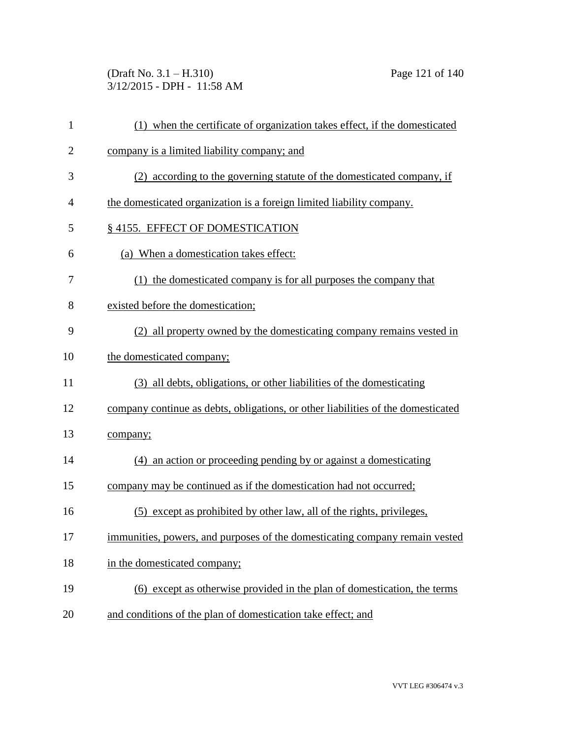(1) when the certificate of organization takes effect, if the domesticated company is a limited liability company; and

(2) according to the governing statute of the domesticated company, if the domesticated organization is a foreign limited liability company.

§ 4155. EFFECT OF DOMESTICATION

(a) When a domestication takes effect:

(1) the domesticated company is for all purposes the company that existed before the domestication;

(2) all property owned by the domesticating company remains vested in the domesticated company;

(3) all debts, obligations, or other liabilities of the domesticating company continue as debts, obligations, or other liabilities of the domesticated company;

(4) an action or proceeding pending by or against a domesticating company may be continued as if the domestication had not occurred;

(5) except as prohibited by other law, all of the rights, privileges, immunities, powers, and purposes of the domesticating company remain vested in the domesticated company;

(6) except as otherwise provided in the plan of domestication, the terms and conditions of the plan of domestication take effect; and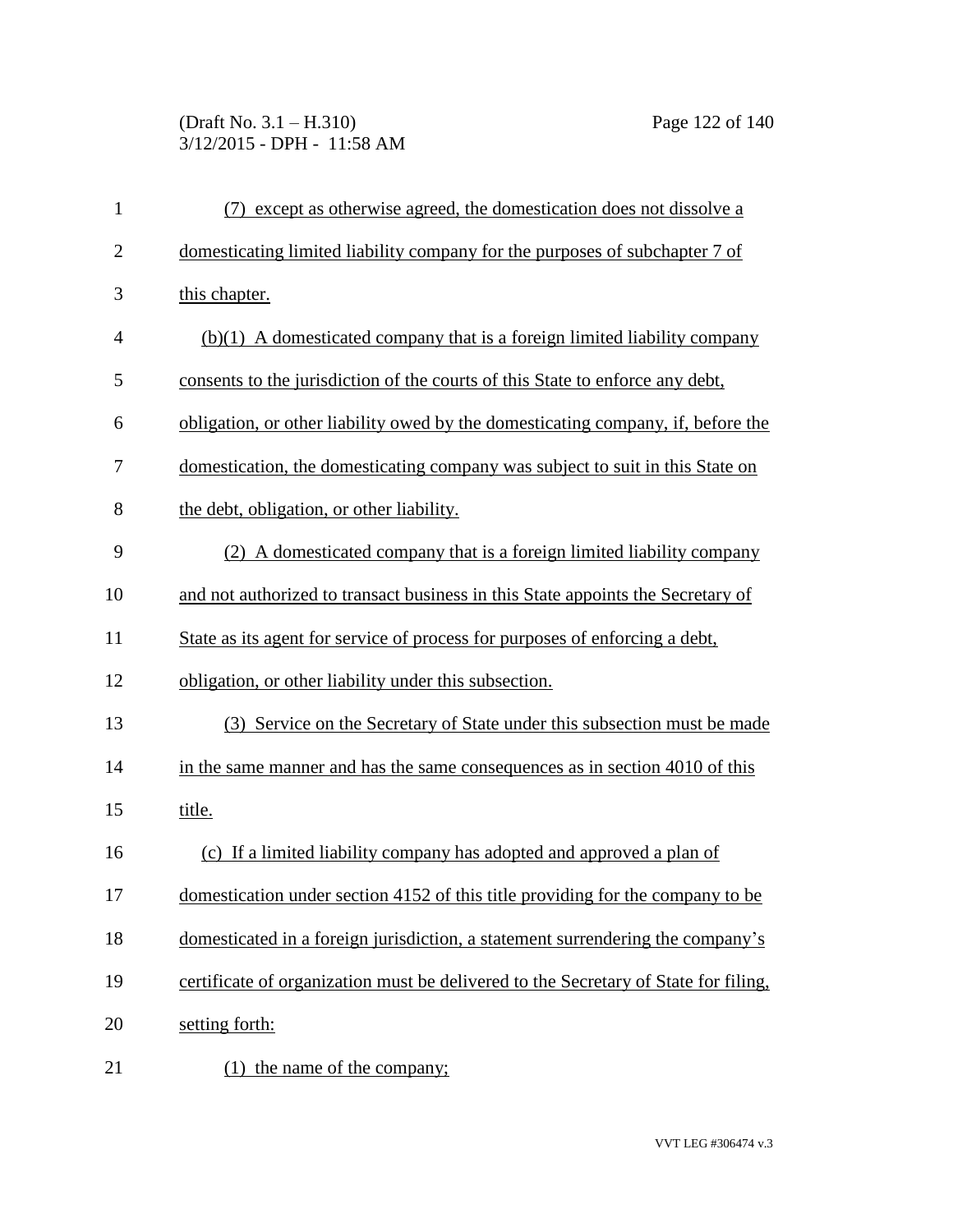(7) except as otherwise agreed, the domestication does not dissolve a domesticating limited liability company for the purposes of subchapter 7 of this chapter.

(b)(1) A domesticated company that is a foreign limited liability company consents to the jurisdiction of the courts of this State to enforce any debt, obligation, or other liability owed by the domesticating company, if, before the domestication, the domesticating company was subject to suit in this State on the debt, obligation, or other liability.

(2) A domesticated company that is a foreign limited liability company and not authorized to transact business in this State appoints the Secretary of State as its agent for service of process for purposes of enforcing a debt, obligation, or other liability under this subsection.

(3) Service on the Secretary of State under this subsection must be made in the same manner and has the same consequences as in section 4010 of this title.

(c) If a limited liability company has adopted and approved a plan of domestication under section 4152 of this title providing for the company to be domesticated in a foreign jurisdiction, a statement surrendering the company's certificate of organization must be delivered to the Secretary of State for filing, setting forth:

(1) the name of the company;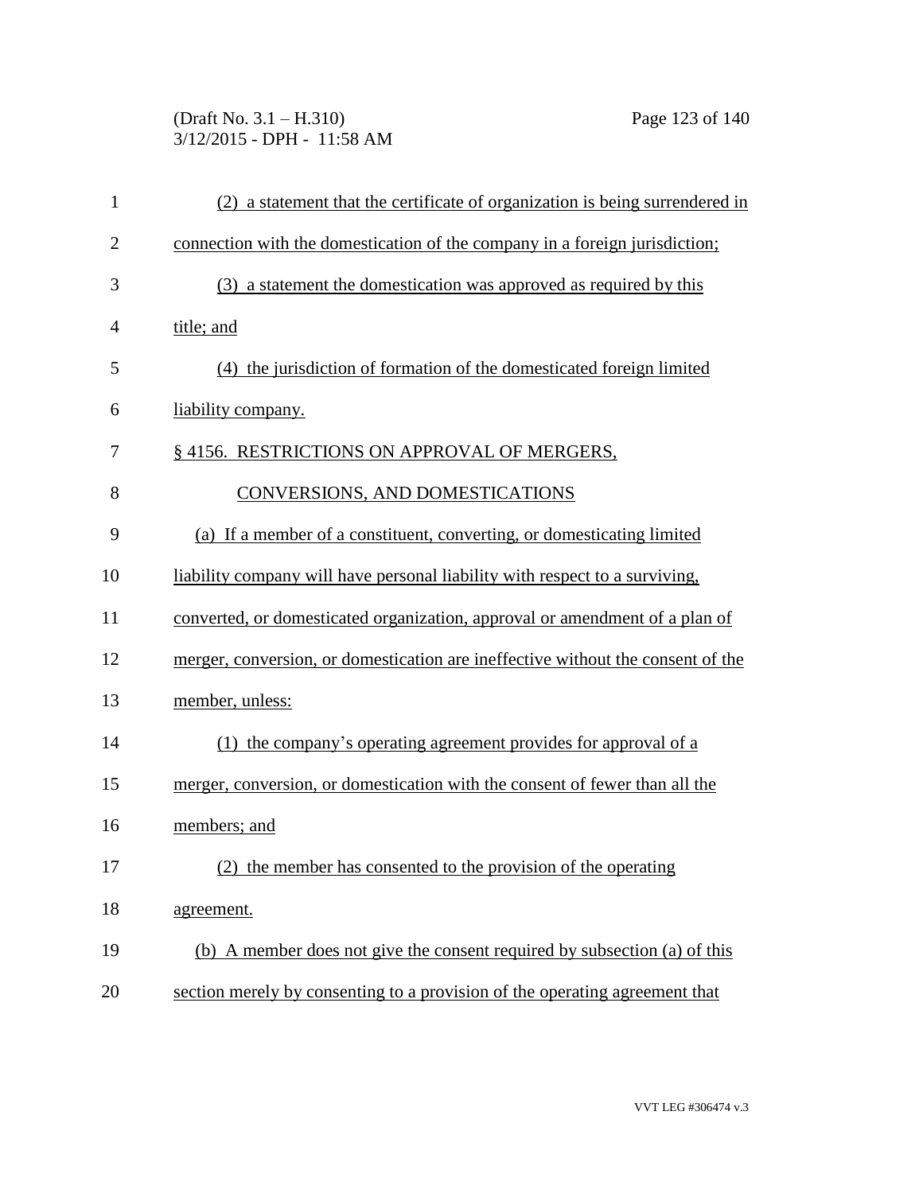(2) a statement that the certificate of organization is being surrendered in connection with the domestication of the company in a foreign jurisdiction;

(3) a statement the domestication was approved as required by this title; and

(4) the jurisdiction of formation of the domesticated foreign limited liability company.

§ 4156. RESTRICTIONS ON APPROVAL OF MERGERS, CONVERSIONS, AND DOMESTICATIONS

(a) If a member of a constituent, converting, or domesticating limited liability company will have personal liability with respect to a surviving, converted, or domesticated organization, approval or amendment of a plan of merger, conversion, or domestication are ineffective without the consent of the member, unless:

(1) the company's operating agreement provides for approval of a merger, conversion, or domestication with the consent of fewer than all the members; and

(2) the member has consented to the provision of the operating agreement.

(b) A member does not give the consent required by subsection (a) of this section merely by consenting to a provision of the operating agreement that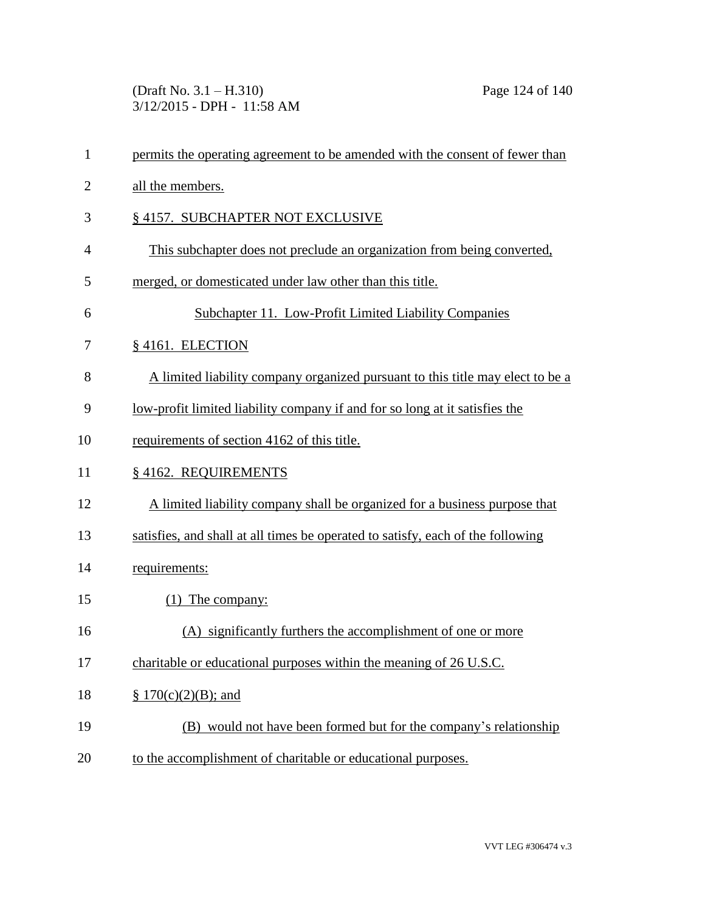permits the operating agreement to be amended with the consent of fewer than all the members.

§ 4157. SUBCHAPTER NOT EXCLUSIVE

This subchapter does not preclude an organization from being converted, merged, or domesticated under law other than this title.

Subchapter 11. Low-Profit Limited Liability Companies

§ 4161. ELECTION

A limited liability company organized pursuant to this title may elect to be a low-profit limited liability company if and for so long at it satisfies the requirements of section 4162 of this title.

§ 4162. REQUIREMENTS

A limited liability company shall be organized for a business purpose that satisfies, and shall at all times be operated to satisfy, each of the following requirements:

(1) The company:

(A) significantly furthers the accomplishment of one or more charitable or educational purposes within the meaning of 26 U.S.C. § 170(c)(2)(B); and

(B) would not have been formed but for the company's relationship to the accomplishment of charitable or educational purposes.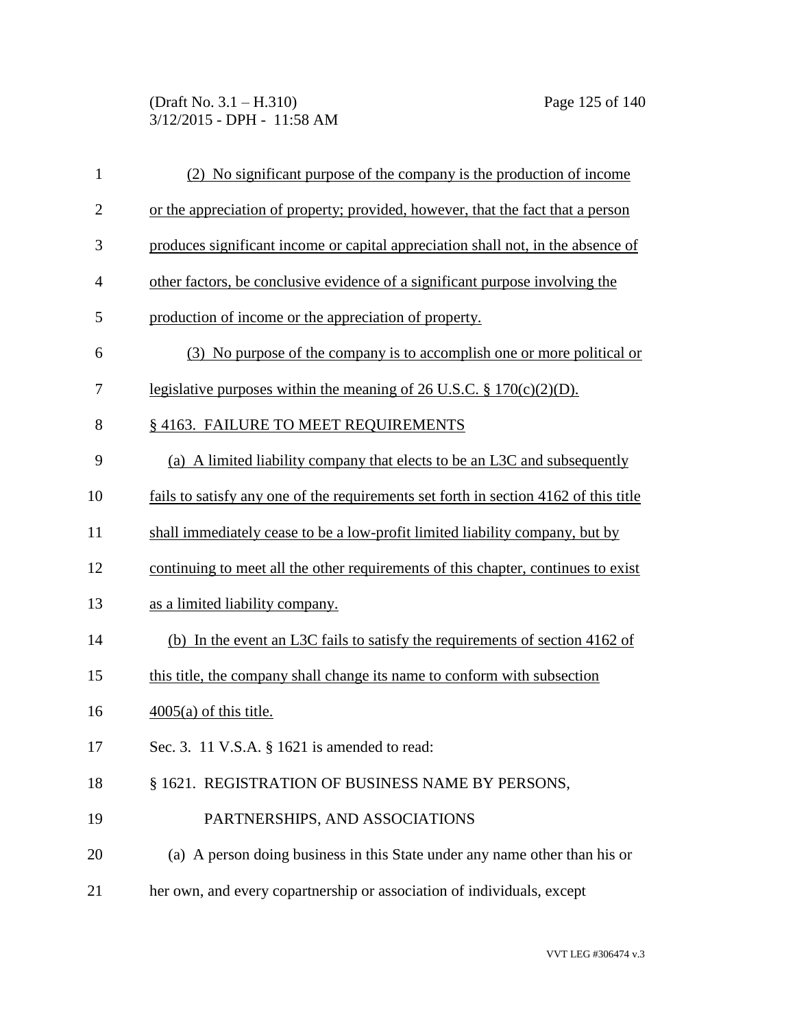(2) No significant purpose of the company is the production of income or the appreciation of property; provided, however, that the fact that a person produces significant income or capital appreciation shall not, in the absence of other factors, be conclusive evidence of a significant purpose involving the production of income or the appreciation of property.

(3) No purpose of the company is to accomplish one or more political or legislative purposes within the meaning of 26 U.S.C. § 170(c)(2)(D).

§ 4163. FAILURE TO MEET REQUIREMENTS

(a) A limited liability company that elects to be an L3C and subsequently fails to satisfy any one of the requirements set forth in section 4162 of this title shall immediately cease to be a low-profit limited liability company, but by continuing to meet all the other requirements of this chapter, continues to exist as a limited liability company.

(b) In the event an L3C fails to satisfy the requirements of section 4162 of this title, the company shall change its name to conform with subsection 4005(a) of this title.

Sec. 3. 11 V.S.A. § 1621 is amended to read:

§ 1621. REGISTRATION OF BUSINESS NAME BY PERSONS, PARTNERSHIPS, AND ASSOCIATIONS

(a) A person doing business in this State under any name other than his or her own, and every copartnership or association of individuals, except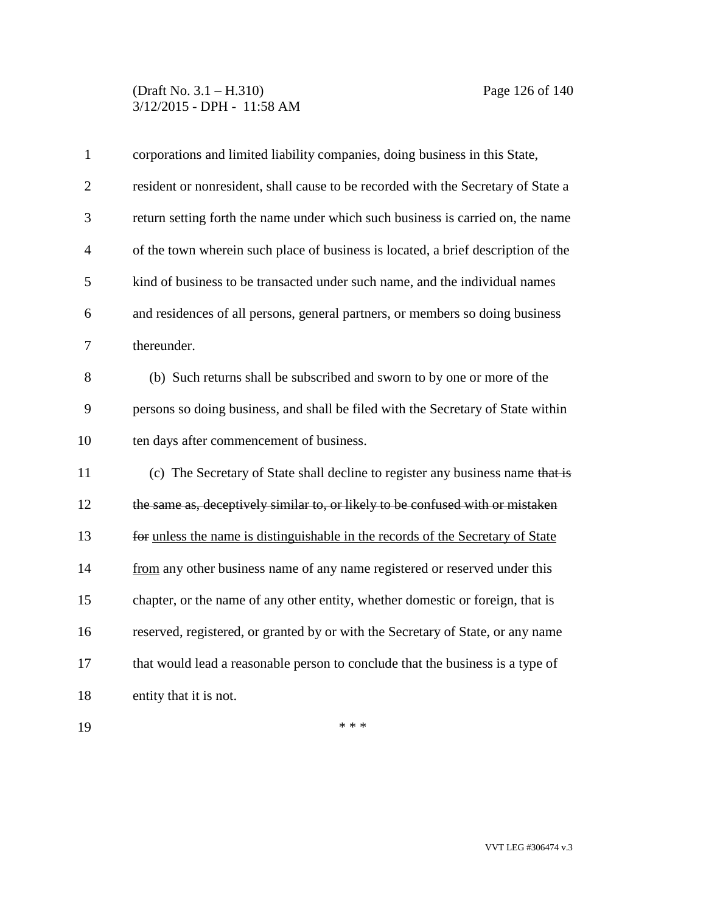corporations and limited liability companies, doing business in this State, resident or nonresident, shall cause to be recorded with the Secretary of State a return setting forth the name under which such business is carried on, the name of the town wherein such place of business is located, a brief description of the kind of business to be transacted under such name, and the individual names and residences of all persons, general partners, or members so doing business thereunder.

(b) Such returns shall be subscribed and sworn to by one or more of the persons so doing business, and shall be filed with the Secretary of State within ten days after commencement of business.

(c) The Secretary of State shall decline to register any business name ~~that is the same as, deceptively similar to, or likely to be confused with or mistaken for~~ <u>unless the name is distinguishable in the records of the Secretary of State from</u> any other business name of any name registered or reserved under this chapter, or the name of any other entity, whether domestic or foreign, that is reserved, registered, or granted by or with the Secretary of State, or any name that would lead a reasonable person to conclude that the business is a type of entity that it is not.

\* \* \*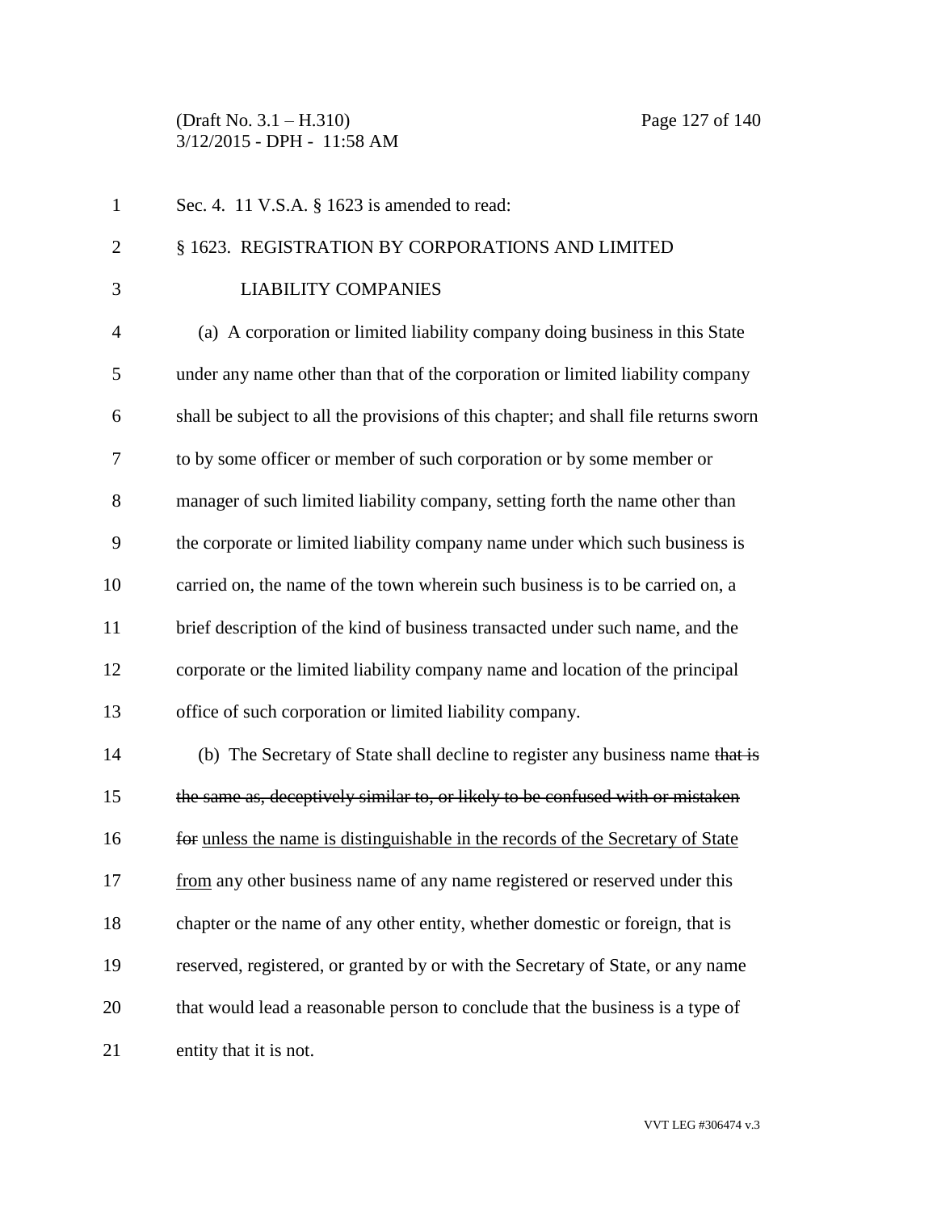Sec. 4. 11 V.S.A. § 1623 is amended to read:

§ 1623. REGISTRATION BY CORPORATIONS AND LIMITED LIABILITY COMPANIES

(a) A corporation or limited liability company doing business in this State under any name other than that of the corporation or limited liability company shall be subject to all the provisions of this chapter; and shall file returns sworn to by some officer or member of such corporation or by some member or manager of such limited liability company, setting forth the name other than the corporate or limited liability company name under which such business is carried on, the name of the town wherein such business is to be carried on, a brief description of the kind of business transacted under such name, and the corporate or the limited liability company name and location of the principal office of such corporation or limited liability company.

(b) The Secretary of State shall decline to register any business name ~~that is the same as, deceptively similar to, or likely to be confused with or mistaken for~~ <u>unless the name is distinguishable in the records of the Secretary of State from</u> any other business name of any name registered or reserved under this chapter or the name of any other entity, whether domestic or foreign, that is reserved, registered, or granted by or with the Secretary of State, or any name that would lead a reasonable person to conclude that the business is a type of entity that it is not.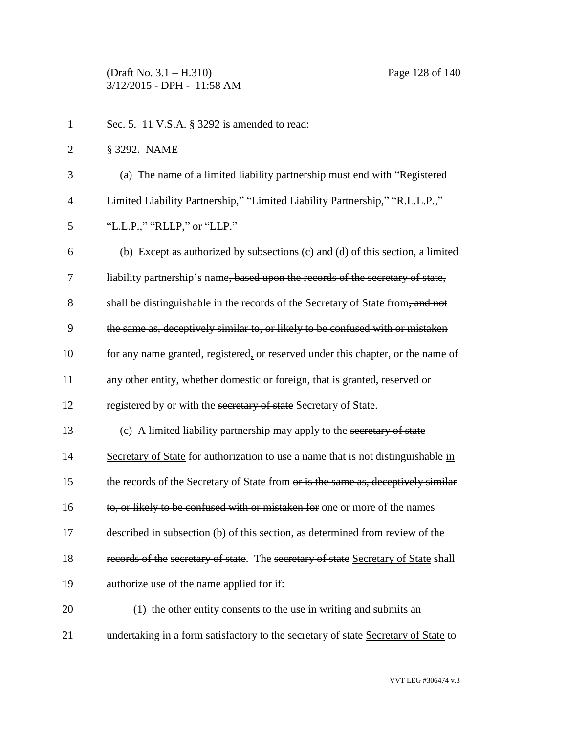Sec. 5. 11 V.S.A. § 3292 is amended to read:

§ 3292. NAME

(a) The name of a limited liability partnership must end with "Registered Limited Liability Partnership," "Limited Liability Partnership," "R.L.L.P.," "L.L.P.," "RLLP," or "LLP."

(b) Except as authorized by subsections (c) and (d) of this section, a limited liability partnership's name~~, based upon the records of the secretary of state,~~ shall be distinguishable in the records of the Secretary of State from~~, and not the same as, deceptively similar to, or likely to be confused with or mistaken for~~ any name granted, registered, or reserved under this chapter, or the name of any other entity, whether domestic or foreign, that is granted, reserved or registered by or with the ~~secretary of state~~ Secretary of State.

(c) A limited liability partnership may apply to the ~~secretary of state~~ Secretary of State for authorization to use a name that is not distinguishable in the records of the Secretary of State from ~~or is the same as, deceptively similar to, or likely to be confused with or mistaken for~~ one or more of the names described in subsection (b) of this section~~, as determined from review of the records of the secretary of state~~. The ~~secretary of state~~ Secretary of State shall authorize use of the name applied for if:

(1) the other entity consents to the use in writing and submits an undertaking in a form satisfactory to the ~~secretary of state~~ Secretary of State to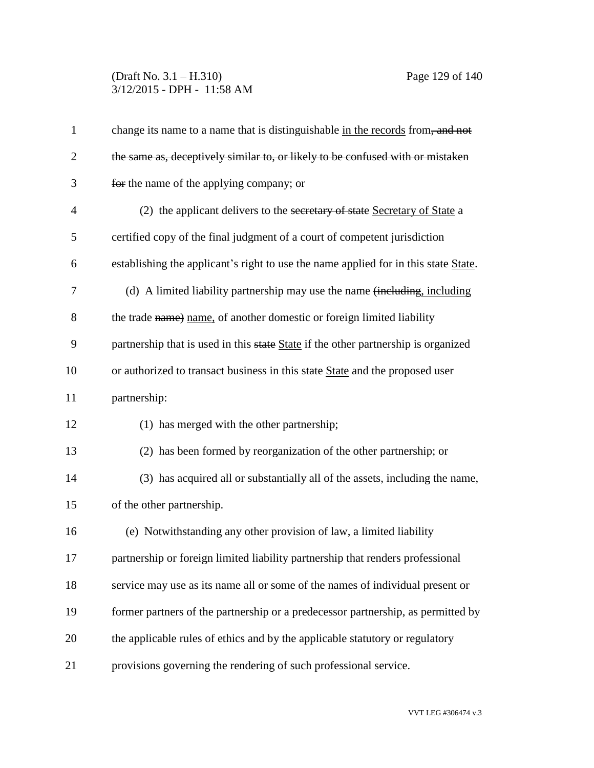change its name to a name that is distinguishable in the records from, and not the same as, deceptively similar to, or likely to be confused with or mistaken for the name of the applying company; or

(2) the applicant delivers to the secretary of state Secretary of State a certified copy of the final judgment of a court of competent jurisdiction establishing the applicant's right to use the name applied for in this state State.

(d) A limited liability partnership may use the name (including, including the trade name) name, of another domestic or foreign limited liability partnership that is used in this state State if the other partnership is organized or authorized to transact business in this state State and the proposed user partnership:

(1) has merged with the other partnership;

(2) has been formed by reorganization of the other partnership; or

(3) has acquired all or substantially all of the assets, including the name, of the other partnership.

(e) Notwithstanding any other provision of law, a limited liability partnership or foreign limited liability partnership that renders professional service may use as its name all or some of the names of individual present or former partners of the partnership or a predecessor partnership, as permitted by the applicable rules of ethics and by the applicable statutory or regulatory provisions governing the rendering of such professional service.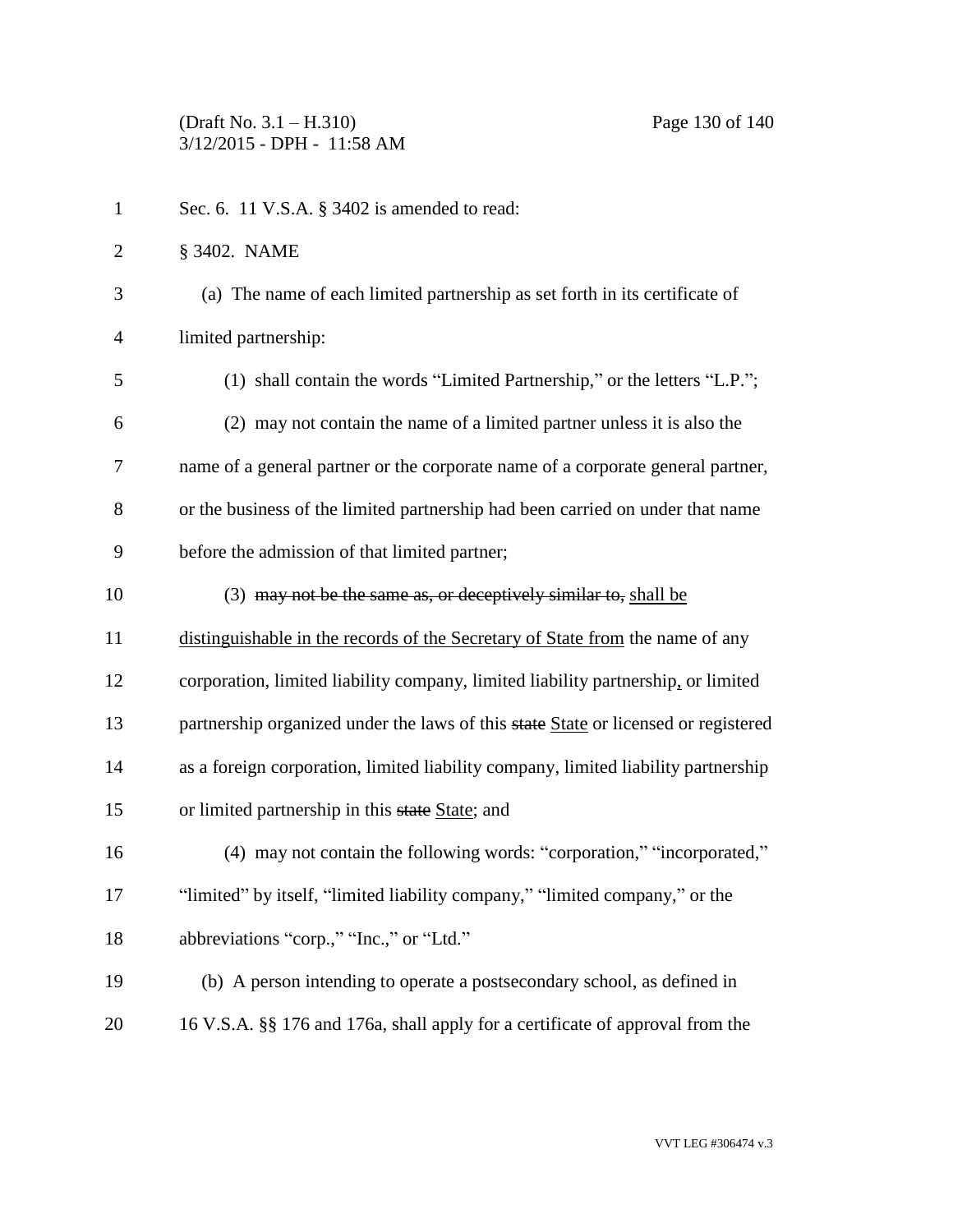Sec. 6. 11 V.S.A. § 3402 is amended to read:

§ 3402. NAME

(a) The name of each limited partnership as set forth in its certificate of limited partnership:

(1) shall contain the words "Limited Partnership," or the letters "L.P.";

(2) may not contain the name of a limited partner unless it is also the name of a general partner or the corporate name of a corporate general partner, or the business of the limited partnership had been carried on under that name before the admission of that limited partner;

(3) ~~may not be the same as, or deceptively similar to,~~ <u>shall be distinguishable in the records of the Secretary of State from</u> the name of any corporation, limited liability company, limited liability partnership<u>,</u> or limited partnership organized under the laws of this ~~state~~ <u>State</u> or licensed or registered as a foreign corporation, limited liability company, limited liability partnership or limited partnership in this ~~state~~ <u>State</u>; and

(4) may not contain the following words: "corporation," "incorporated," "limited" by itself, "limited liability company," "limited company," or the abbreviations "corp.," "Inc.," or "Ltd."

(b) A person intending to operate a postsecondary school, as defined in 16 V.S.A. §§ 176 and 176a, shall apply for a certificate of approval from the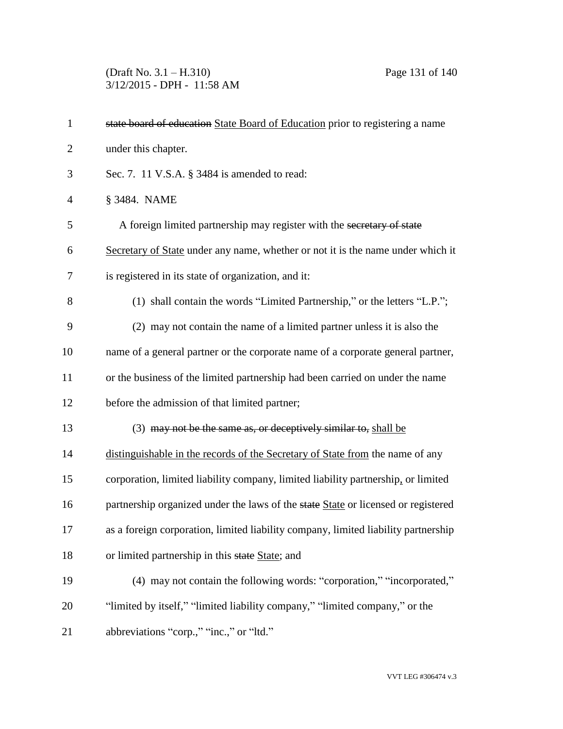~~state board of education~~ <u>State Board of Education</u> prior to registering a name under this chapter.

Sec. 7. 11 V.S.A. § 3484 is amended to read:

§ 3484. NAME

A foreign limited partnership may register with the ~~secretary of state~~ <u>Secretary of State</u> under any name, whether or not it is the name under which it is registered in its state of organization, and it:

(1) shall contain the words "Limited Partnership," or the letters "L.P.";

(2) may not contain the name of a limited partner unless it is also the name of a general partner or the corporate name of a corporate general partner, or the business of the limited partnership had been carried on under the name before the admission of that limited partner;

(3) ~~may not be the same as, or deceptively similar to,~~ <u>shall be distinguishable in the records of the Secretary of State from</u> the name of any corporation, limited liability company, limited liability partnership<u>,</u> or limited partnership organized under the laws of the ~~state~~ <u>State</u> or licensed or registered as a foreign corporation, limited liability company, limited liability partnership or limited partnership in this ~~state~~ <u>State</u>; and

(4) may not contain the following words: "corporation," "incorporated," "limited by itself," "limited liability company," "limited company," or the abbreviations "corp.," "inc.," or "ltd."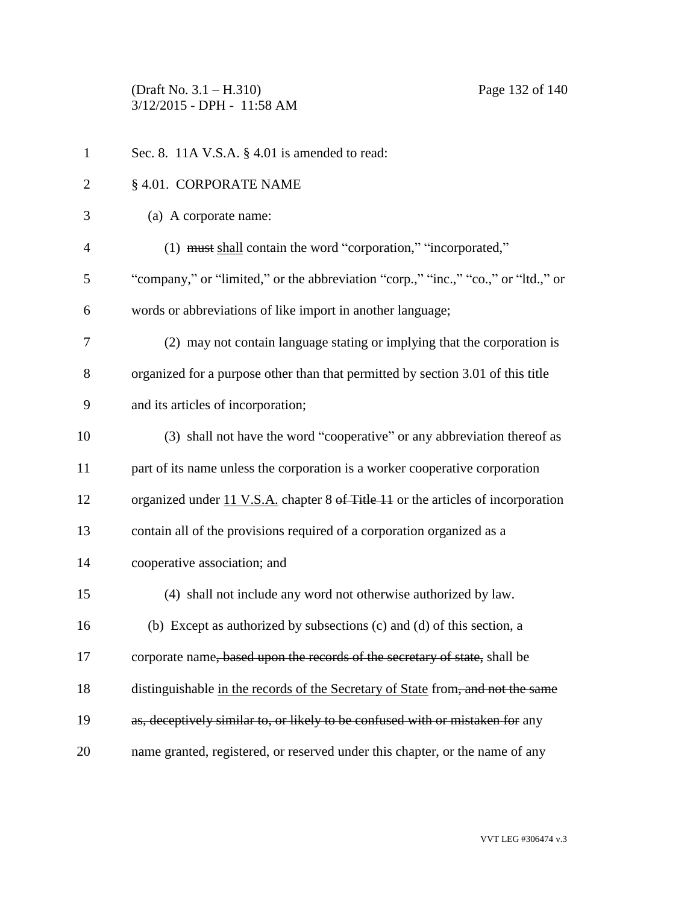Sec. 8. 11A V.S.A. § 4.01 is amended to read:

§ 4.01. CORPORATE NAME

(a) A corporate name:

(1) ~~must~~ <u>shall</u> contain the word "corporation," "incorporated," "company," or "limited," or the abbreviation "corp.," "inc.," "co.," or "ltd.," or words or abbreviations of like import in another language;

(2) may not contain language stating or implying that the corporation is organized for a purpose other than that permitted by section 3.01 of this title and its articles of incorporation;

(3) shall not have the word "cooperative" or any abbreviation thereof as part of its name unless the corporation is a worker cooperative corporation organized under <u>11 V.S.A.</u> chapter 8 ~~of Title 11~~ or the articles of incorporation contain all of the provisions required of a corporation organized as a cooperative association; and

(4) shall not include any word not otherwise authorized by law.

(b) Except as authorized by subsections (c) and (d) of this section, a corporate name~~, based upon the records of the secretary of state,~~ shall be distinguishable <u>in the records of the Secretary of State</u> from~~, and not the same as, deceptively similar to, or likely to be confused with or mistaken for~~ any name granted, registered, or reserved under this chapter, or the name of any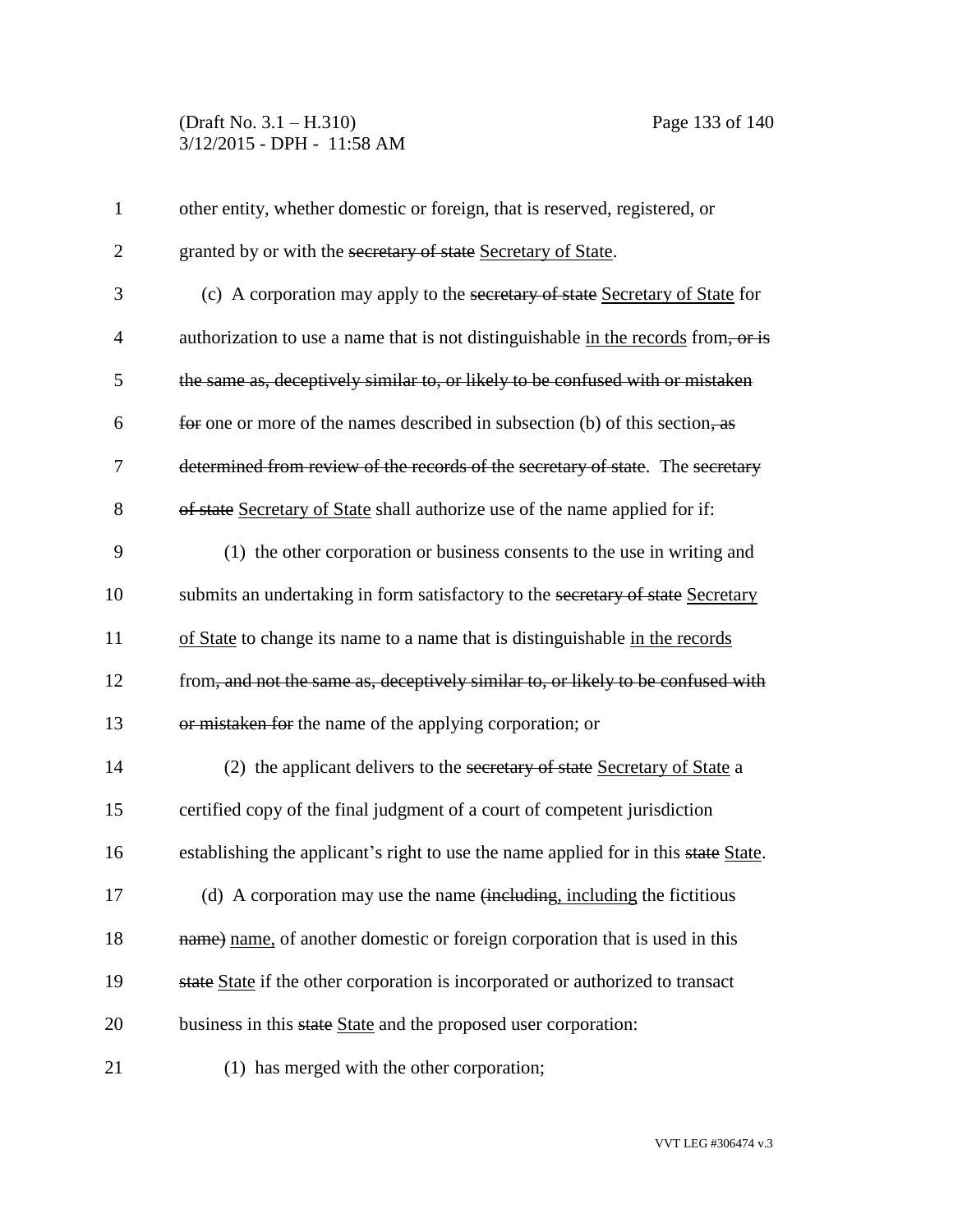other entity, whether domestic or foreign, that is reserved, registered, or granted by or with the ~~secretary of state~~ Secretary of State.

(c) A corporation may apply to the ~~secretary of state~~ Secretary of State for authorization to use a name that is not distinguishable in the records from~~, or is the same as, deceptively similar to, or likely to be confused with or mistaken for~~ one or more of the names described in subsection (b) of this section~~, as determined from review of the records of the secretary of state~~. The ~~secretary of state~~ Secretary of State shall authorize use of the name applied for if:

(1) the other corporation or business consents to the use in writing and submits an undertaking in form satisfactory to the ~~secretary of state~~ Secretary of State to change its name to a name that is distinguishable in the records from~~, and not the same as, deceptively similar to, or likely to be confused with or mistaken for~~ the name of the applying corporation; or

(2) the applicant delivers to the ~~secretary of state~~ Secretary of State a certified copy of the final judgment of a court of competent jurisdiction establishing the applicant's right to use the name applied for in this ~~state~~ State.

(d) A corporation may use the name ~~(including~~, including the fictitious ~~name)~~ name, of another domestic or foreign corporation that is used in this ~~state~~ State if the other corporation is incorporated or authorized to transact business in this ~~state~~ State and the proposed user corporation:

(1) has merged with the other corporation;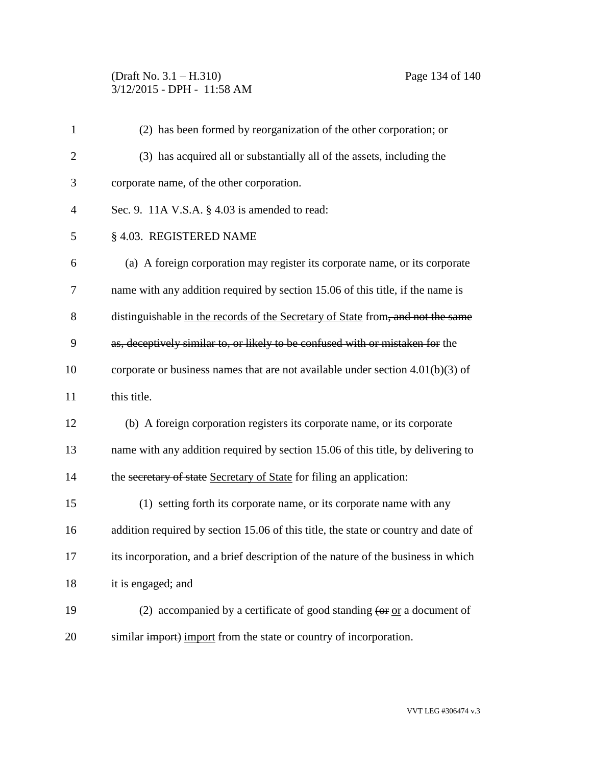(2) has been formed by reorganization of the other corporation; or

(3) has acquired all or substantially all of the assets, including the corporate name, of the other corporation.

Sec. 9. 11A V.S.A. § 4.03 is amended to read:

§ 4.03. REGISTERED NAME

(a) A foreign corporation may register its corporate name, or its corporate name with any addition required by section 15.06 of this title, if the name is distinguishable <u>in the records of the Secretary of State</u> from~~, and not the same as, deceptively similar to, or likely to be confused with or mistaken for~~ the corporate or business names that are not available under section 4.01(b)(3) of this title.

(b) A foreign corporation registers its corporate name, or its corporate name with any addition required by section 15.06 of this title, by delivering to the ~~secretary of state~~ <u>Secretary of State</u> for filing an application:

(1) setting forth its corporate name, or its corporate name with any addition required by section 15.06 of this title, the state or country and date of its incorporation, and a brief description of the nature of the business in which it is engaged; and

(2) accompanied by a certificate of good standing ~~(or~~ <u>or</u> a document of similar ~~import)~~ <u>import</u> from the state or country of incorporation.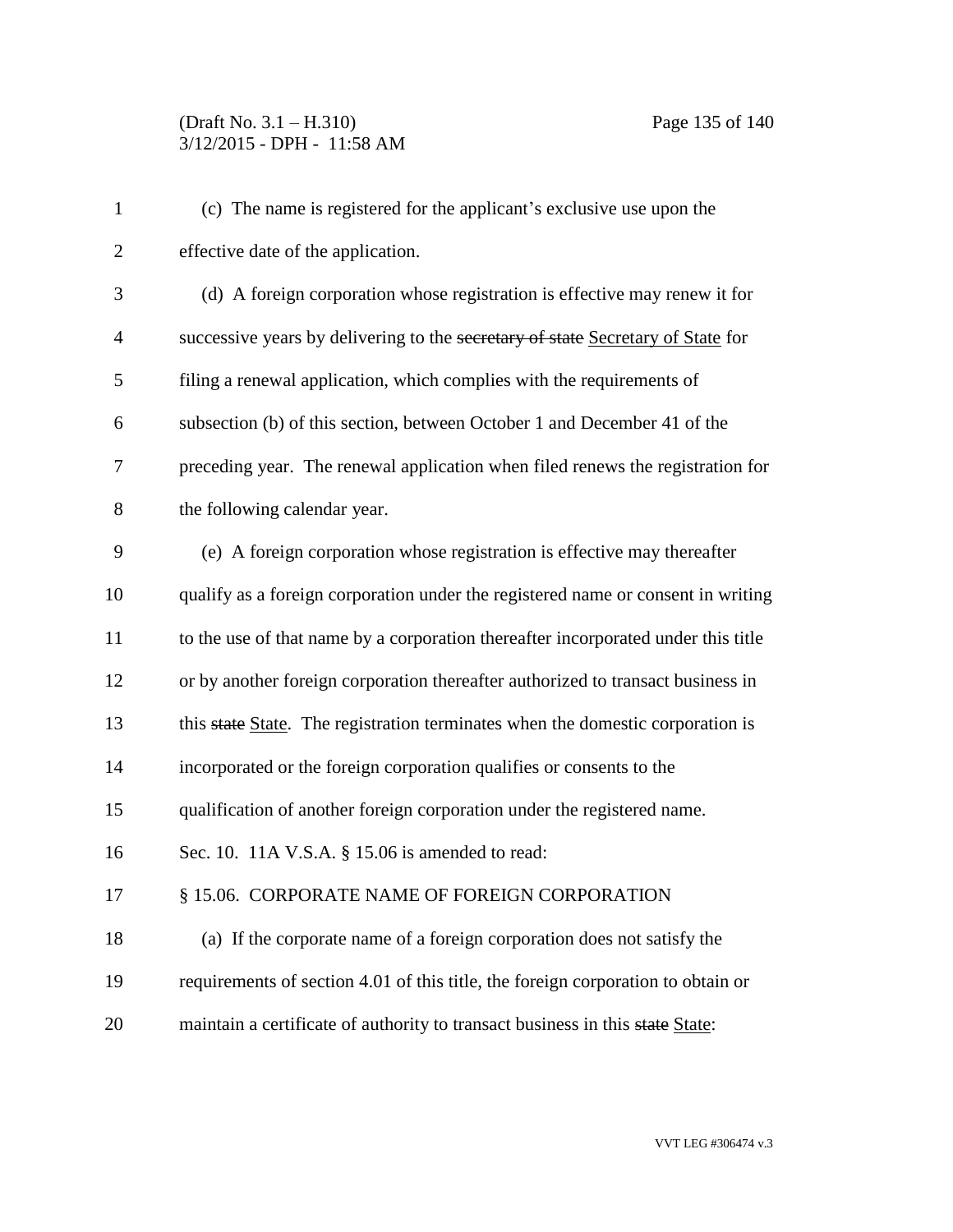(c) The name is registered for the applicant's exclusive use upon the effective date of the application.

(d) A foreign corporation whose registration is effective may renew it for successive years by delivering to the ~~secretary of state~~ Secretary of State for filing a renewal application, which complies with the requirements of subsection (b) of this section, between October 1 and December 41 of the preceding year. The renewal application when filed renews the registration for the following calendar year.

(e) A foreign corporation whose registration is effective may thereafter qualify as a foreign corporation under the registered name or consent in writing to the use of that name by a corporation thereafter incorporated under this title or by another foreign corporation thereafter authorized to transact business in this ~~state~~ State. The registration terminates when the domestic corporation is incorporated or the foreign corporation qualifies or consents to the qualification of another foreign corporation under the registered name.

Sec. 10. 11A V.S.A. § 15.06 is amended to read:

§ 15.06. CORPORATE NAME OF FOREIGN CORPORATION

(a) If the corporate name of a foreign corporation does not satisfy the requirements of section 4.01 of this title, the foreign corporation to obtain or maintain a certificate of authority to transact business in this ~~state~~ State: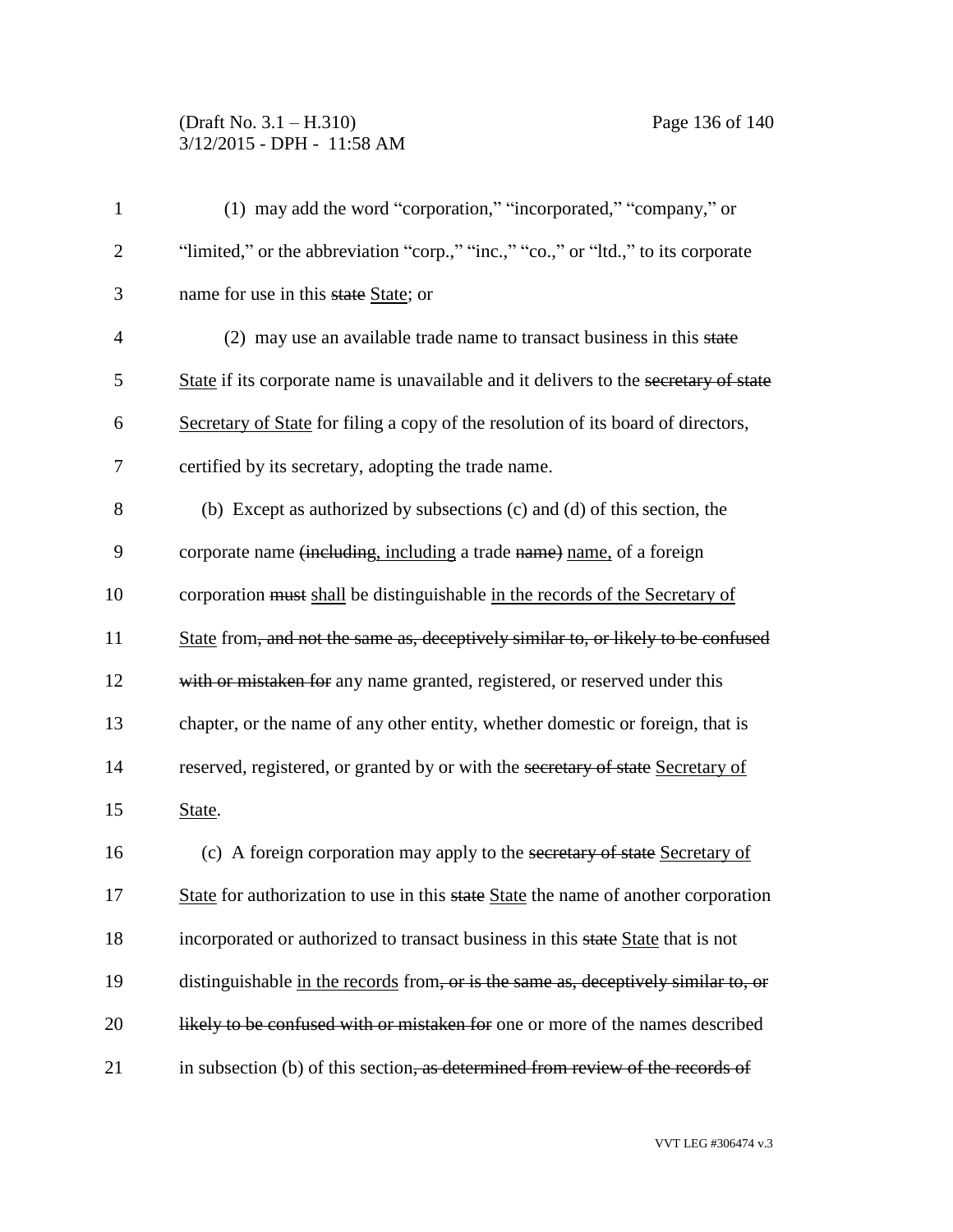(1) may add the word "corporation," "incorporated," "company," or "limited," or the abbreviation "corp.," "inc.," "co.," or "ltd.," to its corporate name for use in this ~~state~~ <u>State</u>; or

(2) may use an available trade name to transact business in this ~~state~~ <u>State</u> if its corporate name is unavailable and it delivers to the ~~secretary of state~~ <u>Secretary of State</u> for filing a copy of the resolution of its board of directors, certified by its secretary, adopting the trade name.

(b) Except as authorized by subsections (c) and (d) of this section, the corporate name ~~(including,~~ <u>including</u> a trade ~~name)~~ <u>name,</u> of a foreign corporation ~~must~~ <u>shall</u> be distinguishable <u>in the records of the Secretary of State</u> from~~, and not the same as, deceptively similar to, or likely to be confused with or mistaken for~~ any name granted, registered, or reserved under this chapter, or the name of any other entity, whether domestic or foreign, that is reserved, registered, or granted by or with the ~~secretary of state~~ <u>Secretary of State</u>.

(c) A foreign corporation may apply to the ~~secretary of state~~ <u>Secretary of State</u> for authorization to use in this ~~state~~ <u>State</u> the name of another corporation incorporated or authorized to transact business in this ~~state~~ <u>State</u> that is not distinguishable <u>in the records</u> from~~, or is the same as, deceptively similar to, or likely to be confused with or mistaken for~~ one or more of the names described in subsection (b) of this section~~, as determined from review of the records of~~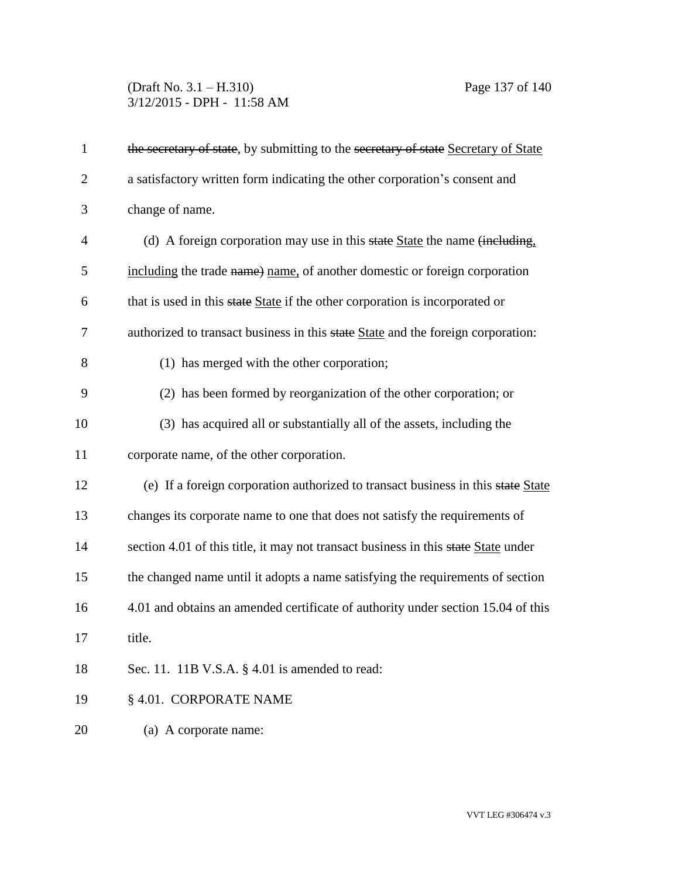~~the secretary of state~~, by submitting to the ~~secretary of state~~ <u>Secretary of State</u> a satisfactory written form indicating the other corporation's consent and change of name.

(d) A foreign corporation may use in this ~~state~~ <u>State</u> the name ~~(including,~~ <u>including</u> the trade ~~name)~~ <u>name,</u> of another domestic or foreign corporation that is used in this ~~state~~ <u>State</u> if the other corporation is incorporated or authorized to transact business in this ~~state~~ <u>State</u> and the foreign corporation:

(1) has merged with the other corporation;

(2) has been formed by reorganization of the other corporation; or

(3) has acquired all or substantially all of the assets, including the corporate name, of the other corporation.

(e) If a foreign corporation authorized to transact business in this ~~state~~ <u>State</u> changes its corporate name to one that does not satisfy the requirements of section 4.01 of this title, it may not transact business in this ~~state~~ <u>State</u> under the changed name until it adopts a name satisfying the requirements of section 4.01 and obtains an amended certificate of authority under section 15.04 of this title.

Sec. 11. 11B V.S.A. § 4.01 is amended to read:

§ 4.01. CORPORATE NAME

(a) A corporate name: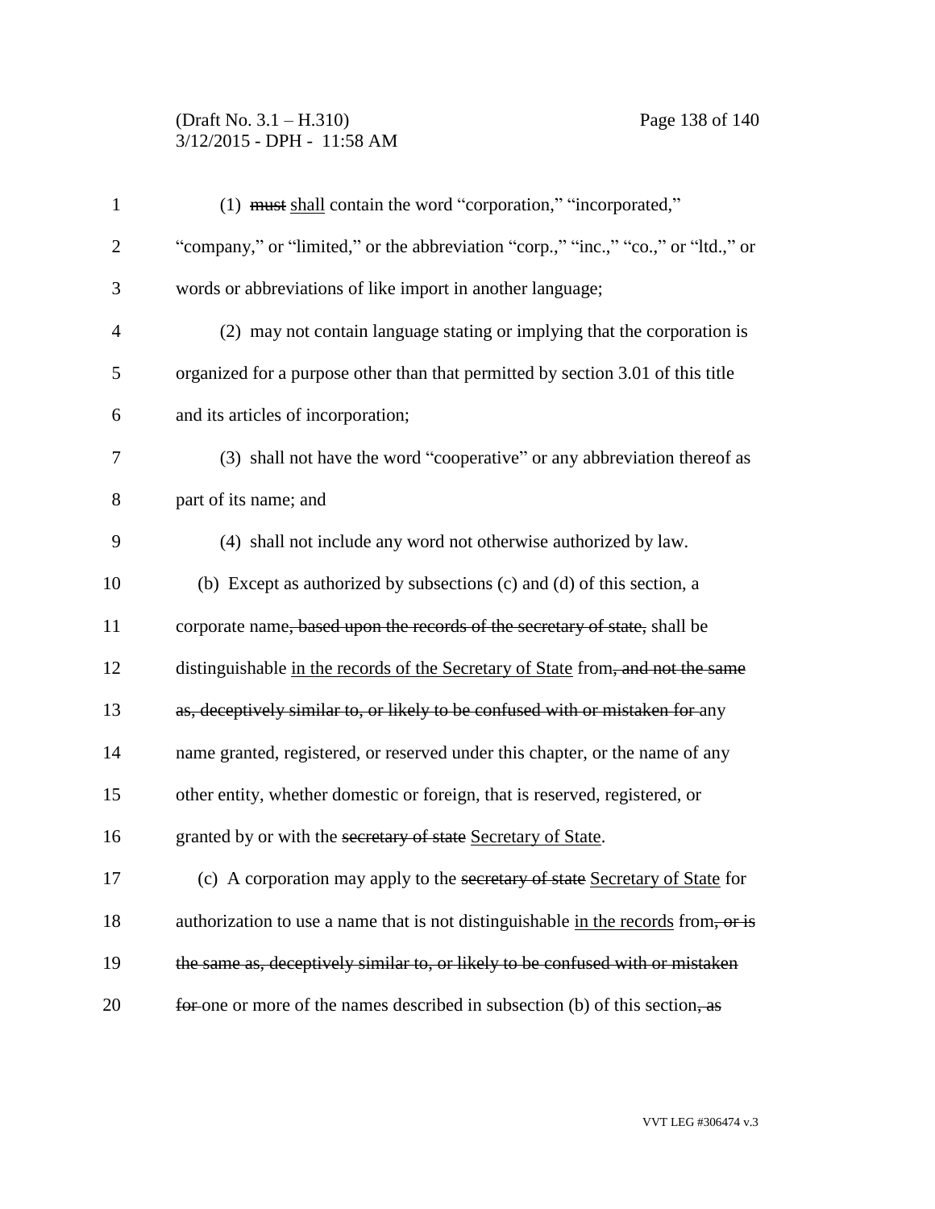(1) ~~must~~ shall contain the word "corporation," "incorporated," "company," or "limited," or the abbreviation "corp.," "inc.," "co.," or "ltd.," or words or abbreviations of like import in another language;

(2) may not contain language stating or implying that the corporation is organized for a purpose other than that permitted by section 3.01 of this title and its articles of incorporation;

(3) shall not have the word "cooperative" or any abbreviation thereof as part of its name; and

(4) shall not include any word not otherwise authorized by law.

(b) Except as authorized by subsections (c) and (d) of this section, a corporate name~~, based upon the records of the secretary of state,~~ shall be distinguishable in the records of the Secretary of State from~~, and not the same as, deceptively similar to, or likely to be confused with or mistaken for~~ any name granted, registered, or reserved under this chapter, or the name of any other entity, whether domestic or foreign, that is reserved, registered, or granted by or with the ~~secretary of state~~ Secretary of State.

(c) A corporation may apply to the ~~secretary of state~~ Secretary of State for authorization to use a name that is not distinguishable in the records from~~, or is the same as, deceptively similar to, or likely to be confused with or mistaken for~~ one or more of the names described in subsection (b) of this section~~, as~~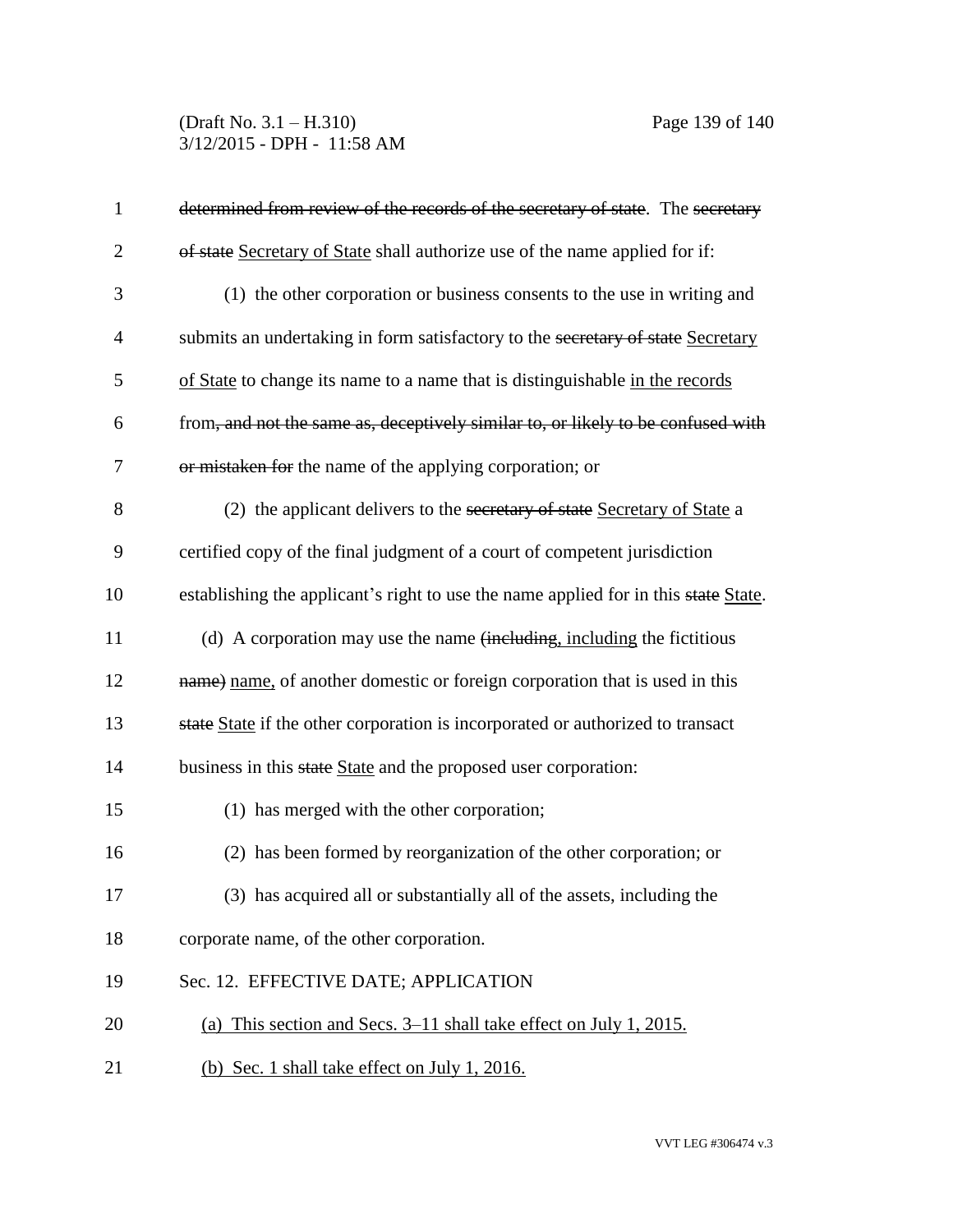determined from review of the records of the secretary of state. The secretary of state Secretary of State shall authorize use of the name applied for if:

(1) the other corporation or business consents to the use in writing and submits an undertaking in form satisfactory to the secretary of state Secretary of State to change its name to a name that is distinguishable in the records from, and not the same as, deceptively similar to, or likely to be confused with or mistaken for the name of the applying corporation; or

(2) the applicant delivers to the secretary of state Secretary of State a certified copy of the final judgment of a court of competent jurisdiction establishing the applicant's right to use the name applied for in this state State.

(d) A corporation may use the name (including, including the fictitious name) name, of another domestic or foreign corporation that is used in this state State if the other corporation is incorporated or authorized to transact business in this state State and the proposed user corporation:

(1) has merged with the other corporation;

(2) has been formed by reorganization of the other corporation; or

(3) has acquired all or substantially all of the assets, including the corporate name, of the other corporation.

Sec. 12. EFFECTIVE DATE; APPLICATION

(a) This section and Secs. 3–11 shall take effect on July 1, 2015.

(b) Sec. 1 shall take effect on July 1, 2016.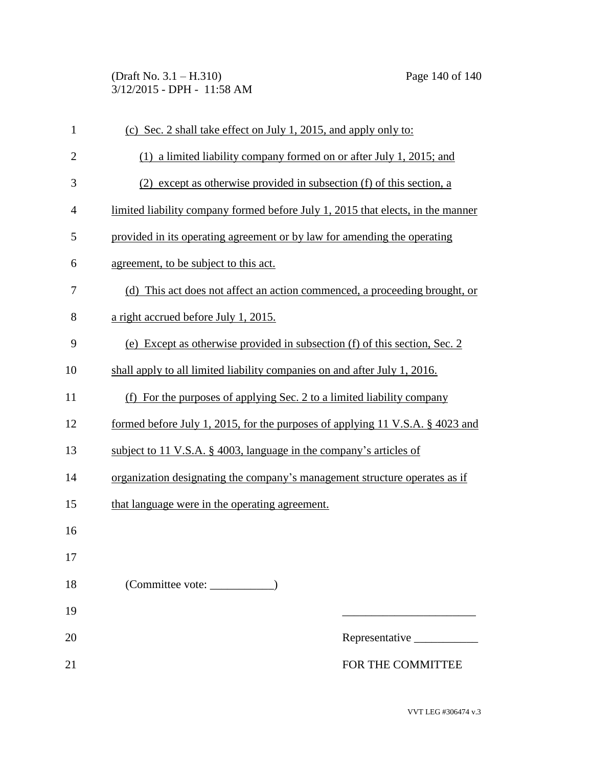(c) Sec. 2 shall take effect on July 1, 2015, and apply only to:

(1) a limited liability company formed on or after July 1, 2015; and

(2) except as otherwise provided in subsection (f) of this section, a limited liability company formed before July 1, 2015 that elects, in the manner provided in its operating agreement or by law for amending the operating agreement, to be subject to this act.

(d) This act does not affect an action commenced, a proceeding brought, or a right accrued before July 1, 2015.

(e) Except as otherwise provided in subsection (f) of this section, Sec. 2 shall apply to all limited liability companies on and after July 1, 2016.

(f) For the purposes of applying Sec. 2 to a limited liability company formed before July 1, 2015, for the purposes of applying 11 V.S.A. § 4023 and subject to 11 V.S.A. § 4003, language in the company's articles of organization designating the company's management structure operates as if that language were in the operating agreement.

(Committee vote: ___________)

_______________________

Representative ___________

FOR THE COMMITTEE